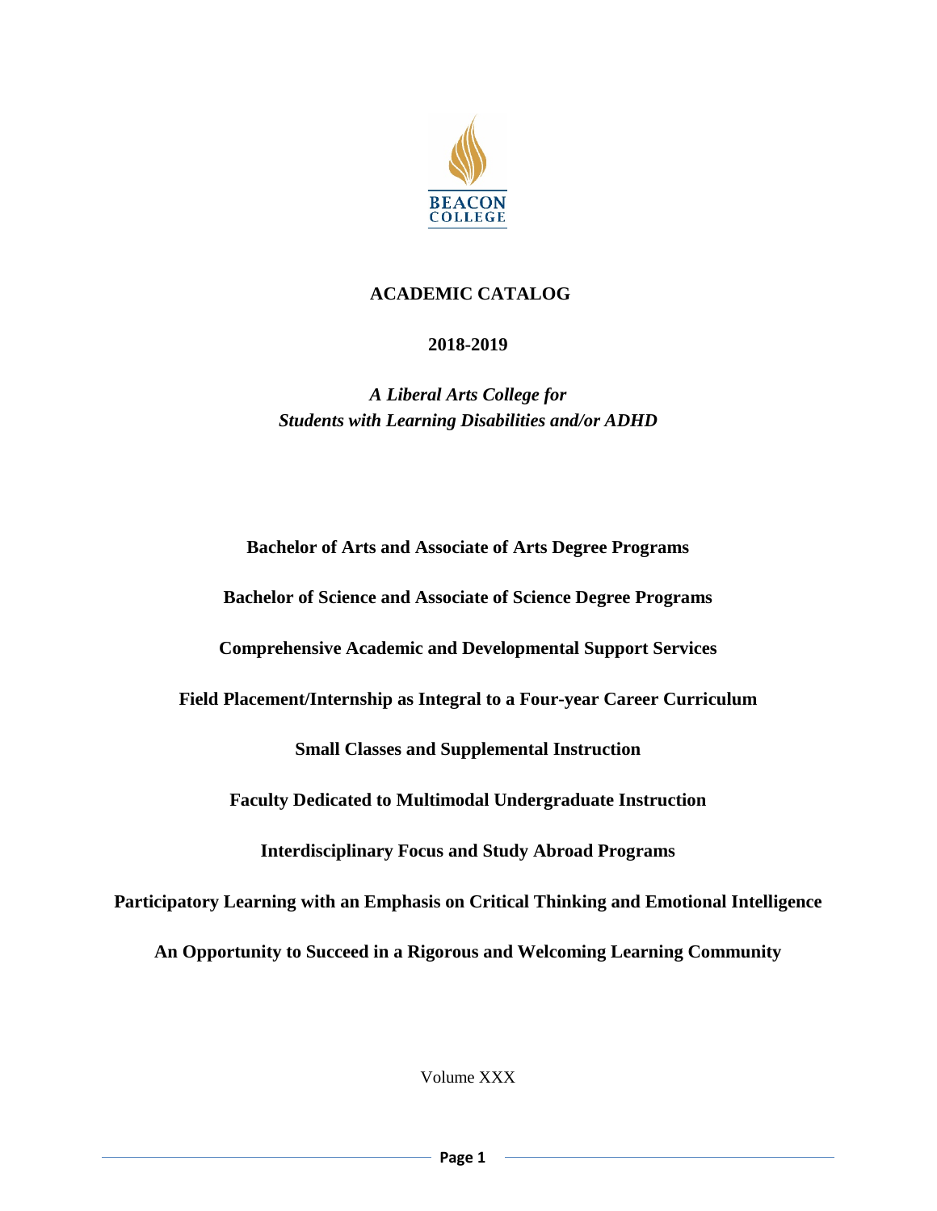BEACON
COLLEGE

# ACADEMIC CATALOG

## 2018-2019

*A Liberal Arts College for*
*Students with Learning Disabilities and/or ADHD*

**Bachelor of Arts and Associate of Arts Degree Programs**

**Bachelor of Science and Associate of Science Degree Programs**

**Comprehensive Academic and Developmental Support Services**

**Field Placement/Internship as Integral to a Four-year Career Curriculum**

**Small Classes and Supplemental Instruction**

**Faculty Dedicated to Multimodal Undergraduate Instruction**

**Interdisciplinary Focus and Study Abroad Programs**

**Participatory Learning with an Emphasis on Critical Thinking and Emotional Intelligence**

**An Opportunity to Succeed in a Rigorous and Welcoming Learning Community**

Volume XXX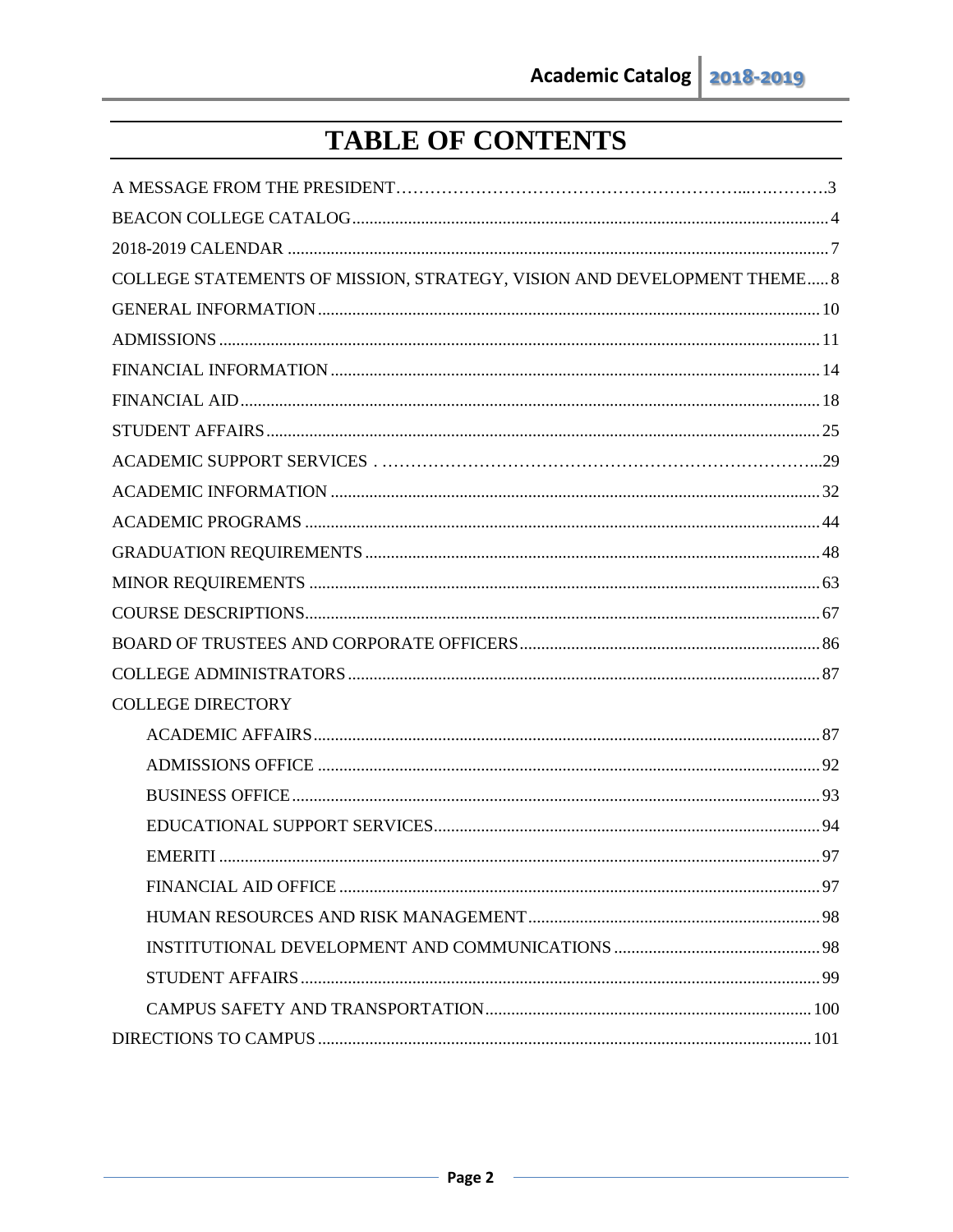# TABLE OF CONTENTS

- A MESSAGE FROM THE PRESIDENT ........ 3
- BEACON COLLEGE CATALOG ........ 4
- 2018-2019 CALENDAR ........ 7
- COLLEGE STATEMENTS OF MISSION, STRATEGY, VISION AND DEVELOPMENT THEME ........ 8
- GENERAL INFORMATION ........ 10
- ADMISSIONS ........ 11
- FINANCIAL INFORMATION ........ 14
- FINANCIAL AID ........ 18
- STUDENT AFFAIRS ........ 25
- ACADEMIC SUPPORT SERVICES ........ 29
- ACADEMIC INFORMATION ........ 32
- ACADEMIC PROGRAMS ........ 44
- GRADUATION REQUIREMENTS ........ 48
- MINOR REQUIREMENTS ........ 63
- COURSE DESCRIPTIONS ........ 67
- BOARD OF TRUSTEES AND CORPORATE OFFICERS ........ 86
- COLLEGE ADMINISTRATORS ........ 87
- COLLEGE DIRECTORY
  - ACADEMIC AFFAIRS ........ 87
  - ADMISSIONS OFFICE ........ 92
  - BUSINESS OFFICE ........ 93
  - EDUCATIONAL SUPPORT SERVICES ........ 94
  - EMERITI ........ 97
  - FINANCIAL AID OFFICE ........ 97
  - HUMAN RESOURCES AND RISK MANAGEMENT ........ 98
  - INSTITUTIONAL DEVELOPMENT AND COMMUNICATIONS ........ 98
  - STUDENT AFFAIRS ........ 99
  - CAMPUS SAFETY AND TRANSPORTATION ........ 100
- DIRECTIONS TO CAMPUS ........ 101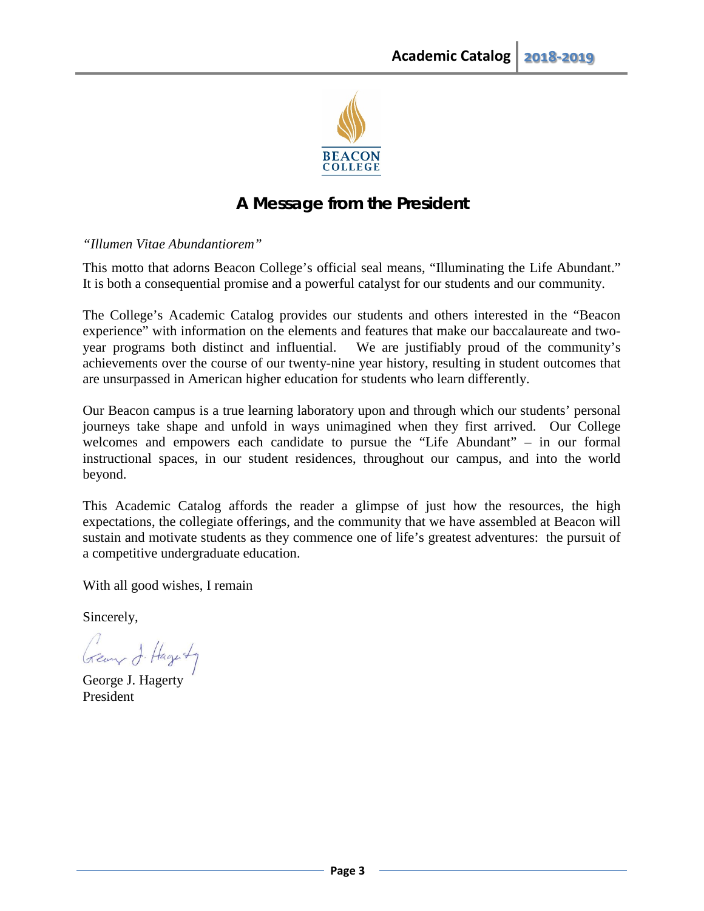# A Message from the President

*"Illumen Vitae Abundantiorem"*

This motto that adorns Beacon College's official seal means, "Illuminating the Life Abundant." It is both a consequential promise and a powerful catalyst for our students and our community.

The College's Academic Catalog provides our students and others interested in the "Beacon experience" with information on the elements and features that make our baccalaureate and two-year programs both distinct and influential. We are justifiably proud of the community's achievements over the course of our twenty-nine year history, resulting in student outcomes that are unsurpassed in American higher education for students who learn differently.

Our Beacon campus is a true learning laboratory upon and through which our students' personal journeys take shape and unfold in ways unimagined when they first arrived. Our College welcomes and empowers each candidate to pursue the "Life Abundant" – in our formal instructional spaces, in our student residences, throughout our campus, and into the world beyond.

This Academic Catalog affords the reader a glimpse of just how the resources, the high expectations, the collegiate offerings, and the community that we have assembled at Beacon will sustain and motivate students as they commence one of life's greatest adventures: the pursuit of a competitive undergraduate education.

With all good wishes, I remain

Sincerely,

George J. Hagerty
President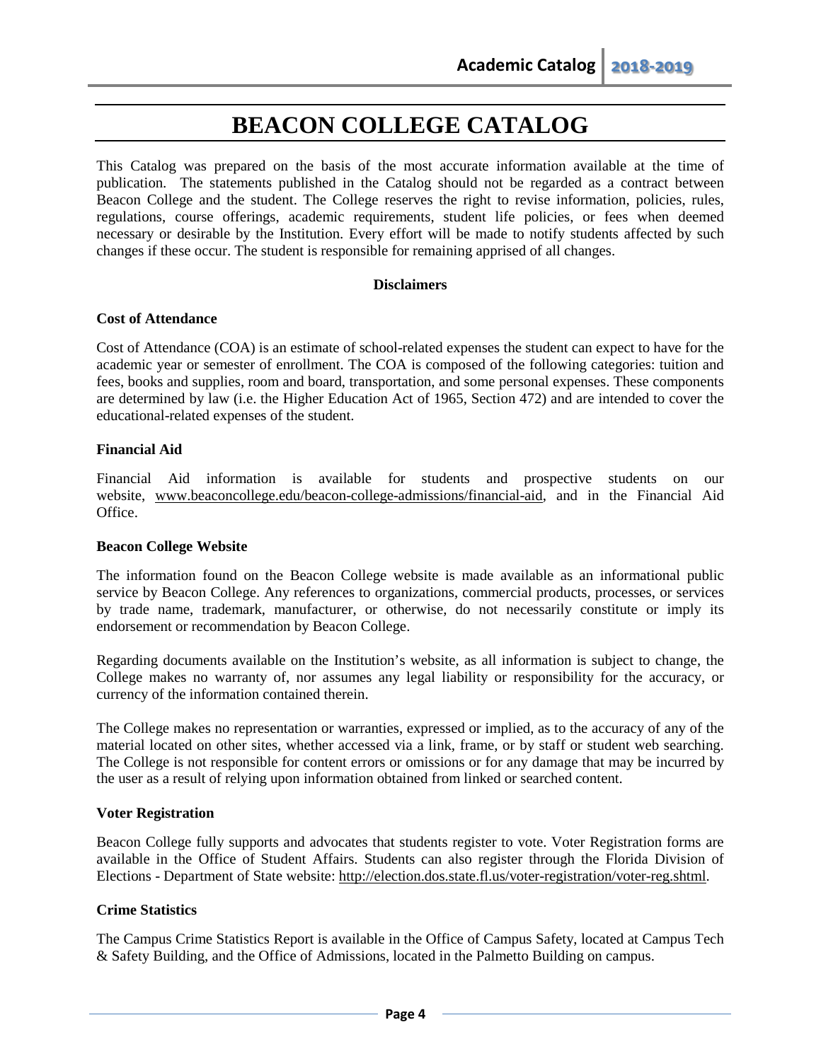# BEACON COLLEGE CATALOG

This Catalog was prepared on the basis of the most accurate information available at the time of publication. The statements published in the Catalog should not be regarded as a contract between Beacon College and the student. The College reserves the right to revise information, policies, rules, regulations, course offerings, academic requirements, student life policies, or fees when deemed necessary or desirable by the Institution. Every effort will be made to notify students affected by such changes if these occur. The student is responsible for remaining apprised of all changes.

## Disclaimers

### Cost of Attendance

Cost of Attendance (COA) is an estimate of school-related expenses the student can expect to have for the academic year or semester of enrollment. The COA is composed of the following categories: tuition and fees, books and supplies, room and board, transportation, and some personal expenses. These components are determined by law (i.e. the Higher Education Act of 1965, Section 472) and are intended to cover the educational-related expenses of the student.

### Financial Aid

Financial Aid information is available for students and prospective students on our website, www.beaconcollege.edu/beacon-college-admissions/financial-aid, and in the Financial Aid Office.

### Beacon College Website

The information found on the Beacon College website is made available as an informational public service by Beacon College. Any references to organizations, commercial products, processes, or services by trade name, trademark, manufacturer, or otherwise, do not necessarily constitute or imply its endorsement or recommendation by Beacon College.

Regarding documents available on the Institution's website, as all information is subject to change, the College makes no warranty of, nor assumes any legal liability or responsibility for the accuracy, or currency of the information contained therein.

The College makes no representation or warranties, expressed or implied, as to the accuracy of any of the material located on other sites, whether accessed via a link, frame, or by staff or student web searching. The College is not responsible for content errors or omissions or for any damage that may be incurred by the user as a result of relying upon information obtained from linked or searched content.

### Voter Registration

Beacon College fully supports and advocates that students register to vote. Voter Registration forms are available in the Office of Student Affairs. Students can also register through the Florida Division of Elections - Department of State website: http://election.dos.state.fl.us/voter-registration/voter-reg.shtml.

### Crime Statistics

The Campus Crime Statistics Report is available in the Office of Campus Safety, located at Campus Tech & Safety Building, and the Office of Admissions, located in the Palmetto Building on campus.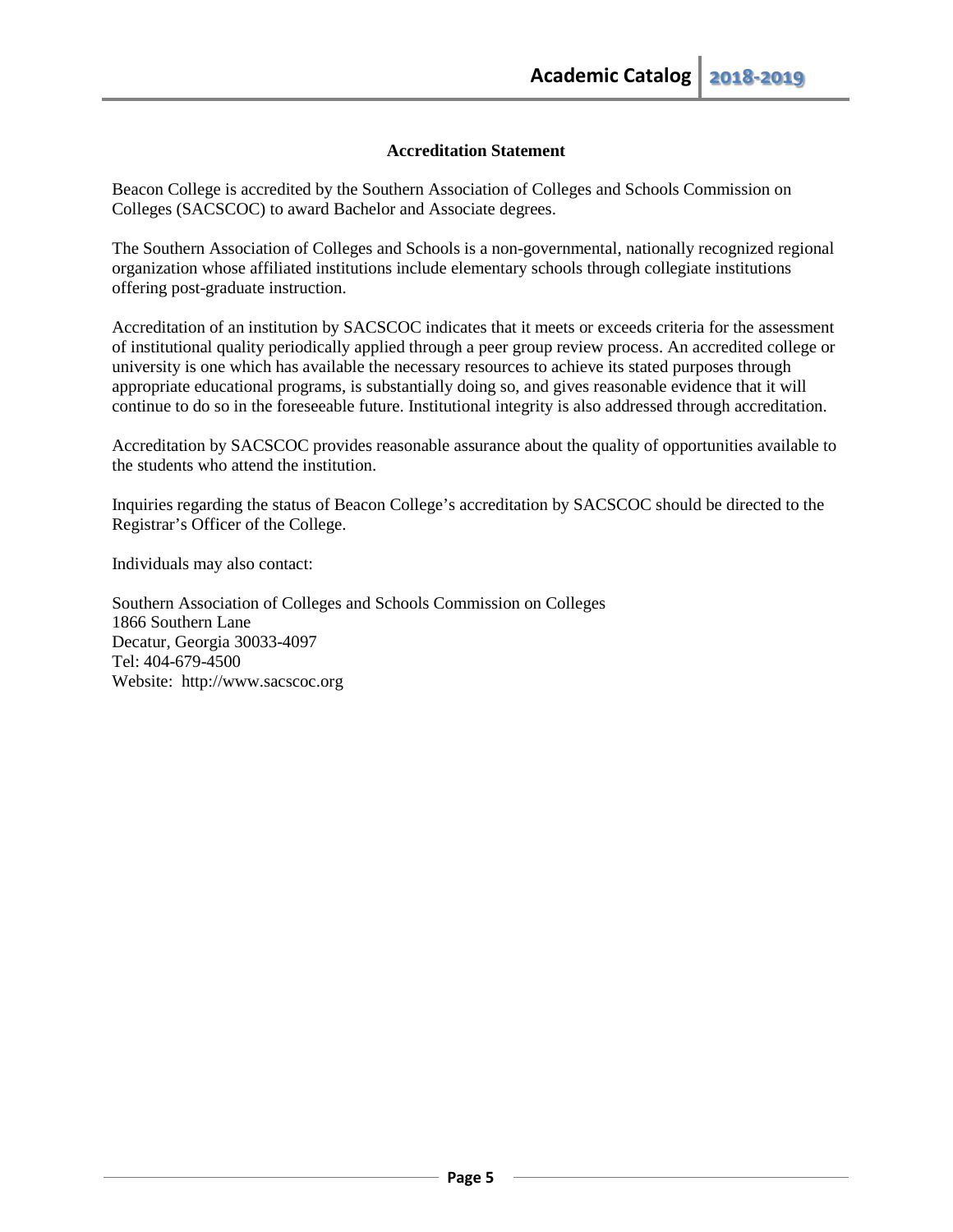## Accreditation Statement

Beacon College is accredited by the Southern Association of Colleges and Schools Commission on Colleges (SACSCOC) to award Bachelor and Associate degrees.

The Southern Association of Colleges and Schools is a non-governmental, nationally recognized regional organization whose affiliated institutions include elementary schools through collegiate institutions offering post-graduate instruction.

Accreditation of an institution by SACSCOC indicates that it meets or exceeds criteria for the assessment of institutional quality periodically applied through a peer group review process. An accredited college or university is one which has available the necessary resources to achieve its stated purposes through appropriate educational programs, is substantially doing so, and gives reasonable evidence that it will continue to do so in the foreseeable future. Institutional integrity is also addressed through accreditation.

Accreditation by SACSCOC provides reasonable assurance about the quality of opportunities available to the students who attend the institution.

Inquiries regarding the status of Beacon College's accreditation by SACSCOC should be directed to the Registrar's Officer of the College.

Individuals may also contact:

Southern Association of Colleges and Schools Commission on Colleges
1866 Southern Lane
Decatur, Georgia 30033-4097
Tel: 404-679-4500
Website: http://www.sacscoc.org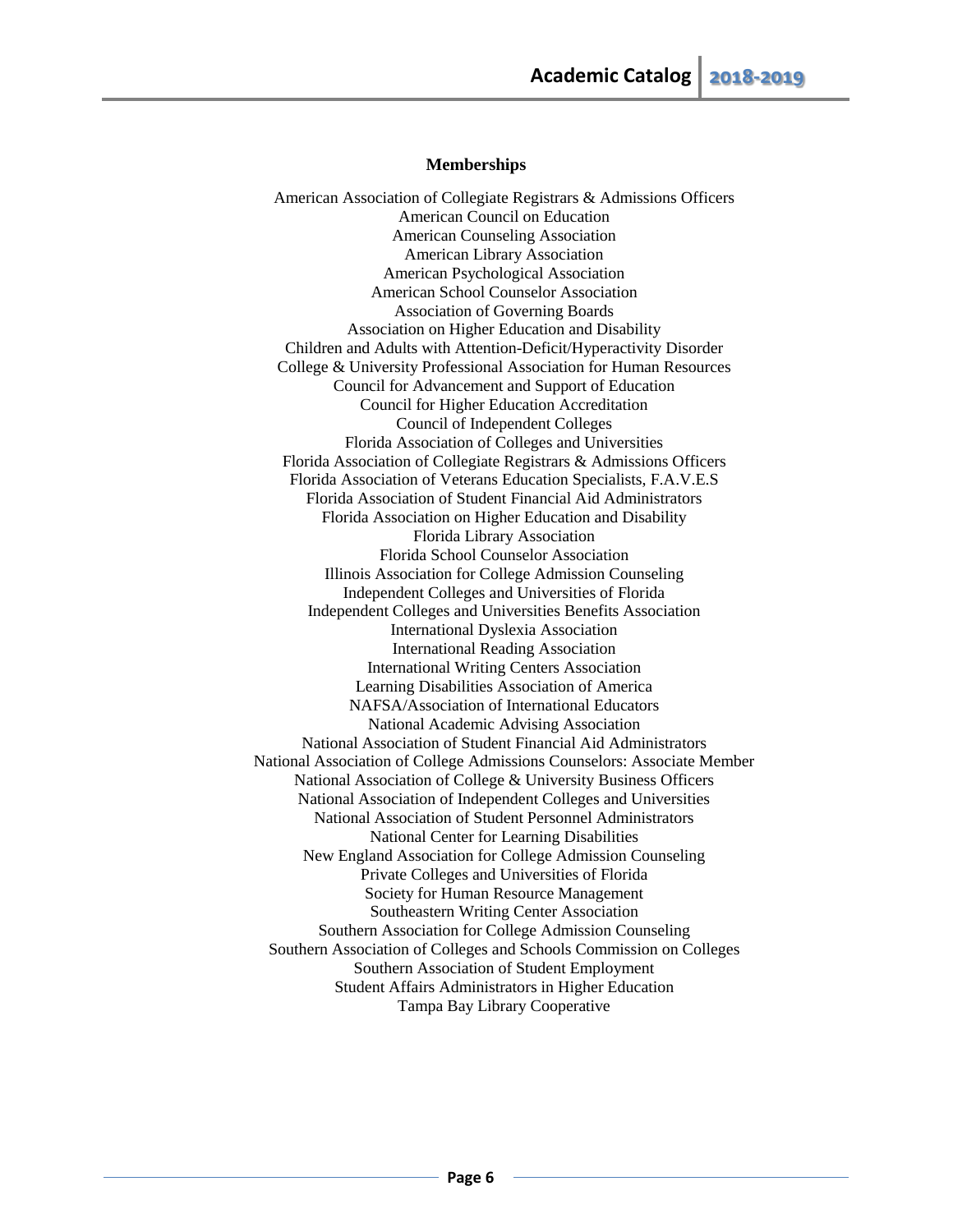## Memberships

American Association of Collegiate Registrars & Admissions Officers
American Council on Education
American Counseling Association
American Library Association
American Psychological Association
American School Counselor Association
Association of Governing Boards
Association on Higher Education and Disability
Children and Adults with Attention-Deficit/Hyperactivity Disorder
College & University Professional Association for Human Resources
Council for Advancement and Support of Education
Council for Higher Education Accreditation
Council of Independent Colleges
Florida Association of Colleges and Universities
Florida Association of Collegiate Registrars & Admissions Officers
Florida Association of Veterans Education Specialists, F.A.V.E.S
Florida Association of Student Financial Aid Administrators
Florida Association on Higher Education and Disability
Florida Library Association
Florida School Counselor Association
Illinois Association for College Admission Counseling
Independent Colleges and Universities of Florida
Independent Colleges and Universities Benefits Association
International Dyslexia Association
International Reading Association
International Writing Centers Association
Learning Disabilities Association of America
NAFSA/Association of International Educators
National Academic Advising Association
National Association of Student Financial Aid Administrators
National Association of College Admissions Counselors: Associate Member
National Association of College & University Business Officers
National Association of Independent Colleges and Universities
National Association of Student Personnel Administrators
National Center for Learning Disabilities
New England Association for College Admission Counseling
Private Colleges and Universities of Florida
Society for Human Resource Management
Southeastern Writing Center Association
Southern Association for College Admission Counseling
Southern Association of Colleges and Schools Commission on Colleges
Southern Association of Student Employment
Student Affairs Administrators in Higher Education
Tampa Bay Library Cooperative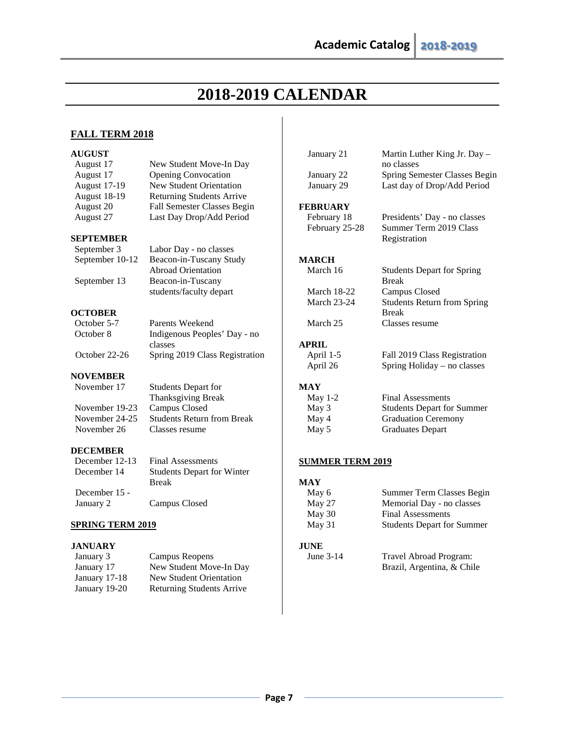# 2018-2019 CALENDAR

## FALL TERM 2018

### AUGUST

| | |
|---|---|
| August 17 | New Student Move-In Day |
| August 17 | Opening Convocation |
| August 17-19 | New Student Orientation |
| August 18-19 | Returning Students Arrive |
| August 20 | Fall Semester Classes Begin |
| August 27 | Last Day Drop/Add Period |

### SEPTEMBER

| | |
|---|---|
| September 3 | Labor Day - no classes |
| September 10-12 | Beacon-in-Tuscany Study Abroad Orientation |
| September 13 | Beacon-in-Tuscany students/faculty depart |

### OCTOBER

| | |
|---|---|
| October 5-7 | Parents Weekend |
| October 8 | Indigenous Peoples' Day - no classes |
| October 22-26 | Spring 2019 Class Registration |

### NOVEMBER

| | |
|---|---|
| November 17 | Students Depart for Thanksgiving Break |
| November 19-23 | Campus Closed |
| November 24-25 | Students Return from Break |
| November 26 | Classes resume |

### DECEMBER

| | |
|---|---|
| December 12-13 | Final Assessments |
| December 14 | Students Depart for Winter Break |
| December 15 - January 2 | Campus Closed |

## SPRING TERM 2019

### JANUARY

| | |
|---|---|
| January 3 | Campus Reopens |
| January 17 | New Student Move-In Day |
| January 17-18 | New Student Orientation |
| January 19-20 | Returning Students Arrive |
| January 21 | Martin Luther King Jr. Day – no classes |
| January 22 | Spring Semester Classes Begin |
| January 29 | Last day of Drop/Add Period |

### FEBRUARY

| | |
|---|---|
| February 18 | Presidents' Day - no classes |
| February 25-28 | Summer Term 2019 Class Registration |

### MARCH

| | |
|---|---|
| March 16 | Students Depart for Spring Break |
| March 18-22 | Campus Closed |
| March 23-24 | Students Return from Spring Break |
| March 25 | Classes resume |

### APRIL

| | |
|---|---|
| April 1-5 | Fall 2019 Class Registration |
| April 26 | Spring Holiday – no classes |

### MAY

| | |
|---|---|
| May 1-2 | Final Assessments |
| May 3 | Students Depart for Summer |
| May 4 | Graduation Ceremony |
| May 5 | Graduates Depart |

## SUMMER TERM 2019

### MAY

| | |
|---|---|
| May 6 | Summer Term Classes Begin |
| May 27 | Memorial Day - no classes |
| May 30 | Final Assessments |
| May 31 | Students Depart for Summer |

### JUNE

| | |
|---|---|
| June 3-14 | Travel Abroad Program: Brazil, Argentina, & Chile |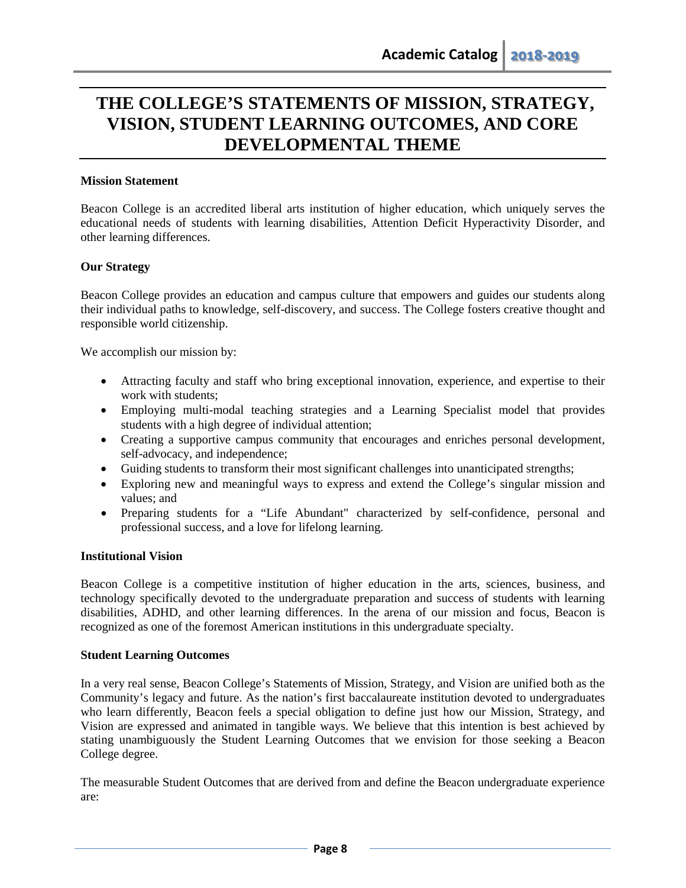# THE COLLEGE'S STATEMENTS OF MISSION, STRATEGY, VISION, STUDENT LEARNING OUTCOMES, AND CORE DEVELOPMENTAL THEME

**Mission Statement**

Beacon College is an accredited liberal arts institution of higher education, which uniquely serves the educational needs of students with learning disabilities, Attention Deficit Hyperactivity Disorder, and other learning differences.

**Our Strategy**

Beacon College provides an education and campus culture that empowers and guides our students along their individual paths to knowledge, self-discovery, and success. The College fosters creative thought and responsible world citizenship.

We accomplish our mission by:

- Attracting faculty and staff who bring exceptional innovation, experience, and expertise to their work with students;
- Employing multi-modal teaching strategies and a Learning Specialist model that provides students with a high degree of individual attention;
- Creating a supportive campus community that encourages and enriches personal development, self-advocacy, and independence;
- Guiding students to transform their most significant challenges into unanticipated strengths;
- Exploring new and meaningful ways to express and extend the College's singular mission and values; and
- Preparing students for a "Life Abundant" characterized by self-confidence, personal and professional success, and a love for lifelong learning.

**Institutional Vision**

Beacon College is a competitive institution of higher education in the arts, sciences, business, and technology specifically devoted to the undergraduate preparation and success of students with learning disabilities, ADHD, and other learning differences. In the arena of our mission and focus, Beacon is recognized as one of the foremost American institutions in this undergraduate specialty.

**Student Learning Outcomes**

In a very real sense, Beacon College's Statements of Mission, Strategy, and Vision are unified both as the Community's legacy and future. As the nation's first baccalaureate institution devoted to undergraduates who learn differently, Beacon feels a special obligation to define just how our Mission, Strategy, and Vision are expressed and animated in tangible ways. We believe that this intention is best achieved by stating unambiguously the Student Learning Outcomes that we envision for those seeking a Beacon College degree.

The measurable Student Outcomes that are derived from and define the Beacon undergraduate experience are: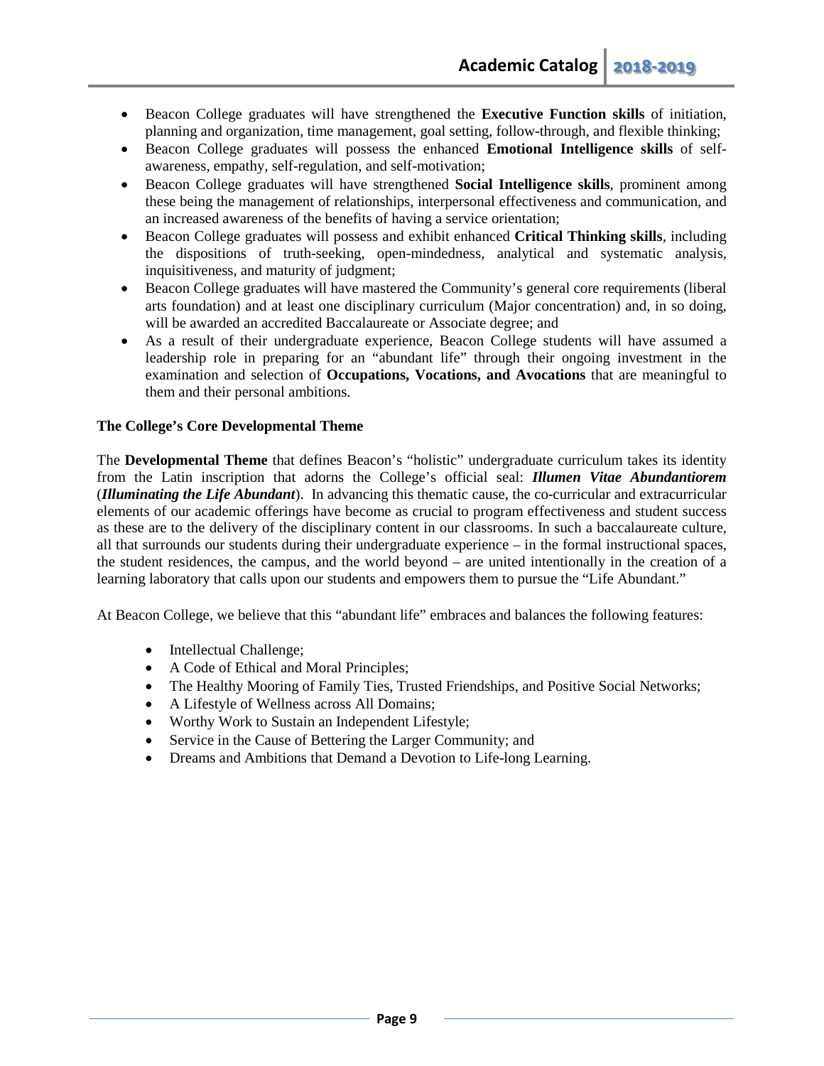- Beacon College graduates will have strengthened the **Executive Function skills** of initiation, planning and organization, time management, goal setting, follow-through, and flexible thinking;
- Beacon College graduates will possess the enhanced **Emotional Intelligence skills** of self-awareness, empathy, self-regulation, and self-motivation;
- Beacon College graduates will have strengthened **Social Intelligence skills**, prominent among these being the management of relationships, interpersonal effectiveness and communication, and an increased awareness of the benefits of having a service orientation;
- Beacon College graduates will possess and exhibit enhanced **Critical Thinking skills**, including the dispositions of truth-seeking, open-mindedness, analytical and systematic analysis, inquisitiveness, and maturity of judgment;
- Beacon College graduates will have mastered the Community's general core requirements (liberal arts foundation) and at least one disciplinary curriculum (Major concentration) and, in so doing, will be awarded an accredited Baccalaureate or Associate degree; and
- As a result of their undergraduate experience, Beacon College students will have assumed a leadership role in preparing for an "abundant life" through their ongoing investment in the examination and selection of **Occupations, Vocations, and Avocations** that are meaningful to them and their personal ambitions.

**The College's Core Developmental Theme**

The **Developmental Theme** that defines Beacon's "holistic" undergraduate curriculum takes its identity from the Latin inscription that adorns the College's official seal: ***Illumen Vitae Abundantiorem*** (***Illuminating the Life Abundant***). In advancing this thematic cause, the co-curricular and extracurricular elements of our academic offerings have become as crucial to program effectiveness and student success as these are to the delivery of the disciplinary content in our classrooms. In such a baccalaureate culture, all that surrounds our students during their undergraduate experience – in the formal instructional spaces, the student residences, the campus, and the world beyond – are united intentionally in the creation of a learning laboratory that calls upon our students and empowers them to pursue the "Life Abundant."

At Beacon College, we believe that this "abundant life" embraces and balances the following features:

- Intellectual Challenge;
- A Code of Ethical and Moral Principles;
- The Healthy Mooring of Family Ties, Trusted Friendships, and Positive Social Networks;
- A Lifestyle of Wellness across All Domains;
- Worthy Work to Sustain an Independent Lifestyle;
- Service in the Cause of Bettering the Larger Community; and
- Dreams and Ambitions that Demand a Devotion to Life-long Learning.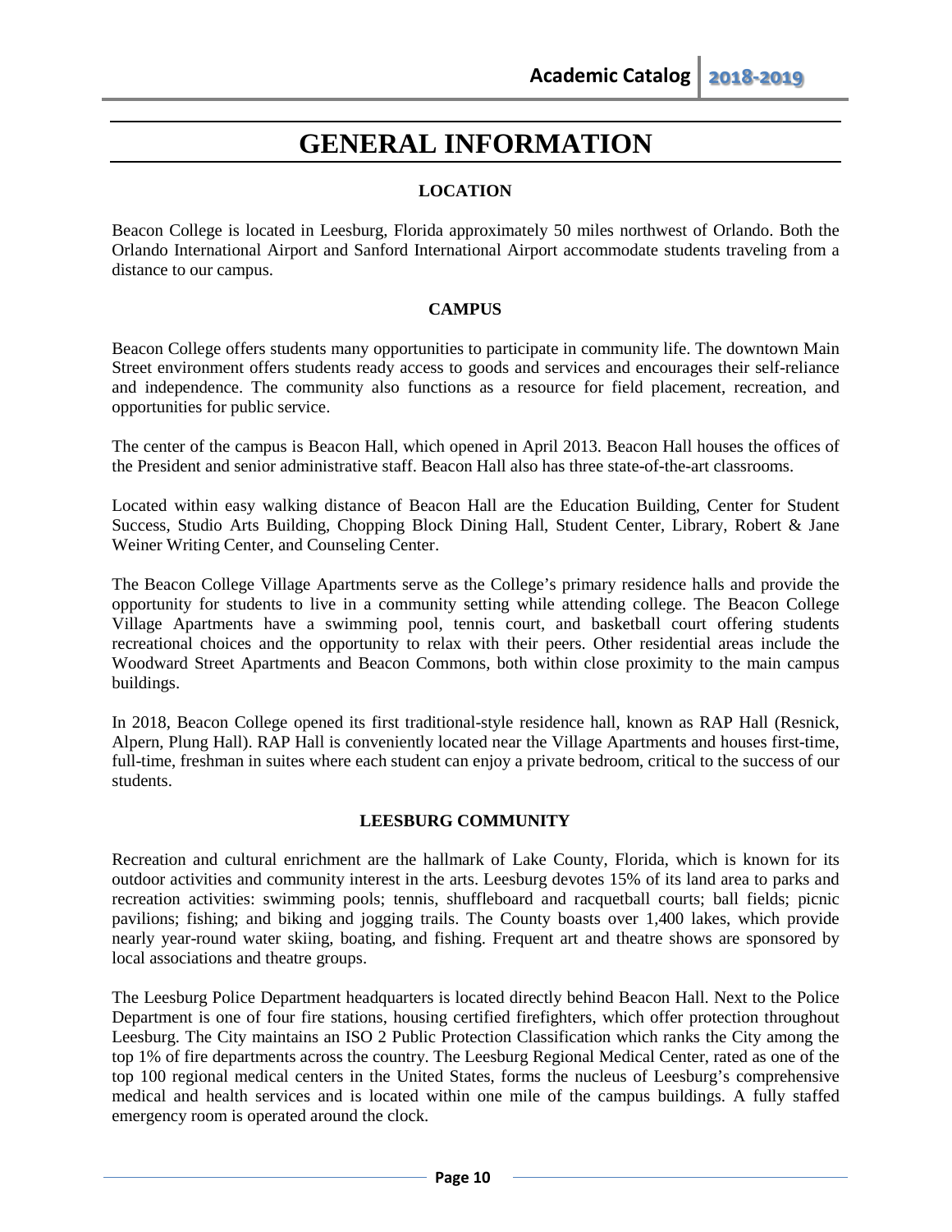# GENERAL INFORMATION

## LOCATION

Beacon College is located in Leesburg, Florida approximately 50 miles northwest of Orlando. Both the Orlando International Airport and Sanford International Airport accommodate students traveling from a distance to our campus.

## CAMPUS

Beacon College offers students many opportunities to participate in community life. The downtown Main Street environment offers students ready access to goods and services and encourages their self-reliance and independence. The community also functions as a resource for field placement, recreation, and opportunities for public service.

The center of the campus is Beacon Hall, which opened in April 2013. Beacon Hall houses the offices of the President and senior administrative staff. Beacon Hall also has three state-of-the-art classrooms.

Located within easy walking distance of Beacon Hall are the Education Building, Center for Student Success, Studio Arts Building, Chopping Block Dining Hall, Student Center, Library, Robert & Jane Weiner Writing Center, and Counseling Center.

The Beacon College Village Apartments serve as the College's primary residence halls and provide the opportunity for students to live in a community setting while attending college. The Beacon College Village Apartments have a swimming pool, tennis court, and basketball court offering students recreational choices and the opportunity to relax with their peers. Other residential areas include the Woodward Street Apartments and Beacon Commons, both within close proximity to the main campus buildings.

In 2018, Beacon College opened its first traditional-style residence hall, known as RAP Hall (Resnick, Alpern, Plung Hall). RAP Hall is conveniently located near the Village Apartments and houses first-time, full-time, freshman in suites where each student can enjoy a private bedroom, critical to the success of our students.

## LEESBURG COMMUNITY

Recreation and cultural enrichment are the hallmark of Lake County, Florida, which is known for its outdoor activities and community interest in the arts. Leesburg devotes 15% of its land area to parks and recreation activities: swimming pools; tennis, shuffleboard and racquetball courts; ball fields; picnic pavilions; fishing; and biking and jogging trails. The County boasts over 1,400 lakes, which provide nearly year-round water skiing, boating, and fishing. Frequent art and theatre shows are sponsored by local associations and theatre groups.

The Leesburg Police Department headquarters is located directly behind Beacon Hall. Next to the Police Department is one of four fire stations, housing certified firefighters, which offer protection throughout Leesburg. The City maintains an ISO 2 Public Protection Classification which ranks the City among the top 1% of fire departments across the country. The Leesburg Regional Medical Center, rated as one of the top 100 regional medical centers in the United States, forms the nucleus of Leesburg's comprehensive medical and health services and is located within one mile of the campus buildings. A fully staffed emergency room is operated around the clock.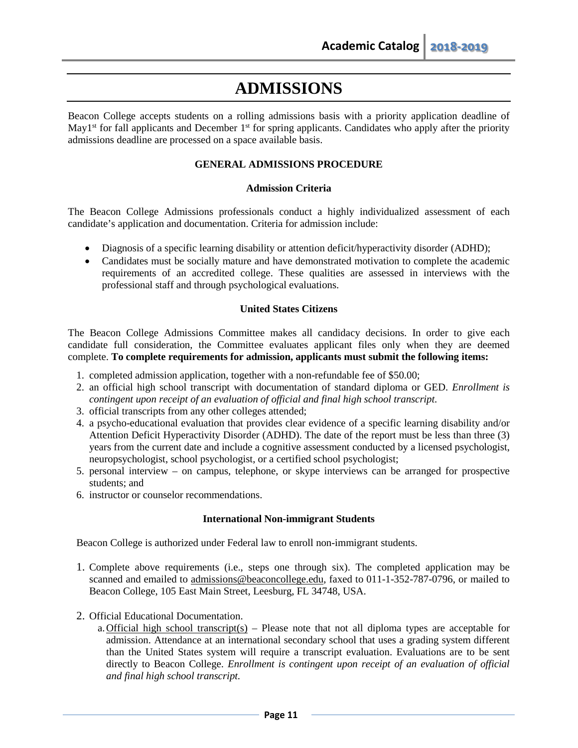# ADMISSIONS

Beacon College accepts students on a rolling admissions basis with a priority application deadline of May1st for fall applicants and December 1st for spring applicants. Candidates who apply after the priority admissions deadline are processed on a space available basis.

## GENERAL ADMISSIONS PROCEDURE

### Admission Criteria

The Beacon College Admissions professionals conduct a highly individualized assessment of each candidate's application and documentation. Criteria for admission include:

- Diagnosis of a specific learning disability or attention deficit/hyperactivity disorder (ADHD);
- Candidates must be socially mature and have demonstrated motivation to complete the academic requirements of an accredited college. These qualities are assessed in interviews with the professional staff and through psychological evaluations.

### United States Citizens

The Beacon College Admissions Committee makes all candidacy decisions. In order to give each candidate full consideration, the Committee evaluates applicant files only when they are deemed complete. **To complete requirements for admission, applicants must submit the following items:**

1. completed admission application, together with a non-refundable fee of $50.00;
2. an official high school transcript with documentation of standard diploma or GED. *Enrollment is contingent upon receipt of an evaluation of official and final high school transcript.*
3. official transcripts from any other colleges attended;
4. a psycho-educational evaluation that provides clear evidence of a specific learning disability and/or Attention Deficit Hyperactivity Disorder (ADHD). The date of the report must be less than three (3) years from the current date and include a cognitive assessment conducted by a licensed psychologist, neuropsychologist, school psychologist, or a certified school psychologist;
5. personal interview – on campus, telephone, or skype interviews can be arranged for prospective students; and
6. instructor or counselor recommendations.

### International Non-immigrant Students

Beacon College is authorized under Federal law to enroll non-immigrant students.

1. Complete above requirements (i.e., steps one through six). The completed application may be scanned and emailed to admissions@beaconcollege.edu, faxed to 011-1-352-787-0796, or mailed to Beacon College, 105 East Main Street, Leesburg, FL 34748, USA.

2. Official Educational Documentation.
   a. Official high school transcript(s) – Please note that not all diploma types are acceptable for admission. Attendance at an international secondary school that uses a grading system different than the United States system will require a transcript evaluation. Evaluations are to be sent directly to Beacon College. *Enrollment is contingent upon receipt of an evaluation of official and final high school transcript.*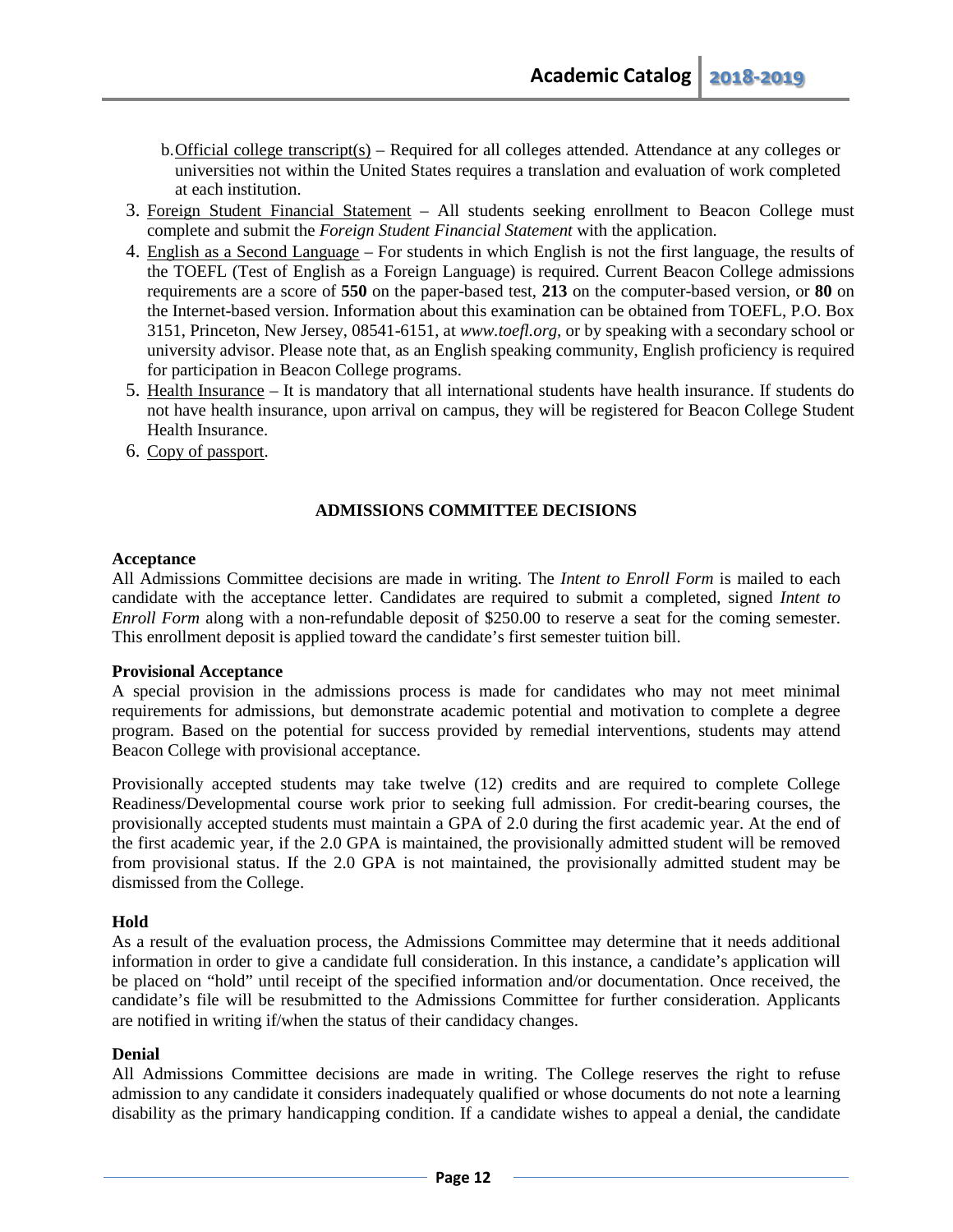b. Official college transcript(s) – Required for all colleges attended. Attendance at any colleges or universities not within the United States requires a translation and evaluation of work completed at each institution.

3. Foreign Student Financial Statement – All students seeking enrollment to Beacon College must complete and submit the *Foreign Student Financial Statement* with the application.
4. English as a Second Language – For students in which English is not the first language, the results of the TOEFL (Test of English as a Foreign Language) is required. Current Beacon College admissions requirements are a score of **550** on the paper-based test, **213** on the computer-based version, or **80** on the Internet-based version. Information about this examination can be obtained from TOEFL, P.O. Box 3151, Princeton, New Jersey, 08541-6151, at *www.toefl.org*, or by speaking with a secondary school or university advisor. Please note that, as an English speaking community, English proficiency is required for participation in Beacon College programs.
5. Health Insurance – It is mandatory that all international students have health insurance. If students do not have health insurance, upon arrival on campus, they will be registered for Beacon College Student Health Insurance.
6. Copy of passport.

## ADMISSIONS COMMITTEE DECISIONS

**Acceptance**

All Admissions Committee decisions are made in writing. The *Intent to Enroll Form* is mailed to each candidate with the acceptance letter. Candidates are required to submit a completed, signed *Intent to Enroll Form* along with a non-refundable deposit of $250.00 to reserve a seat for the coming semester. This enrollment deposit is applied toward the candidate's first semester tuition bill.

**Provisional Acceptance**

A special provision in the admissions process is made for candidates who may not meet minimal requirements for admissions, but demonstrate academic potential and motivation to complete a degree program. Based on the potential for success provided by remedial interventions, students may attend Beacon College with provisional acceptance.

Provisionally accepted students may take twelve (12) credits and are required to complete College Readiness/Developmental course work prior to seeking full admission. For credit-bearing courses, the provisionally accepted students must maintain a GPA of 2.0 during the first academic year. At the end of the first academic year, if the 2.0 GPA is maintained, the provisionally admitted student will be removed from provisional status. If the 2.0 GPA is not maintained, the provisionally admitted student may be dismissed from the College.

**Hold**

As a result of the evaluation process, the Admissions Committee may determine that it needs additional information in order to give a candidate full consideration. In this instance, a candidate's application will be placed on "hold" until receipt of the specified information and/or documentation. Once received, the candidate's file will be resubmitted to the Admissions Committee for further consideration. Applicants are notified in writing if/when the status of their candidacy changes.

**Denial**

All Admissions Committee decisions are made in writing. The College reserves the right to refuse admission to any candidate it considers inadequately qualified or whose documents do not note a learning disability as the primary handicapping condition. If a candidate wishes to appeal a denial, the candidate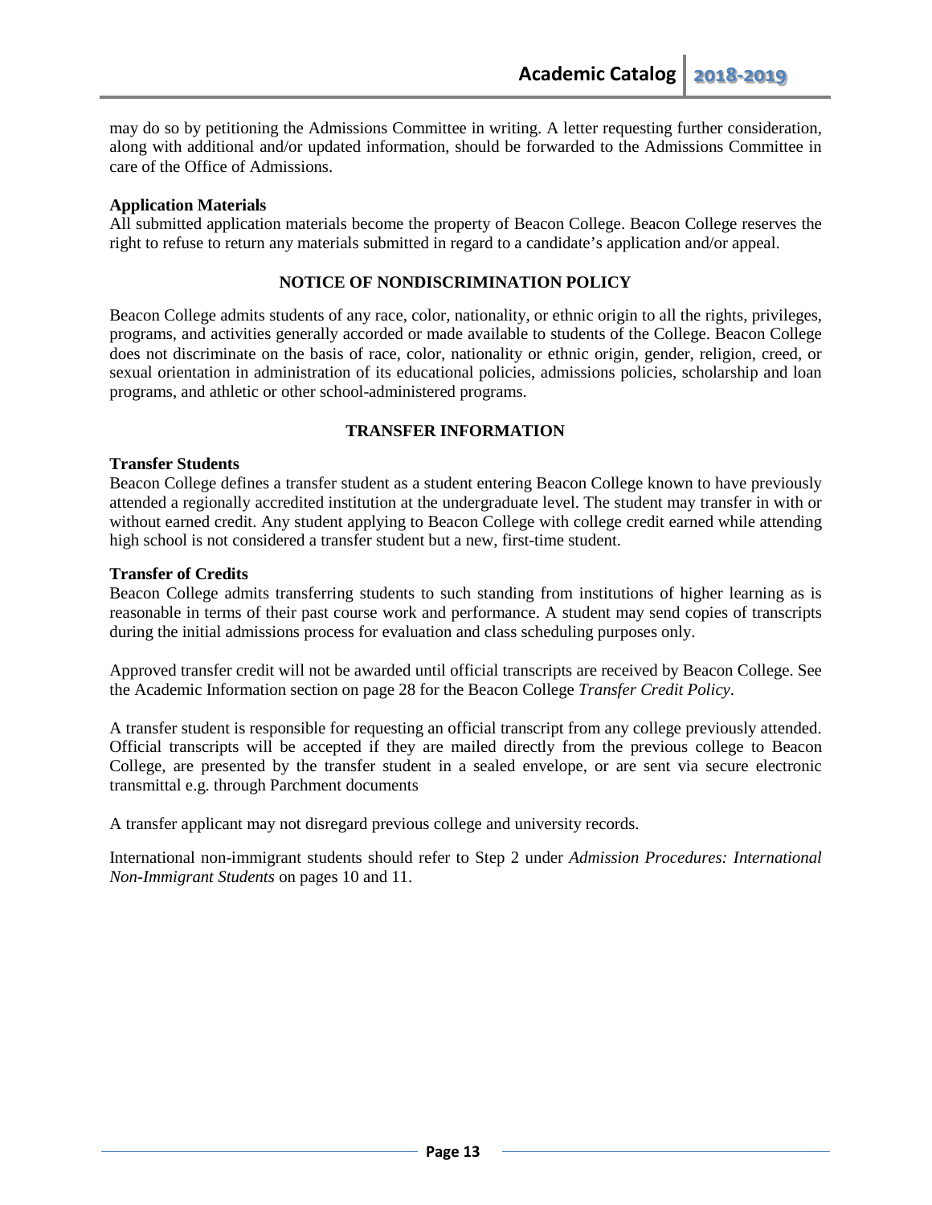may do so by petitioning the Admissions Committee in writing. A letter requesting further consideration, along with additional and/or updated information, should be forwarded to the Admissions Committee in care of the Office of Admissions.

**Application Materials**

All submitted application materials become the property of Beacon College. Beacon College reserves the right to refuse to return any materials submitted in regard to a candidate's application and/or appeal.

## NOTICE OF NONDISCRIMINATION POLICY

Beacon College admits students of any race, color, nationality, or ethnic origin to all the rights, privileges, programs, and activities generally accorded or made available to students of the College. Beacon College does not discriminate on the basis of race, color, nationality or ethnic origin, gender, religion, creed, or sexual orientation in administration of its educational policies, admissions policies, scholarship and loan programs, and athletic or other school-administered programs.

## TRANSFER INFORMATION

**Transfer Students**

Beacon College defines a transfer student as a student entering Beacon College known to have previously attended a regionally accredited institution at the undergraduate level. The student may transfer in with or without earned credit. Any student applying to Beacon College with college credit earned while attending high school is not considered a transfer student but a new, first-time student.

**Transfer of Credits**

Beacon College admits transferring students to such standing from institutions of higher learning as is reasonable in terms of their past course work and performance. A student may send copies of transcripts during the initial admissions process for evaluation and class scheduling purposes only.

Approved transfer credit will not be awarded until official transcripts are received by Beacon College. See the Academic Information section on page 28 for the Beacon College *Transfer Credit Policy*.

A transfer student is responsible for requesting an official transcript from any college previously attended. Official transcripts will be accepted if they are mailed directly from the previous college to Beacon College, are presented by the transfer student in a sealed envelope, or are sent via secure electronic transmittal e.g. through Parchment documents

A transfer applicant may not disregard previous college and university records.

International non-immigrant students should refer to Step 2 under *Admission Procedures: International Non-Immigrant Students* on pages 10 and 11.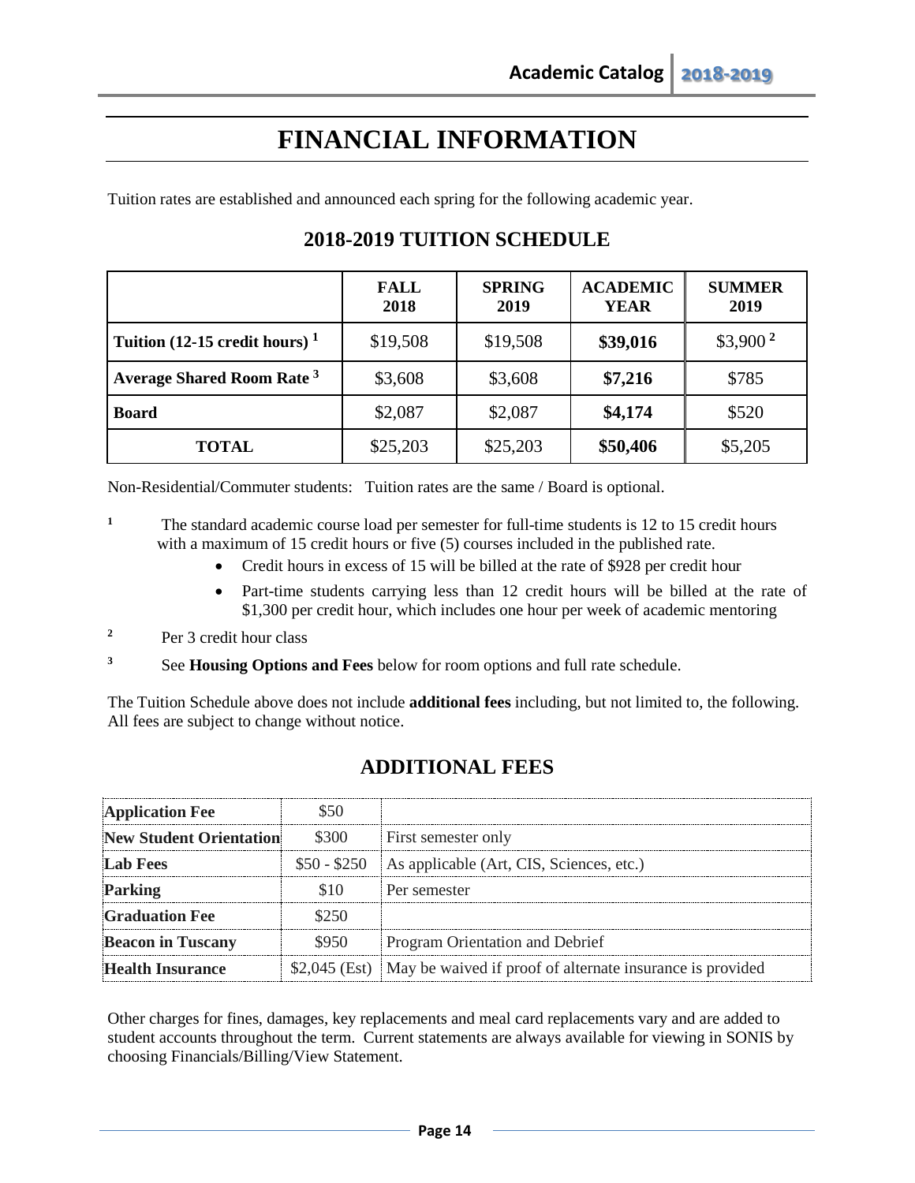# FINANCIAL INFORMATION

Tuition rates are established and announced each spring for the following academic year.

## 2018-2019 TUITION SCHEDULE

| | FALL 2018 | SPRING 2019 | ACADEMIC YEAR | SUMMER 2019 |
|---|---|---|---|---|
| **Tuition (12-15 credit hours)** [1] | $19,508 | $19,508 | **$39,016** | $3,900 [2] |
| **Average Shared Room Rate** [3] | $3,608 | $3,608 | **$7,216** | $785 |
| **Board** | $2,087 | $2,087 | **$4,174** | $520 |
| **TOTAL** | $25,203 | $25,203 | **$50,406** | $5,205 |

Non-Residential/Commuter students: Tuition rates are the same / Board is optional.

[1] The standard academic course load per semester for full-time students is 12 to 15 credit hours with a maximum of 15 credit hours or five (5) courses included in the published rate.

- Credit hours in excess of 15 will be billed at the rate of $928 per credit hour
- Part-time students carrying less than 12 credit hours will be billed at the rate of $1,300 per credit hour, which includes one hour per week of academic mentoring

[2] Per 3 credit hour class

[3] See **Housing Options and Fees** below for room options and full rate schedule.

The Tuition Schedule above does not include **additional fees** including, but not limited to, the following. All fees are subject to change without notice.

## ADDITIONAL FEES

| | | |
|---|---|---|
| **Application Fee** | $50 | |
| **New Student Orientation** | $300 | First semester only |
| **Lab Fees** | $50 - $250 | As applicable (Art, CIS, Sciences, etc.) |
| **Parking** | $10 | Per semester |
| **Graduation Fee** | $250 | |
| **Beacon in Tuscany** | $950 | Program Orientation and Debrief |
| **Health Insurance** | $2,045 (Est) | May be waived if proof of alternate insurance is provided |

Other charges for fines, damages, key replacements and meal card replacements vary and are added to student accounts throughout the term. Current statements are always available for viewing in SONIS by choosing Financials/Billing/View Statement.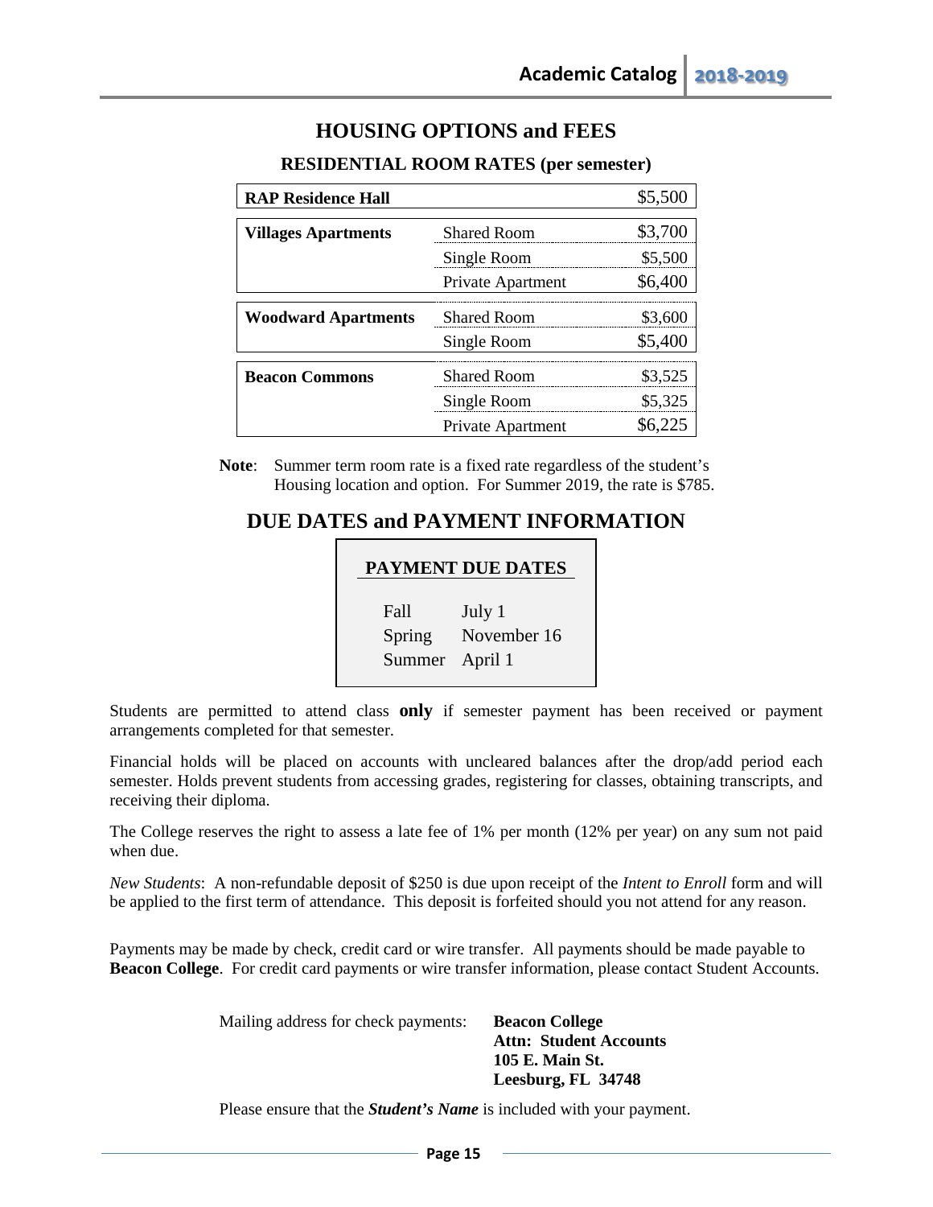# HOUSING OPTIONS and FEES

## RESIDENTIAL ROOM RATES (per semester)

| Residence | Room Type | Rate |
|---|---|---|
| **RAP Residence Hall** | | $5,500 |
| **Villages Apartments** | Shared Room | $3,700 |
| | Single Room | $5,500 |
| | Private Apartment | $6,400 |
| **Woodward Apartments** | Shared Room | $3,600 |
| | Single Room | $5,400 |
| **Beacon Commons** | Shared Room | $3,525 |
| | Single Room | $5,325 |
| | Private Apartment | $6,225 |

**Note**: Summer term room rate is a fixed rate regardless of the student's Housing location and option. For Summer 2019, the rate is $785.

# DUE DATES and PAYMENT INFORMATION

**PAYMENT DUE DATES**

| Term | Due Date |
|---|---|
| Fall | July 1 |
| Spring | November 16 |
| Summer | April 1 |

Students are permitted to attend class **only** if semester payment has been received or payment arrangements completed for that semester.

Financial holds will be placed on accounts with uncleared balances after the drop/add period each semester. Holds prevent students from accessing grades, registering for classes, obtaining transcripts, and receiving their diploma.

The College reserves the right to assess a late fee of 1% per month (12% per year) on any sum not paid when due.

*New Students*: A non-refundable deposit of $250 is due upon receipt of the *Intent to Enroll* form and will be applied to the first term of attendance. This deposit is forfeited should you not attend for any reason.

Payments may be made by check, credit card or wire transfer. All payments should be made payable to **Beacon College**. For credit card payments or wire transfer information, please contact Student Accounts.

Mailing address for check payments:

**Beacon College**
**Attn: Student Accounts**
**105 E. Main St.**
**Leesburg, FL 34748**

Please ensure that the ***Student's Name*** is included with your payment.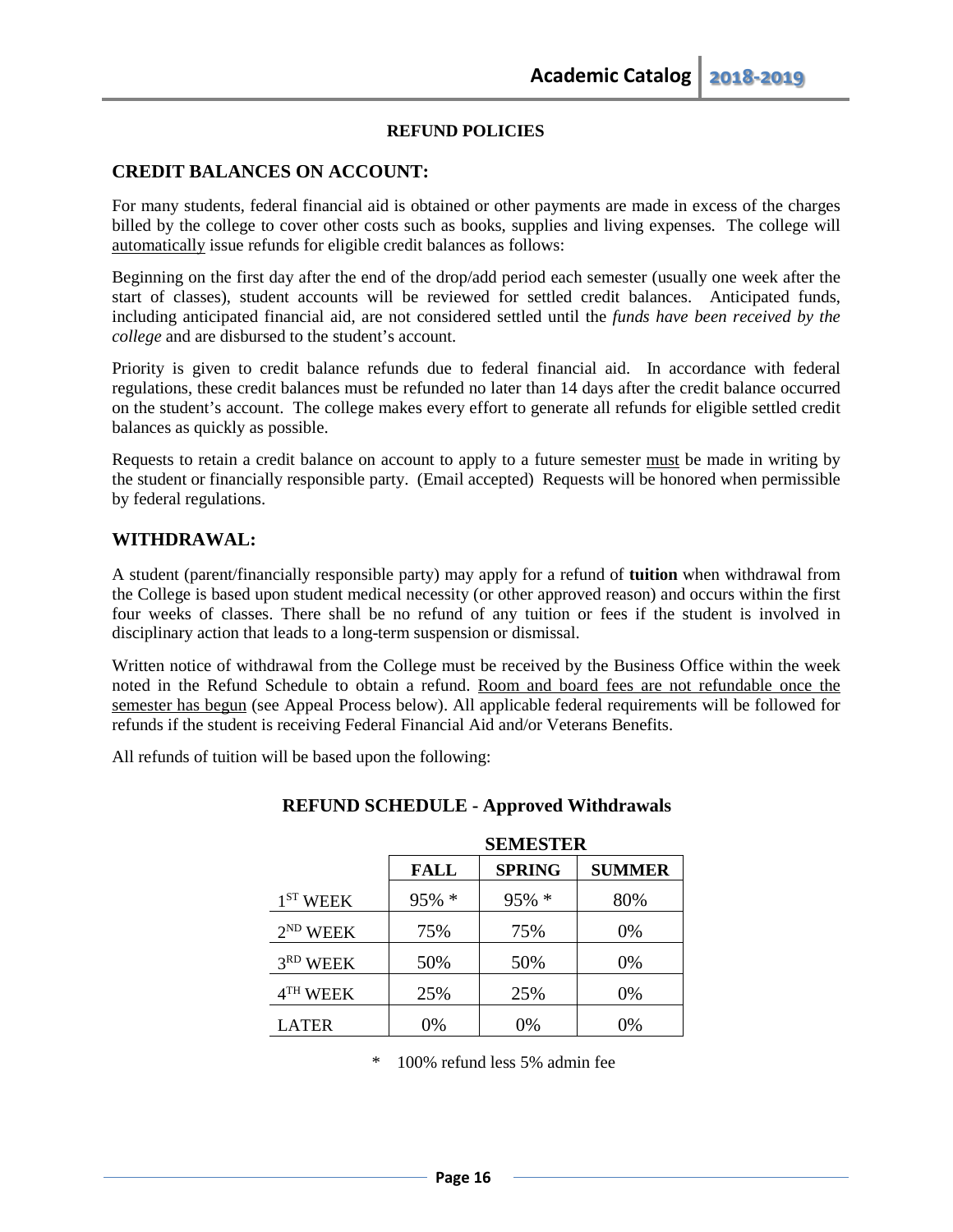**REFUND POLICIES**

## CREDIT BALANCES ON ACCOUNT:

For many students, federal financial aid is obtained or other payments are made in excess of the charges billed by the college to cover other costs such as books, supplies and living expenses. The college will automatically issue refunds for eligible credit balances as follows:

Beginning on the first day after the end of the drop/add period each semester (usually one week after the start of classes), student accounts will be reviewed for settled credit balances. Anticipated funds, including anticipated financial aid, are not considered settled until the *funds have been received by the college* and are disbursed to the student's account.

Priority is given to credit balance refunds due to federal financial aid. In accordance with federal regulations, these credit balances must be refunded no later than 14 days after the credit balance occurred on the student's account. The college makes every effort to generate all refunds for eligible settled credit balances as quickly as possible.

Requests to retain a credit balance on account to apply to a future semester must be made in writing by the student or financially responsible party. (Email accepted) Requests will be honored when permissible by federal regulations.

## WITHDRAWAL:

A student (parent/financially responsible party) may apply for a refund of **tuition** when withdrawal from the College is based upon student medical necessity (or other approved reason) and occurs within the first four weeks of classes. There shall be no refund of any tuition or fees if the student is involved in disciplinary action that leads to a long-term suspension or dismissal.

Written notice of withdrawal from the College must be received by the Business Office within the week noted in the Refund Schedule to obtain a refund. Room and board fees are not refundable once the semester has begun (see Appeal Process below). All applicable federal requirements will be followed for refunds if the student is receiving Federal Financial Aid and/or Veterans Benefits.

All refunds of tuition will be based upon the following:

### REFUND SCHEDULE - Approved Withdrawals

| | SEMESTER | | |
|---|---|---|---|
| | **FALL** | **SPRING** | **SUMMER** |
| 1ST WEEK | 95% * | 95% * | 80% |
| 2ND WEEK | 75% | 75% | 0% |
| 3RD WEEK | 50% | 50% | 0% |
| 4TH WEEK | 25% | 25% | 0% |
| LATER | 0% | 0% | 0% |

\* 100% refund less 5% admin fee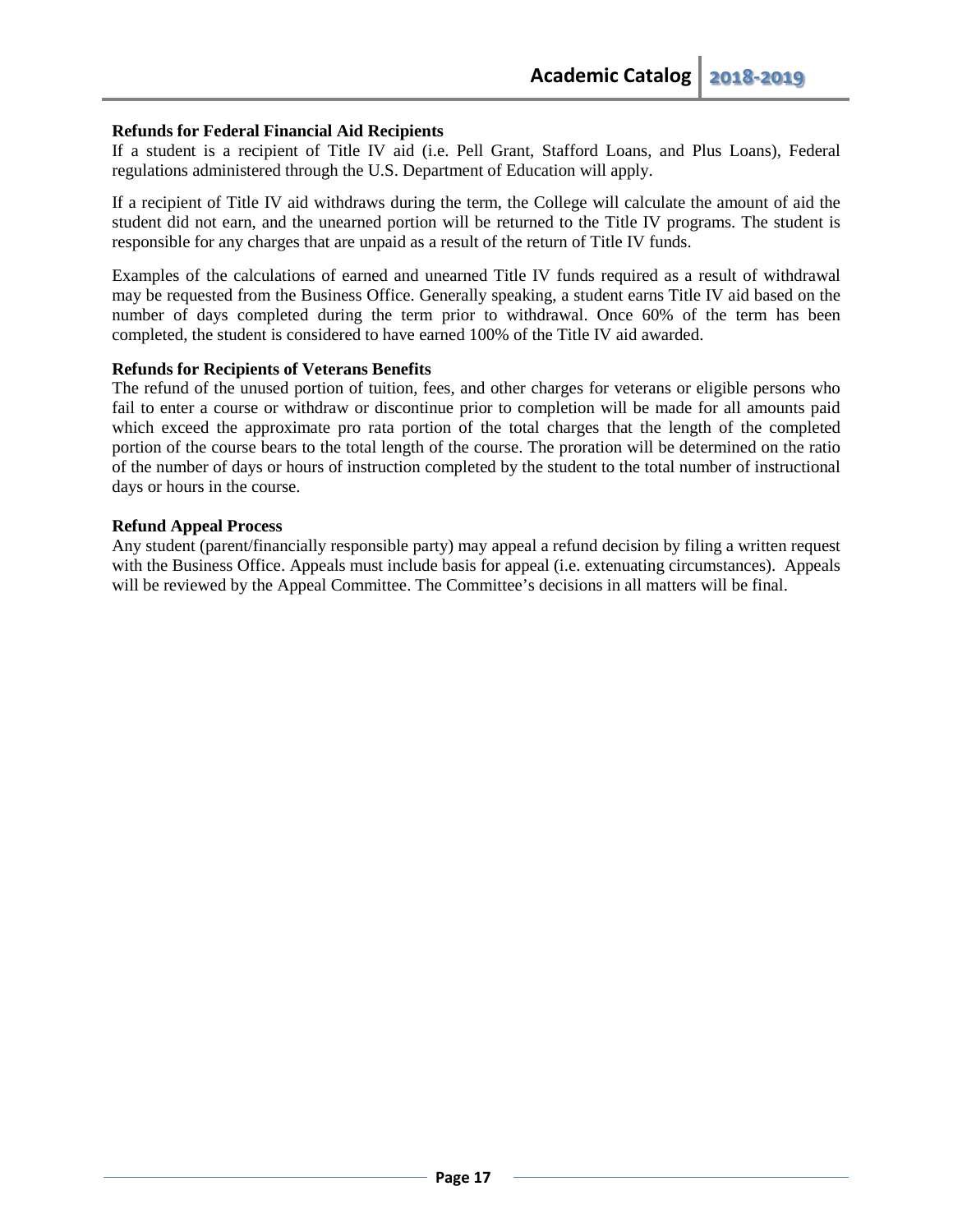**Refunds for Federal Financial Aid Recipients**

If a student is a recipient of Title IV aid (i.e. Pell Grant, Stafford Loans, and Plus Loans), Federal regulations administered through the U.S. Department of Education will apply.

If a recipient of Title IV aid withdraws during the term, the College will calculate the amount of aid the student did not earn, and the unearned portion will be returned to the Title IV programs. The student is responsible for any charges that are unpaid as a result of the return of Title IV funds.

Examples of the calculations of earned and unearned Title IV funds required as a result of withdrawal may be requested from the Business Office. Generally speaking, a student earns Title IV aid based on the number of days completed during the term prior to withdrawal. Once 60% of the term has been completed, the student is considered to have earned 100% of the Title IV aid awarded.

**Refunds for Recipients of Veterans Benefits**

The refund of the unused portion of tuition, fees, and other charges for veterans or eligible persons who fail to enter a course or withdraw or discontinue prior to completion will be made for all amounts paid which exceed the approximate pro rata portion of the total charges that the length of the completed portion of the course bears to the total length of the course. The proration will be determined on the ratio of the number of days or hours of instruction completed by the student to the total number of instructional days or hours in the course.

**Refund Appeal Process**

Any student (parent/financially responsible party) may appeal a refund decision by filing a written request with the Business Office. Appeals must include basis for appeal (i.e. extenuating circumstances). Appeals will be reviewed by the Appeal Committee. The Committee's decisions in all matters will be final.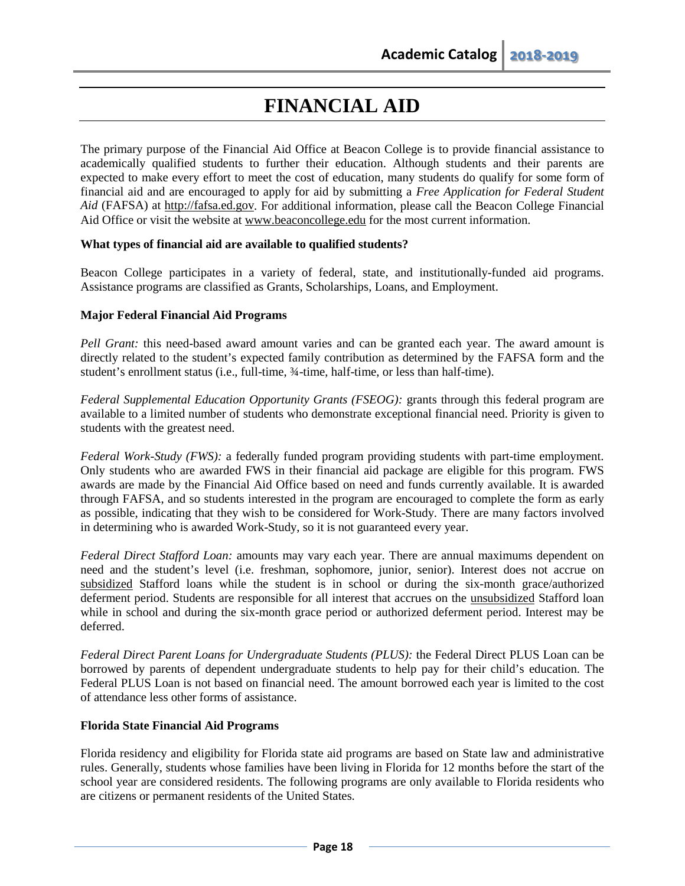# FINANCIAL AID

The primary purpose of the Financial Aid Office at Beacon College is to provide financial assistance to academically qualified students to further their education. Although students and their parents are expected to make every effort to meet the cost of education, many students do qualify for some form of financial aid and are encouraged to apply for aid by submitting a *Free Application for Federal Student Aid* (FAFSA) at http://fafsa.ed.gov. For additional information, please call the Beacon College Financial Aid Office or visit the website at www.beaconcollege.edu for the most current information.

**What types of financial aid are available to qualified students?**

Beacon College participates in a variety of federal, state, and institutionally-funded aid programs. Assistance programs are classified as Grants, Scholarships, Loans, and Employment.

**Major Federal Financial Aid Programs**

*Pell Grant:* this need-based award amount varies and can be granted each year. The award amount is directly related to the student's expected family contribution as determined by the FAFSA form and the student's enrollment status (i.e., full-time, ¾-time, half-time, or less than half-time).

*Federal Supplemental Education Opportunity Grants (FSEOG):* grants through this federal program are available to a limited number of students who demonstrate exceptional financial need. Priority is given to students with the greatest need.

*Federal Work-Study (FWS):* a federally funded program providing students with part-time employment. Only students who are awarded FWS in their financial aid package are eligible for this program. FWS awards are made by the Financial Aid Office based on need and funds currently available. It is awarded through FAFSA, and so students interested in the program are encouraged to complete the form as early as possible, indicating that they wish to be considered for Work-Study. There are many factors involved in determining who is awarded Work-Study, so it is not guaranteed every year.

*Federal Direct Stafford Loan:* amounts may vary each year. There are annual maximums dependent on need and the student's level (i.e. freshman, sophomore, junior, senior). Interest does not accrue on subsidized Stafford loans while the student is in school or during the six-month grace/authorized deferment period. Students are responsible for all interest that accrues on the unsubsidized Stafford loan while in school and during the six-month grace period or authorized deferment period. Interest may be deferred.

*Federal Direct Parent Loans for Undergraduate Students (PLUS):* the Federal Direct PLUS Loan can be borrowed by parents of dependent undergraduate students to help pay for their child's education. The Federal PLUS Loan is not based on financial need. The amount borrowed each year is limited to the cost of attendance less other forms of assistance.

**Florida State Financial Aid Programs**

Florida residency and eligibility for Florida state aid programs are based on State law and administrative rules. Generally, students whose families have been living in Florida for 12 months before the start of the school year are considered residents. The following programs are only available to Florida residents who are citizens or permanent residents of the United States.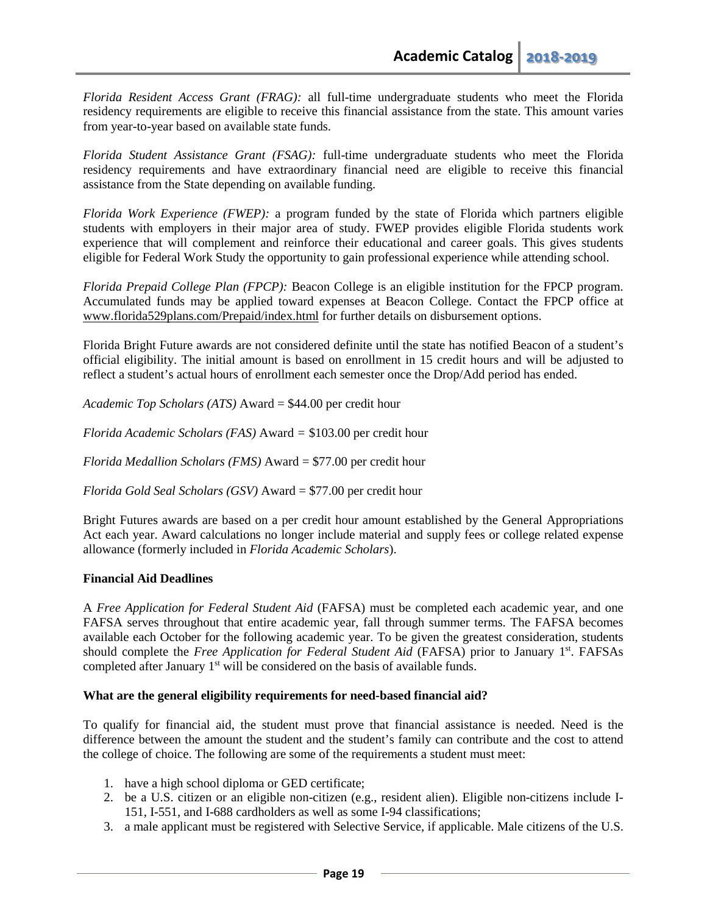*Florida Resident Access Grant (FRAG):* all full-time undergraduate students who meet the Florida residency requirements are eligible to receive this financial assistance from the state. This amount varies from year-to-year based on available state funds.

*Florida Student Assistance Grant (FSAG):* full-time undergraduate students who meet the Florida residency requirements and have extraordinary financial need are eligible to receive this financial assistance from the State depending on available funding.

*Florida Work Experience (FWEP):* a program funded by the state of Florida which partners eligible students with employers in their major area of study. FWEP provides eligible Florida students work experience that will complement and reinforce their educational and career goals. This gives students eligible for Federal Work Study the opportunity to gain professional experience while attending school.

*Florida Prepaid College Plan (FPCP):* Beacon College is an eligible institution for the FPCP program. Accumulated funds may be applied toward expenses at Beacon College. Contact the FPCP office at www.florida529plans.com/Prepaid/index.html for further details on disbursement options.

Florida Bright Future awards are not considered definite until the state has notified Beacon of a student's official eligibility. The initial amount is based on enrollment in 15 credit hours and will be adjusted to reflect a student's actual hours of enrollment each semester once the Drop/Add period has ended.

*Academic Top Scholars (ATS)* Award = $44.00 per credit hour

*Florida Academic Scholars (FAS)* Award = $103.00 per credit hour

*Florida Medallion Scholars (FMS)* Award = $77.00 per credit hour

*Florida Gold Seal Scholars (GSV)* Award = $77.00 per credit hour

Bright Futures awards are based on a per credit hour amount established by the General Appropriations Act each year. Award calculations no longer include material and supply fees or college related expense allowance (formerly included in *Florida Academic Scholars*).

**Financial Aid Deadlines**

A *Free Application for Federal Student Aid* (FAFSA) must be completed each academic year, and one FAFSA serves throughout that entire academic year, fall through summer terms. The FAFSA becomes available each October for the following academic year. To be given the greatest consideration, students should complete the *Free Application for Federal Student Aid* (FAFSA) prior to January 1st. FAFSAs completed after January 1st will be considered on the basis of available funds.

**What are the general eligibility requirements for need-based financial aid?**

To qualify for financial aid, the student must prove that financial assistance is needed. Need is the difference between the amount the student and the student's family can contribute and the cost to attend the college of choice. The following are some of the requirements a student must meet:

1. have a high school diploma or GED certificate;
2. be a U.S. citizen or an eligible non-citizen (e.g., resident alien). Eligible non-citizens include I-151, I-551, and I-688 cardholders as well as some I-94 classifications;
3. a male applicant must be registered with Selective Service, if applicable. Male citizens of the U.S.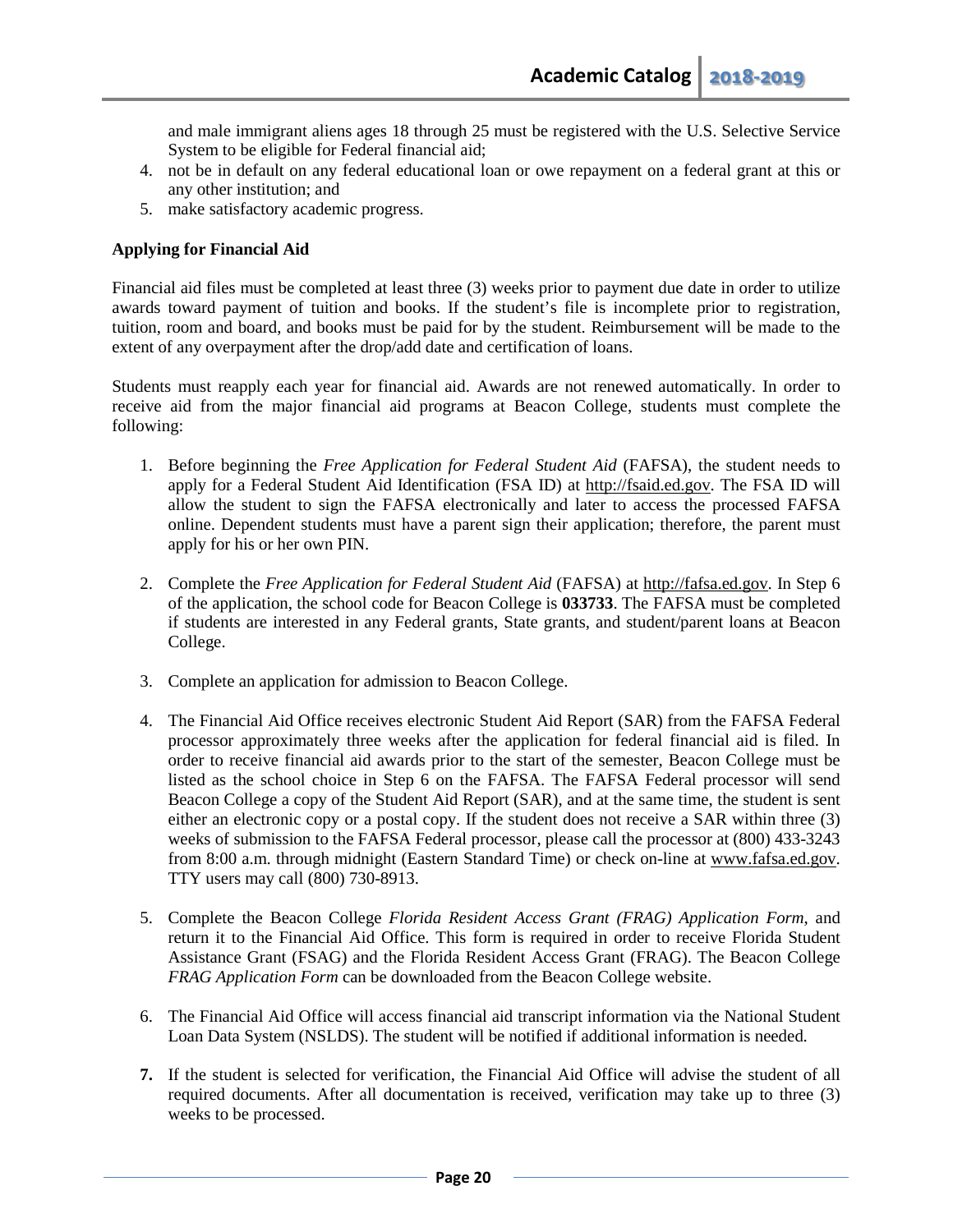and male immigrant aliens ages 18 through 25 must be registered with the U.S. Selective Service System to be eligible for Federal financial aid;

4. not be in default on any federal educational loan or owe repayment on a federal grant at this or any other institution; and
5. make satisfactory academic progress.

**Applying for Financial Aid**

Financial aid files must be completed at least three (3) weeks prior to payment due date in order to utilize awards toward payment of tuition and books. If the student's file is incomplete prior to registration, tuition, room and board, and books must be paid for by the student. Reimbursement will be made to the extent of any overpayment after the drop/add date and certification of loans.

Students must reapply each year for financial aid. Awards are not renewed automatically. In order to receive aid from the major financial aid programs at Beacon College, students must complete the following:

1. Before beginning the *Free Application for Federal Student Aid* (FAFSA), the student needs to apply for a Federal Student Aid Identification (FSA ID) at http://fsaid.ed.gov. The FSA ID will allow the student to sign the FAFSA electronically and later to access the processed FAFSA online. Dependent students must have a parent sign their application; therefore, the parent must apply for his or her own PIN.

2. Complete the *Free Application for Federal Student Aid* (FAFSA) at http://fafsa.ed.gov. In Step 6 of the application, the school code for Beacon College is **033733**. The FAFSA must be completed if students are interested in any Federal grants, State grants, and student/parent loans at Beacon College.

3. Complete an application for admission to Beacon College.

4. The Financial Aid Office receives electronic Student Aid Report (SAR) from the FAFSA Federal processor approximately three weeks after the application for federal financial aid is filed. In order to receive financial aid awards prior to the start of the semester, Beacon College must be listed as the school choice in Step 6 on the FAFSA. The FAFSA Federal processor will send Beacon College a copy of the Student Aid Report (SAR), and at the same time, the student is sent either an electronic copy or a postal copy. If the student does not receive a SAR within three (3) weeks of submission to the FAFSA Federal processor, please call the processor at (800) 433-3243 from 8:00 a.m. through midnight (Eastern Standard Time) or check on-line at www.fafsa.ed.gov. TTY users may call (800) 730-8913.

5. Complete the Beacon College *Florida Resident Access Grant (FRAG) Application Form*, and return it to the Financial Aid Office. This form is required in order to receive Florida Student Assistance Grant (FSAG) and the Florida Resident Access Grant (FRAG). The Beacon College *FRAG Application Form* can be downloaded from the Beacon College website.

6. The Financial Aid Office will access financial aid transcript information via the National Student Loan Data System (NSLDS). The student will be notified if additional information is needed.

7. If the student is selected for verification, the Financial Aid Office will advise the student of all required documents. After all documentation is received, verification may take up to three (3) weeks to be processed.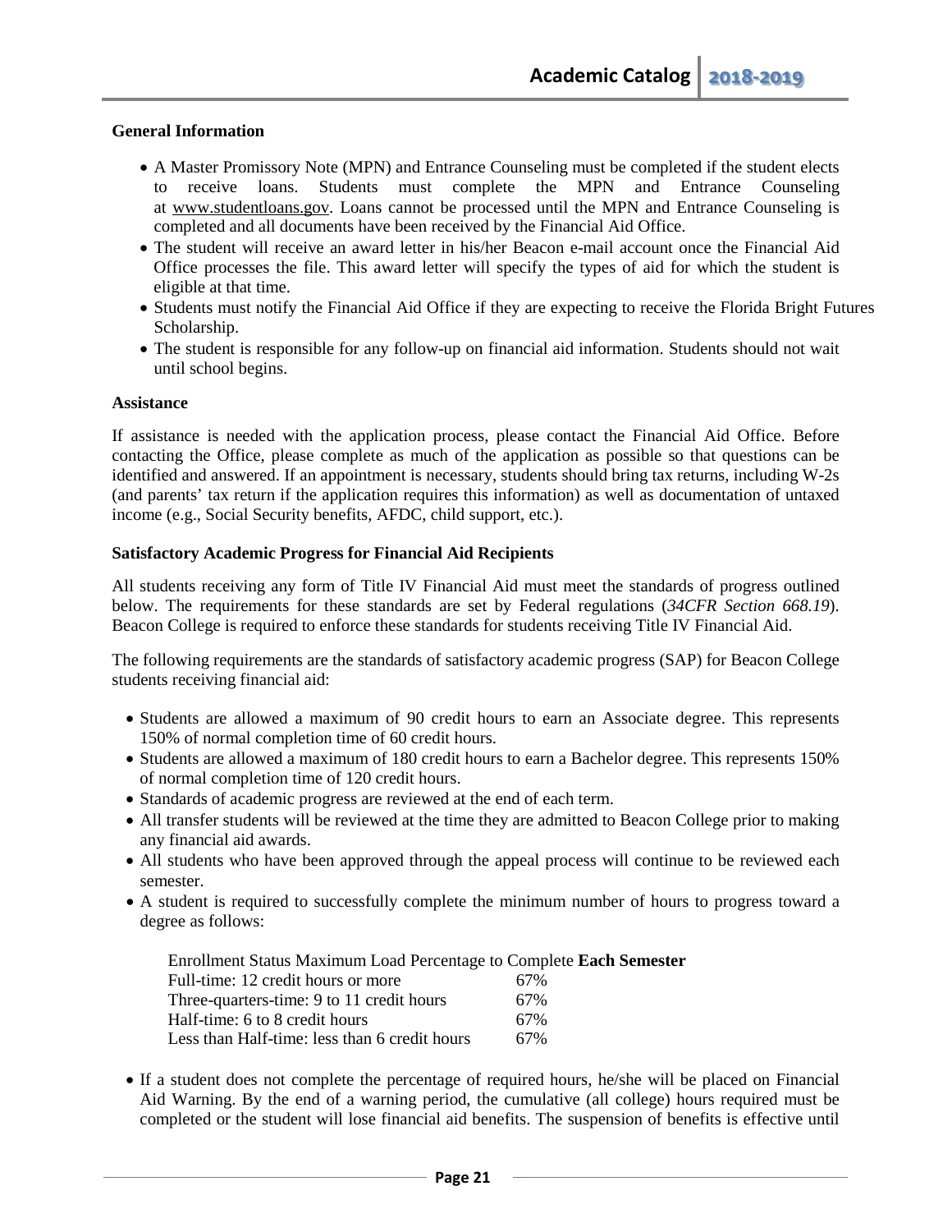**General Information**

- A Master Promissory Note (MPN) and Entrance Counseling must be completed if the student elects to receive loans. Students must complete the MPN and Entrance Counseling at www.studentloans.gov. Loans cannot be processed until the MPN and Entrance Counseling is completed and all documents have been received by the Financial Aid Office.
- The student will receive an award letter in his/her Beacon e-mail account once the Financial Aid Office processes the file. This award letter will specify the types of aid for which the student is eligible at that time.
- Students must notify the Financial Aid Office if they are expecting to receive the Florida Bright Futures Scholarship.
- The student is responsible for any follow-up on financial aid information. Students should not wait until school begins.

**Assistance**

If assistance is needed with the application process, please contact the Financial Aid Office. Before contacting the Office, please complete as much of the application as possible so that questions can be identified and answered. If an appointment is necessary, students should bring tax returns, including W-2s (and parents' tax return if the application requires this information) as well as documentation of untaxed income (e.g., Social Security benefits, AFDC, child support, etc.).

**Satisfactory Academic Progress for Financial Aid Recipients**

All students receiving any form of Title IV Financial Aid must meet the standards of progress outlined below. The requirements for these standards are set by Federal regulations (*34CFR Section 668.19*). Beacon College is required to enforce these standards for students receiving Title IV Financial Aid.

The following requirements are the standards of satisfactory academic progress (SAP) for Beacon College students receiving financial aid:

- Students are allowed a maximum of 90 credit hours to earn an Associate degree. This represents 150% of normal completion time of 60 credit hours.
- Students are allowed a maximum of 180 credit hours to earn a Bachelor degree. This represents 150% of normal completion time of 120 credit hours.
- Standards of academic progress are reviewed at the end of each term.
- All transfer students will be reviewed at the time they are admitted to Beacon College prior to making any financial aid awards.
- All students who have been approved through the appeal process will continue to be reviewed each semester.
- A student is required to successfully complete the minimum number of hours to progress toward a degree as follows:

| Enrollment Status Maximum Load | Percentage to Complete **Each Semester** |
|---|---|
| Full-time: 12 credit hours or more | 67% |
| Three-quarters-time: 9 to 11 credit hours | 67% |
| Half-time: 6 to 8 credit hours | 67% |
| Less than Half-time: less than 6 credit hours | 67% |

- If a student does not complete the percentage of required hours, he/she will be placed on Financial Aid Warning. By the end of a warning period, the cumulative (all college) hours required must be completed or the student will lose financial aid benefits. The suspension of benefits is effective until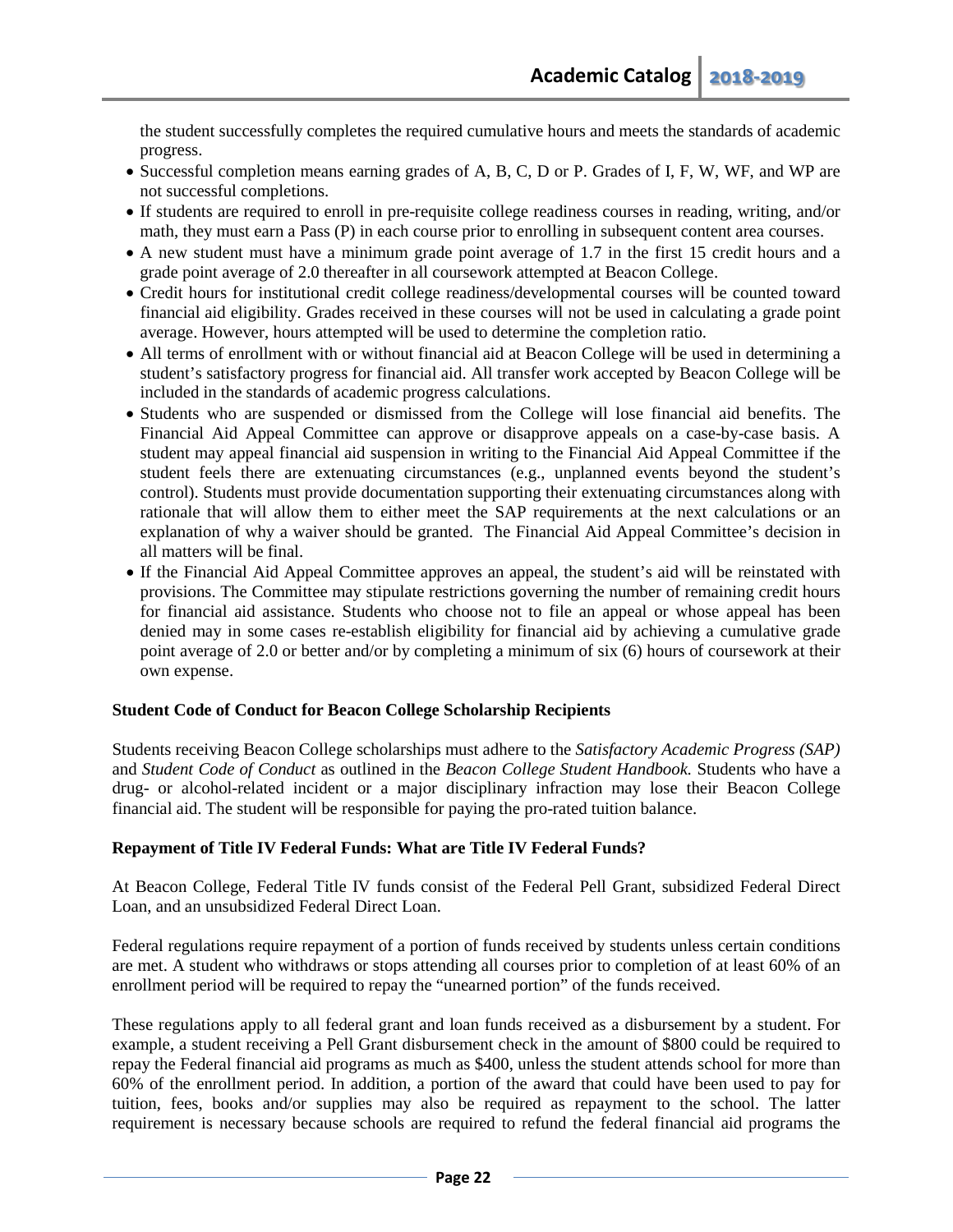the student successfully completes the required cumulative hours and meets the standards of academic progress.

- Successful completion means earning grades of A, B, C, D or P. Grades of I, F, W, WF, and WP are not successful completions.
- If students are required to enroll in pre-requisite college readiness courses in reading, writing, and/or math, they must earn a Pass (P) in each course prior to enrolling in subsequent content area courses.
- A new student must have a minimum grade point average of 1.7 in the first 15 credit hours and a grade point average of 2.0 thereafter in all coursework attempted at Beacon College.
- Credit hours for institutional credit college readiness/developmental courses will be counted toward financial aid eligibility. Grades received in these courses will not be used in calculating a grade point average. However, hours attempted will be used to determine the completion ratio.
- All terms of enrollment with or without financial aid at Beacon College will be used in determining a student's satisfactory progress for financial aid. All transfer work accepted by Beacon College will be included in the standards of academic progress calculations.
- Students who are suspended or dismissed from the College will lose financial aid benefits. The Financial Aid Appeal Committee can approve or disapprove appeals on a case-by-case basis. A student may appeal financial aid suspension in writing to the Financial Aid Appeal Committee if the student feels there are extenuating circumstances (e.g., unplanned events beyond the student's control). Students must provide documentation supporting their extenuating circumstances along with rationale that will allow them to either meet the SAP requirements at the next calculations or an explanation of why a waiver should be granted. The Financial Aid Appeal Committee's decision in all matters will be final.
- If the Financial Aid Appeal Committee approves an appeal, the student's aid will be reinstated with provisions. The Committee may stipulate restrictions governing the number of remaining credit hours for financial aid assistance. Students who choose not to file an appeal or whose appeal has been denied may in some cases re-establish eligibility for financial aid by achieving a cumulative grade point average of 2.0 or better and/or by completing a minimum of six (6) hours of coursework at their own expense.

**Student Code of Conduct for Beacon College Scholarship Recipients**

Students receiving Beacon College scholarships must adhere to the *Satisfactory Academic Progress (SAP)* and *Student Code of Conduct* as outlined in the *Beacon College Student Handbook.* Students who have a drug- or alcohol-related incident or a major disciplinary infraction may lose their Beacon College financial aid. The student will be responsible for paying the pro-rated tuition balance.

**Repayment of Title IV Federal Funds: What are Title IV Federal Funds?**

At Beacon College, Federal Title IV funds consist of the Federal Pell Grant, subsidized Federal Direct Loan, and an unsubsidized Federal Direct Loan.

Federal regulations require repayment of a portion of funds received by students unless certain conditions are met. A student who withdraws or stops attending all courses prior to completion of at least 60% of an enrollment period will be required to repay the "unearned portion" of the funds received.

These regulations apply to all federal grant and loan funds received as a disbursement by a student. For example, a student receiving a Pell Grant disbursement check in the amount of $800 could be required to repay the Federal financial aid programs as much as $400, unless the student attends school for more than 60% of the enrollment period. In addition, a portion of the award that could have been used to pay for tuition, fees, books and/or supplies may also be required as repayment to the school. The latter requirement is necessary because schools are required to refund the federal financial aid programs the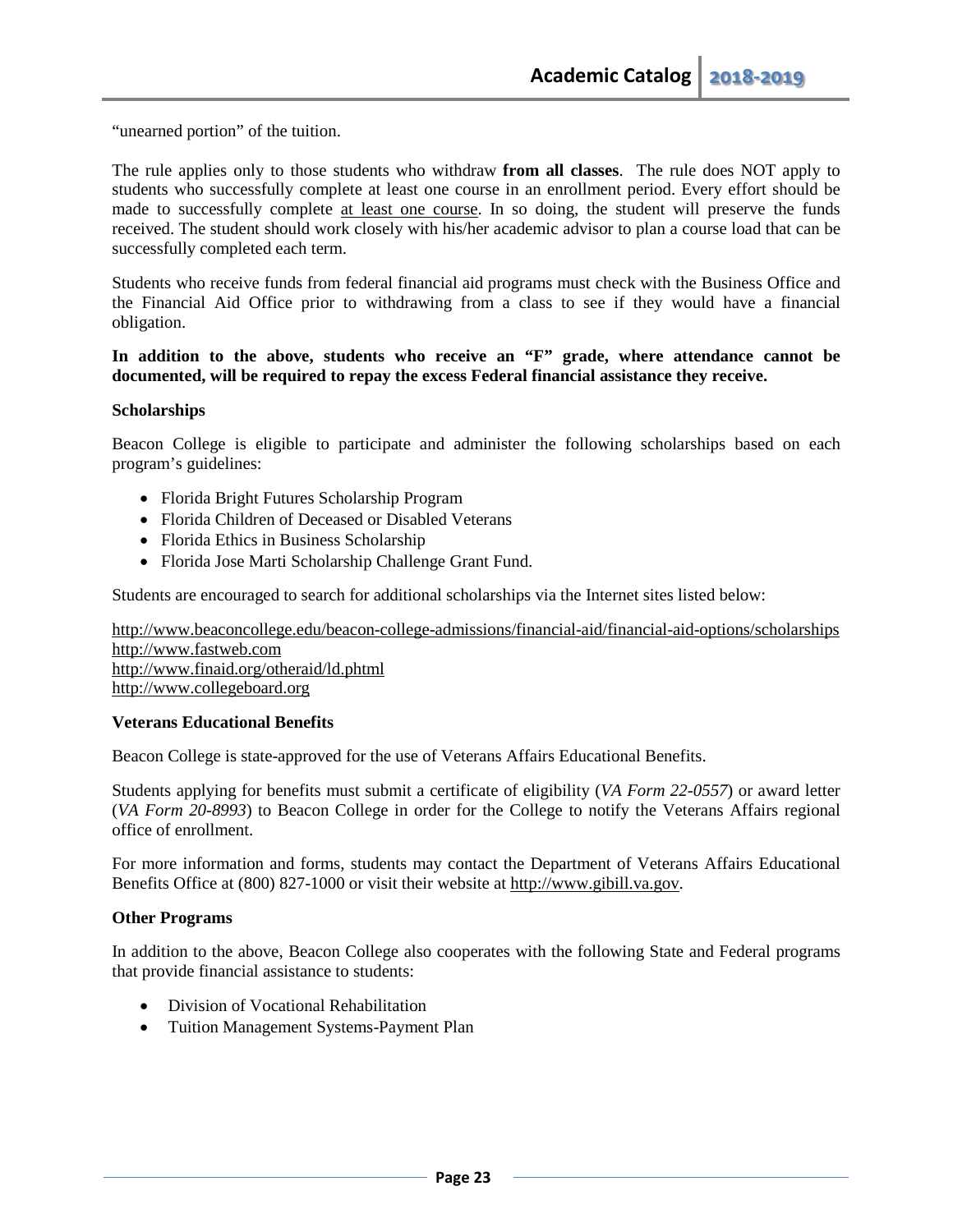"unearned portion" of the tuition.

The rule applies only to those students who withdraw **from all classes**. The rule does NOT apply to students who successfully complete at least one course in an enrollment period. Every effort should be made to successfully complete at least one course. In so doing, the student will preserve the funds received. The student should work closely with his/her academic advisor to plan a course load that can be successfully completed each term.

Students who receive funds from federal financial aid programs must check with the Business Office and the Financial Aid Office prior to withdrawing from a class to see if they would have a financial obligation.

**In addition to the above, students who receive an "F" grade, where attendance cannot be documented, will be required to repay the excess Federal financial assistance they receive.**

### Scholarships

Beacon College is eligible to participate and administer the following scholarships based on each program's guidelines:

- Florida Bright Futures Scholarship Program
- Florida Children of Deceased or Disabled Veterans
- Florida Ethics in Business Scholarship
- Florida Jose Marti Scholarship Challenge Grant Fund.

Students are encouraged to search for additional scholarships via the Internet sites listed below:

http://www.beaconcollege.edu/beacon-college-admissions/financial-aid/financial-aid-options/scholarships
http://www.fastweb.com
http://www.finaid.org/otheraid/ld.phtml
http://www.collegeboard.org

### Veterans Educational Benefits

Beacon College is state-approved for the use of Veterans Affairs Educational Benefits.

Students applying for benefits must submit a certificate of eligibility (*VA Form 22-0557*) or award letter (*VA Form 20-8993*) to Beacon College in order for the College to notify the Veterans Affairs regional office of enrollment.

For more information and forms, students may contact the Department of Veterans Affairs Educational Benefits Office at (800) 827-1000 or visit their website at http://www.gibill.va.gov.

### Other Programs

In addition to the above, Beacon College also cooperates with the following State and Federal programs that provide financial assistance to students:

- Division of Vocational Rehabilitation
- Tuition Management Systems-Payment Plan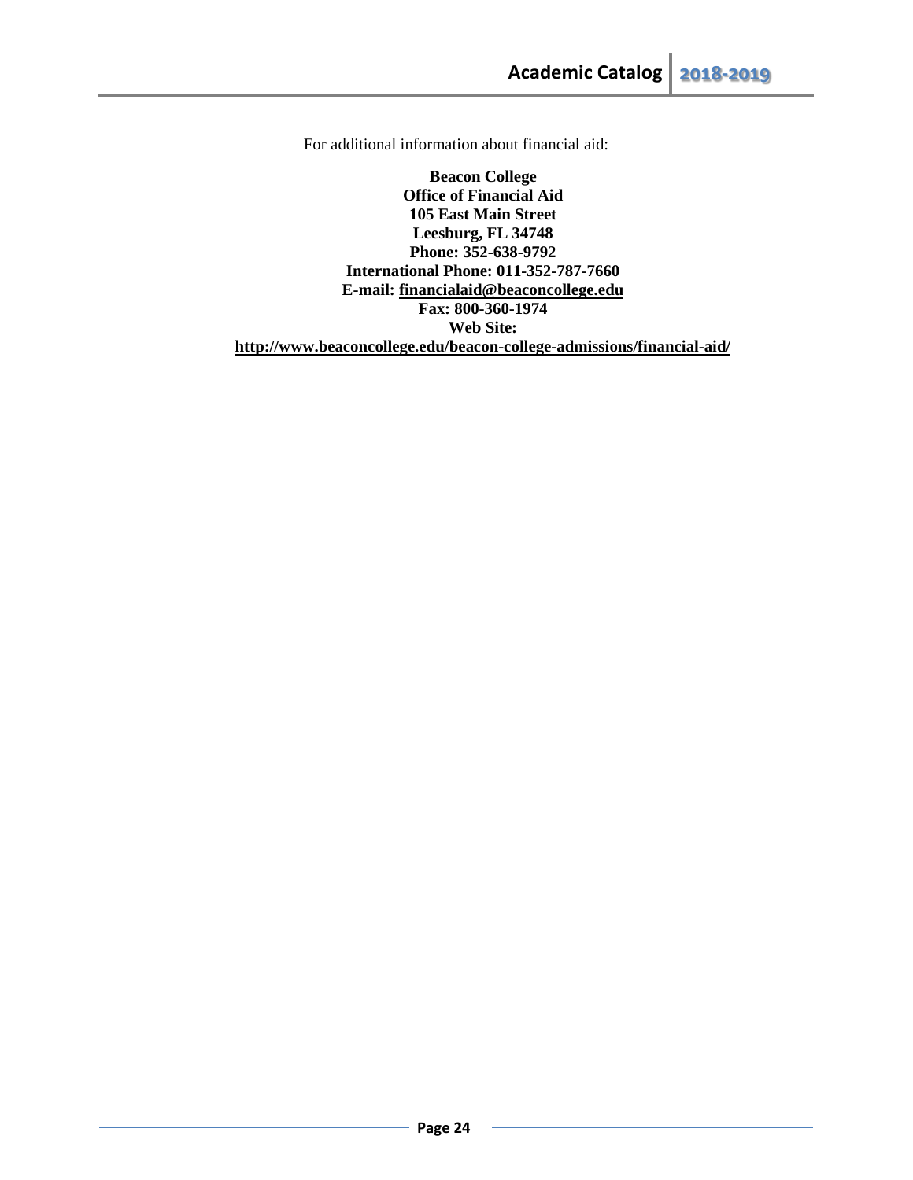For additional information about financial aid:

**Beacon College**
**Office of Financial Aid**
**105 East Main Street**
**Leesburg, FL 34748**
**Phone: 352-638-9792**
**International Phone: 011-352-787-7660**
**E-mail: financialaid@beaconcollege.edu**
**Fax: 800-360-1974**
**Web Site:**
**http://www.beaconcollege.edu/beacon-college-admissions/financial-aid/**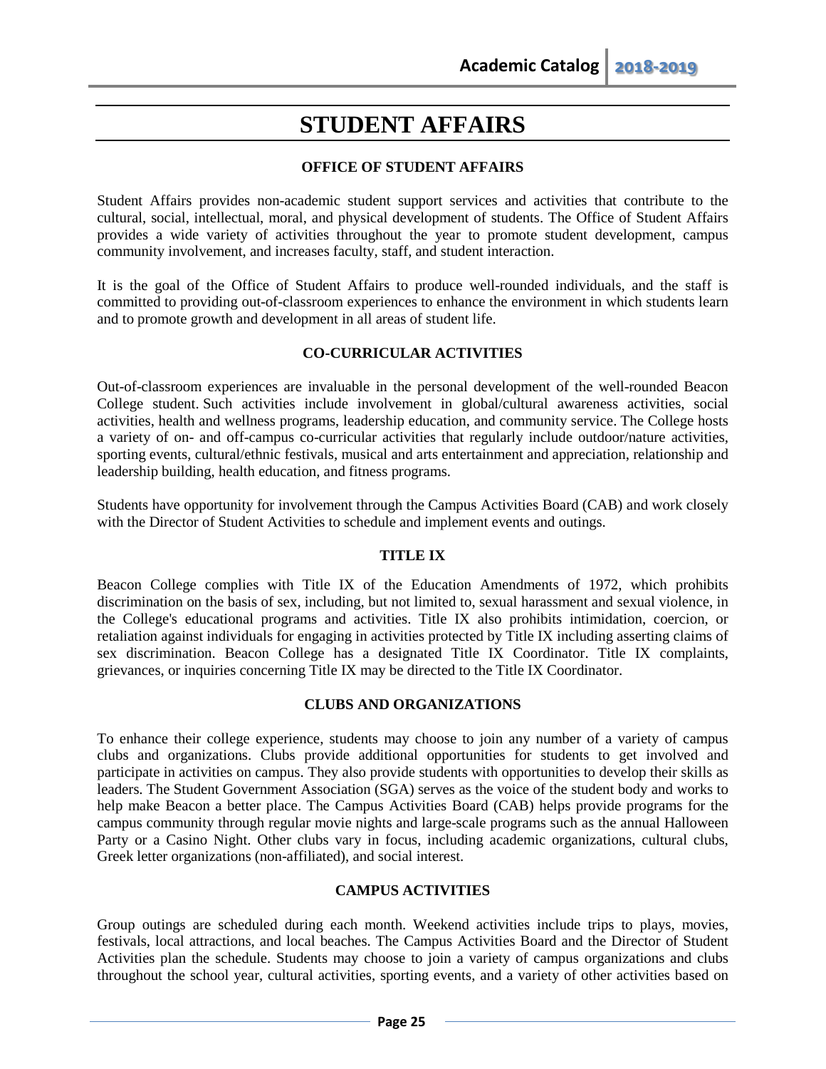# STUDENT AFFAIRS

## OFFICE OF STUDENT AFFAIRS

Student Affairs provides non-academic student support services and activities that contribute to the cultural, social, intellectual, moral, and physical development of students. The Office of Student Affairs provides a wide variety of activities throughout the year to promote student development, campus community involvement, and increases faculty, staff, and student interaction.

It is the goal of the Office of Student Affairs to produce well-rounded individuals, and the staff is committed to providing out-of-classroom experiences to enhance the environment in which students learn and to promote growth and development in all areas of student life.

## CO-CURRICULAR ACTIVITIES

Out-of-classroom experiences are invaluable in the personal development of the well-rounded Beacon College student. Such activities include involvement in global/cultural awareness activities, social activities, health and wellness programs, leadership education, and community service. The College hosts a variety of on- and off-campus co-curricular activities that regularly include outdoor/nature activities, sporting events, cultural/ethnic festivals, musical and arts entertainment and appreciation, relationship and leadership building, health education, and fitness programs.

Students have opportunity for involvement through the Campus Activities Board (CAB) and work closely with the Director of Student Activities to schedule and implement events and outings.

## TITLE IX

Beacon College complies with Title IX of the Education Amendments of 1972, which prohibits discrimination on the basis of sex, including, but not limited to, sexual harassment and sexual violence, in the College's educational programs and activities. Title IX also prohibits intimidation, coercion, or retaliation against individuals for engaging in activities protected by Title IX including asserting claims of sex discrimination. Beacon College has a designated Title IX Coordinator. Title IX complaints, grievances, or inquiries concerning Title IX may be directed to the Title IX Coordinator.

## CLUBS AND ORGANIZATIONS

To enhance their college experience, students may choose to join any number of a variety of campus clubs and organizations. Clubs provide additional opportunities for students to get involved and participate in activities on campus. They also provide students with opportunities to develop their skills as leaders. The Student Government Association (SGA) serves as the voice of the student body and works to help make Beacon a better place. The Campus Activities Board (CAB) helps provide programs for the campus community through regular movie nights and large-scale programs such as the annual Halloween Party or a Casino Night. Other clubs vary in focus, including academic organizations, cultural clubs, Greek letter organizations (non-affiliated), and social interest.

## CAMPUS ACTIVITIES

Group outings are scheduled during each month. Weekend activities include trips to plays, movies, festivals, local attractions, and local beaches. The Campus Activities Board and the Director of Student Activities plan the schedule. Students may choose to join a variety of campus organizations and clubs throughout the school year, cultural activities, sporting events, and a variety of other activities based on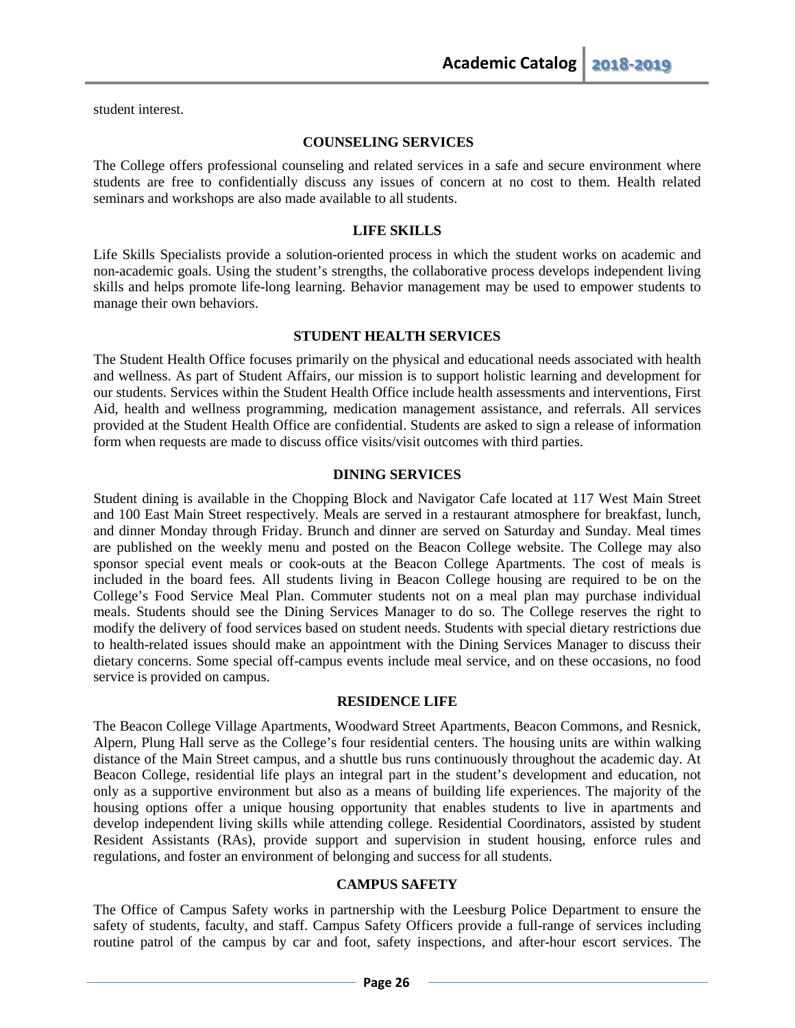student interest.

## COUNSELING SERVICES

The College offers professional counseling and related services in a safe and secure environment where students are free to confidentially discuss any issues of concern at no cost to them. Health related seminars and workshops are also made available to all students.

## LIFE SKILLS

Life Skills Specialists provide a solution-oriented process in which the student works on academic and non-academic goals. Using the student's strengths, the collaborative process develops independent living skills and helps promote life-long learning. Behavior management may be used to empower students to manage their own behaviors.

## STUDENT HEALTH SERVICES

The Student Health Office focuses primarily on the physical and educational needs associated with health and wellness. As part of Student Affairs, our mission is to support holistic learning and development for our students. Services within the Student Health Office include health assessments and interventions, First Aid, health and wellness programming, medication management assistance, and referrals. All services provided at the Student Health Office are confidential. Students are asked to sign a release of information form when requests are made to discuss office visits/visit outcomes with third parties.

## DINING SERVICES

Student dining is available in the Chopping Block and Navigator Cafe located at 117 West Main Street and 100 East Main Street respectively. Meals are served in a restaurant atmosphere for breakfast, lunch, and dinner Monday through Friday. Brunch and dinner are served on Saturday and Sunday. Meal times are published on the weekly menu and posted on the Beacon College website. The College may also sponsor special event meals or cook-outs at the Beacon College Apartments. The cost of meals is included in the board fees. All students living in Beacon College housing are required to be on the College's Food Service Meal Plan. Commuter students not on a meal plan may purchase individual meals. Students should see the Dining Services Manager to do so. The College reserves the right to modify the delivery of food services based on student needs. Students with special dietary restrictions due to health-related issues should make an appointment with the Dining Services Manager to discuss their dietary concerns. Some special off-campus events include meal service, and on these occasions, no food service is provided on campus.

## RESIDENCE LIFE

The Beacon College Village Apartments, Woodward Street Apartments, Beacon Commons, and Resnick, Alpern, Plung Hall serve as the College's four residential centers. The housing units are within walking distance of the Main Street campus, and a shuttle bus runs continuously throughout the academic day. At Beacon College, residential life plays an integral part in the student's development and education, not only as a supportive environment but also as a means of building life experiences. The majority of the housing options offer a unique housing opportunity that enables students to live in apartments and develop independent living skills while attending college. Residential Coordinators, assisted by student Resident Assistants (RAs), provide support and supervision in student housing, enforce rules and regulations, and foster an environment of belonging and success for all students.

## CAMPUS SAFETY

The Office of Campus Safety works in partnership with the Leesburg Police Department to ensure the safety of students, faculty, and staff. Campus Safety Officers provide a full-range of services including routine patrol of the campus by car and foot, safety inspections, and after-hour escort services. The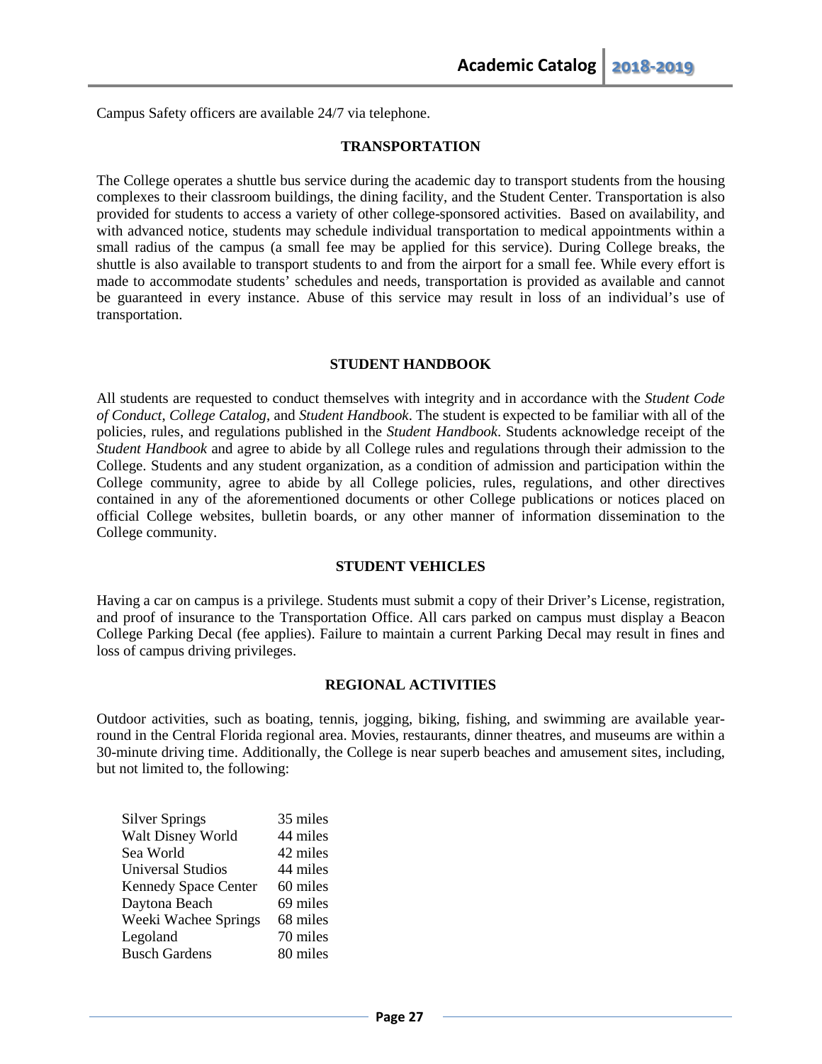Campus Safety officers are available 24/7 via telephone.

## TRANSPORTATION

The College operates a shuttle bus service during the academic day to transport students from the housing complexes to their classroom buildings, the dining facility, and the Student Center. Transportation is also provided for students to access a variety of other college-sponsored activities. Based on availability, and with advanced notice, students may schedule individual transportation to medical appointments within a small radius of the campus (a small fee may be applied for this service). During College breaks, the shuttle is also available to transport students to and from the airport for a small fee. While every effort is made to accommodate students' schedules and needs, transportation is provided as available and cannot be guaranteed in every instance. Abuse of this service may result in loss of an individual's use of transportation.

## STUDENT HANDBOOK

All students are requested to conduct themselves with integrity and in accordance with the *Student Code of Conduct*, *College Catalog*, and *Student Handbook*. The student is expected to be familiar with all of the policies, rules, and regulations published in the *Student Handbook*. Students acknowledge receipt of the *Student Handbook* and agree to abide by all College rules and regulations through their admission to the College. Students and any student organization, as a condition of admission and participation within the College community, agree to abide by all College policies, rules, regulations, and other directives contained in any of the aforementioned documents or other College publications or notices placed on official College websites, bulletin boards, or any other manner of information dissemination to the College community.

## STUDENT VEHICLES

Having a car on campus is a privilege. Students must submit a copy of their Driver's License, registration, and proof of insurance to the Transportation Office. All cars parked on campus must display a Beacon College Parking Decal (fee applies). Failure to maintain a current Parking Decal may result in fines and loss of campus driving privileges.

## REGIONAL ACTIVITIES

Outdoor activities, such as boating, tennis, jogging, biking, fishing, and swimming are available year-round in the Central Florida regional area. Movies, restaurants, dinner theatres, and museums are within a 30-minute driving time. Additionally, the College is near superb beaches and amusement sites, including, but not limited to, the following:

| | |
|---|---|
| Silver Springs | 35 miles |
| Walt Disney World | 44 miles |
| Sea World | 42 miles |
| Universal Studios | 44 miles |
| Kennedy Space Center | 60 miles |
| Daytona Beach | 69 miles |
| Weeki Wachee Springs | 68 miles |
| Legoland | 70 miles |
| Busch Gardens | 80 miles |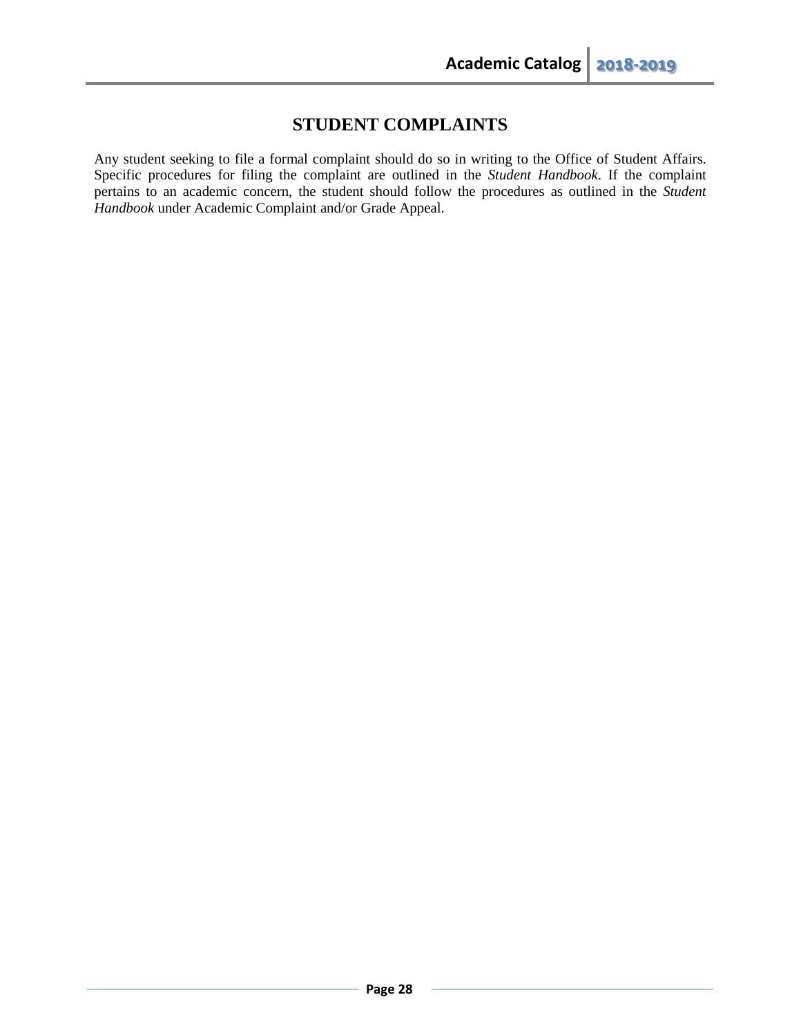# STUDENT COMPLAINTS

Any student seeking to file a formal complaint should do so in writing to the Office of Student Affairs. Specific procedures for filing the complaint are outlined in the *Student Handbook*. If the complaint pertains to an academic concern, the student should follow the procedures as outlined in the *Student Handbook* under Academic Complaint and/or Grade Appeal.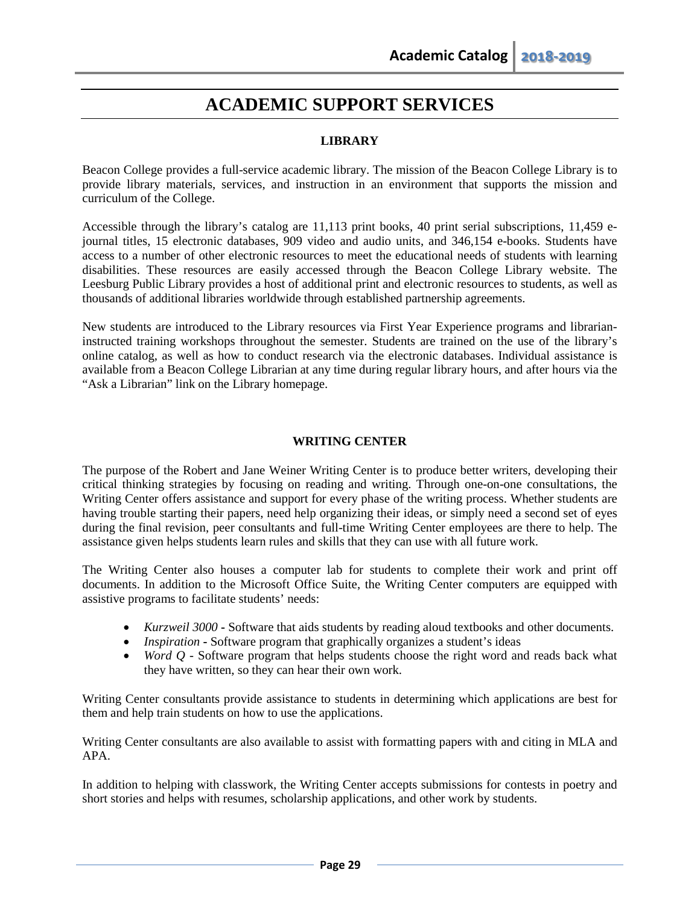# ACADEMIC SUPPORT SERVICES

## LIBRARY

Beacon College provides a full-service academic library. The mission of the Beacon College Library is to provide library materials, services, and instruction in an environment that supports the mission and curriculum of the College.

Accessible through the library's catalog are 11,113 print books, 40 print serial subscriptions, 11,459 e-journal titles, 15 electronic databases, 909 video and audio units, and 346,154 e-books. Students have access to a number of other electronic resources to meet the educational needs of students with learning disabilities. These resources are easily accessed through the Beacon College Library website. The Leesburg Public Library provides a host of additional print and electronic resources to students, as well as thousands of additional libraries worldwide through established partnership agreements.

New students are introduced to the Library resources via First Year Experience programs and librarian-instructed training workshops throughout the semester. Students are trained on the use of the library's online catalog, as well as how to conduct research via the electronic databases. Individual assistance is available from a Beacon College Librarian at any time during regular library hours, and after hours via the "Ask a Librarian" link on the Library homepage.

## WRITING CENTER

The purpose of the Robert and Jane Weiner Writing Center is to produce better writers, developing their critical thinking strategies by focusing on reading and writing. Through one-on-one consultations, the Writing Center offers assistance and support for every phase of the writing process. Whether students are having trouble starting their papers, need help organizing their ideas, or simply need a second set of eyes during the final revision, peer consultants and full-time Writing Center employees are there to help. The assistance given helps students learn rules and skills that they can use with all future work.

The Writing Center also houses a computer lab for students to complete their work and print off documents. In addition to the Microsoft Office Suite, the Writing Center computers are equipped with assistive programs to facilitate students' needs:

- *Kurzweil 3000* - Software that aids students by reading aloud textbooks and other documents.
- *Inspiration* - Software program that graphically organizes a student's ideas
- *Word Q* - Software program that helps students choose the right word and reads back what they have written, so they can hear their own work.

Writing Center consultants provide assistance to students in determining which applications are best for them and help train students on how to use the applications.

Writing Center consultants are also available to assist with formatting papers with and citing in MLA and APA.

In addition to helping with classwork, the Writing Center accepts submissions for contests in poetry and short stories and helps with resumes, scholarship applications, and other work by students.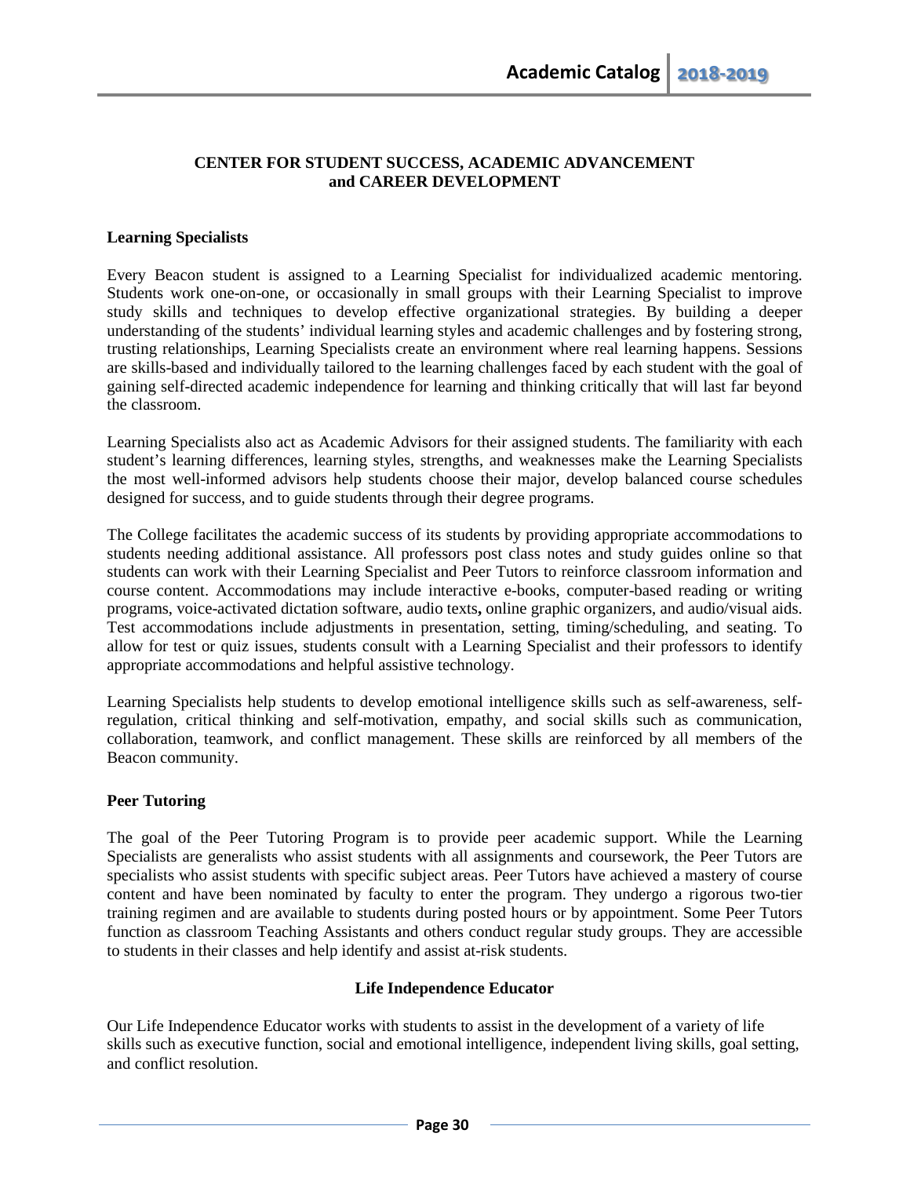# CENTER FOR STUDENT SUCCESS, ACADEMIC ADVANCEMENT and CAREER DEVELOPMENT

## Learning Specialists

Every Beacon student is assigned to a Learning Specialist for individualized academic mentoring. Students work one-on-one, or occasionally in small groups with their Learning Specialist to improve study skills and techniques to develop effective organizational strategies. By building a deeper understanding of the students' individual learning styles and academic challenges and by fostering strong, trusting relationships, Learning Specialists create an environment where real learning happens. Sessions are skills-based and individually tailored to the learning challenges faced by each student with the goal of gaining self-directed academic independence for learning and thinking critically that will last far beyond the classroom.

Learning Specialists also act as Academic Advisors for their assigned students. The familiarity with each student's learning differences, learning styles, strengths, and weaknesses make the Learning Specialists the most well-informed advisors help students choose their major, develop balanced course schedules designed for success, and to guide students through their degree programs.

The College facilitates the academic success of its students by providing appropriate accommodations to students needing additional assistance. All professors post class notes and study guides online so that students can work with their Learning Specialist and Peer Tutors to reinforce classroom information and course content. Accommodations may include interactive e-books, computer-based reading or writing programs, voice-activated dictation software, audio texts**,** online graphic organizers, and audio/visual aids. Test accommodations include adjustments in presentation, setting, timing/scheduling, and seating. To allow for test or quiz issues, students consult with a Learning Specialist and their professors to identify appropriate accommodations and helpful assistive technology.

Learning Specialists help students to develop emotional intelligence skills such as self-awareness, self-regulation, critical thinking and self-motivation, empathy, and social skills such as communication, collaboration, teamwork, and conflict management. These skills are reinforced by all members of the Beacon community.

## Peer Tutoring

The goal of the Peer Tutoring Program is to provide peer academic support. While the Learning Specialists are generalists who assist students with all assignments and coursework, the Peer Tutors are specialists who assist students with specific subject areas. Peer Tutors have achieved a mastery of course content and have been nominated by faculty to enter the program. They undergo a rigorous two-tier training regimen and are available to students during posted hours or by appointment. Some Peer Tutors function as classroom Teaching Assistants and others conduct regular study groups. They are accessible to students in their classes and help identify and assist at-risk students.

## Life Independence Educator

Our Life Independence Educator works with students to assist in the development of a variety of life skills such as executive function, social and emotional intelligence, independent living skills, goal setting, and conflict resolution.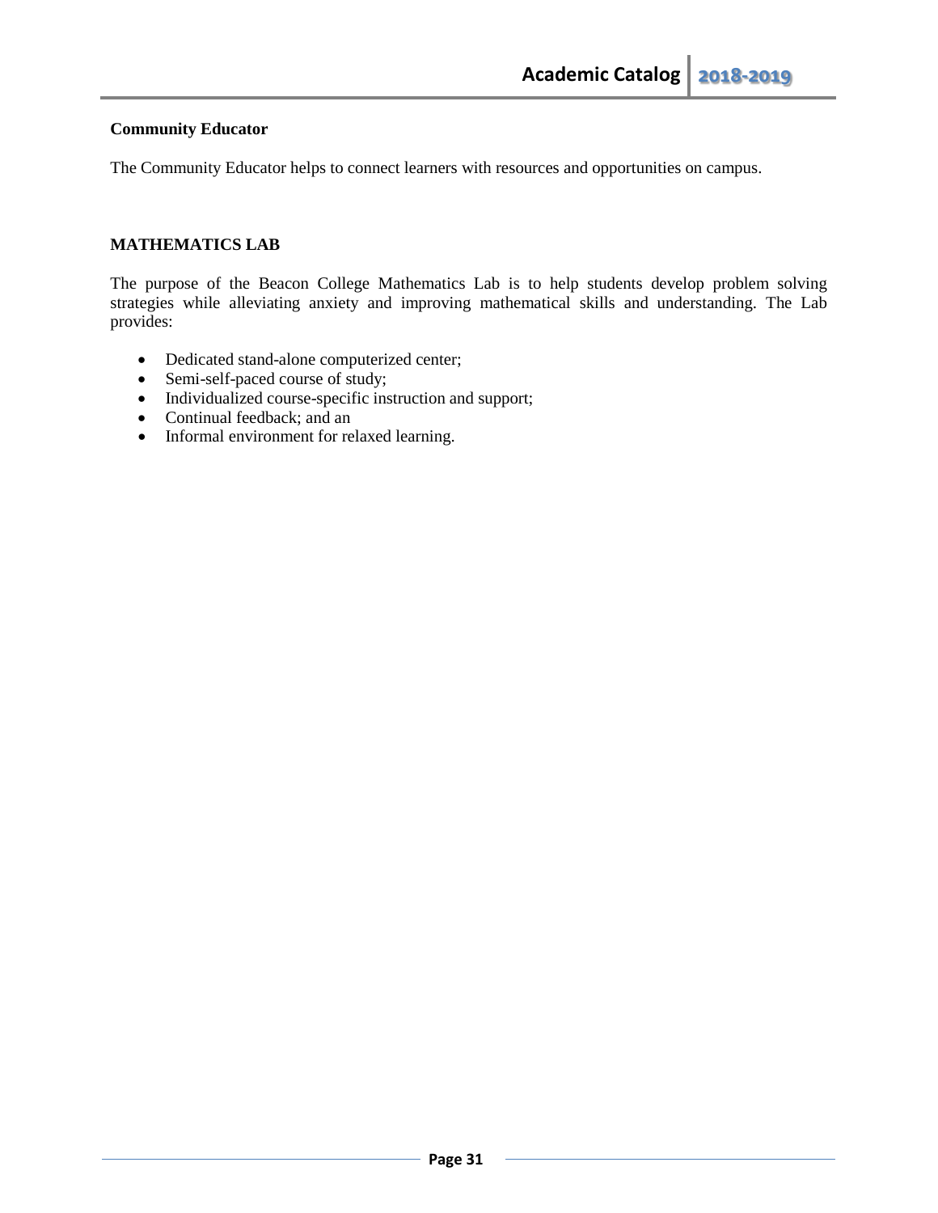**Community Educator**

The Community Educator helps to connect learners with resources and opportunities on campus.

## MATHEMATICS LAB

The purpose of the Beacon College Mathematics Lab is to help students develop problem solving strategies while alleviating anxiety and improving mathematical skills and understanding. The Lab provides:

- Dedicated stand-alone computerized center;
- Semi-self-paced course of study;
- Individualized course-specific instruction and support;
- Continual feedback; and an
- Informal environment for relaxed learning.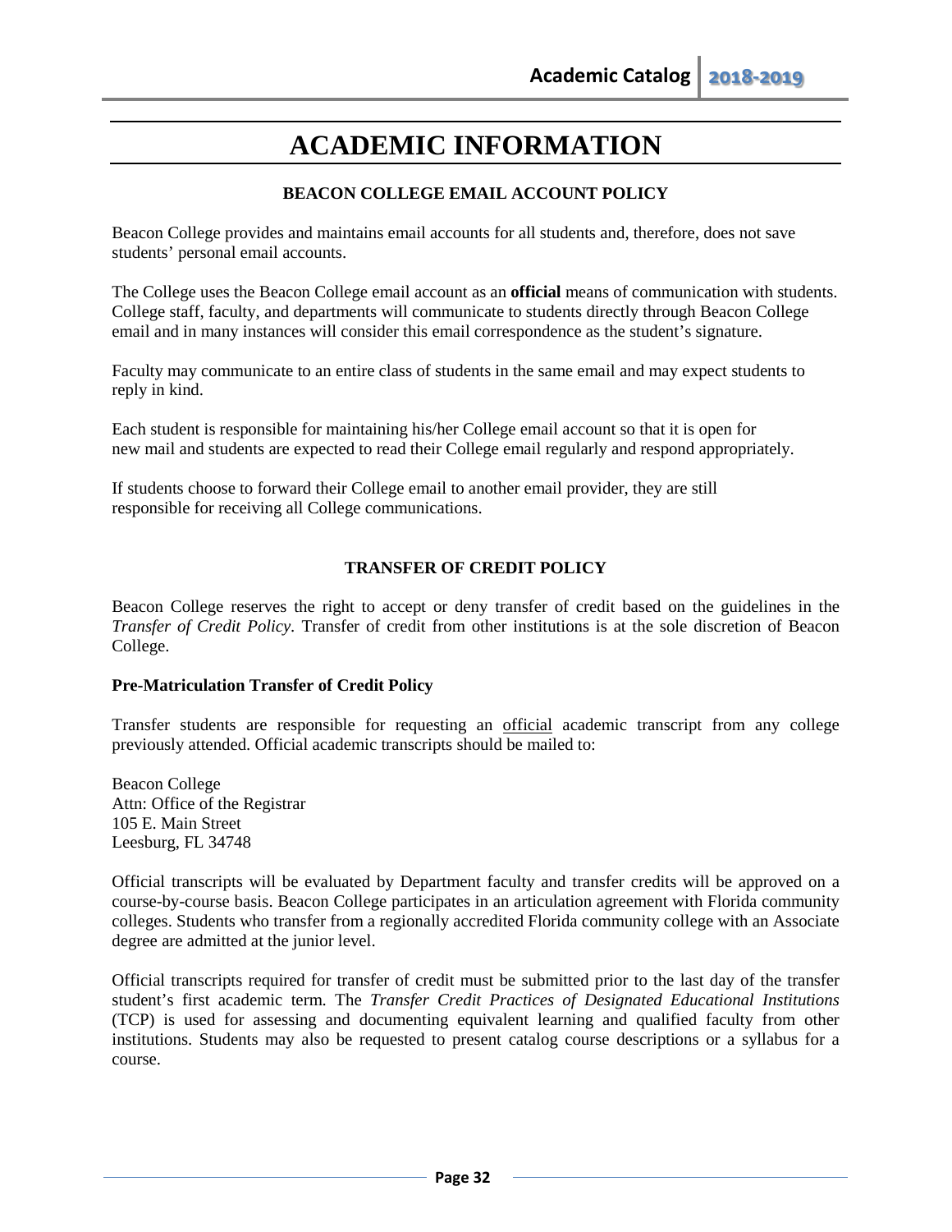# ACADEMIC INFORMATION

## BEACON COLLEGE EMAIL ACCOUNT POLICY

Beacon College provides and maintains email accounts for all students and, therefore, does not save students' personal email accounts.

The College uses the Beacon College email account as an **official** means of communication with students. College staff, faculty, and departments will communicate to students directly through Beacon College email and in many instances will consider this email correspondence as the student's signature.

Faculty may communicate to an entire class of students in the same email and may expect students to reply in kind.

Each student is responsible for maintaining his/her College email account so that it is open for new mail and students are expected to read their College email regularly and respond appropriately.

If students choose to forward their College email to another email provider, they are still responsible for receiving all College communications.

## TRANSFER OF CREDIT POLICY

Beacon College reserves the right to accept or deny transfer of credit based on the guidelines in the *Transfer of Credit Policy*. Transfer of credit from other institutions is at the sole discretion of Beacon College.

### Pre-Matriculation Transfer of Credit Policy

Transfer students are responsible for requesting an official academic transcript from any college previously attended. Official academic transcripts should be mailed to:

Beacon College  
Attn: Office of the Registrar  
105 E. Main Street  
Leesburg, FL 34748

Official transcripts will be evaluated by Department faculty and transfer credits will be approved on a course-by-course basis. Beacon College participates in an articulation agreement with Florida community colleges. Students who transfer from a regionally accredited Florida community college with an Associate degree are admitted at the junior level.

Official transcripts required for transfer of credit must be submitted prior to the last day of the transfer student's first academic term. The *Transfer Credit Practices of Designated Educational Institutions* (TCP) is used for assessing and documenting equivalent learning and qualified faculty from other institutions. Students may also be requested to present catalog course descriptions or a syllabus for a course.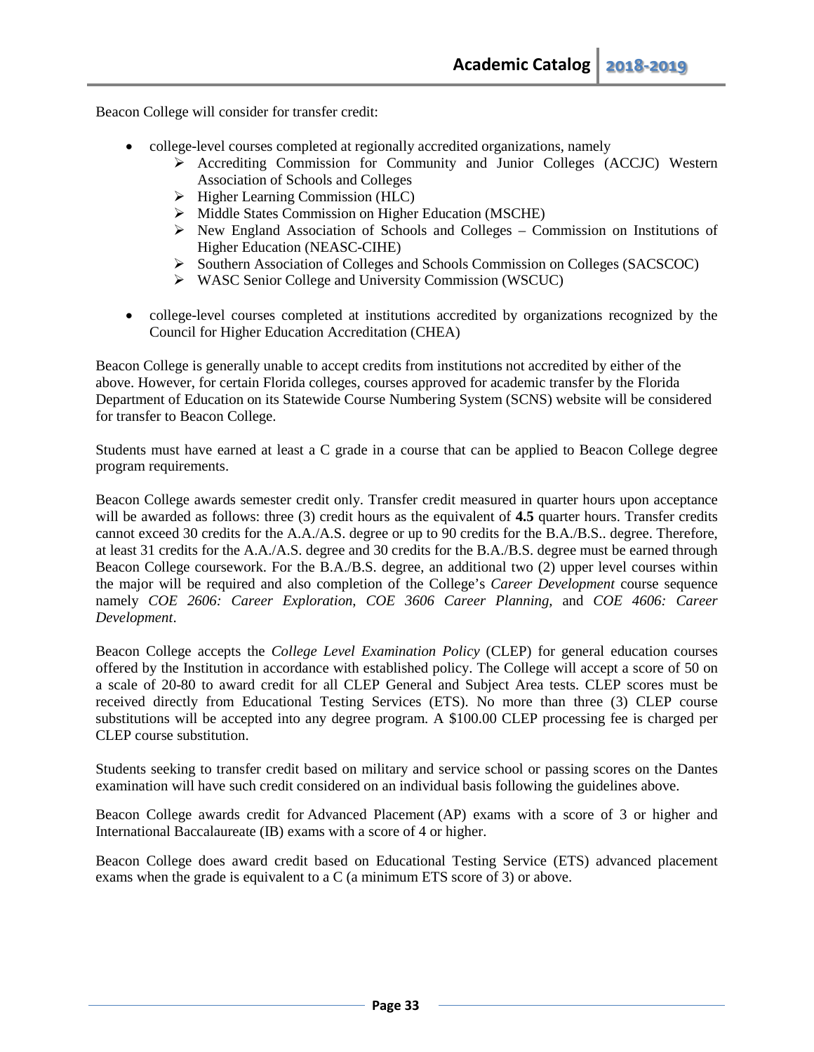Beacon College will consider for transfer credit:

- college-level courses completed at regionally accredited organizations, namely
  - Accrediting Commission for Community and Junior Colleges (ACCJC) Western Association of Schools and Colleges
  - Higher Learning Commission (HLC)
  - Middle States Commission on Higher Education (MSCHE)
  - New England Association of Schools and Colleges – Commission on Institutions of Higher Education (NEASC-CIHE)
  - Southern Association of Colleges and Schools Commission on Colleges (SACSCOC)
  - WASC Senior College and University Commission (WSCUC)
- college-level courses completed at institutions accredited by organizations recognized by the Council for Higher Education Accreditation (CHEA)

Beacon College is generally unable to accept credits from institutions not accredited by either of the above. However, for certain Florida colleges, courses approved for academic transfer by the Florida Department of Education on its Statewide Course Numbering System (SCNS) website will be considered for transfer to Beacon College.

Students must have earned at least a C grade in a course that can be applied to Beacon College degree program requirements.

Beacon College awards semester credit only. Transfer credit measured in quarter hours upon acceptance will be awarded as follows: three (3) credit hours as the equivalent of **4.5** quarter hours. Transfer credits cannot exceed 30 credits for the A.A./A.S. degree or up to 90 credits for the B.A./B.S.. degree. Therefore, at least 31 credits for the A.A./A.S. degree and 30 credits for the B.A./B.S. degree must be earned through Beacon College coursework. For the B.A./B.S. degree, an additional two (2) upper level courses within the major will be required and also completion of the College's *Career Development* course sequence namely *COE 2606: Career Exploration*, *COE 3606 Career Planning,* and *COE 4606: Career Development*.

Beacon College accepts the *College Level Examination Policy* (CLEP) for general education courses offered by the Institution in accordance with established policy. The College will accept a score of 50 on a scale of 20-80 to award credit for all CLEP General and Subject Area tests. CLEP scores must be received directly from Educational Testing Services (ETS). No more than three (3) CLEP course substitutions will be accepted into any degree program. A $100.00 CLEP processing fee is charged per CLEP course substitution.

Students seeking to transfer credit based on military and service school or passing scores on the Dantes examination will have such credit considered on an individual basis following the guidelines above.

Beacon College awards credit for Advanced Placement (AP) exams with a score of 3 or higher and International Baccalaureate (IB) exams with a score of 4 or higher.

Beacon College does award credit based on Educational Testing Service (ETS) advanced placement exams when the grade is equivalent to a C (a minimum ETS score of 3) or above.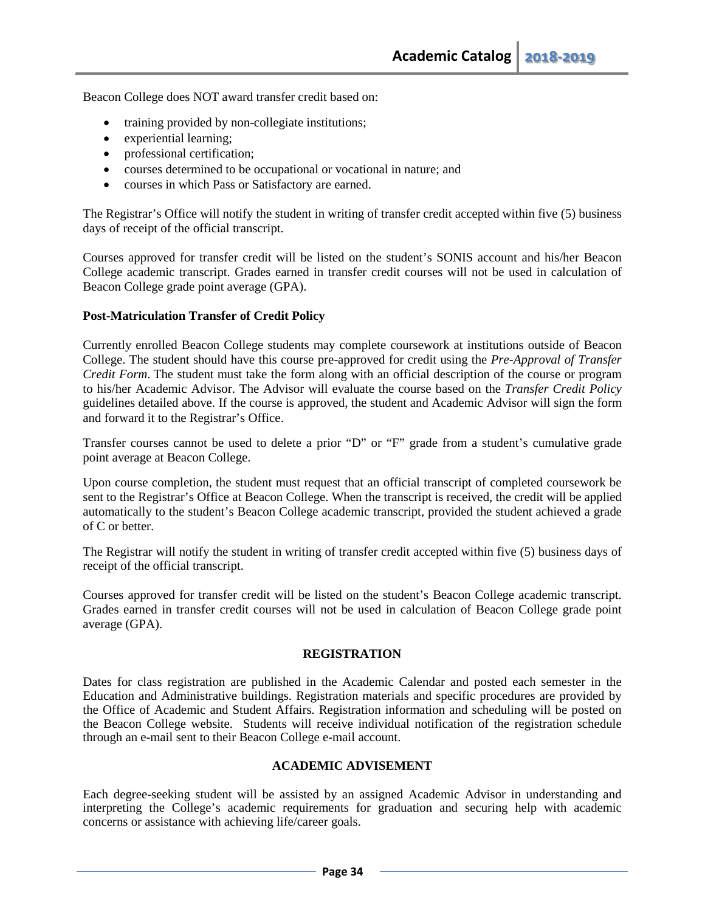Beacon College does NOT award transfer credit based on:

- training provided by non-collegiate institutions;
- experiential learning;
- professional certification;
- courses determined to be occupational or vocational in nature; and
- courses in which Pass or Satisfactory are earned.

The Registrar's Office will notify the student in writing of transfer credit accepted within five (5) business days of receipt of the official transcript.

Courses approved for transfer credit will be listed on the student's SONIS account and his/her Beacon College academic transcript. Grades earned in transfer credit courses will not be used in calculation of Beacon College grade point average (GPA).

**Post-Matriculation Transfer of Credit Policy**

Currently enrolled Beacon College students may complete coursework at institutions outside of Beacon College. The student should have this course pre-approved for credit using the *Pre-Approval of Transfer Credit Form*. The student must take the form along with an official description of the course or program to his/her Academic Advisor. The Advisor will evaluate the course based on the *Transfer Credit Policy* guidelines detailed above. If the course is approved, the student and Academic Advisor will sign the form and forward it to the Registrar's Office.

Transfer courses cannot be used to delete a prior "D" or "F" grade from a student's cumulative grade point average at Beacon College.

Upon course completion, the student must request that an official transcript of completed coursework be sent to the Registrar's Office at Beacon College. When the transcript is received, the credit will be applied automatically to the student's Beacon College academic transcript, provided the student achieved a grade of C or better.

The Registrar will notify the student in writing of transfer credit accepted within five (5) business days of receipt of the official transcript.

Courses approved for transfer credit will be listed on the student's Beacon College academic transcript. Grades earned in transfer credit courses will not be used in calculation of Beacon College grade point average (GPA).

## REGISTRATION

Dates for class registration are published in the Academic Calendar and posted each semester in the Education and Administrative buildings. Registration materials and specific procedures are provided by the Office of Academic and Student Affairs. Registration information and scheduling will be posted on the Beacon College website. Students will receive individual notification of the registration schedule through an e-mail sent to their Beacon College e-mail account.

## ACADEMIC ADVISEMENT

Each degree-seeking student will be assisted by an assigned Academic Advisor in understanding and interpreting the College's academic requirements for graduation and securing help with academic concerns or assistance with achieving life/career goals.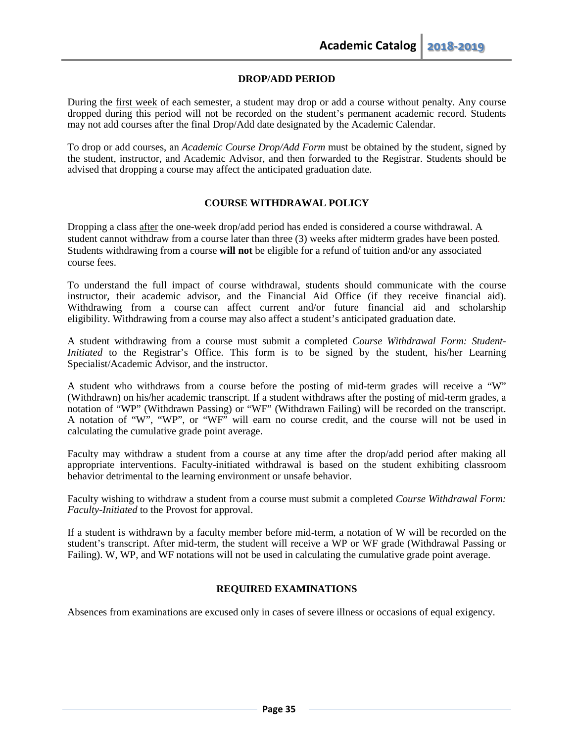## DROP/ADD PERIOD

During the first week of each semester, a student may drop or add a course without penalty. Any course dropped during this period will not be recorded on the student's permanent academic record. Students may not add courses after the final Drop/Add date designated by the Academic Calendar.

To drop or add courses, an *Academic Course Drop/Add Form* must be obtained by the student, signed by the student, instructor, and Academic Advisor, and then forwarded to the Registrar. Students should be advised that dropping a course may affect the anticipated graduation date.

## COURSE WITHDRAWAL POLICY

Dropping a class after the one-week drop/add period has ended is considered a course withdrawal. A student cannot withdraw from a course later than three (3) weeks after midterm grades have been posted. Students withdrawing from a course **will not** be eligible for a refund of tuition and/or any associated course fees.

To understand the full impact of course withdrawal, students should communicate with the course instructor, their academic advisor, and the Financial Aid Office (if they receive financial aid). Withdrawing from a course can affect current and/or future financial aid and scholarship eligibility. Withdrawing from a course may also affect a student's anticipated graduation date.

A student withdrawing from a course must submit a completed *Course Withdrawal Form: Student-Initiated* to the Registrar's Office. This form is to be signed by the student, his/her Learning Specialist/Academic Advisor, and the instructor.

A student who withdraws from a course before the posting of mid-term grades will receive a "W" (Withdrawn) on his/her academic transcript. If a student withdraws after the posting of mid-term grades, a notation of "WP" (Withdrawn Passing) or "WF" (Withdrawn Failing) will be recorded on the transcript. A notation of "W", "WP", or "WF" will earn no course credit, and the course will not be used in calculating the cumulative grade point average.

Faculty may withdraw a student from a course at any time after the drop/add period after making all appropriate interventions. Faculty-initiated withdrawal is based on the student exhibiting classroom behavior detrimental to the learning environment or unsafe behavior.

Faculty wishing to withdraw a student from a course must submit a completed *Course Withdrawal Form: Faculty-Initiated* to the Provost for approval.

If a student is withdrawn by a faculty member before mid-term, a notation of W will be recorded on the student's transcript. After mid-term, the student will receive a WP or WF grade (Withdrawal Passing or Failing). W, WP, and WF notations will not be used in calculating the cumulative grade point average.

## REQUIRED EXAMINATIONS

Absences from examinations are excused only in cases of severe illness or occasions of equal exigency.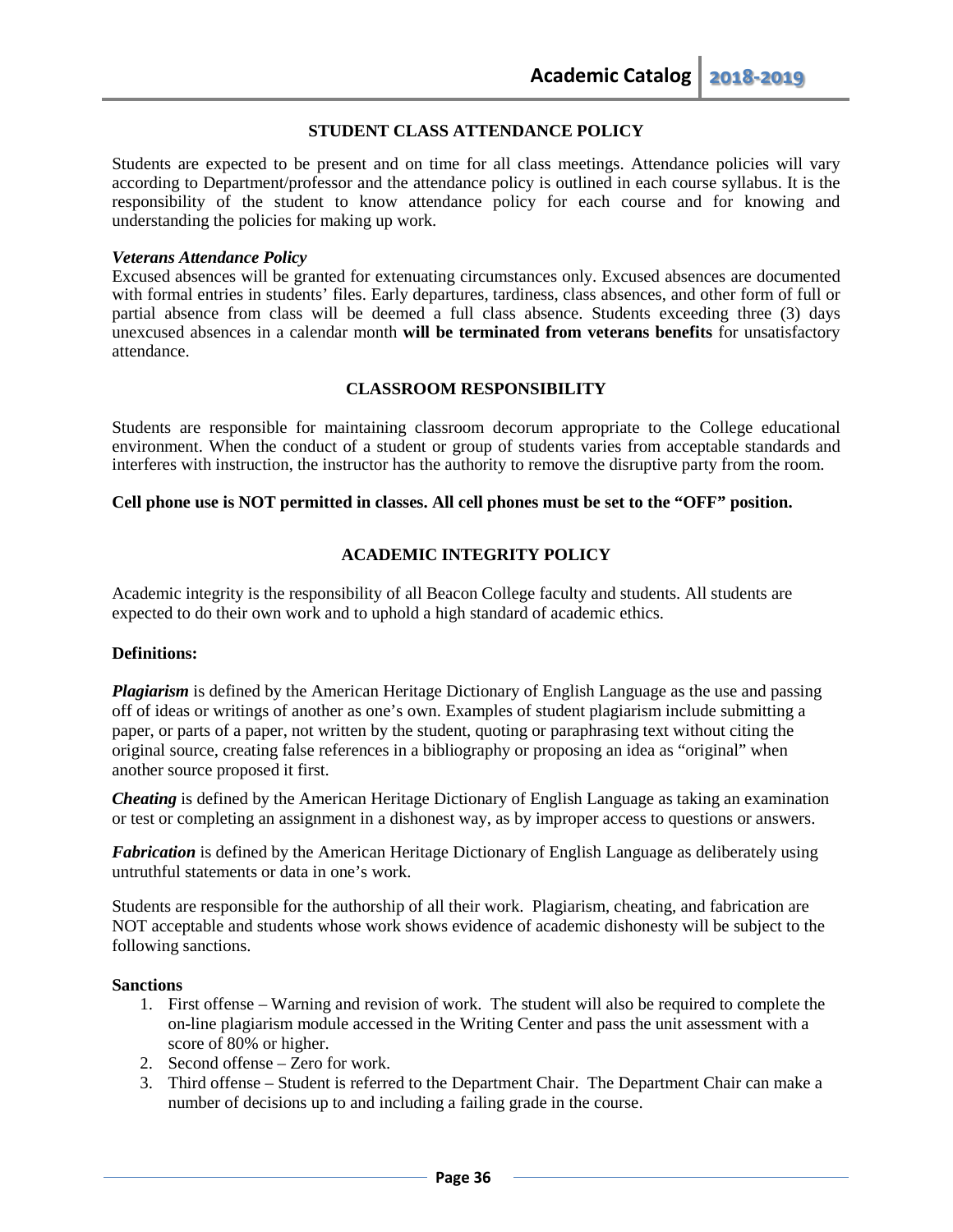## STUDENT CLASS ATTENDANCE POLICY

Students are expected to be present and on time for all class meetings. Attendance policies will vary according to Department/professor and the attendance policy is outlined in each course syllabus. It is the responsibility of the student to know attendance policy for each course and for knowing and understanding the policies for making up work.

***Veterans Attendance Policy***

Excused absences will be granted for extenuating circumstances only. Excused absences are documented with formal entries in students' files. Early departures, tardiness, class absences, and other form of full or partial absence from class will be deemed a full class absence. Students exceeding three (3) days unexcused absences in a calendar month **will be terminated from veterans benefits** for unsatisfactory attendance.

## CLASSROOM RESPONSIBILITY

Students are responsible for maintaining classroom decorum appropriate to the College educational environment. When the conduct of a student or group of students varies from acceptable standards and interferes with instruction, the instructor has the authority to remove the disruptive party from the room.

**Cell phone use is NOT permitted in classes. All cell phones must be set to the "OFF" position.**

## ACADEMIC INTEGRITY POLICY

Academic integrity is the responsibility of all Beacon College faculty and students. All students are expected to do their own work and to uphold a high standard of academic ethics.

**Definitions:**

***Plagiarism*** is defined by the American Heritage Dictionary of English Language as the use and passing off of ideas or writings of another as one's own. Examples of student plagiarism include submitting a paper, or parts of a paper, not written by the student, quoting or paraphrasing text without citing the original source, creating false references in a bibliography or proposing an idea as "original" when another source proposed it first.

***Cheating*** is defined by the American Heritage Dictionary of English Language as taking an examination or test or completing an assignment in a dishonest way, as by improper access to questions or answers.

***Fabrication*** is defined by the American Heritage Dictionary of English Language as deliberately using untruthful statements or data in one's work.

Students are responsible for the authorship of all their work. Plagiarism, cheating, and fabrication are NOT acceptable and students whose work shows evidence of academic dishonesty will be subject to the following sanctions.

**Sanctions**

1. First offense – Warning and revision of work. The student will also be required to complete the on-line plagiarism module accessed in the Writing Center and pass the unit assessment with a score of 80% or higher.
2. Second offense – Zero for work.
3. Third offense – Student is referred to the Department Chair. The Department Chair can make a number of decisions up to and including a failing grade in the course.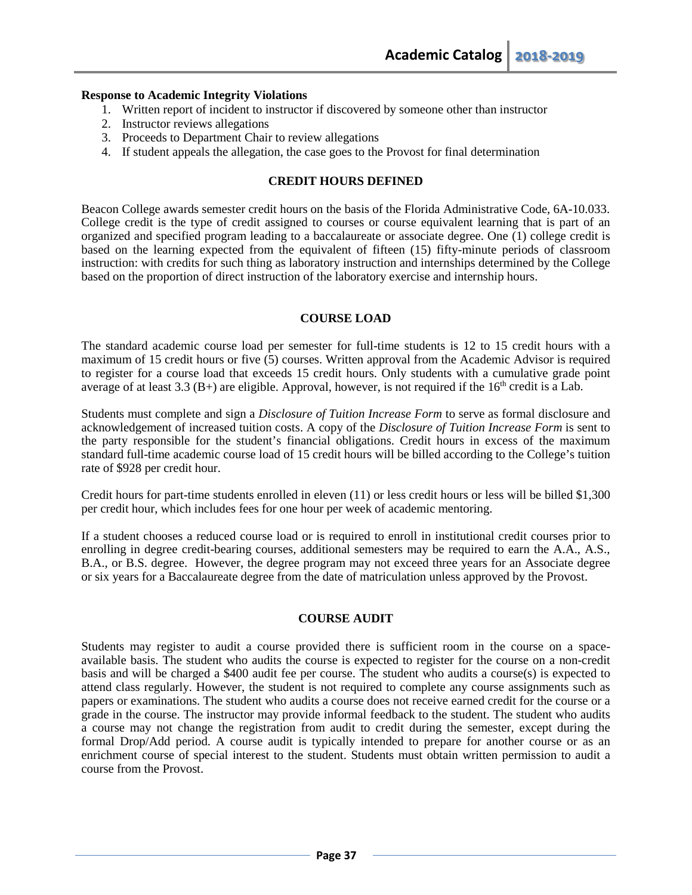**Response to Academic Integrity Violations**

1. Written report of incident to instructor if discovered by someone other than instructor
2. Instructor reviews allegations
3. Proceeds to Department Chair to review allegations
4. If student appeals the allegation, the case goes to the Provost for final determination

## CREDIT HOURS DEFINED

Beacon College awards semester credit hours on the basis of the Florida Administrative Code, 6A-10.033. College credit is the type of credit assigned to courses or course equivalent learning that is part of an organized and specified program leading to a baccalaureate or associate degree. One (1) college credit is based on the learning expected from the equivalent of fifteen (15) fifty-minute periods of classroom instruction: with credits for such thing as laboratory instruction and internships determined by the College based on the proportion of direct instruction of the laboratory exercise and internship hours.

## COURSE LOAD

The standard academic course load per semester for full-time students is 12 to 15 credit hours with a maximum of 15 credit hours or five (5) courses. Written approval from the Academic Advisor is required to register for a course load that exceeds 15 credit hours. Only students with a cumulative grade point average of at least 3.3 (B+) are eligible. Approval, however, is not required if the 16th credit is a Lab.

Students must complete and sign a *Disclosure of Tuition Increase Form* to serve as formal disclosure and acknowledgement of increased tuition costs. A copy of the *Disclosure of Tuition Increase Form* is sent to the party responsible for the student's financial obligations. Credit hours in excess of the maximum standard full-time academic course load of 15 credit hours will be billed according to the College's tuition rate of $928 per credit hour.

Credit hours for part-time students enrolled in eleven (11) or less credit hours or less will be billed $1,300 per credit hour, which includes fees for one hour per week of academic mentoring.

If a student chooses a reduced course load or is required to enroll in institutional credit courses prior to enrolling in degree credit-bearing courses, additional semesters may be required to earn the A.A., A.S., B.A., or B.S. degree. However, the degree program may not exceed three years for an Associate degree or six years for a Baccalaureate degree from the date of matriculation unless approved by the Provost.

## COURSE AUDIT

Students may register to audit a course provided there is sufficient room in the course on a space-available basis. The student who audits the course is expected to register for the course on a non-credit basis and will be charged a $400 audit fee per course. The student who audits a course(s) is expected to attend class regularly. However, the student is not required to complete any course assignments such as papers or examinations. The student who audits a course does not receive earned credit for the course or a grade in the course. The instructor may provide informal feedback to the student. The student who audits a course may not change the registration from audit to credit during the semester, except during the formal Drop/Add period. A course audit is typically intended to prepare for another course or as an enrichment course of special interest to the student. Students must obtain written permission to audit a course from the Provost.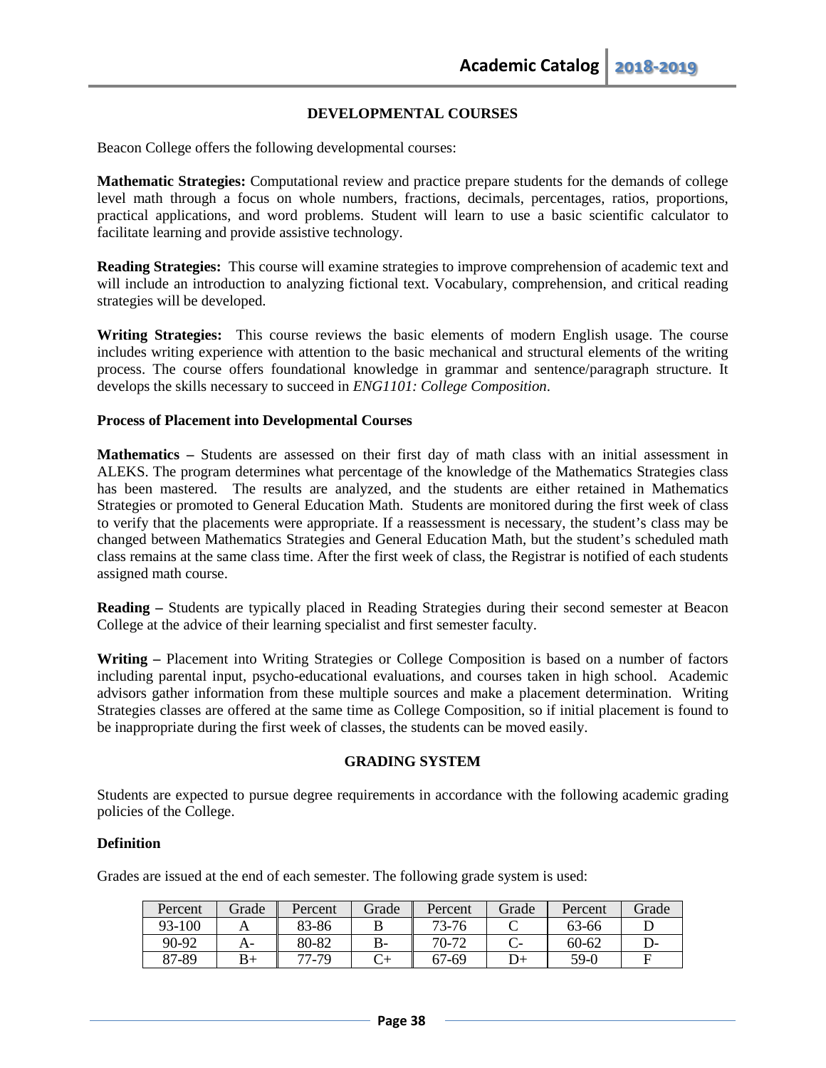## DEVELOPMENTAL COURSES

Beacon College offers the following developmental courses:

**Mathematic Strategies:** Computational review and practice prepare students for the demands of college level math through a focus on whole numbers, fractions, decimals, percentages, ratios, proportions, practical applications, and word problems. Student will learn to use a basic scientific calculator to facilitate learning and provide assistive technology.

**Reading Strategies:** This course will examine strategies to improve comprehension of academic text and will include an introduction to analyzing fictional text. Vocabulary, comprehension, and critical reading strategies will be developed.

**Writing Strategies:** This course reviews the basic elements of modern English usage. The course includes writing experience with attention to the basic mechanical and structural elements of the writing process. The course offers foundational knowledge in grammar and sentence/paragraph structure. It develops the skills necessary to succeed in *ENG1101: College Composition*.

### Process of Placement into Developmental Courses

**Mathematics –** Students are assessed on their first day of math class with an initial assessment in ALEKS. The program determines what percentage of the knowledge of the Mathematics Strategies class has been mastered. The results are analyzed, and the students are either retained in Mathematics Strategies or promoted to General Education Math. Students are monitored during the first week of class to verify that the placements were appropriate. If a reassessment is necessary, the student's class may be changed between Mathematics Strategies and General Education Math, but the student's scheduled math class remains at the same class time. After the first week of class, the Registrar is notified of each students assigned math course.

**Reading –** Students are typically placed in Reading Strategies during their second semester at Beacon College at the advice of their learning specialist and first semester faculty.

**Writing –** Placement into Writing Strategies or College Composition is based on a number of factors including parental input, psycho-educational evaluations, and courses taken in high school. Academic advisors gather information from these multiple sources and make a placement determination. Writing Strategies classes are offered at the same time as College Composition, so if initial placement is found to be inappropriate during the first week of classes, the students can be moved easily.

## GRADING SYSTEM

Students are expected to pursue degree requirements in accordance with the following academic grading policies of the College.

### Definition

Grades are issued at the end of each semester. The following grade system is used:

| Percent | Grade | Percent | Grade | Percent | Grade | Percent | Grade |
|---|---|---|---|---|---|---|---|
| 93-100 | A | 83-86 | B | 73-76 | C | 63-66 | D |
| 90-92 | A- | 80-82 | B- | 70-72 | C- | 60-62 | D- |
| 87-89 | B+ | 77-79 | C+ | 67-69 | D+ | 59-0 | F |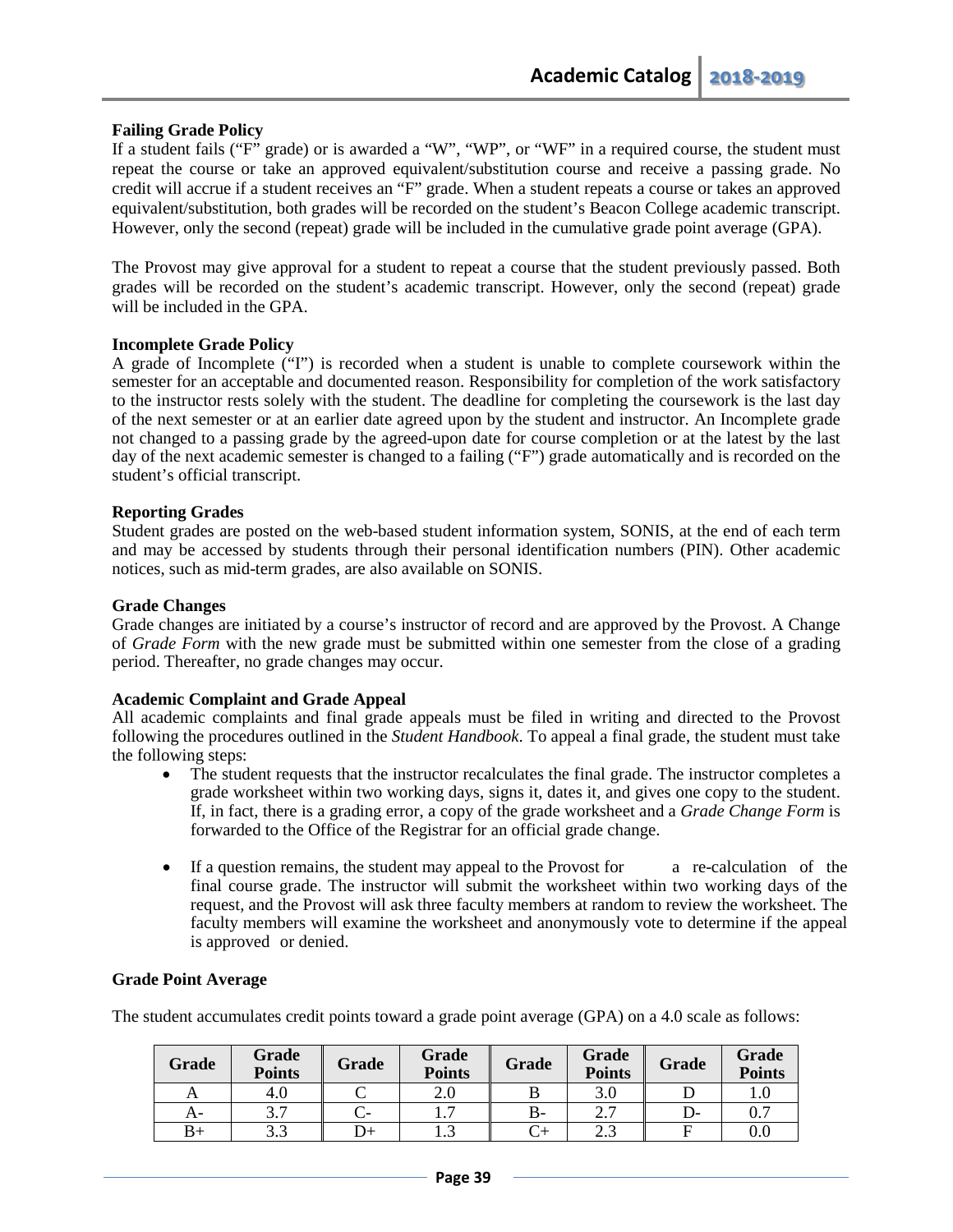### Failing Grade Policy

If a student fails ("F" grade) or is awarded a "W", "WP", or "WF" in a required course, the student must repeat the course or take an approved equivalent/substitution course and receive a passing grade. No credit will accrue if a student receives an "F" grade. When a student repeats a course or takes an approved equivalent/substitution, both grades will be recorded on the student's Beacon College academic transcript. However, only the second (repeat) grade will be included in the cumulative grade point average (GPA).

The Provost may give approval for a student to repeat a course that the student previously passed. Both grades will be recorded on the student's academic transcript. However, only the second (repeat) grade will be included in the GPA.

### Incomplete Grade Policy

A grade of Incomplete ("I") is recorded when a student is unable to complete coursework within the semester for an acceptable and documented reason. Responsibility for completion of the work satisfactory to the instructor rests solely with the student. The deadline for completing the coursework is the last day of the next semester or at an earlier date agreed upon by the student and instructor. An Incomplete grade not changed to a passing grade by the agreed-upon date for course completion or at the latest by the last day of the next academic semester is changed to a failing ("F") grade automatically and is recorded on the student's official transcript.

### Reporting Grades

Student grades are posted on the web-based student information system, SONIS, at the end of each term and may be accessed by students through their personal identification numbers (PIN). Other academic notices, such as mid-term grades, are also available on SONIS.

### Grade Changes

Grade changes are initiated by a course's instructor of record and are approved by the Provost. A Change of *Grade Form* with the new grade must be submitted within one semester from the close of a grading period. Thereafter, no grade changes may occur.

### Academic Complaint and Grade Appeal

All academic complaints and final grade appeals must be filed in writing and directed to the Provost following the procedures outlined in the *Student Handbook*. To appeal a final grade, the student must take the following steps:

- The student requests that the instructor recalculates the final grade. The instructor completes a grade worksheet within two working days, signs it, dates it, and gives one copy to the student. If, in fact, there is a grading error, a copy of the grade worksheet and a *Grade Change Form* is forwarded to the Office of the Registrar for an official grade change.

- If a question remains, the student may appeal to the Provost for a re-calculation of the final course grade. The instructor will submit the worksheet within two working days of the request, and the Provost will ask three faculty members at random to review the worksheet. The faculty members will examine the worksheet and anonymously vote to determine if the appeal is approved or denied.

### Grade Point Average

The student accumulates credit points toward a grade point average (GPA) on a 4.0 scale as follows:

| Grade | Grade Points | Grade | Grade Points | Grade | Grade Points | Grade | Grade Points |
|---|---|---|---|---|---|---|---|
| A | 4.0 | C | 2.0 | B | 3.0 | D | 1.0 |
| A- | 3.7 | C- | 1.7 | B- | 2.7 | D- | 0.7 |
| B+ | 3.3 | D+ | 1.3 | C+ | 2.3 | F | 0.0 |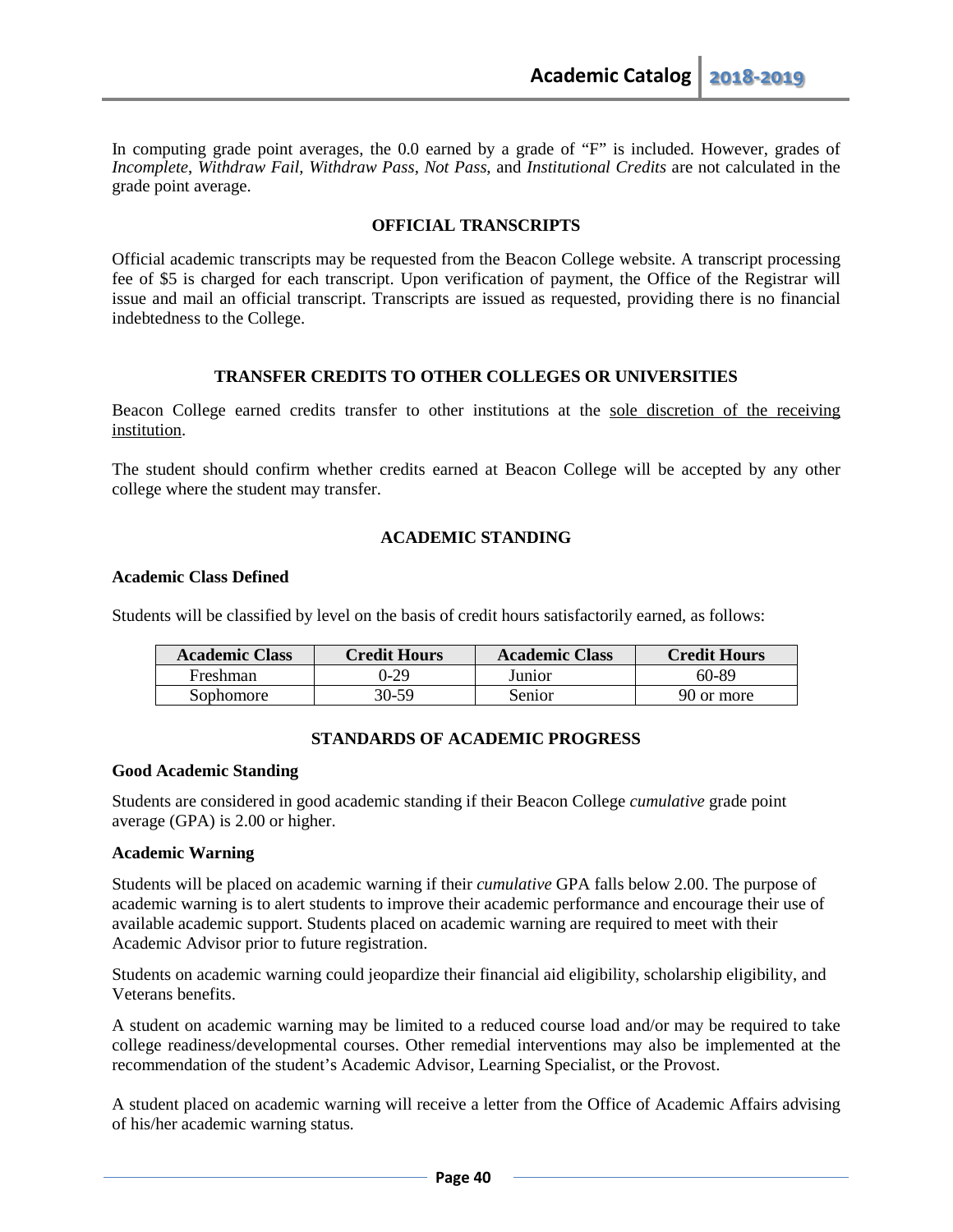In computing grade point averages, the 0.0 earned by a grade of "F" is included. However, grades of *Incomplete*, *Withdraw Fail*, *Withdraw Pass*, *Not Pass*, and *Institutional Credits* are not calculated in the grade point average.

## OFFICIAL TRANSCRIPTS

Official academic transcripts may be requested from the Beacon College website. A transcript processing fee of $5 is charged for each transcript. Upon verification of payment, the Office of the Registrar will issue and mail an official transcript. Transcripts are issued as requested, providing there is no financial indebtedness to the College.

## TRANSFER CREDITS TO OTHER COLLEGES OR UNIVERSITIES

Beacon College earned credits transfer to other institutions at the sole discretion of the receiving institution.

The student should confirm whether credits earned at Beacon College will be accepted by any other college where the student may transfer.

## ACADEMIC STANDING

### Academic Class Defined

Students will be classified by level on the basis of credit hours satisfactorily earned, as follows:

| Academic Class | Credit Hours | Academic Class | Credit Hours |
|---|---|---|---|
| Freshman | 0-29 | Junior | 60-89 |
| Sophomore | 30-59 | Senior | 90 or more |

## STANDARDS OF ACADEMIC PROGRESS

### Good Academic Standing

Students are considered in good academic standing if their Beacon College *cumulative* grade point average (GPA) is 2.00 or higher.

### Academic Warning

Students will be placed on academic warning if their *cumulative* GPA falls below 2.00. The purpose of academic warning is to alert students to improve their academic performance and encourage their use of available academic support. Students placed on academic warning are required to meet with their Academic Advisor prior to future registration.

Students on academic warning could jeopardize their financial aid eligibility, scholarship eligibility, and Veterans benefits.

A student on academic warning may be limited to a reduced course load and/or may be required to take college readiness/developmental courses. Other remedial interventions may also be implemented at the recommendation of the student's Academic Advisor, Learning Specialist, or the Provost.

A student placed on academic warning will receive a letter from the Office of Academic Affairs advising of his/her academic warning status.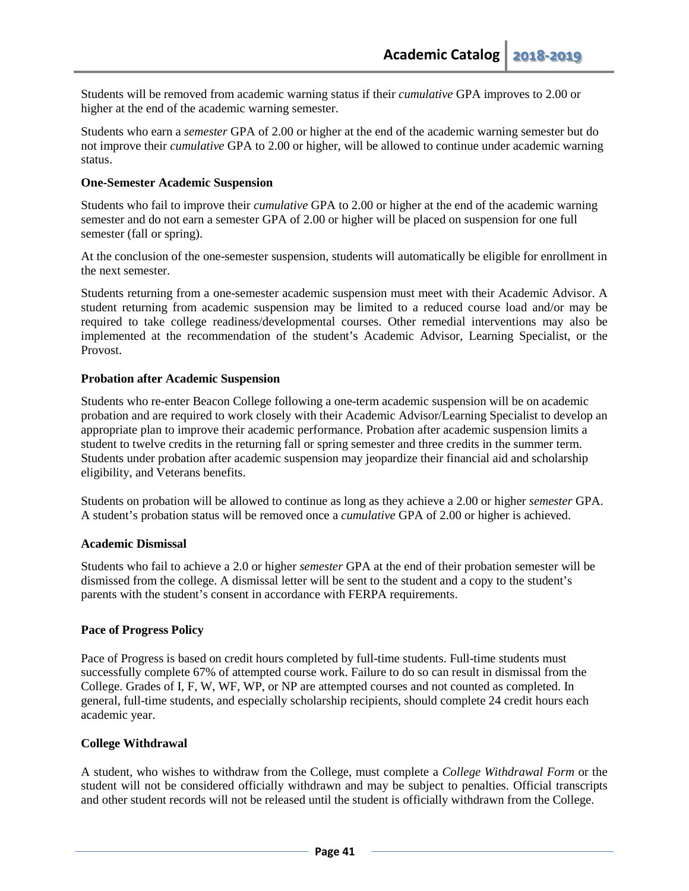Students will be removed from academic warning status if their *cumulative* GPA improves to 2.00 or higher at the end of the academic warning semester.

Students who earn a *semester* GPA of 2.00 or higher at the end of the academic warning semester but do not improve their *cumulative* GPA to 2.00 or higher, will be allowed to continue under academic warning status.

**One-Semester Academic Suspension**

Students who fail to improve their *cumulative* GPA to 2.00 or higher at the end of the academic warning semester and do not earn a semester GPA of 2.00 or higher will be placed on suspension for one full semester (fall or spring).

At the conclusion of the one-semester suspension, students will automatically be eligible for enrollment in the next semester.

Students returning from a one-semester academic suspension must meet with their Academic Advisor. A student returning from academic suspension may be limited to a reduced course load and/or may be required to take college readiness/developmental courses. Other remedial interventions may also be implemented at the recommendation of the student's Academic Advisor, Learning Specialist, or the Provost.

**Probation after Academic Suspension**

Students who re-enter Beacon College following a one-term academic suspension will be on academic probation and are required to work closely with their Academic Advisor/Learning Specialist to develop an appropriate plan to improve their academic performance. Probation after academic suspension limits a student to twelve credits in the returning fall or spring semester and three credits in the summer term. Students under probation after academic suspension may jeopardize their financial aid and scholarship eligibility, and Veterans benefits.

Students on probation will be allowed to continue as long as they achieve a 2.00 or higher *semester* GPA. A student's probation status will be removed once a *cumulative* GPA of 2.00 or higher is achieved.

**Academic Dismissal**

Students who fail to achieve a 2.0 or higher *semester* GPA at the end of their probation semester will be dismissed from the college. A dismissal letter will be sent to the student and a copy to the student's parents with the student's consent in accordance with FERPA requirements.

**Pace of Progress Policy**

Pace of Progress is based on credit hours completed by full-time students. Full-time students must successfully complete 67% of attempted course work. Failure to do so can result in dismissal from the College. Grades of I, F, W, WF, WP, or NP are attempted courses and not counted as completed. In general, full-time students, and especially scholarship recipients, should complete 24 credit hours each academic year.

**College Withdrawal**

A student, who wishes to withdraw from the College, must complete a *College Withdrawal Form* or the student will not be considered officially withdrawn and may be subject to penalties. Official transcripts and other student records will not be released until the student is officially withdrawn from the College.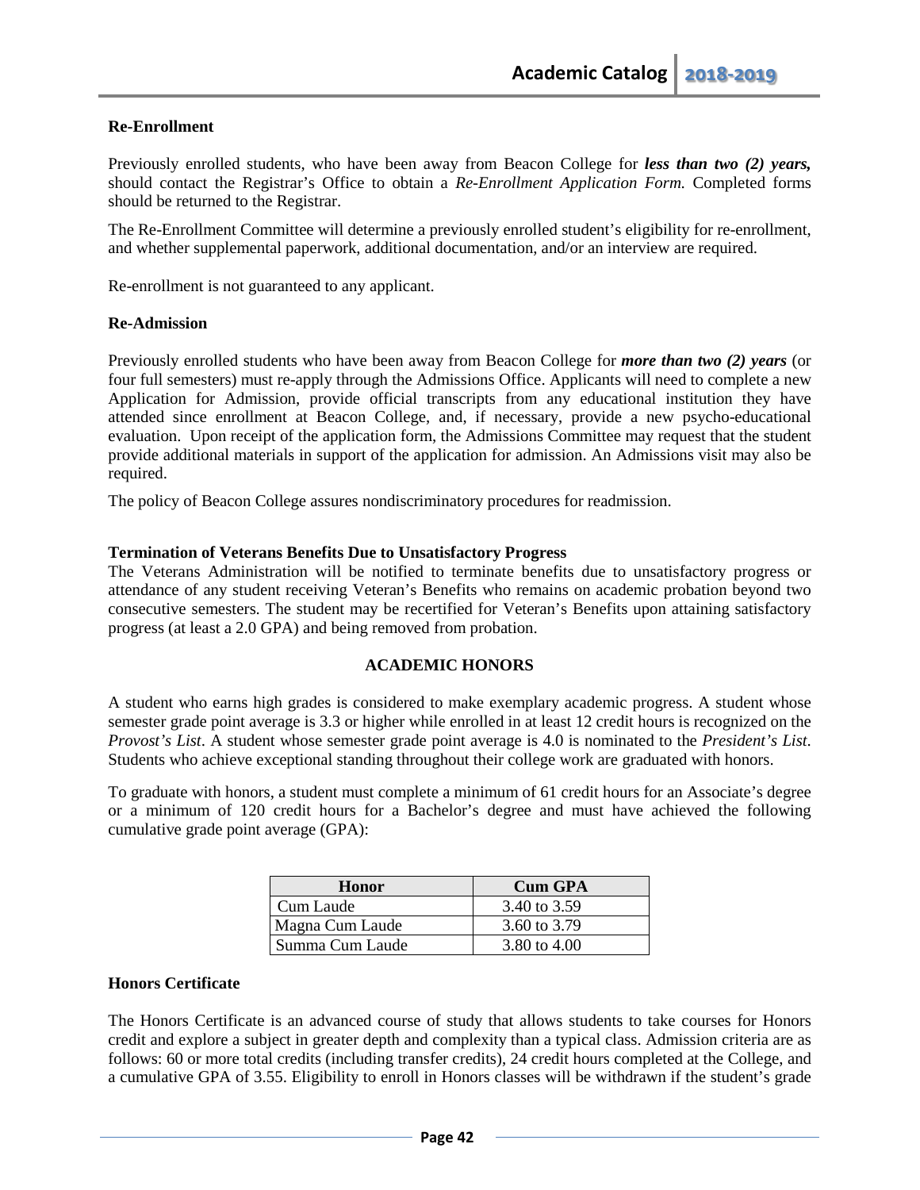**Re-Enrollment**

Previously enrolled students, who have been away from Beacon College for ***less than two (2) years,*** should contact the Registrar's Office to obtain a *Re-Enrollment Application Form.* Completed forms should be returned to the Registrar.

The Re-Enrollment Committee will determine a previously enrolled student's eligibility for re-enrollment, and whether supplemental paperwork, additional documentation, and/or an interview are required.

Re-enrollment is not guaranteed to any applicant.

**Re-Admission**

Previously enrolled students who have been away from Beacon College for ***more than two (2) years*** (or four full semesters) must re-apply through the Admissions Office. Applicants will need to complete a new Application for Admission, provide official transcripts from any educational institution they have attended since enrollment at Beacon College, and, if necessary, provide a new psycho-educational evaluation. Upon receipt of the application form, the Admissions Committee may request that the student provide additional materials in support of the application for admission. An Admissions visit may also be required.

The policy of Beacon College assures nondiscriminatory procedures for readmission.

**Termination of Veterans Benefits Due to Unsatisfactory Progress**

The Veterans Administration will be notified to terminate benefits due to unsatisfactory progress or attendance of any student receiving Veteran's Benefits who remains on academic probation beyond two consecutive semesters. The student may be recertified for Veteran's Benefits upon attaining satisfactory progress (at least a 2.0 GPA) and being removed from probation.

## ACADEMIC HONORS

A student who earns high grades is considered to make exemplary academic progress. A student whose semester grade point average is 3.3 or higher while enrolled in at least 12 credit hours is recognized on the *Provost's List*. A student whose semester grade point average is 4.0 is nominated to the *President's List*. Students who achieve exceptional standing throughout their college work are graduated with honors.

To graduate with honors, a student must complete a minimum of 61 credit hours for an Associate's degree or a minimum of 120 credit hours for a Bachelor's degree and must have achieved the following cumulative grade point average (GPA):

| Honor | Cum GPA |
|---|---|
| Cum Laude | 3.40 to 3.59 |
| Magna Cum Laude | 3.60 to 3.79 |
| Summa Cum Laude | 3.80 to 4.00 |

**Honors Certificate**

The Honors Certificate is an advanced course of study that allows students to take courses for Honors credit and explore a subject in greater depth and complexity than a typical class. Admission criteria are as follows: 60 or more total credits (including transfer credits), 24 credit hours completed at the College, and a cumulative GPA of 3.55. Eligibility to enroll in Honors classes will be withdrawn if the student's grade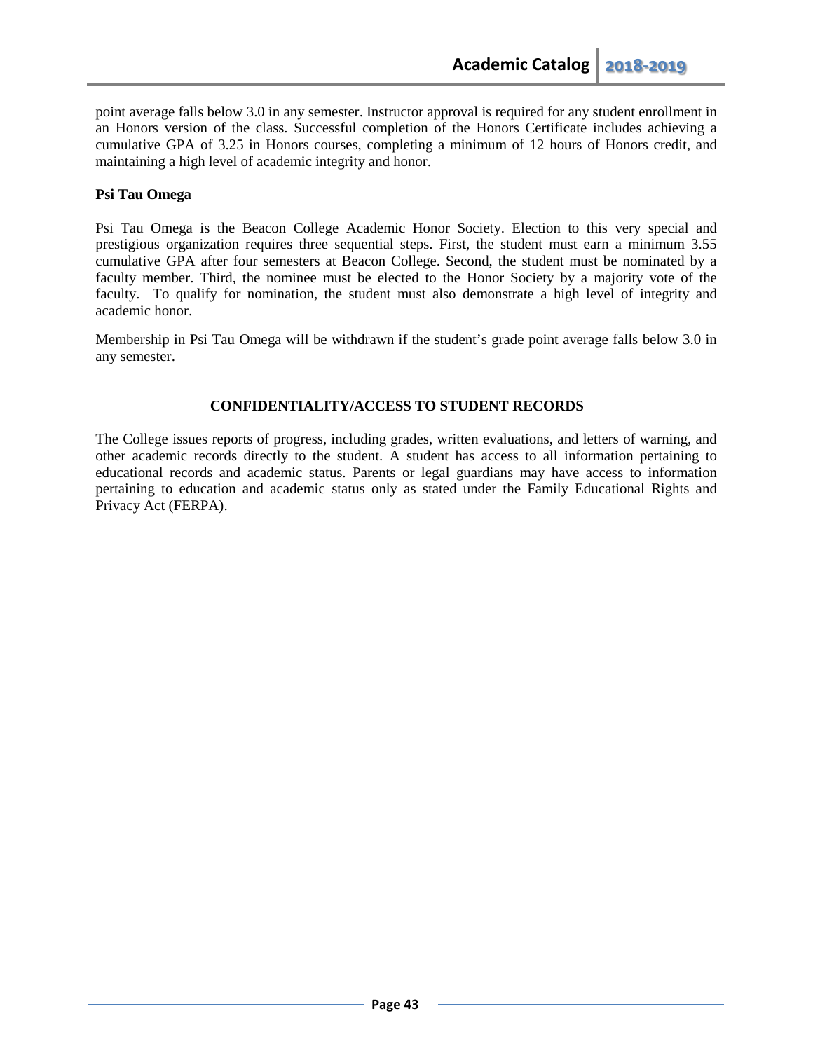point average falls below 3.0 in any semester. Instructor approval is required for any student enrollment in an Honors version of the class. Successful completion of the Honors Certificate includes achieving a cumulative GPA of 3.25 in Honors courses, completing a minimum of 12 hours of Honors credit, and maintaining a high level of academic integrity and honor.

**Psi Tau Omega**

Psi Tau Omega is the Beacon College Academic Honor Society. Election to this very special and prestigious organization requires three sequential steps. First, the student must earn a minimum 3.55 cumulative GPA after four semesters at Beacon College. Second, the student must be nominated by a faculty member. Third, the nominee must be elected to the Honor Society by a majority vote of the faculty. To qualify for nomination, the student must also demonstrate a high level of integrity and academic honor.

Membership in Psi Tau Omega will be withdrawn if the student's grade point average falls below 3.0 in any semester.

## CONFIDENTIALITY/ACCESS TO STUDENT RECORDS

The College issues reports of progress, including grades, written evaluations, and letters of warning, and other academic records directly to the student. A student has access to all information pertaining to educational records and academic status. Parents or legal guardians may have access to information pertaining to education and academic status only as stated under the Family Educational Rights and Privacy Act (FERPA).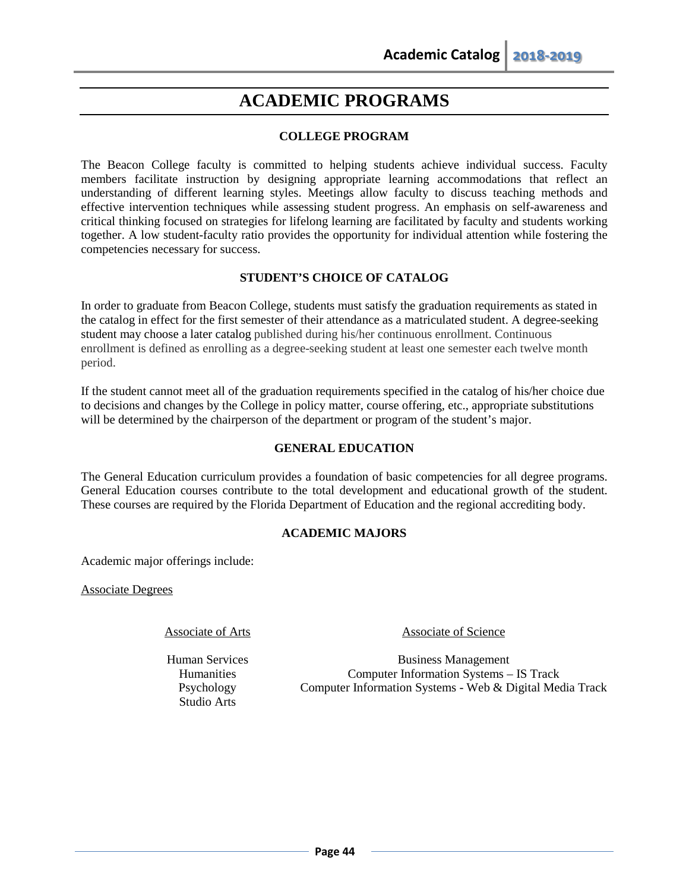# ACADEMIC PROGRAMS

## COLLEGE PROGRAM

The Beacon College faculty is committed to helping students achieve individual success. Faculty members facilitate instruction by designing appropriate learning accommodations that reflect an understanding of different learning styles. Meetings allow faculty to discuss teaching methods and effective intervention techniques while assessing student progress. An emphasis on self-awareness and critical thinking focused on strategies for lifelong learning are facilitated by faculty and students working together. A low student-faculty ratio provides the opportunity for individual attention while fostering the competencies necessary for success.

## STUDENT'S CHOICE OF CATALOG

In order to graduate from Beacon College, students must satisfy the graduation requirements as stated in the catalog in effect for the first semester of their attendance as a matriculated student. A degree-seeking student may choose a later catalog published during his/her continuous enrollment. Continuous enrollment is defined as enrolling as a degree-seeking student at least one semester each twelve month period.

If the student cannot meet all of the graduation requirements specified in the catalog of his/her choice due to decisions and changes by the College in policy matter, course offering, etc., appropriate substitutions will be determined by the chairperson of the department or program of the student's major.

## GENERAL EDUCATION

The General Education curriculum provides a foundation of basic competencies for all degree programs. General Education courses contribute to the total development and educational growth of the student. These courses are required by the Florida Department of Education and the regional accrediting body.

## ACADEMIC MAJORS

Academic major offerings include:

<u>Associate Degrees</u>

| <u>Associate of Arts</u> | <u>Associate of Science</u> |
|---|---|
| Human Services | Business Management |
| Humanities | Computer Information Systems – IS Track |
| Psychology | Computer Information Systems - Web & Digital Media Track |
| Studio Arts | |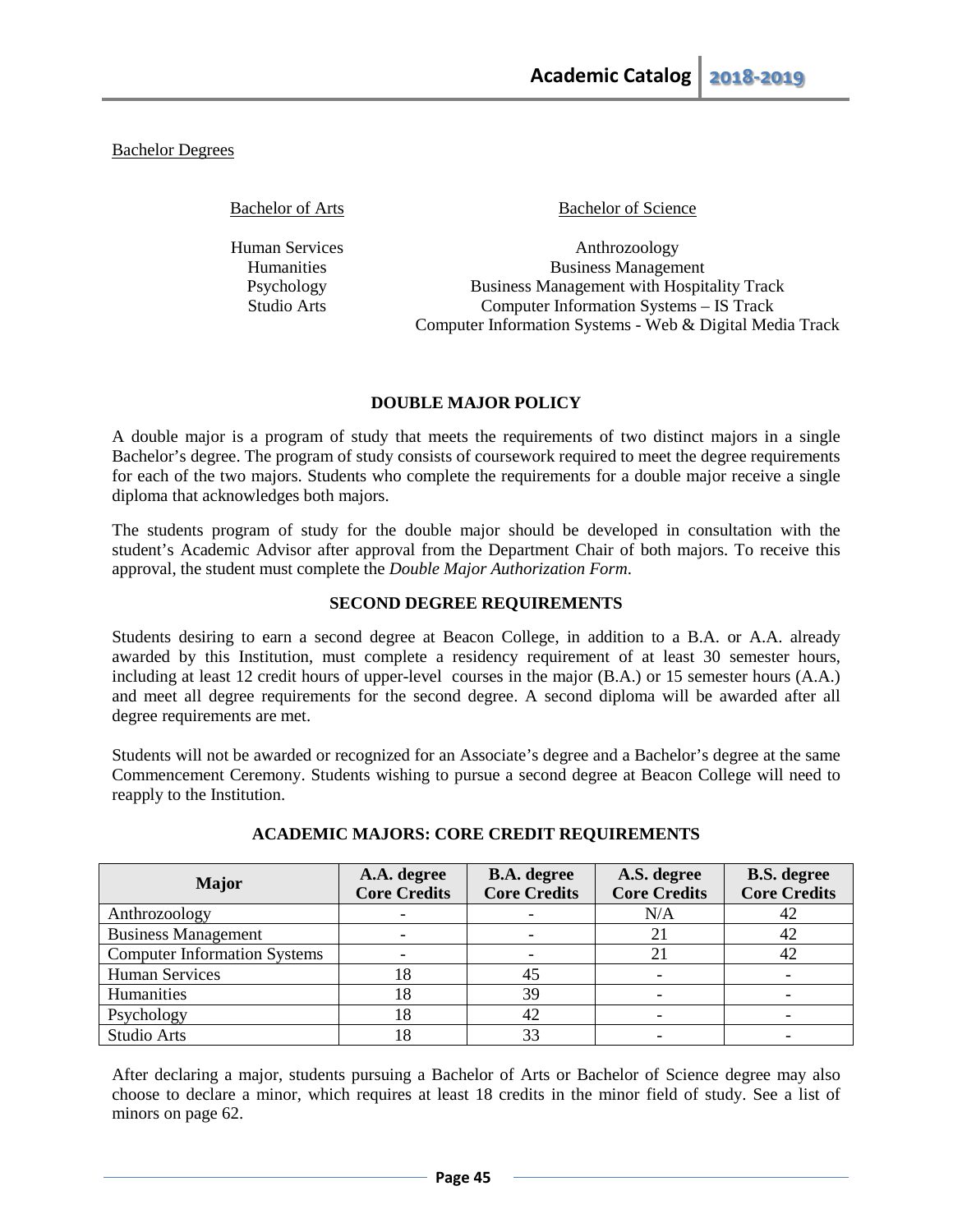Bachelor Degrees

| Bachelor of Arts | Bachelor of Science |
|---|---|
| Human Services | Anthrozoology |
| Humanities | Business Management |
| Psychology | Business Management with Hospitality Track |
| Studio Arts | Computer Information Systems – IS Track |
| | Computer Information Systems - Web & Digital Media Track |

## DOUBLE MAJOR POLICY

A double major is a program of study that meets the requirements of two distinct majors in a single Bachelor's degree. The program of study consists of coursework required to meet the degree requirements for each of the two majors. Students who complete the requirements for a double major receive a single diploma that acknowledges both majors.

The students program of study for the double major should be developed in consultation with the student's Academic Advisor after approval from the Department Chair of both majors. To receive this approval, the student must complete the *Double Major Authorization Form*.

## SECOND DEGREE REQUIREMENTS

Students desiring to earn a second degree at Beacon College, in addition to a B.A. or A.A. already awarded by this Institution, must complete a residency requirement of at least 30 semester hours, including at least 12 credit hours of upper-level courses in the major (B.A.) or 15 semester hours (A.A.) and meet all degree requirements for the second degree. A second diploma will be awarded after all degree requirements are met.

Students will not be awarded or recognized for an Associate's degree and a Bachelor's degree at the same Commencement Ceremony. Students wishing to pursue a second degree at Beacon College will need to reapply to the Institution.

## ACADEMIC MAJORS: CORE CREDIT REQUIREMENTS

| Major | A.A. degree Core Credits | B.A. degree Core Credits | A.S. degree Core Credits | B.S. degree Core Credits |
|---|---|---|---|---|
| Anthrozoology | - | - | N/A | 42 |
| Business Management | - | - | 21 | 42 |
| Computer Information Systems | - | - | 21 | 42 |
| Human Services | 18 | 45 | - | - |
| Humanities | 18 | 39 | - | - |
| Psychology | 18 | 42 | - | - |
| Studio Arts | 18 | 33 | - | - |

After declaring a major, students pursuing a Bachelor of Arts or Bachelor of Science degree may also choose to declare a minor, which requires at least 18 credits in the minor field of study. See a list of minors on page 62.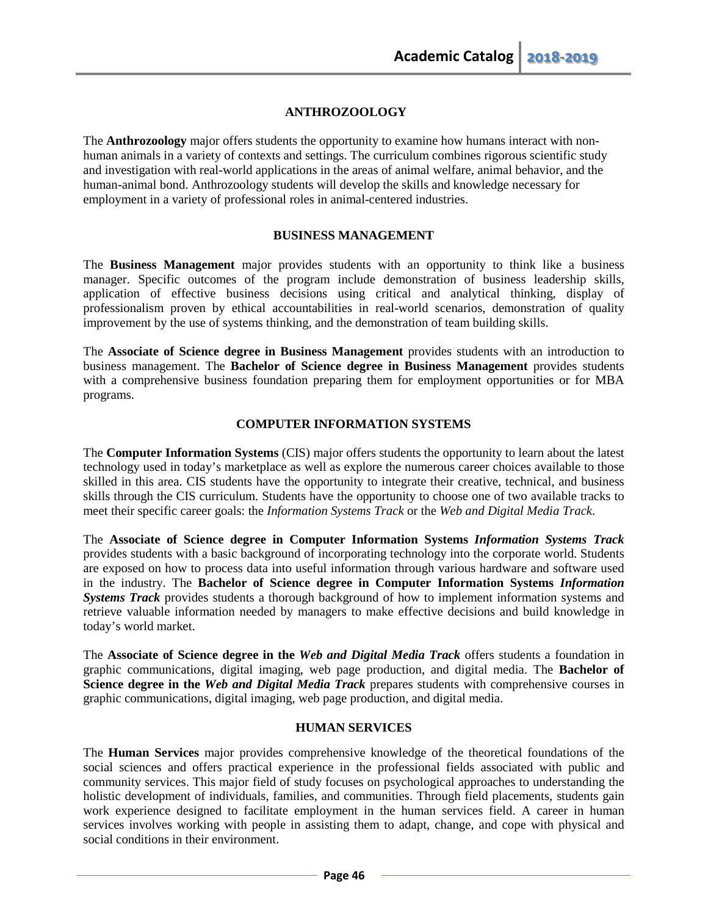## ANTHROZOOLOGY

The **Anthrozoology** major offers students the opportunity to examine how humans interact with non-human animals in a variety of contexts and settings. The curriculum combines rigorous scientific study and investigation with real-world applications in the areas of animal welfare, animal behavior, and the human-animal bond. Anthrozoology students will develop the skills and knowledge necessary for employment in a variety of professional roles in animal-centered industries.

## BUSINESS MANAGEMENT

The **Business Management** major provides students with an opportunity to think like a business manager. Specific outcomes of the program include demonstration of business leadership skills, application of effective business decisions using critical and analytical thinking, display of professionalism proven by ethical accountabilities in real-world scenarios, demonstration of quality improvement by the use of systems thinking, and the demonstration of team building skills.

The **Associate of Science degree in Business Management** provides students with an introduction to business management. The **Bachelor of Science degree in Business Management** provides students with a comprehensive business foundation preparing them for employment opportunities or for MBA programs.

## COMPUTER INFORMATION SYSTEMS

The **Computer Information Systems** (CIS) major offers students the opportunity to learn about the latest technology used in today's marketplace as well as explore the numerous career choices available to those skilled in this area. CIS students have the opportunity to integrate their creative, technical, and business skills through the CIS curriculum. Students have the opportunity to choose one of two available tracks to meet their specific career goals: the *Information Systems Track* or the *Web and Digital Media Track*.

The **Associate of Science degree in Computer Information Systems *Information Systems Track*** provides students with a basic background of incorporating technology into the corporate world. Students are exposed on how to process data into useful information through various hardware and software used in the industry. The **Bachelor of Science degree in Computer Information Systems *Information Systems Track*** provides students a thorough background of how to implement information systems and retrieve valuable information needed by managers to make effective decisions and build knowledge in today's world market.

The **Associate of Science degree in the *Web and Digital Media Track*** offers students a foundation in graphic communications, digital imaging, web page production, and digital media. The **Bachelor of Science degree in the *Web and Digital Media Track*** prepares students with comprehensive courses in graphic communications, digital imaging, web page production, and digital media.

## HUMAN SERVICES

The **Human Services** major provides comprehensive knowledge of the theoretical foundations of the social sciences and offers practical experience in the professional fields associated with public and community services. This major field of study focuses on psychological approaches to understanding the holistic development of individuals, families, and communities. Through field placements, students gain work experience designed to facilitate employment in the human services field. A career in human services involves working with people in assisting them to adapt, change, and cope with physical and social conditions in their environment.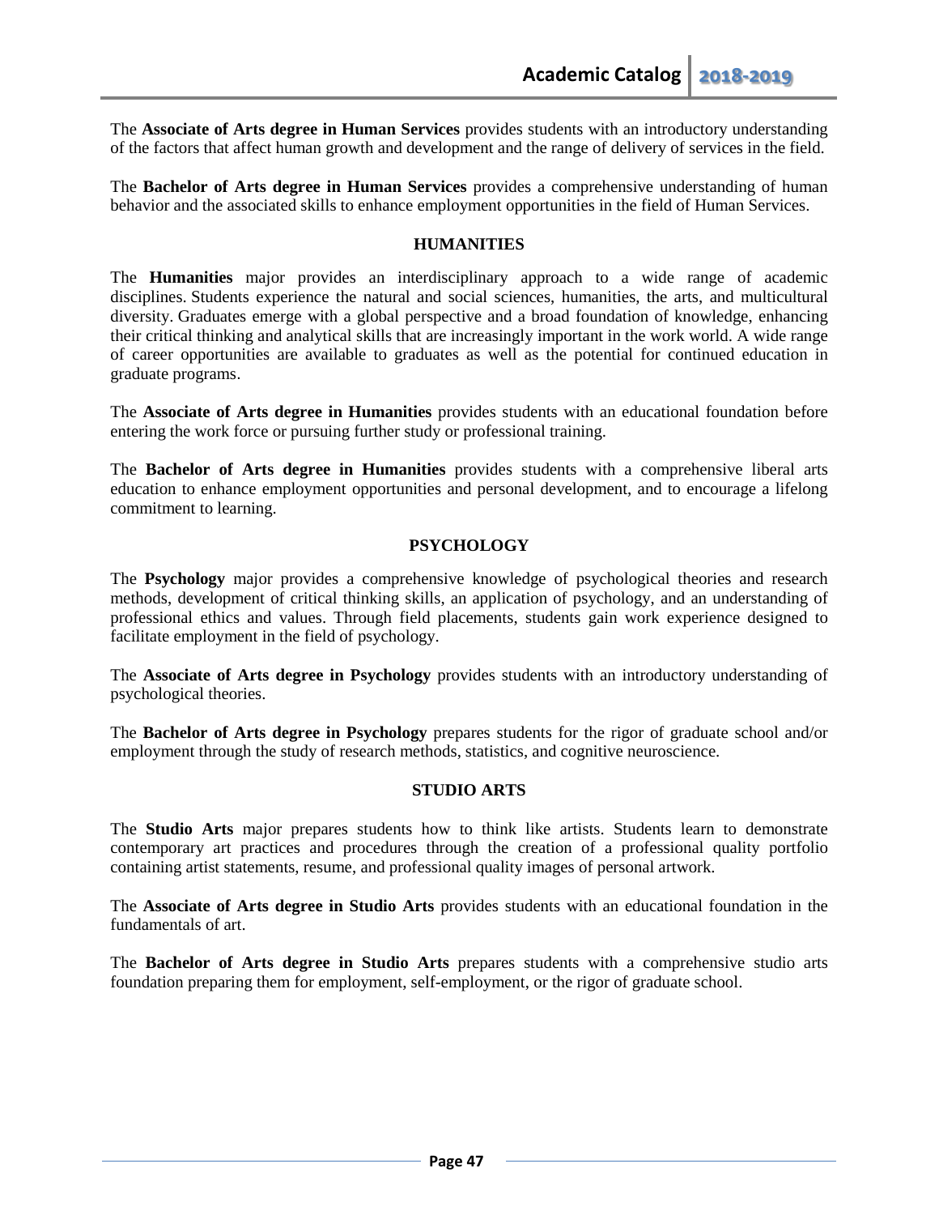The **Associate of Arts degree in Human Services** provides students with an introductory understanding of the factors that affect human growth and development and the range of delivery of services in the field.

The **Bachelor of Arts degree in Human Services** provides a comprehensive understanding of human behavior and the associated skills to enhance employment opportunities in the field of Human Services.

## HUMANITIES

The **Humanities** major provides an interdisciplinary approach to a wide range of academic disciplines. Students experience the natural and social sciences, humanities, the arts, and multicultural diversity. Graduates emerge with a global perspective and a broad foundation of knowledge, enhancing their critical thinking and analytical skills that are increasingly important in the work world. A wide range of career opportunities are available to graduates as well as the potential for continued education in graduate programs.

The **Associate of Arts degree in Humanities** provides students with an educational foundation before entering the work force or pursuing further study or professional training.

The **Bachelor of Arts degree in Humanities** provides students with a comprehensive liberal arts education to enhance employment opportunities and personal development, and to encourage a lifelong commitment to learning.

## PSYCHOLOGY

The **Psychology** major provides a comprehensive knowledge of psychological theories and research methods, development of critical thinking skills, an application of psychology, and an understanding of professional ethics and values. Through field placements, students gain work experience designed to facilitate employment in the field of psychology.

The **Associate of Arts degree in Psychology** provides students with an introductory understanding of psychological theories.

The **Bachelor of Arts degree in Psychology** prepares students for the rigor of graduate school and/or employment through the study of research methods, statistics, and cognitive neuroscience.

## STUDIO ARTS

The **Studio Arts** major prepares students how to think like artists. Students learn to demonstrate contemporary art practices and procedures through the creation of a professional quality portfolio containing artist statements, resume, and professional quality images of personal artwork.

The **Associate of Arts degree in Studio Arts** provides students with an educational foundation in the fundamentals of art.

The **Bachelor of Arts degree in Studio Arts** prepares students with a comprehensive studio arts foundation preparing them for employment, self-employment, or the rigor of graduate school.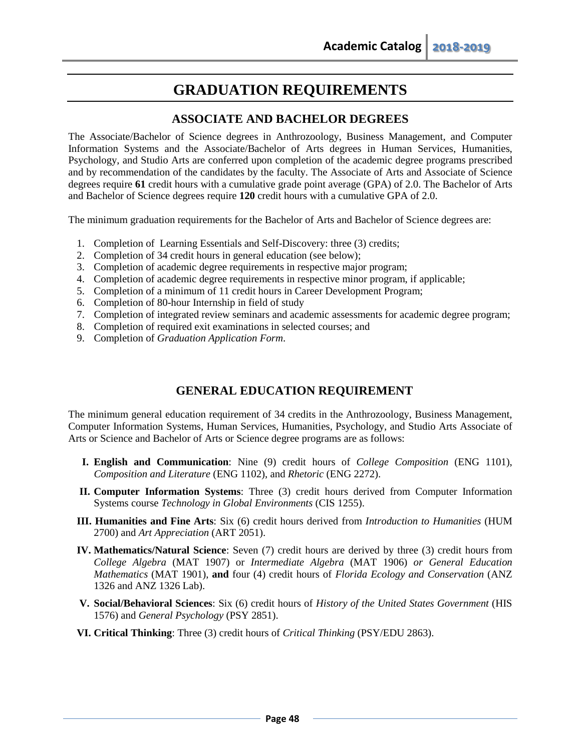# GRADUATION REQUIREMENTS

## ASSOCIATE AND BACHELOR DEGREES

The Associate/Bachelor of Science degrees in Anthrozoology, Business Management, and Computer Information Systems and the Associate/Bachelor of Arts degrees in Human Services, Humanities, Psychology, and Studio Arts are conferred upon completion of the academic degree programs prescribed and by recommendation of the candidates by the faculty. The Associate of Arts and Associate of Science degrees require **61** credit hours with a cumulative grade point average (GPA) of 2.0. The Bachelor of Arts and Bachelor of Science degrees require **120** credit hours with a cumulative GPA of 2.0.

The minimum graduation requirements for the Bachelor of Arts and Bachelor of Science degrees are:

1. Completion of Learning Essentials and Self-Discovery: three (3) credits;
2. Completion of 34 credit hours in general education (see below);
3. Completion of academic degree requirements in respective major program;
4. Completion of academic degree requirements in respective minor program, if applicable;
5. Completion of a minimum of 11 credit hours in Career Development Program;
6. Completion of 80-hour Internship in field of study
7. Completion of integrated review seminars and academic assessments for academic degree program;
8. Completion of required exit examinations in selected courses; and
9. Completion of *Graduation Application Form*.

## GENERAL EDUCATION REQUIREMENT

The minimum general education requirement of 34 credits in the Anthrozoology, Business Management, Computer Information Systems, Human Services, Humanities, Psychology, and Studio Arts Associate of Arts or Science and Bachelor of Arts or Science degree programs are as follows:

I. **English and Communication**: Nine (9) credit hours of *College Composition* (ENG 1101), *Composition and Literature* (ENG 1102), and *Rhetoric* (ENG 2272).

II. **Computer Information Systems**: Three (3) credit hours derived from Computer Information Systems course *Technology in Global Environments* (CIS 1255).

III. **Humanities and Fine Arts**: Six (6) credit hours derived from *Introduction to Humanities* (HUM 2700) and *Art Appreciation* (ART 2051).

IV. **Mathematics/Natural Science**: Seven (7) credit hours are derived by three (3) credit hours from *College Algebra* (MAT 1907) or *Intermediate Algebra* (MAT 1906) *or General Education Mathematics* (MAT 1901), **and** four (4) credit hours of *Florida Ecology and Conservation* (ANZ 1326 and ANZ 1326 Lab).

V. **Social/Behavioral Sciences**: Six (6) credit hours of *History of the United States Government* (HIS 1576) and *General Psychology* (PSY 2851).

VI. **Critical Thinking**: Three (3) credit hours of *Critical Thinking* (PSY/EDU 2863).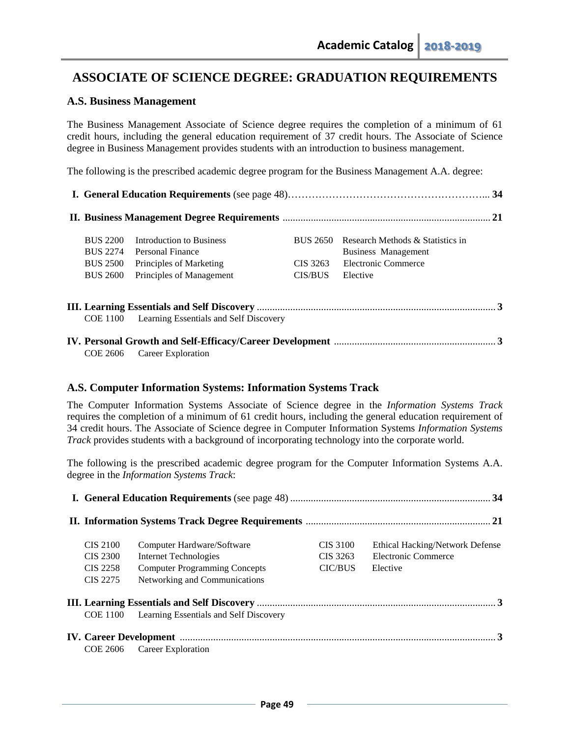# ASSOCIATE OF SCIENCE DEGREE: GRADUATION REQUIREMENTS

## A.S. Business Management

The Business Management Associate of Science degree requires the completion of a minimum of 61 credit hours, including the general education requirement of 37 credit hours. The Associate of Science degree in Business Management provides students with an introduction to business management.

The following is the prescribed academic degree program for the Business Management A.A. degree:

**I. General Education Requirements** (see page 48)………………………………………………... **34**

**II. Business Management Degree Requirements** ................................................................................ **21**

| | | | |
|---|---|---|---|
| BUS 2200 | Introduction to Business | BUS 2650 | Research Methods & Statistics in Business Management |
| BUS 2274 | Personal Finance | CIS 3263 | Electronic Commerce |
| BUS 2500 | Principles of Marketing | CIS/BUS | Elective |
| BUS 2600 | Principles of Management | | |

**III. Learning Essentials and Self Discovery** ............................................................................................ **3**

COE 1100 Learning Essentials and Self Discovery

**IV. Personal Growth and Self-Efficacy/Career Development** .............................................................. **3**

COE 2606 Career Exploration

## A.S. Computer Information Systems: Information Systems Track

The Computer Information Systems Associate of Science degree in the *Information Systems Track* requires the completion of a minimum of 61 credit hours, including the general education requirement of 34 credit hours. The Associate of Science degree in Computer Information Systems *Information Systems Track* provides students with a background of incorporating technology into the corporate world.

The following is the prescribed academic degree program for the Computer Information Systems A.A. degree in the *Information Systems Track*:

**I. General Education Requirements** (see page 48) .............................................................................. **34**

**II. Information Systems Track Degree Requirements** ....................................................................... **21**

| | | | |
|---|---|---|---|
| CIS 2100 | Computer Hardware/Software | CIS 3100 | Ethical Hacking/Network Defense |
| CIS 2300 | Internet Technologies | CIS 3263 | Electronic Commerce |
| CIS 2258 | Computer Programming Concepts | CIC/BUS | Elective |
| CIS 2275 | Networking and Communications | | |

**III. Learning Essentials and Self Discovery** ............................................................................................ **3**

COE 1100 Learning Essentials and Self Discovery

**IV. Career Development** .......................................................................................................................... **3**

COE 2606 Career Exploration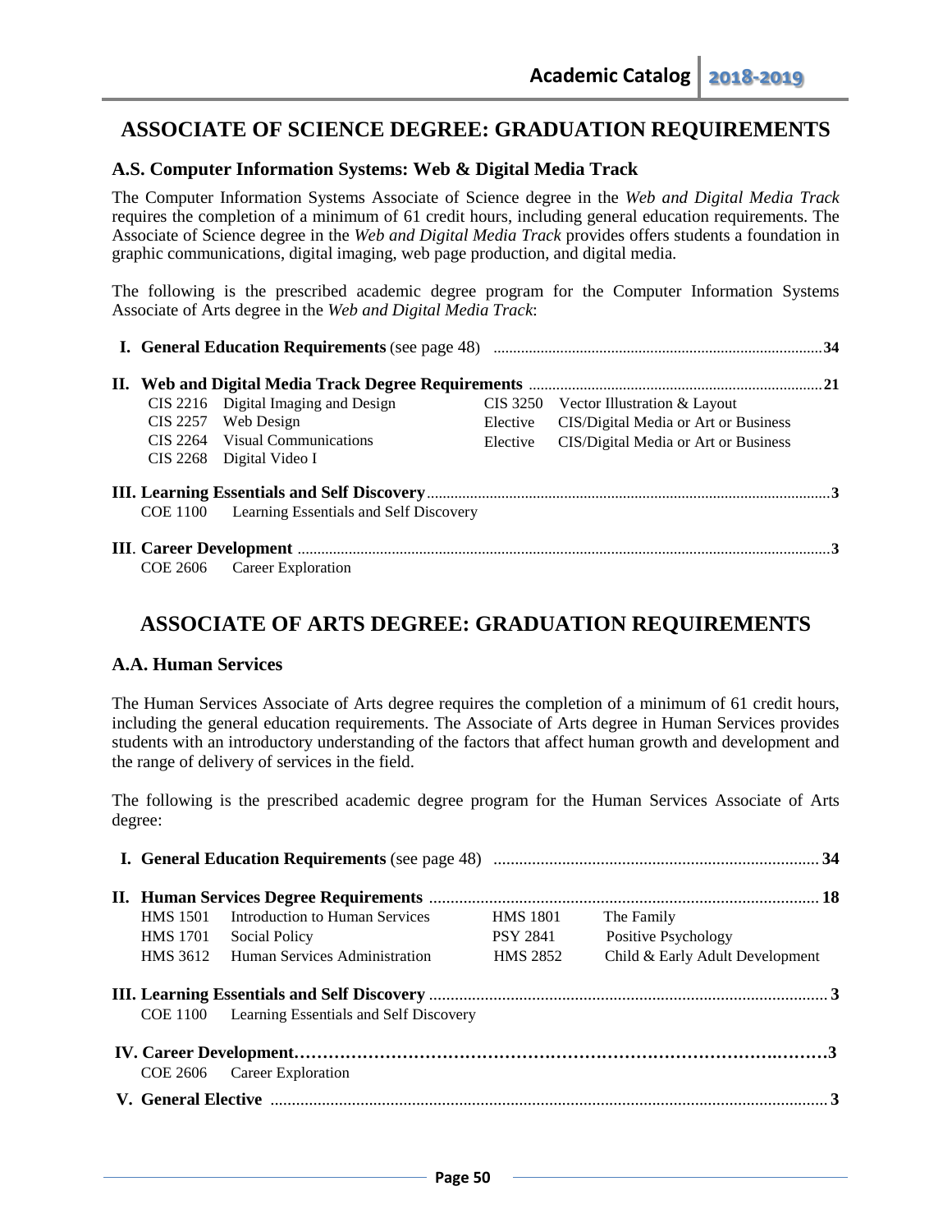# ASSOCIATE OF SCIENCE DEGREE: GRADUATION REQUIREMENTS

## A.S. Computer Information Systems: Web & Digital Media Track

The Computer Information Systems Associate of Science degree in the *Web and Digital Media Track* requires the completion of a minimum of 61 credit hours, including general education requirements. The Associate of Science degree in the *Web and Digital Media Track* provides offers students a foundation in graphic communications, digital imaging, web page production, and digital media.

The following is the prescribed academic degree program for the Computer Information Systems Associate of Arts degree in the *Web and Digital Media Track*:

**I. General Education Requirements** (see page 48) .......... **34**

**II. Web and Digital Media Track Degree Requirements** .......... **21**

| | | | |
|---|---|---|---|
| CIS 2216 | Digital Imaging and Design | CIS 3250 | Vector Illustration & Layout |
| CIS 2257 | Web Design | Elective | CIS/Digital Media or Art or Business |
| CIS 2264 | Visual Communications | Elective | CIS/Digital Media or Art or Business |
| CIS 2268 | Digital Video I | | |

**III. Learning Essentials and Self Discovery** .......... **3**

COE 1100 Learning Essentials and Self Discovery

**III. Career Development** .......... **3**

COE 2606 Career Exploration

# ASSOCIATE OF ARTS DEGREE: GRADUATION REQUIREMENTS

## A.A. Human Services

The Human Services Associate of Arts degree requires the completion of a minimum of 61 credit hours, including the general education requirements. The Associate of Arts degree in Human Services provides students with an introductory understanding of the factors that affect human growth and development and the range of delivery of services in the field.

The following is the prescribed academic degree program for the Human Services Associate of Arts degree:

**I. General Education Requirements** (see page 48) .......... **34**

**II. Human Services Degree Requirements** .......... **18**

| | | | |
|---|---|---|---|
| HMS 1501 | Introduction to Human Services | HMS 1801 | The Family |
| HMS 1701 | Social Policy | PSY 2841 | Positive Psychology |
| HMS 3612 | Human Services Administration | HMS 2852 | Child & Early Adult Development |

**III. Learning Essentials and Self Discovery** .......... **3**

COE 1100 Learning Essentials and Self Discovery

**IV. Career Development** .......... **3**

COE 2606 Career Exploration

**V. General Elective** .......... **3**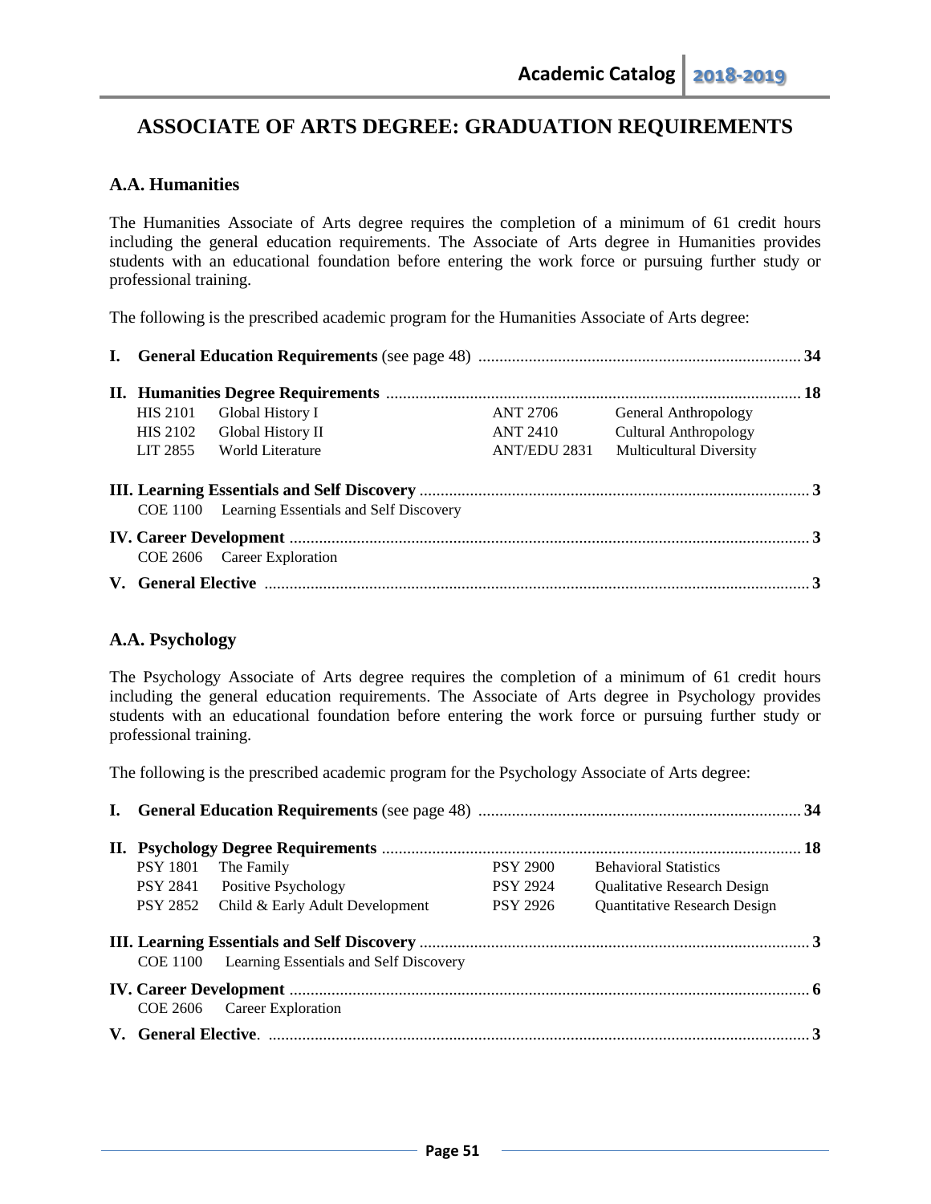# ASSOCIATE OF ARTS DEGREE: GRADUATION REQUIREMENTS

## A.A. Humanities

The Humanities Associate of Arts degree requires the completion of a minimum of 61 credit hours including the general education requirements. The Associate of Arts degree in Humanities provides students with an educational foundation before entering the work force or pursuing further study or professional training.

The following is the prescribed academic program for the Humanities Associate of Arts degree:

**I. General Education Requirements** (see page 48) ............................................ **34**

**II. Humanities Degree Requirements** ............................................ **18**

| | | | |
|---|---|---|---|
| HIS 2101 | Global History I | ANT 2706 | General Anthropology |
| HIS 2102 | Global History II | ANT 2410 | Cultural Anthropology |
| LIT 2855 | World Literature | ANT/EDU 2831 | Multicultural Diversity |

**III. Learning Essentials and Self Discovery** ............................................ **3**

COE 1100 Learning Essentials and Self Discovery

**IV. Career Development** ............................................ **3**

COE 2606 Career Exploration

**V. General Elective** ............................................ **3**

## A.A. Psychology

The Psychology Associate of Arts degree requires the completion of a minimum of 61 credit hours including the general education requirements. The Associate of Arts degree in Psychology provides students with an educational foundation before entering the work force or pursuing further study or professional training.

The following is the prescribed academic program for the Psychology Associate of Arts degree:

**I. General Education Requirements** (see page 48) ............................................ **34**

**II. Psychology Degree Requirements** ............................................ **18**

| | | | |
|---|---|---|---|
| PSY 1801 | The Family | PSY 2900 | Behavioral Statistics |
| PSY 2841 | Positive Psychology | PSY 2924 | Qualitative Research Design |
| PSY 2852 | Child & Early Adult Development | PSY 2926 | Quantitative Research Design |

**III. Learning Essentials and Self Discovery** ............................................ **3**

COE 1100 Learning Essentials and Self Discovery

**IV. Career Development** ............................................ **6**

COE 2606 Career Exploration

**V. General Elective**. ............................................ **3**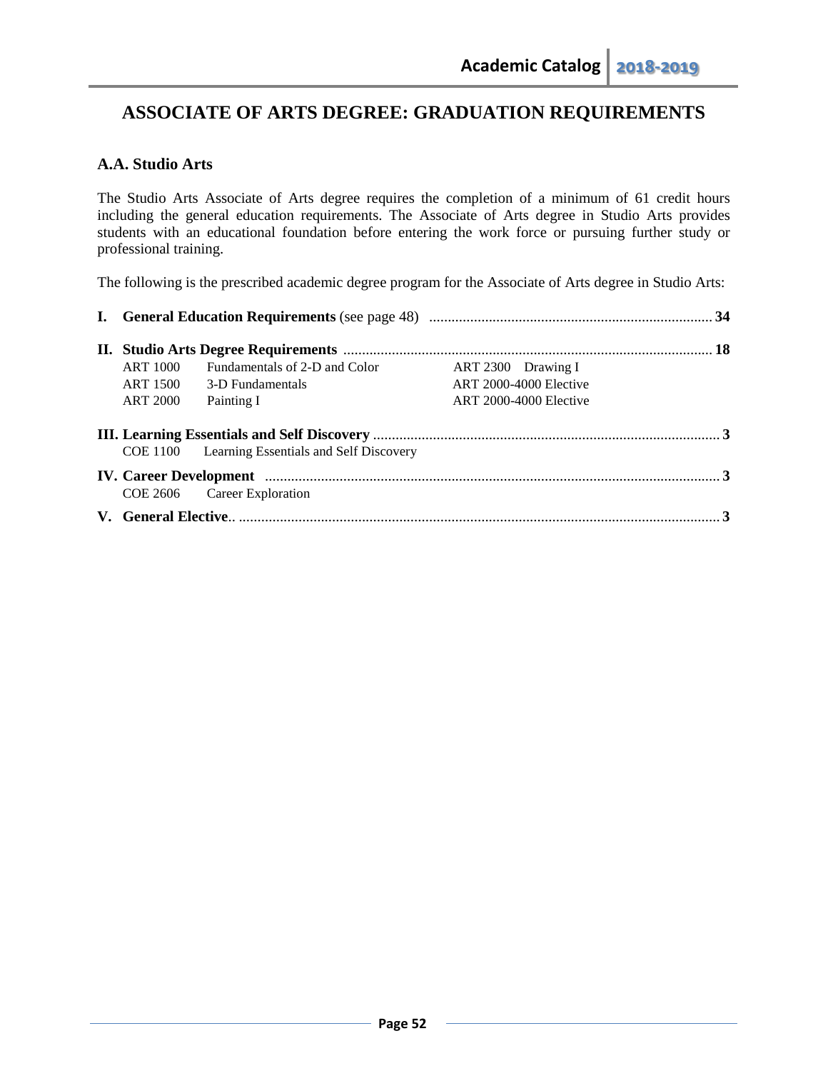# ASSOCIATE OF ARTS DEGREE: GRADUATION REQUIREMENTS

## A.A. Studio Arts

The Studio Arts Associate of Arts degree requires the completion of a minimum of 61 credit hours including the general education requirements. The Associate of Arts degree in Studio Arts provides students with an educational foundation before entering the work force or pursuing further study or professional training.

The following is the prescribed academic degree program for the Associate of Arts degree in Studio Arts:

**I. General Education Requirements** (see page 48) .................................................. **34**

**II. Studio Arts Degree Requirements** .................................................. **18**

| | | | |
|---|---|---|---|
| ART 1000 | Fundamentals of 2-D and Color | ART 2300 | Drawing I |
| ART 1500 | 3-D Fundamentals | ART 2000-4000 Elective | |
| ART 2000 | Painting I | ART 2000-4000 Elective | |

**III. Learning Essentials and Self Discovery** .................................................. **3**

COE 1100 Learning Essentials and Self Discovery

**IV. Career Development** .................................................. **3**

COE 2606 Career Exploration

**V. General Elective** .................................................. **3**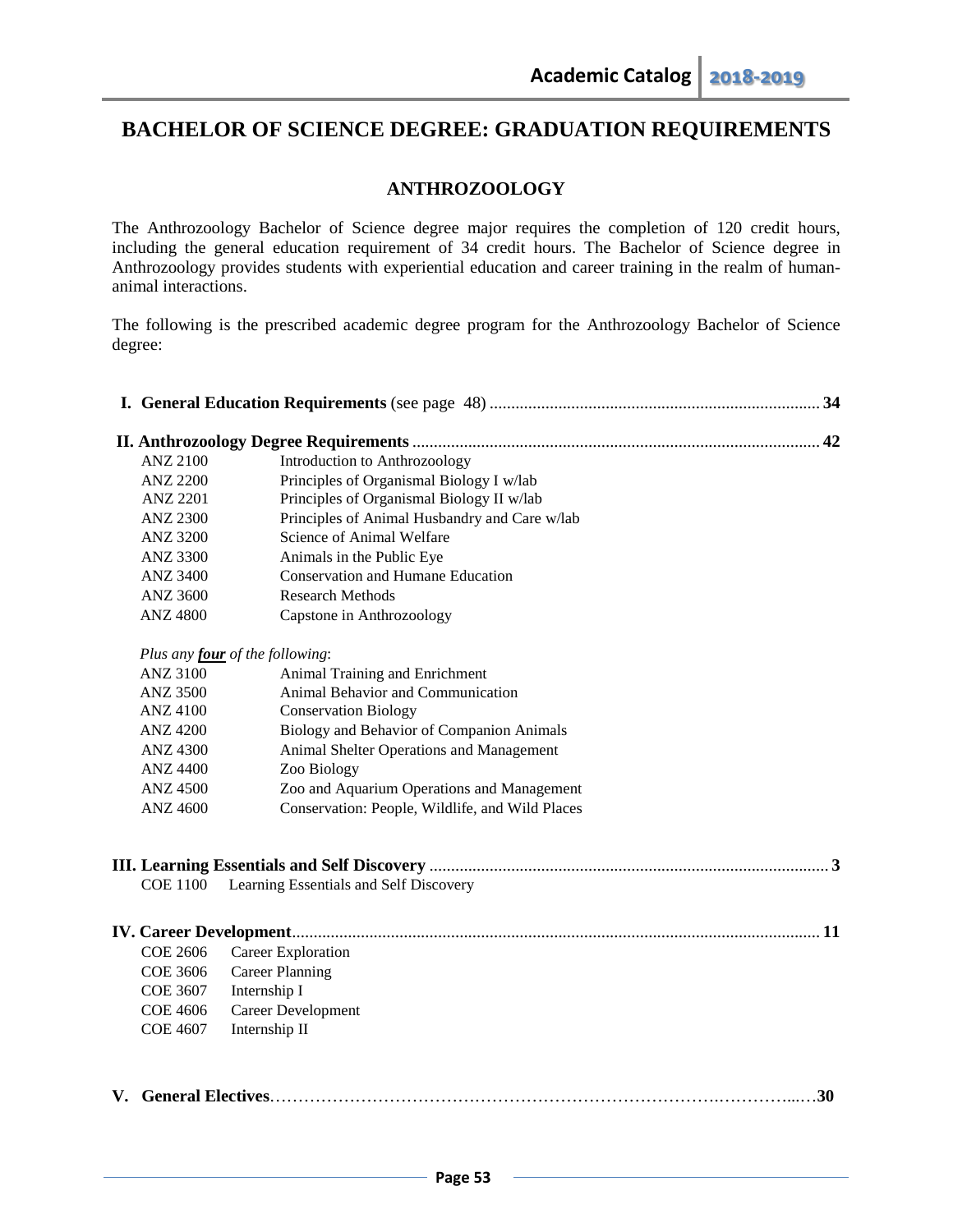# BACHELOR OF SCIENCE DEGREE: GRADUATION REQUIREMENTS

## ANTHROZOOLOGY

The Anthrozoology Bachelor of Science degree major requires the completion of 120 credit hours, including the general education requirement of 34 credit hours. The Bachelor of Science degree in Anthrozoology provides students with experiential education and career training in the realm of human-animal interactions.

The following is the prescribed academic degree program for the Anthrozoology Bachelor of Science degree:

**I. General Education Requirements** (see page 48) ............................................ **34**

**II. Anthrozoology Degree Requirements** ............................................ **42**

| | |
|---|---|
| ANZ 2100 | Introduction to Anthrozoology |
| ANZ 2200 | Principles of Organismal Biology I w/lab |
| ANZ 2201 | Principles of Organismal Biology II w/lab |
| ANZ 2300 | Principles of Animal Husbandry and Care w/lab |
| ANZ 3200 | Science of Animal Welfare |
| ANZ 3300 | Animals in the Public Eye |
| ANZ 3400 | Conservation and Humane Education |
| ANZ 3600 | Research Methods |
| ANZ 4800 | Capstone in Anthrozoology |

*Plus any* ***four*** *of the following*:

| | |
|---|---|
| ANZ 3100 | Animal Training and Enrichment |
| ANZ 3500 | Animal Behavior and Communication |
| ANZ 4100 | Conservation Biology |
| ANZ 4200 | Biology and Behavior of Companion Animals |
| ANZ 4300 | Animal Shelter Operations and Management |
| ANZ 4400 | Zoo Biology |
| ANZ 4500 | Zoo and Aquarium Operations and Management |
| ANZ 4600 | Conservation: People, Wildlife, and Wild Places |

**III. Learning Essentials and Self Discovery** ............................................ **3**

| | |
|---|---|
| COE 1100 | Learning Essentials and Self Discovery |

**IV. Career Development** ............................................ **11**

| | |
|---|---|
| COE 2606 | Career Exploration |
| COE 3606 | Career Planning |
| COE 3607 | Internship I |
| COE 4606 | Career Development |
| COE 4607 | Internship II |

**V. General Electives** ............................................ **30**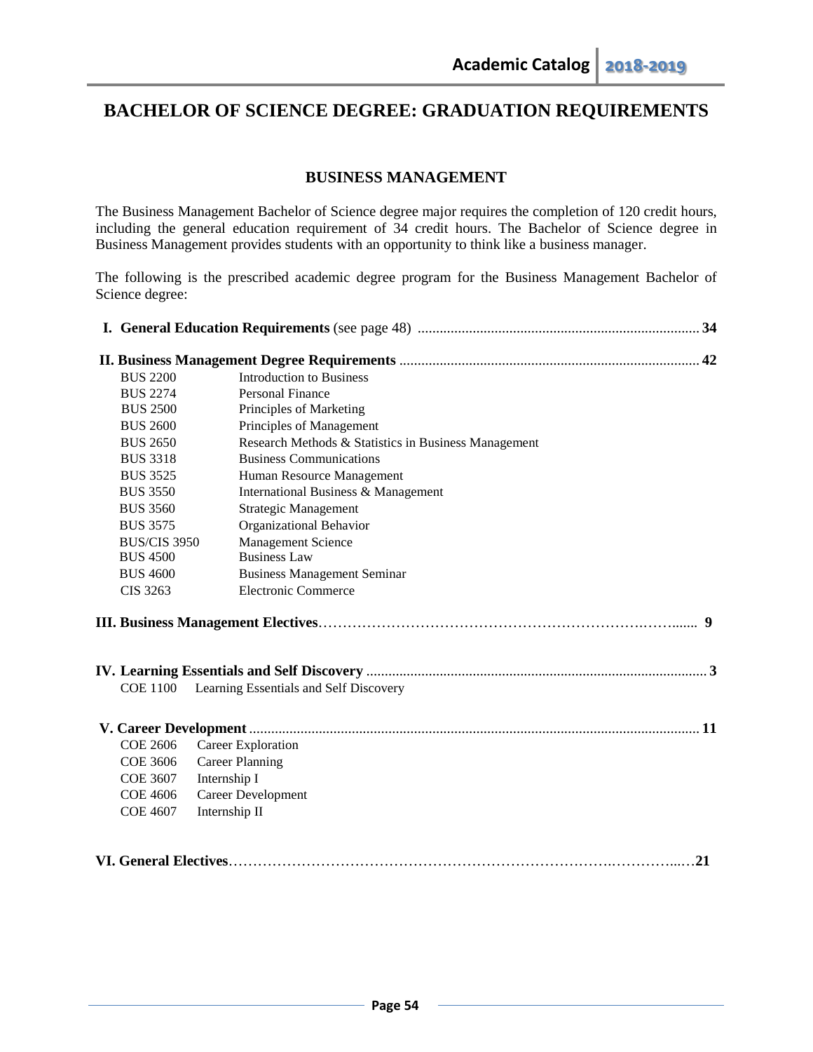# BACHELOR OF SCIENCE DEGREE: GRADUATION REQUIREMENTS

## BUSINESS MANAGEMENT

The Business Management Bachelor of Science degree major requires the completion of 120 credit hours, including the general education requirement of 34 credit hours. The Bachelor of Science degree in Business Management provides students with an opportunity to think like a business manager.

The following is the prescribed academic degree program for the Business Management Bachelor of Science degree:

**I. General Education Requirements** (see page 48) .......... **34**

**II. Business Management Degree Requirements** .......... **42**

| | |
|---|---|
| BUS 2200 | Introduction to Business |
| BUS 2274 | Personal Finance |
| BUS 2500 | Principles of Marketing |
| BUS 2600 | Principles of Management |
| BUS 2650 | Research Methods & Statistics in Business Management |
| BUS 3318 | Business Communications |
| BUS 3525 | Human Resource Management |
| BUS 3550 | International Business & Management |
| BUS 3560 | Strategic Management |
| BUS 3575 | Organizational Behavior |
| BUS/CIS 3950 | Management Science |
| BUS 4500 | Business Law |
| BUS 4600 | Business Management Seminar |
| CIS 3263 | Electronic Commerce |

**III. Business Management Electives** .......... **9**

**IV. Learning Essentials and Self Discovery** .......... **3**

| | |
|---|---|
| COE 1100 | Learning Essentials and Self Discovery |

**V. Career Development** .......... **11**

| | |
|---|---|
| COE 2606 | Career Exploration |
| COE 3606 | Career Planning |
| COE 3607 | Internship I |
| COE 4606 | Career Development |
| COE 4607 | Internship II |

**VI. General Electives** .......... **21**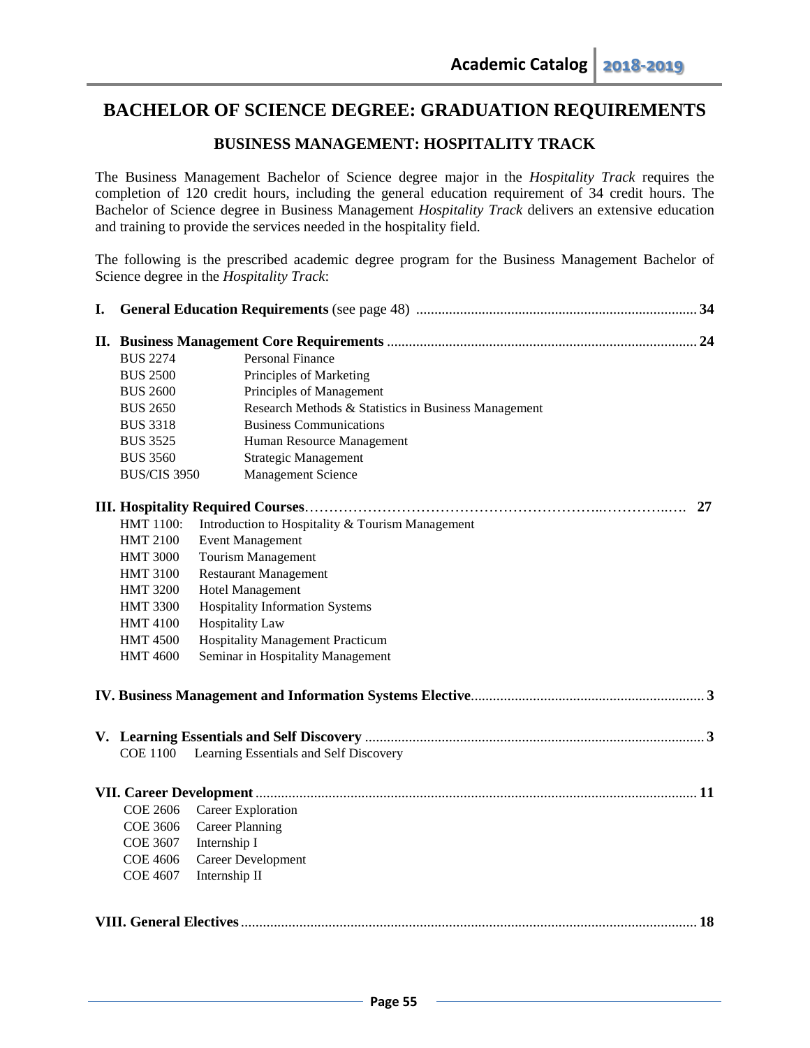# BACHELOR OF SCIENCE DEGREE: GRADUATION REQUIREMENTS

## BUSINESS MANAGEMENT: HOSPITALITY TRACK

The Business Management Bachelor of Science degree major in the *Hospitality Track* requires the completion of 120 credit hours, including the general education requirement of 34 credit hours. The Bachelor of Science degree in Business Management *Hospitality Track* delivers an extensive education and training to provide the services needed in the hospitality field.

The following is the prescribed academic degree program for the Business Management Bachelor of Science degree in the *Hospitality Track*:

**I. General Education Requirements** (see page 48) ............ **34**

**II. Business Management Core Requirements** ............ **24**

| | |
|---|---|
| BUS 2274 | Personal Finance |
| BUS 2500 | Principles of Marketing |
| BUS 2600 | Principles of Management |
| BUS 2650 | Research Methods & Statistics in Business Management |
| BUS 3318 | Business Communications |
| BUS 3525 | Human Resource Management |
| BUS 3560 | Strategic Management |
| BUS/CIS 3950 | Management Science |

**III. Hospitality Required Courses** ............ **27**

| | |
|---|---|
| HMT 1100: | Introduction to Hospitality & Tourism Management |
| HMT 2100 | Event Management |
| HMT 3000 | Tourism Management |
| HMT 3100 | Restaurant Management |
| HMT 3200 | Hotel Management |
| HMT 3300 | Hospitality Information Systems |
| HMT 4100 | Hospitality Law |
| HMT 4500 | Hospitality Management Practicum |
| HMT 4600 | Seminar in Hospitality Management |

**IV. Business Management and Information Systems Elective** ............ **3**

**V. Learning Essentials and Self Discovery** ............ **3**

COE 1100 Learning Essentials and Self Discovery

**VII. Career Development** ............ **11**

| | |
|---|---|
| COE 2606 | Career Exploration |
| COE 3606 | Career Planning |
| COE 3607 | Internship I |
| COE 4606 | Career Development |
| COE 4607 | Internship II |

**VIII. General Electives** ............ **18**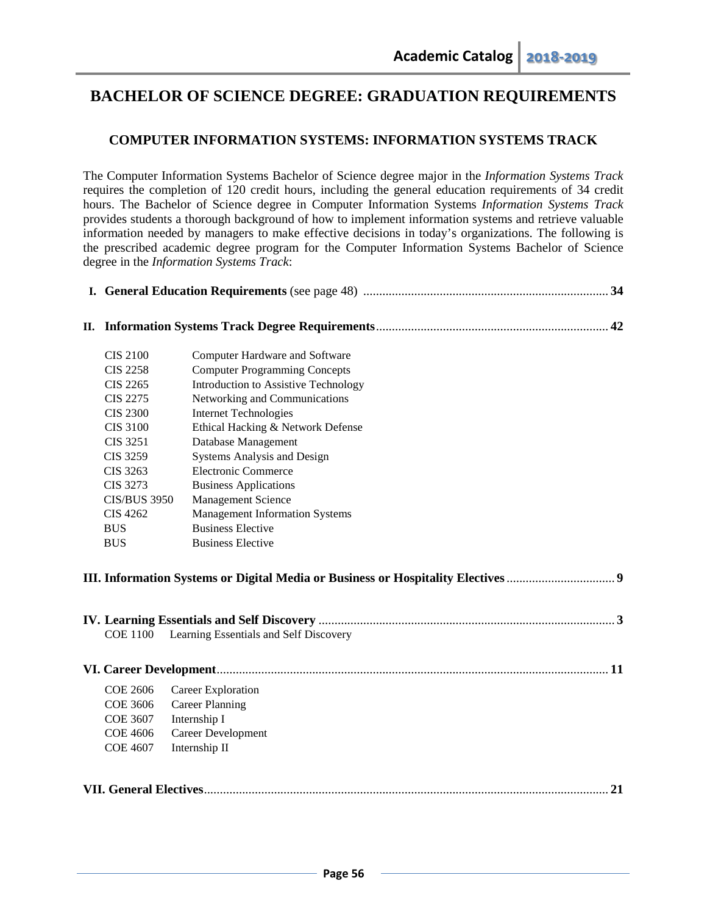# BACHELOR OF SCIENCE DEGREE: GRADUATION REQUIREMENTS

## COMPUTER INFORMATION SYSTEMS: INFORMATION SYSTEMS TRACK

The Computer Information Systems Bachelor of Science degree major in the *Information Systems Track* requires the completion of 120 credit hours, including the general education requirements of 34 credit hours. The Bachelor of Science degree in Computer Information Systems *Information Systems Track* provides students a thorough background of how to implement information systems and retrieve valuable information needed by managers to make effective decisions in today's organizations. The following is the prescribed academic degree program for the Computer Information Systems Bachelor of Science degree in the *Information Systems Track*:

**I. General Education Requirements** (see page 48) ............................................................................ **34**

**II. Information Systems Track Degree Requirements** ........................................................................ **42**

| | |
|---|---|
| CIS 2100 | Computer Hardware and Software |
| CIS 2258 | Computer Programming Concepts |
| CIS 2265 | Introduction to Assistive Technology |
| CIS 2275 | Networking and Communications |
| CIS 2300 | Internet Technologies |
| CIS 3100 | Ethical Hacking & Network Defense |
| CIS 3251 | Database Management |
| CIS 3259 | Systems Analysis and Design |
| CIS 3263 | Electronic Commerce |
| CIS 3273 | Business Applications |
| CIS/BUS 3950 | Management Science |
| CIS 4262 | Management Information Systems |
| BUS | Business Elective |
| BUS | Business Elective |

**III. Information Systems or Digital Media or Business or Hospitality Electives** ................................. **9**

**IV. Learning Essentials and Self Discovery** ............................................................................................ **3**

COE 1100 Learning Essentials and Self Discovery

**VI. Career Development** ......................................................................................................................... **11**

| | |
|---|---|
| COE 2606 | Career Exploration |
| COE 3606 | Career Planning |
| COE 3607 | Internship I |
| COE 4606 | Career Development |
| COE 4607 | Internship II |

**VII. General Electives** ............................................................................................................................. **21**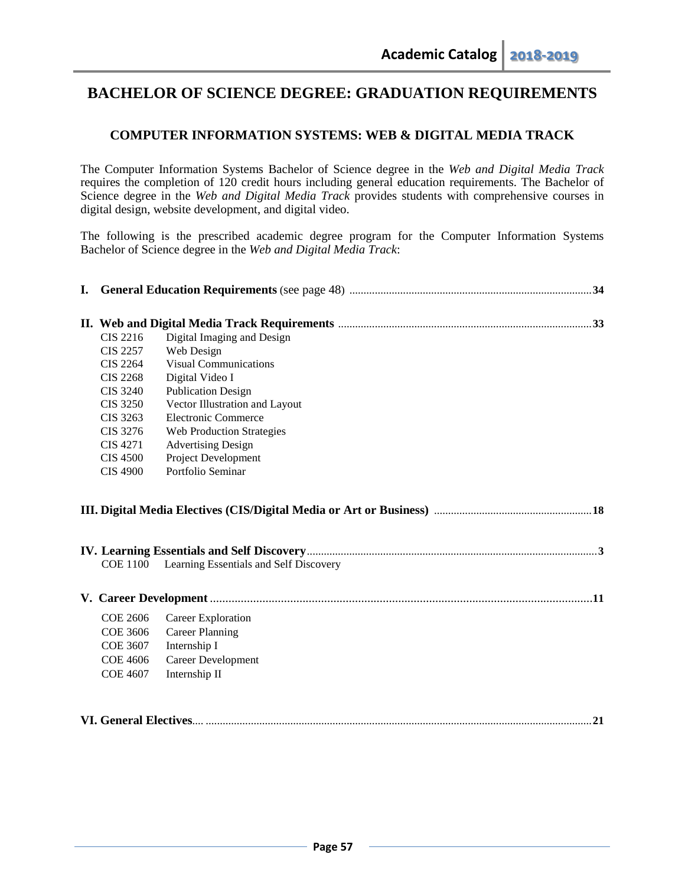# BACHELOR OF SCIENCE DEGREE: GRADUATION REQUIREMENTS

## COMPUTER INFORMATION SYSTEMS: WEB & DIGITAL MEDIA TRACK

The Computer Information Systems Bachelor of Science degree in the *Web and Digital Media Track* requires the completion of 120 credit hours including general education requirements. The Bachelor of Science degree in the *Web and Digital Media Track* provides students with comprehensive courses in digital design, website development, and digital video.

The following is the prescribed academic degree program for the Computer Information Systems Bachelor of Science degree in the *Web and Digital Media Track*:

**I. General Education Requirements** (see page 48) .................... **34**

**II. Web and Digital Media Track Requirements** .................... **33**

- CIS 2216 Digital Imaging and Design
- CIS 2257 Web Design
- CIS 2264 Visual Communications
- CIS 2268 Digital Video I
- CIS 3240 Publication Design
- CIS 3250 Vector Illustration and Layout
- CIS 3263 Electronic Commerce
- CIS 3276 Web Production Strategies
- CIS 4271 Advertising Design
- CIS 4500 Project Development
- CIS 4900 Portfolio Seminar

**III. Digital Media Electives (CIS/Digital Media or Art or Business)** .................... **18**

**IV. Learning Essentials and Self Discovery** .................... **3**

- COE 1100 Learning Essentials and Self Discovery

**V. Career Development** .................... **11**

- COE 2606 Career Exploration
- COE 3606 Career Planning
- COE 3607 Internship I
- COE 4606 Career Development
- COE 4607 Internship II

**VI. General Electives** .................... **21**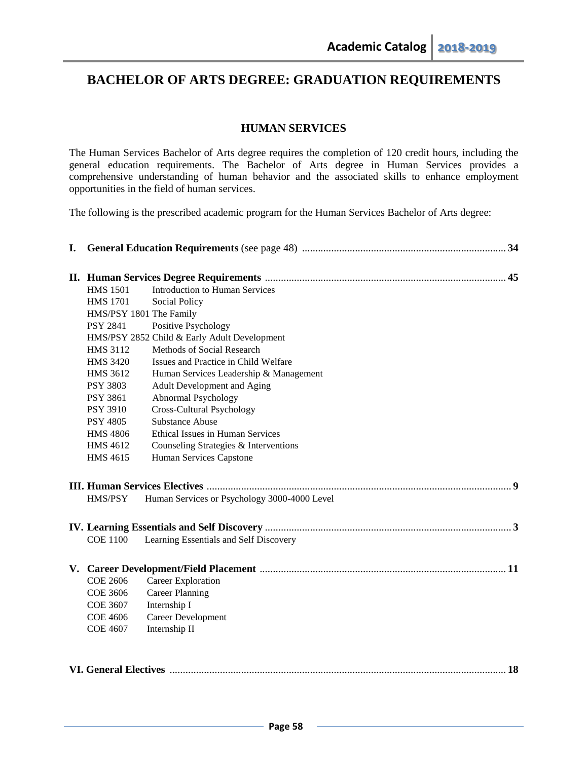# BACHELOR OF ARTS DEGREE: GRADUATION REQUIREMENTS

## HUMAN SERVICES

The Human Services Bachelor of Arts degree requires the completion of 120 credit hours, including the general education requirements. The Bachelor of Arts degree in Human Services provides a comprehensive understanding of human behavior and the associated skills to enhance employment opportunities in the field of human services.

The following is the prescribed academic program for the Human Services Bachelor of Arts degree:

**I. General Education Requirements** (see page 48) .......... **34**

**II. Human Services Degree Requirements** .......... **45**

- HMS 1501 Introduction to Human Services
- HMS 1701 Social Policy
- HMS/PSY 1801 The Family
- PSY 2841 Positive Psychology
- HMS/PSY 2852 Child & Early Adult Development
- HMS 3112 Methods of Social Research
- HMS 3420 Issues and Practice in Child Welfare
- HMS 3612 Human Services Leadership & Management
- PSY 3803 Adult Development and Aging
- PSY 3861 Abnormal Psychology
- PSY 3910 Cross-Cultural Psychology
- PSY 4805 Substance Abuse
- HMS 4806 Ethical Issues in Human Services
- HMS 4612 Counseling Strategies & Interventions
- HMS 4615 Human Services Capstone

**III. Human Services Electives** .......... **9**

- HMS/PSY Human Services or Psychology 3000-4000 Level

**IV. Learning Essentials and Self Discovery** .......... **3**

- COE 1100 Learning Essentials and Self Discovery

**V. Career Development/Field Placement** .......... **11**

- COE 2606 Career Exploration
- COE 3606 Career Planning
- COE 3607 Internship I
- COE 4606 Career Development
- COE 4607 Internship II

**VI. General Electives** .......... **18**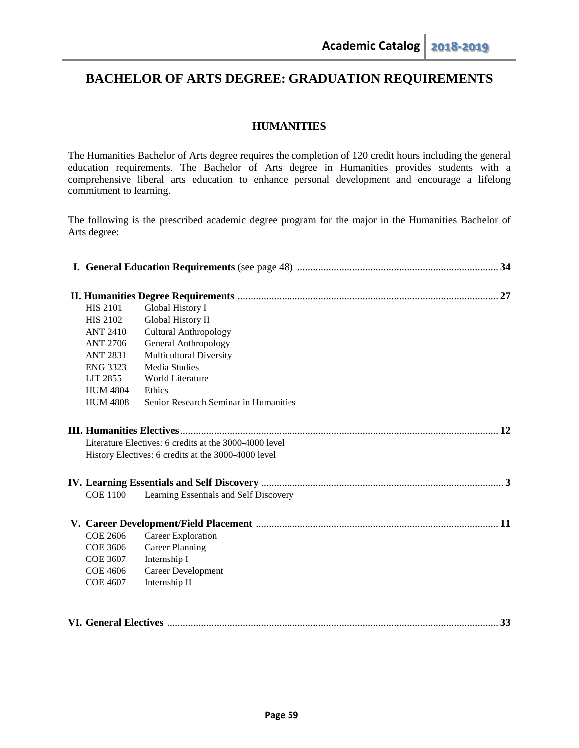# BACHELOR OF ARTS DEGREE: GRADUATION REQUIREMENTS

## HUMANITIES

The Humanities Bachelor of Arts degree requires the completion of 120 credit hours including the general education requirements. The Bachelor of Arts degree in Humanities provides students with a comprehensive liberal arts education to enhance personal development and encourage a lifelong commitment to learning.

The following is the prescribed academic degree program for the major in the Humanities Bachelor of Arts degree:

**I. General Education Requirements** (see page 48) ............................................................................ **34**

**II. Humanities Degree Requirements** .................................................................................................. **27**

| | |
|---|---|
| HIS 2101 | Global History I |
| HIS 2102 | Global History II |
| ANT 2410 | Cultural Anthropology |
| ANT 2706 | General Anthropology |
| ANT 2831 | Multicultural Diversity |
| ENG 3323 | Media Studies |
| LIT 2855 | World Literature |
| HUM 4804 | Ethics |
| HUM 4808 | Senior Research Seminar in Humanities |

**III. Humanities Electives**......................................................................................................................... **12**

Literature Electives: 6 credits at the 3000-4000 level
History Electives: 6 credits at the 3000-4000 level

**IV. Learning Essentials and Self Discovery** ............................................................................................ **3**

| | |
|---|---|
| COE 1100 | Learning Essentials and Self Discovery |

**V. Career Development/Field Placement** ............................................................................................. **11**

| | |
|---|---|
| COE 2606 | Career Exploration |
| COE 3606 | Career Planning |
| COE 3607 | Internship I |
| COE 4606 | Career Development |
| COE 4607 | Internship II |

**VI. General Electives** ............................................................................................................................ **33**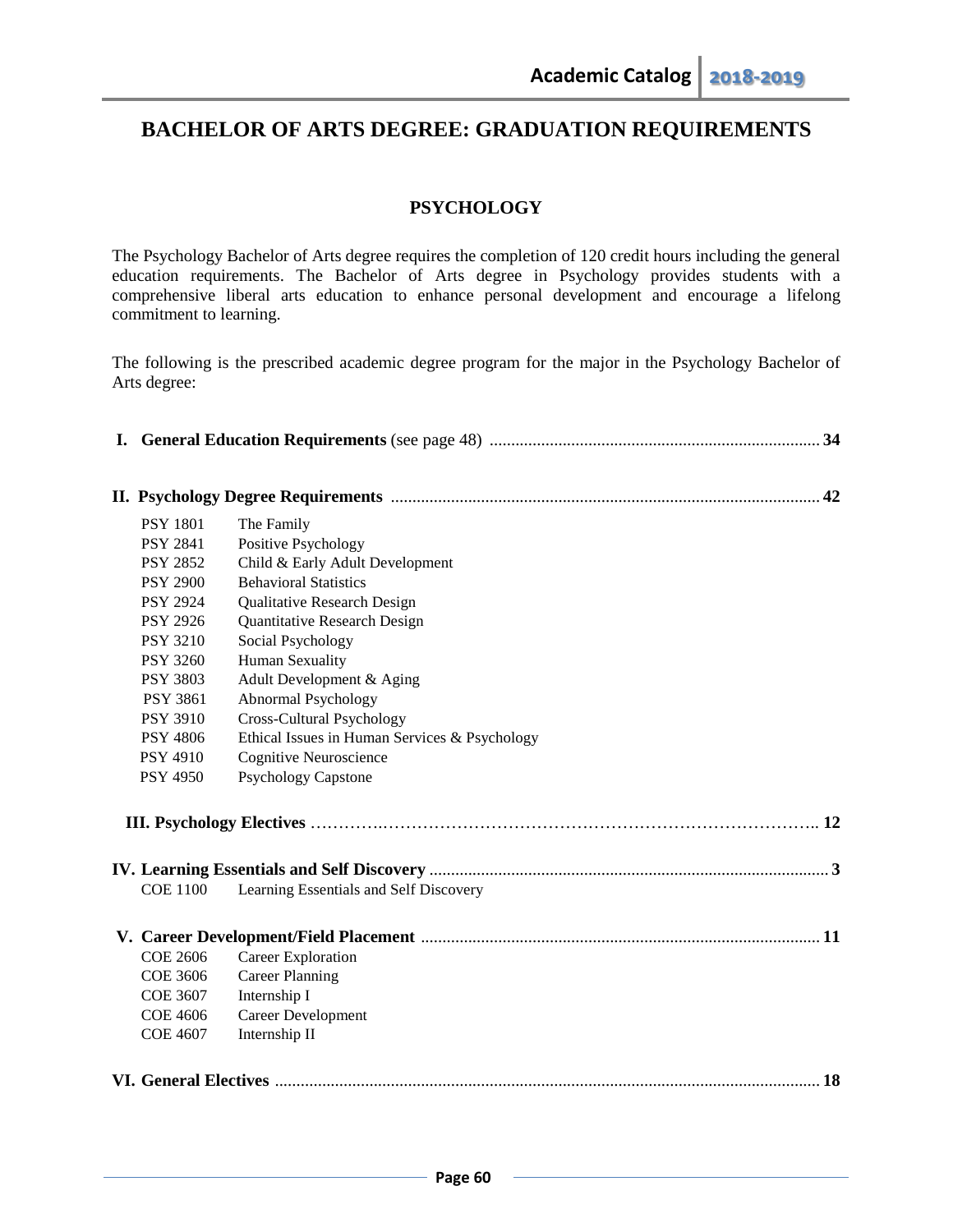# BACHELOR OF ARTS DEGREE: GRADUATION REQUIREMENTS

## PSYCHOLOGY

The Psychology Bachelor of Arts degree requires the completion of 120 credit hours including the general education requirements. The Bachelor of Arts degree in Psychology provides students with a comprehensive liberal arts education to enhance personal development and encourage a lifelong commitment to learning.

The following is the prescribed academic degree program for the major in the Psychology Bachelor of Arts degree:

**I. General Education Requirements** (see page 48) ............................................................................ **34**

**II. Psychology Degree Requirements** .................................................................................................. **42**

| | |
|---|---|
| PSY 1801 | The Family |
| PSY 2841 | Positive Psychology |
| PSY 2852 | Child & Early Adult Development |
| PSY 2900 | Behavioral Statistics |
| PSY 2924 | Qualitative Research Design |
| PSY 2926 | Quantitative Research Design |
| PSY 3210 | Social Psychology |
| PSY 3260 | Human Sexuality |
| PSY 3803 | Adult Development & Aging |
| PSY 3861 | Abnormal Psychology |
| PSY 3910 | Cross-Cultural Psychology |
| PSY 4806 | Ethical Issues in Human Services & Psychology |
| PSY 4910 | Cognitive Neuroscience |
| PSY 4950 | Psychology Capstone |

**III. Psychology Electives** ………….……………………………………………………………………….. **12**

**IV. Learning Essentials and Self Discovery** ............................................................................................ **3**

| | |
|---|---|
| COE 1100 | Learning Essentials and Self Discovery |

**V. Career Development/Field Placement** ............................................................................................ **11**

| | |
|---|---|
| COE 2606 | Career Exploration |
| COE 3606 | Career Planning |
| COE 3607 | Internship I |
| COE 4606 | Career Development |
| COE 4607 | Internship II |

**VI. General Electives** ............................................................................................................................. **18**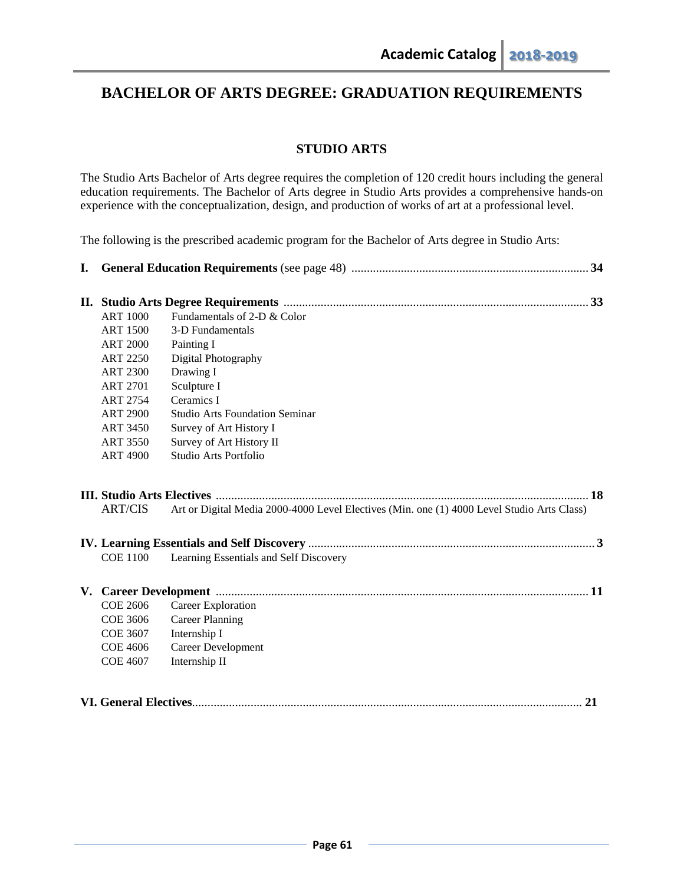# BACHELOR OF ARTS DEGREE: GRADUATION REQUIREMENTS

## STUDIO ARTS

The Studio Arts Bachelor of Arts degree requires the completion of 120 credit hours including the general education requirements. The Bachelor of Arts degree in Studio Arts provides a comprehensive hands-on experience with the conceptualization, design, and production of works of art at a professional level.

The following is the prescribed academic program for the Bachelor of Arts degree in Studio Arts:

**I. General Education Requirements** (see page 48) ............................................................................ **34**

**II. Studio Arts Degree Requirements** ................................................................................................... **33**

| | |
|---|---|
| ART 1000 | Fundamentals of 2-D & Color |
| ART 1500 | 3-D Fundamentals |
| ART 2000 | Painting I |
| ART 2250 | Digital Photography |
| ART 2300 | Drawing I |
| ART 2701 | Sculpture I |
| ART 2754 | Ceramics I |
| ART 2900 | Studio Arts Foundation Seminar |
| ART 3450 | Survey of Art History I |
| ART 3550 | Survey of Art History II |
| ART 4900 | Studio Arts Portfolio |

**III. Studio Arts Electives** ........................................................................................................................ **18**

| | |
|---|---|
| ART/CIS | Art or Digital Media 2000-4000 Level Electives (Min. one (1) 4000 Level Studio Arts Class) |

**IV. Learning Essentials and Self Discovery** ............................................................................................ **3**

| | |
|---|---|
| COE 1100 | Learning Essentials and Self Discovery |

**V. Career Development** ........................................................................................................................ **11**

| | |
|---|---|
| COE 2606 | Career Exploration |
| COE 3606 | Career Planning |
| COE 3607 | Internship I |
| COE 4606 | Career Development |
| COE 4607 | Internship II |

**VI. General Electives**............................................................................................................................. **21**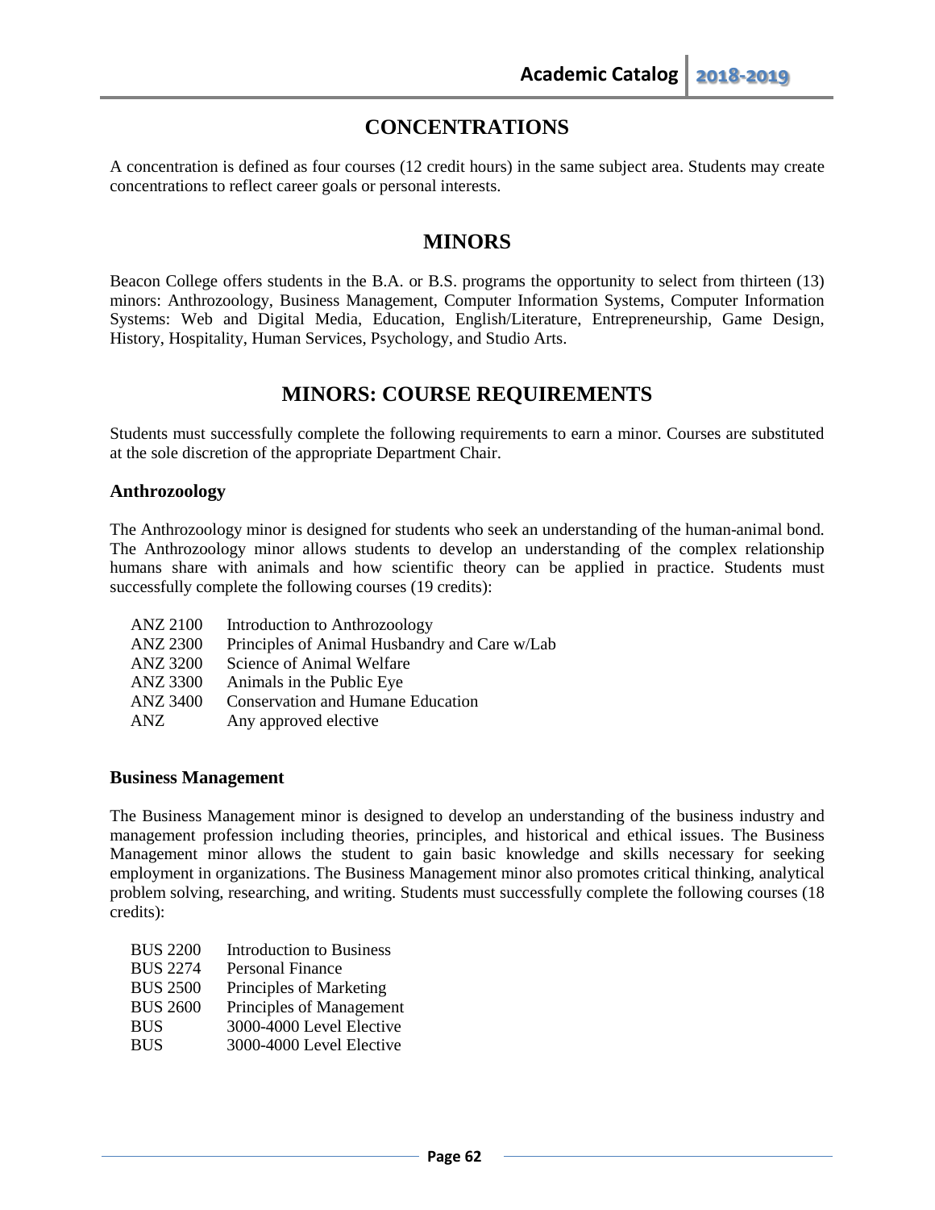# CONCENTRATIONS

A concentration is defined as four courses (12 credit hours) in the same subject area. Students may create concentrations to reflect career goals or personal interests.

# MINORS

Beacon College offers students in the B.A. or B.S. programs the opportunity to select from thirteen (13) minors: Anthrozoology, Business Management, Computer Information Systems, Computer Information Systems: Web and Digital Media, Education, English/Literature, Entrepreneurship, Game Design, History, Hospitality, Human Services, Psychology, and Studio Arts.

# MINORS: COURSE REQUIREMENTS

Students must successfully complete the following requirements to earn a minor. Courses are substituted at the sole discretion of the appropriate Department Chair.

### Anthrozoology

The Anthrozoology minor is designed for students who seek an understanding of the human-animal bond. The Anthrozoology minor allows students to develop an understanding of the complex relationship humans share with animals and how scientific theory can be applied in practice. Students must successfully complete the following courses (19 credits):

| | |
|---|---|
| ANZ 2100 | Introduction to Anthrozoology |
| ANZ 2300 | Principles of Animal Husbandry and Care w/Lab |
| ANZ 3200 | Science of Animal Welfare |
| ANZ 3300 | Animals in the Public Eye |
| ANZ 3400 | Conservation and Humane Education |
| ANZ | Any approved elective |

### Business Management

The Business Management minor is designed to develop an understanding of the business industry and management profession including theories, principles, and historical and ethical issues. The Business Management minor allows the student to gain basic knowledge and skills necessary for seeking employment in organizations. The Business Management minor also promotes critical thinking, analytical problem solving, researching, and writing. Students must successfully complete the following courses (18 credits):

| | |
|---|---|
| BUS 2200 | Introduction to Business |
| BUS 2274 | Personal Finance |
| BUS 2500 | Principles of Marketing |
| BUS 2600 | Principles of Management |
| BUS | 3000-4000 Level Elective |
| BUS | 3000-4000 Level Elective |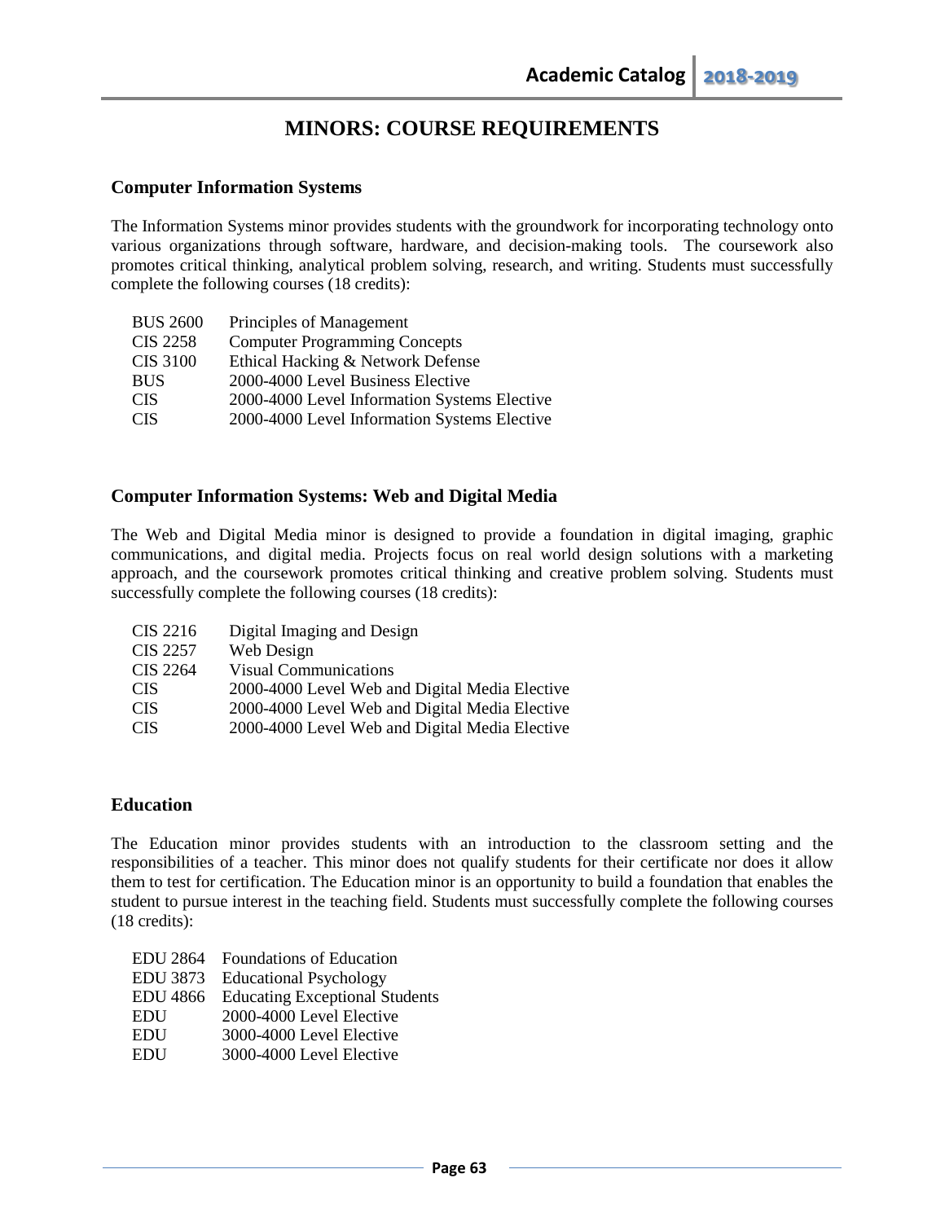# MINORS: COURSE REQUIREMENTS

## Computer Information Systems

The Information Systems minor provides students with the groundwork for incorporating technology onto various organizations through software, hardware, and decision-making tools. The coursework also promotes critical thinking, analytical problem solving, research, and writing. Students must successfully complete the following courses (18 credits):

| | |
|---|---|
| BUS 2600 | Principles of Management |
| CIS 2258 | Computer Programming Concepts |
| CIS 3100 | Ethical Hacking & Network Defense |
| BUS | 2000-4000 Level Business Elective |
| CIS | 2000-4000 Level Information Systems Elective |
| CIS | 2000-4000 Level Information Systems Elective |

## Computer Information Systems: Web and Digital Media

The Web and Digital Media minor is designed to provide a foundation in digital imaging, graphic communications, and digital media. Projects focus on real world design solutions with a marketing approach, and the coursework promotes critical thinking and creative problem solving. Students must successfully complete the following courses (18 credits):

| | |
|---|---|
| CIS 2216 | Digital Imaging and Design |
| CIS 2257 | Web Design |
| CIS 2264 | Visual Communications |
| CIS | 2000-4000 Level Web and Digital Media Elective |
| CIS | 2000-4000 Level Web and Digital Media Elective |
| CIS | 2000-4000 Level Web and Digital Media Elective |

## Education

The Education minor provides students with an introduction to the classroom setting and the responsibilities of a teacher. This minor does not qualify students for their certificate nor does it allow them to test for certification. The Education minor is an opportunity to build a foundation that enables the student to pursue interest in the teaching field. Students must successfully complete the following courses (18 credits):

| | |
|---|---|
| EDU 2864 | Foundations of Education |
| EDU 3873 | Educational Psychology |
| EDU 4866 | Educating Exceptional Students |
| EDU | 2000-4000 Level Elective |
| EDU | 3000-4000 Level Elective |
| EDU | 3000-4000 Level Elective |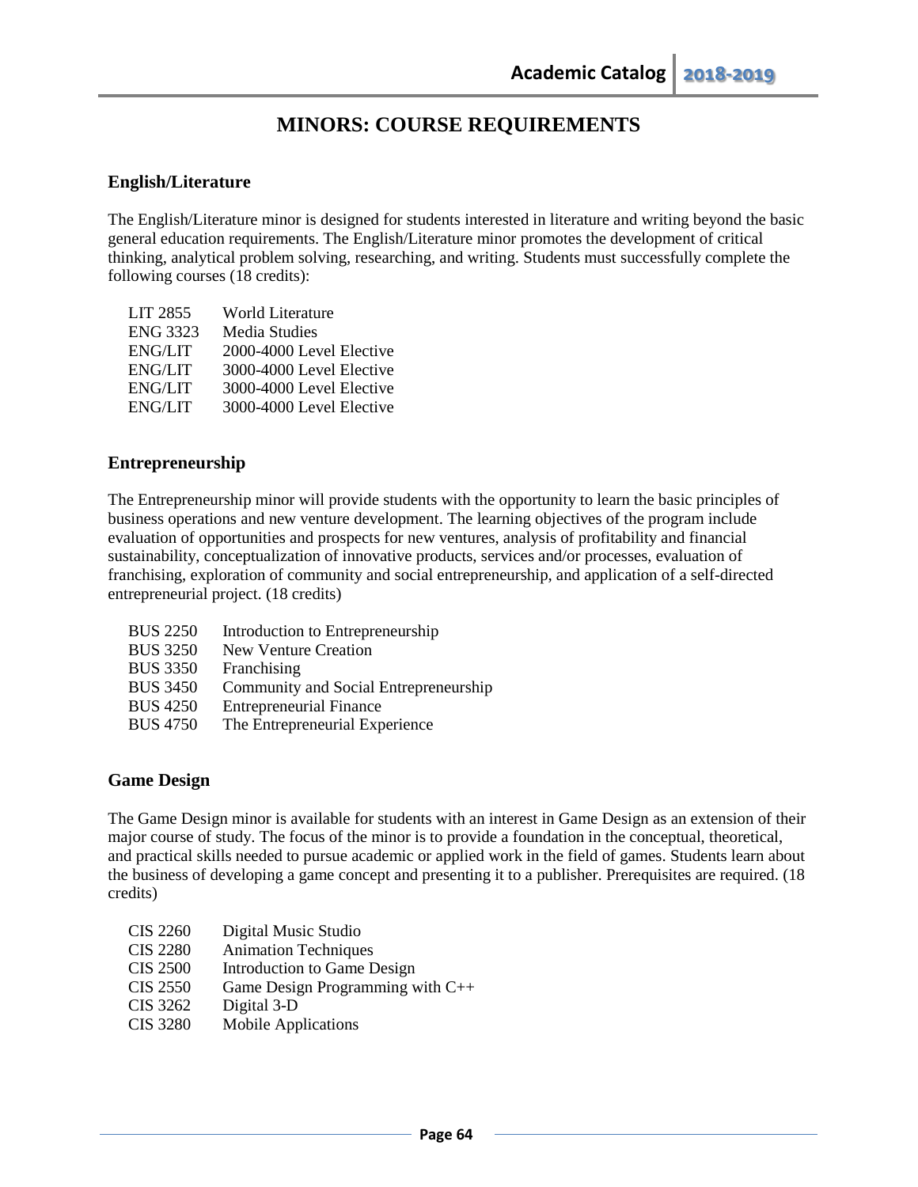# MINORS: COURSE REQUIREMENTS

## English/Literature

The English/Literature minor is designed for students interested in literature and writing beyond the basic general education requirements. The English/Literature minor promotes the development of critical thinking, analytical problem solving, researching, and writing. Students must successfully complete the following courses (18 credits):

| | |
|---|---|
| LIT 2855 | World Literature |
| ENG 3323 | Media Studies |
| ENG/LIT | 2000-4000 Level Elective |
| ENG/LIT | 3000-4000 Level Elective |
| ENG/LIT | 3000-4000 Level Elective |
| ENG/LIT | 3000-4000 Level Elective |

## Entrepreneurship

The Entrepreneurship minor will provide students with the opportunity to learn the basic principles of business operations and new venture development. The learning objectives of the program include evaluation of opportunities and prospects for new ventures, analysis of profitability and financial sustainability, conceptualization of innovative products, services and/or processes, evaluation of franchising, exploration of community and social entrepreneurship, and application of a self-directed entrepreneurial project. (18 credits)

| | |
|---|---|
| BUS 2250 | Introduction to Entrepreneurship |
| BUS 3250 | New Venture Creation |
| BUS 3350 | Franchising |
| BUS 3450 | Community and Social Entrepreneurship |
| BUS 4250 | Entrepreneurial Finance |
| BUS 4750 | The Entrepreneurial Experience |

## Game Design

The Game Design minor is available for students with an interest in Game Design as an extension of their major course of study. The focus of the minor is to provide a foundation in the conceptual, theoretical, and practical skills needed to pursue academic or applied work in the field of games. Students learn about the business of developing a game concept and presenting it to a publisher. Prerequisites are required. (18 credits)

| | |
|---|---|
| CIS 2260 | Digital Music Studio |
| CIS 2280 | Animation Techniques |
| CIS 2500 | Introduction to Game Design |
| CIS 2550 | Game Design Programming with C++ |
| CIS 3262 | Digital 3-D |
| CIS 3280 | Mobile Applications |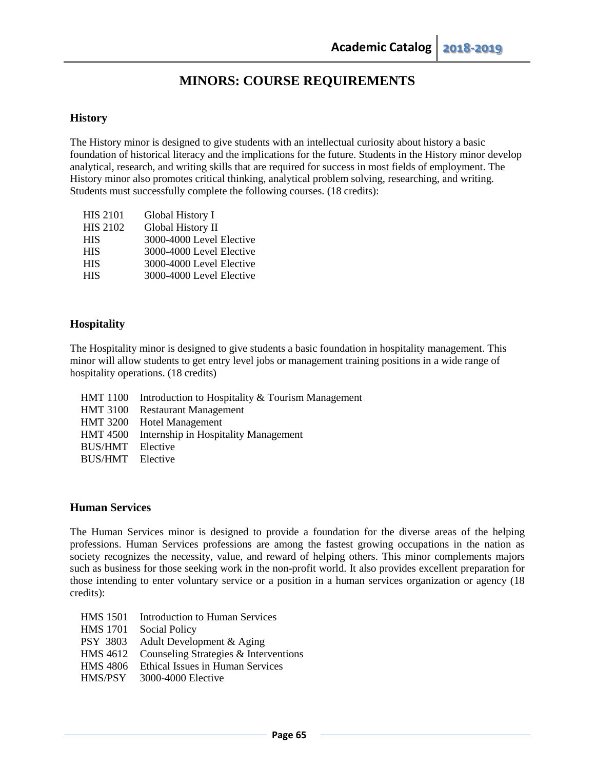# MINORS: COURSE REQUIREMENTS

## History

The History minor is designed to give students with an intellectual curiosity about history a basic foundation of historical literacy and the implications for the future. Students in the History minor develop analytical, research, and writing skills that are required for success in most fields of employment. The History minor also promotes critical thinking, analytical problem solving, researching, and writing. Students must successfully complete the following courses. (18 credits):

| | |
|---|---|
| HIS 2101 | Global History I |
| HIS 2102 | Global History II |
| HIS | 3000-4000 Level Elective |
| HIS | 3000-4000 Level Elective |
| HIS | 3000-4000 Level Elective |
| HIS | 3000-4000 Level Elective |

## Hospitality

The Hospitality minor is designed to give students a basic foundation in hospitality management. This minor will allow students to get entry level jobs or management training positions in a wide range of hospitality operations. (18 credits)

| | |
|---|---|
| HMT 1100 | Introduction to Hospitality & Tourism Management |
| HMT 3100 | Restaurant Management |
| HMT 3200 | Hotel Management |
| HMT 4500 | Internship in Hospitality Management |
| BUS/HMT | Elective |
| BUS/HMT | Elective |

## Human Services

The Human Services minor is designed to provide a foundation for the diverse areas of the helping professions. Human Services professions are among the fastest growing occupations in the nation as society recognizes the necessity, value, and reward of helping others. This minor complements majors such as business for those seeking work in the non-profit world. It also provides excellent preparation for those intending to enter voluntary service or a position in a human services organization or agency (18 credits):

| | |
|---|---|
| HMS 1501 | Introduction to Human Services |
| HMS 1701 | Social Policy |
| PSY 3803 | Adult Development & Aging |
| HMS 4612 | Counseling Strategies & Interventions |
| HMS 4806 | Ethical Issues in Human Services |
| HMS/PSY | 3000-4000 Elective |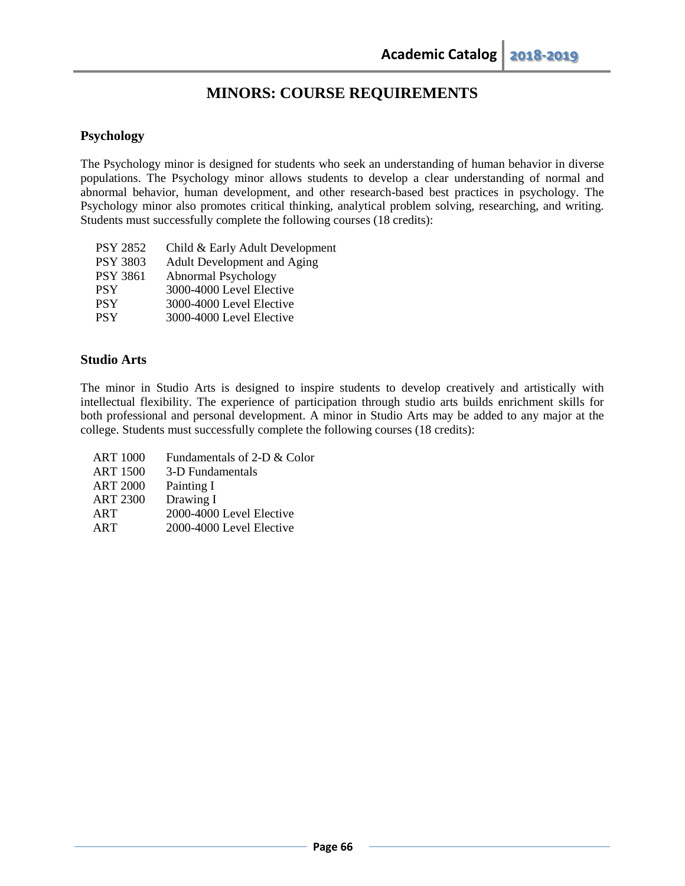# MINORS: COURSE REQUIREMENTS

## Psychology

The Psychology minor is designed for students who seek an understanding of human behavior in diverse populations. The Psychology minor allows students to develop a clear understanding of normal and abnormal behavior, human development, and other research-based best practices in psychology. The Psychology minor also promotes critical thinking, analytical problem solving, researching, and writing. Students must successfully complete the following courses (18 credits):

| | |
|---|---|
| PSY 2852 | Child & Early Adult Development |
| PSY 3803 | Adult Development and Aging |
| PSY 3861 | Abnormal Psychology |
| PSY | 3000-4000 Level Elective |
| PSY | 3000-4000 Level Elective |
| PSY | 3000-4000 Level Elective |

## Studio Arts

The minor in Studio Arts is designed to inspire students to develop creatively and artistically with intellectual flexibility. The experience of participation through studio arts builds enrichment skills for both professional and personal development. A minor in Studio Arts may be added to any major at the college. Students must successfully complete the following courses (18 credits):

| | |
|---|---|
| ART 1000 | Fundamentals of 2-D & Color |
| ART 1500 | 3-D Fundamentals |
| ART 2000 | Painting I |
| ART 2300 | Drawing I |
| ART | 2000-4000 Level Elective |
| ART | 2000-4000 Level Elective |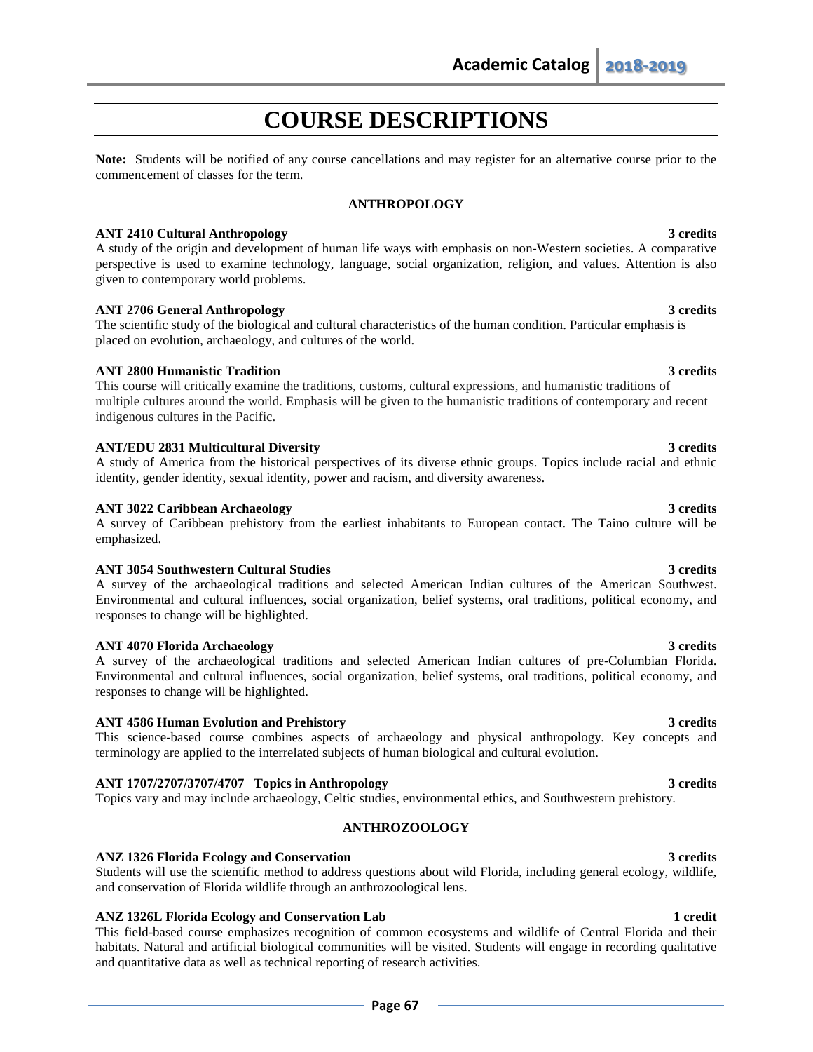# COURSE DESCRIPTIONS

**Note:** Students will be notified of any course cancellations and may register for an alternative course prior to the commencement of classes for the term.

## ANTHROPOLOGY

**ANT 2410 Cultural Anthropology** **3 credits**
A study of the origin and development of human life ways with emphasis on non-Western societies. A comparative perspective is used to examine technology, language, social organization, religion, and values. Attention is also given to contemporary world problems.

**ANT 2706 General Anthropology** **3 credits**
The scientific study of the biological and cultural characteristics of the human condition. Particular emphasis is placed on evolution, archaeology, and cultures of the world.

**ANT 2800 Humanistic Tradition** **3 credits**
This course will critically examine the traditions, customs, cultural expressions, and humanistic traditions of multiple cultures around the world. Emphasis will be given to the humanistic traditions of contemporary and recent indigenous cultures in the Pacific.

**ANT/EDU 2831 Multicultural Diversity** **3 credits**
A study of America from the historical perspectives of its diverse ethnic groups. Topics include racial and ethnic identity, gender identity, sexual identity, power and racism, and diversity awareness.

**ANT 3022 Caribbean Archaeology** **3 credits**
A survey of Caribbean prehistory from the earliest inhabitants to European contact. The Taino culture will be emphasized.

**ANT 3054 Southwestern Cultural Studies** **3 credits**
A survey of the archaeological traditions and selected American Indian cultures of the American Southwest. Environmental and cultural influences, social organization, belief systems, oral traditions, political economy, and responses to change will be highlighted.

**ANT 4070 Florida Archaeology** **3 credits**
A survey of the archaeological traditions and selected American Indian cultures of pre-Columbian Florida. Environmental and cultural influences, social organization, belief systems, oral traditions, political economy, and responses to change will be highlighted.

**ANT 4586 Human Evolution and Prehistory** **3 credits**
This science-based course combines aspects of archaeology and physical anthropology. Key concepts and terminology are applied to the interrelated subjects of human biological and cultural evolution.

**ANT 1707/2707/3707/4707 Topics in Anthropology** **3 credits**
Topics vary and may include archaeology, Celtic studies, environmental ethics, and Southwestern prehistory.

## ANTHROZOOLOGY

**ANZ 1326 Florida Ecology and Conservation** **3 credits**
Students will use the scientific method to address questions about wild Florida, including general ecology, wildlife, and conservation of Florida wildlife through an anthrozoological lens.

**ANZ 1326L Florida Ecology and Conservation Lab** **1 credit**
This field-based course emphasizes recognition of common ecosystems and wildlife of Central Florida and their habitats. Natural and artificial biological communities will be visited. Students will engage in recording qualitative and quantitative data as well as technical reporting of research activities.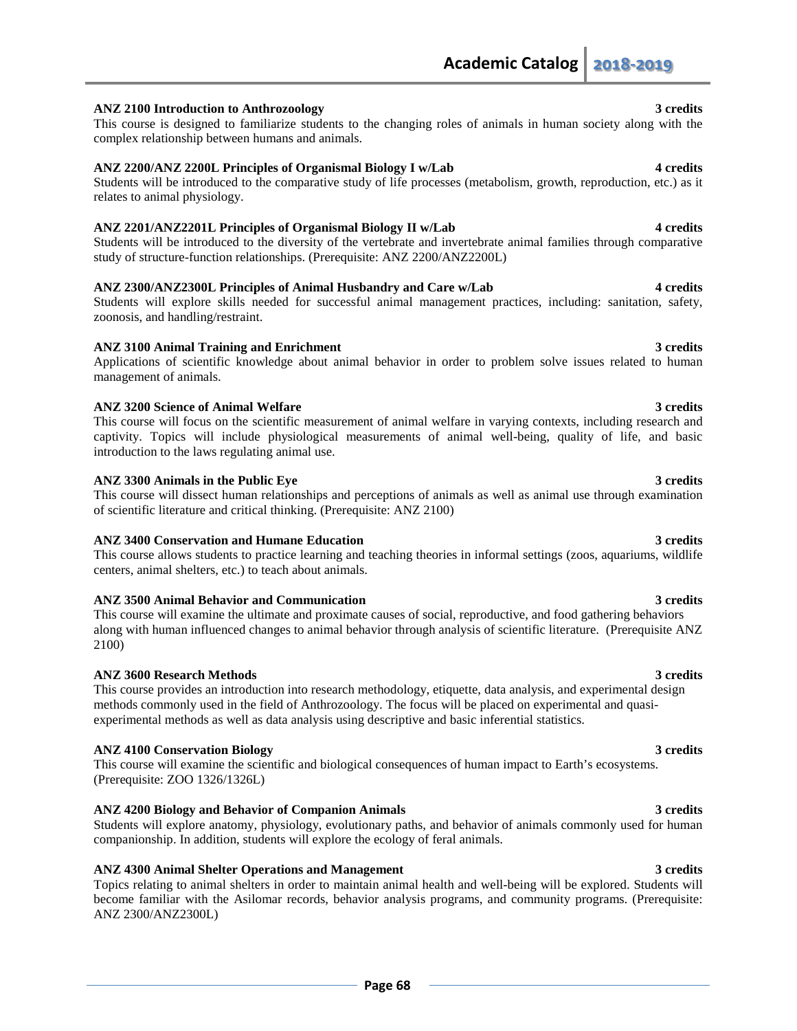**ANZ 2100 Introduction to Anthrozoology** **3 credits**
This course is designed to familiarize students to the changing roles of animals in human society along with the complex relationship between humans and animals.

**ANZ 2200/ANZ 2200L Principles of Organismal Biology I w/Lab** **4 credits**
Students will be introduced to the comparative study of life processes (metabolism, growth, reproduction, etc.) as it relates to animal physiology.

**ANZ 2201/ANZ2201L Principles of Organismal Biology II w/Lab** **4 credits**
Students will be introduced to the diversity of the vertebrate and invertebrate animal families through comparative study of structure-function relationships. (Prerequisite: ANZ 2200/ANZ2200L)

**ANZ 2300/ANZ2300L Principles of Animal Husbandry and Care w/Lab** **4 credits**
Students will explore skills needed for successful animal management practices, including: sanitation, safety, zoonosis, and handling/restraint.

**ANZ 3100 Animal Training and Enrichment** **3 credits**
Applications of scientific knowledge about animal behavior in order to problem solve issues related to human management of animals.

**ANZ 3200 Science of Animal Welfare** **3 credits**
This course will focus on the scientific measurement of animal welfare in varying contexts, including research and captivity. Topics will include physiological measurements of animal well-being, quality of life, and basic introduction to the laws regulating animal use.

**ANZ 3300 Animals in the Public Eye** **3 credits**
This course will dissect human relationships and perceptions of animals as well as animal use through examination of scientific literature and critical thinking. (Prerequisite: ANZ 2100)

**ANZ 3400 Conservation and Humane Education** **3 credits**
This course allows students to practice learning and teaching theories in informal settings (zoos, aquariums, wildlife centers, animal shelters, etc.) to teach about animals.

**ANZ 3500 Animal Behavior and Communication** **3 credits**
This course will examine the ultimate and proximate causes of social, reproductive, and food gathering behaviors along with human influenced changes to animal behavior through analysis of scientific literature. (Prerequisite ANZ 2100)

**ANZ 3600 Research Methods** **3 credits**
This course provides an introduction into research methodology, etiquette, data analysis, and experimental design methods commonly used in the field of Anthrozoology. The focus will be placed on experimental and quasi-experimental methods as well as data analysis using descriptive and basic inferential statistics.

**ANZ 4100 Conservation Biology** **3 credits**
This course will examine the scientific and biological consequences of human impact to Earth's ecosystems. (Prerequisite: ZOO 1326/1326L)

**ANZ 4200 Biology and Behavior of Companion Animals** **3 credits**
Students will explore anatomy, physiology, evolutionary paths, and behavior of animals commonly used for human companionship. In addition, students will explore the ecology of feral animals.

**ANZ 4300 Animal Shelter Operations and Management** **3 credits**
Topics relating to animal shelters in order to maintain animal health and well-being will be explored. Students will become familiar with the Asilomar records, behavior analysis programs, and community programs. (Prerequisite: ANZ 2300/ANZ2300L)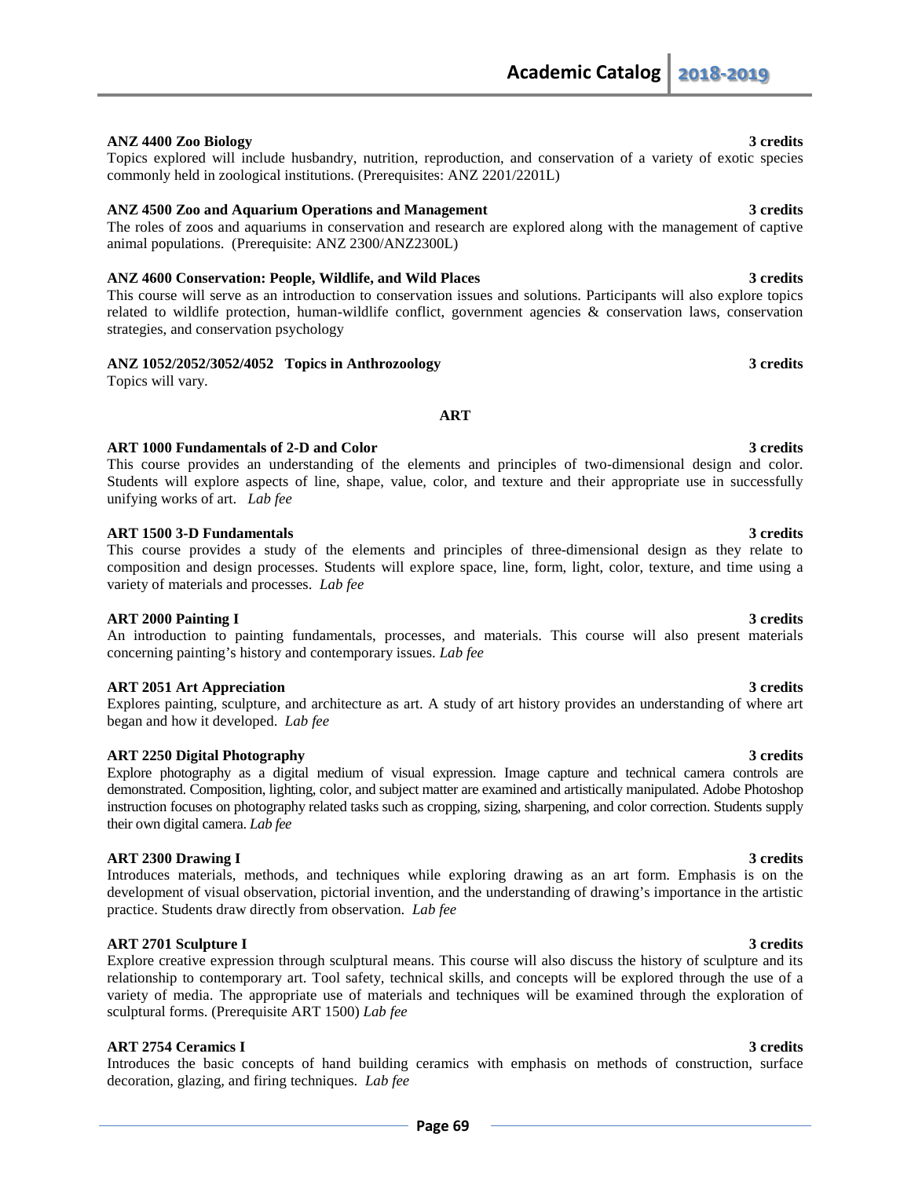**ANZ 4400 Zoo Biology** **3 credits**

Topics explored will include husbandry, nutrition, reproduction, and conservation of a variety of exotic species commonly held in zoological institutions. (Prerequisites: ANZ 2201/2201L)

**ANZ 4500 Zoo and Aquarium Operations and Management** **3 credits**

The roles of zoos and aquariums in conservation and research are explored along with the management of captive animal populations. (Prerequisite: ANZ 2300/ANZ2300L)

**ANZ 4600 Conservation: People, Wildlife, and Wild Places** **3 credits**

This course will serve as an introduction to conservation issues and solutions. Participants will also explore topics related to wildlife protection, human-wildlife conflict, government agencies & conservation laws, conservation strategies, and conservation psychology

**ANZ 1052/2052/3052/4052 Topics in Anthrozoology** **3 credits**

Topics will vary.

## ART

**ART 1000 Fundamentals of 2-D and Color** **3 credits**

This course provides an understanding of the elements and principles of two-dimensional design and color. Students will explore aspects of line, shape, value, color, and texture and their appropriate use in successfully unifying works of art. *Lab fee*

**ART 1500 3-D Fundamentals** **3 credits**

This course provides a study of the elements and principles of three-dimensional design as they relate to composition and design processes. Students will explore space, line, form, light, color, texture, and time using a variety of materials and processes. *Lab fee*

**ART 2000 Painting I** **3 credits**

An introduction to painting fundamentals, processes, and materials. This course will also present materials concerning painting's history and contemporary issues. *Lab fee*

**ART 2051 Art Appreciation** **3 credits**

Explores painting, sculpture, and architecture as art. A study of art history provides an understanding of where art began and how it developed. *Lab fee*

**ART 2250 Digital Photography** **3 credits**

Explore photography as a digital medium of visual expression. Image capture and technical camera controls are demonstrated. Composition, lighting, color, and subject matter are examined and artistically manipulated. Adobe Photoshop instruction focuses on photography related tasks such as cropping, sizing, sharpening, and color correction. Students supply their own digital camera. *Lab fee*

**ART 2300 Drawing I** **3 credits**

Introduces materials, methods, and techniques while exploring drawing as an art form. Emphasis is on the development of visual observation, pictorial invention, and the understanding of drawing's importance in the artistic practice. Students draw directly from observation. *Lab fee*

**ART 2701 Sculpture I** **3 credits**

Explore creative expression through sculptural means. This course will also discuss the history of sculpture and its relationship to contemporary art. Tool safety, technical skills, and concepts will be explored through the use of a variety of media. The appropriate use of materials and techniques will be examined through the exploration of sculptural forms. (Prerequisite ART 1500) *Lab fee*

**ART 2754 Ceramics I** **3 credits**

Introduces the basic concepts of hand building ceramics with emphasis on methods of construction, surface decoration, glazing, and firing techniques. *Lab fee*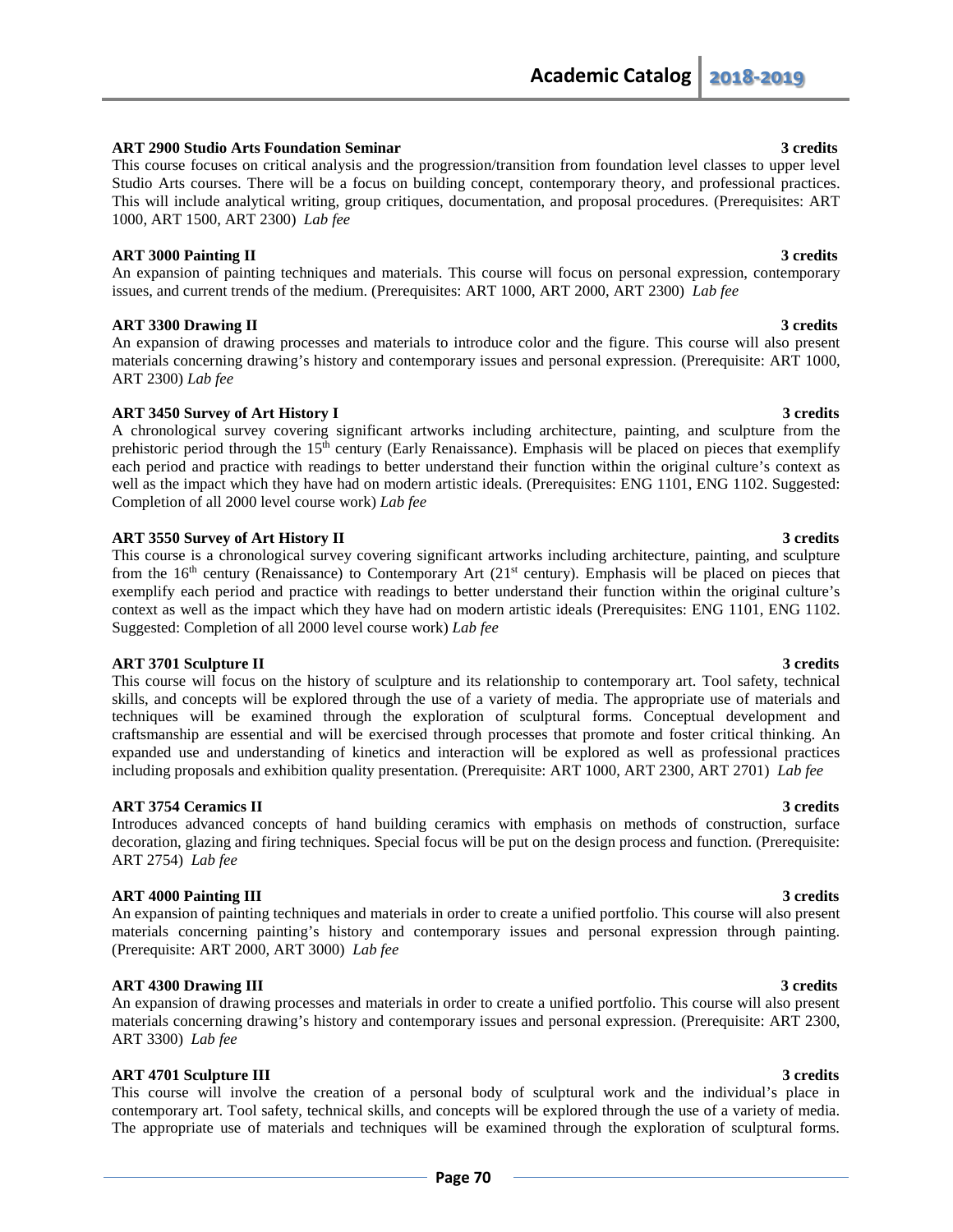**ART 2900 Studio Arts Foundation Seminar** **3 credits**
This course focuses on critical analysis and the progression/transition from foundation level classes to upper level Studio Arts courses. There will be a focus on building concept, contemporary theory, and professional practices. This will include analytical writing, group critiques, documentation, and proposal procedures. (Prerequisites: ART 1000, ART 1500, ART 2300) *Lab fee*

**ART 3000 Painting II** **3 credits**
An expansion of painting techniques and materials. This course will focus on personal expression, contemporary issues, and current trends of the medium. (Prerequisites: ART 1000, ART 2000, ART 2300) *Lab fee*

**ART 3300 Drawing II** **3 credits**
An expansion of drawing processes and materials to introduce color and the figure. This course will also present materials concerning drawing's history and contemporary issues and personal expression. (Prerequisite: ART 1000, ART 2300) *Lab fee*

**ART 3450 Survey of Art History I** **3 credits**
A chronological survey covering significant artworks including architecture, painting, and sculpture from the prehistoric period through the 15th century (Early Renaissance). Emphasis will be placed on pieces that exemplify each period and practice with readings to better understand their function within the original culture's context as well as the impact which they have had on modern artistic ideals. (Prerequisites: ENG 1101, ENG 1102. Suggested: Completion of all 2000 level course work) *Lab fee*

**ART 3550 Survey of Art History II** **3 credits**
This course is a chronological survey covering significant artworks including architecture, painting, and sculpture from the 16th century (Renaissance) to Contemporary Art (21st century). Emphasis will be placed on pieces that exemplify each period and practice with readings to better understand their function within the original culture's context as well as the impact which they have had on modern artistic ideals (Prerequisites: ENG 1101, ENG 1102. Suggested: Completion of all 2000 level course work) *Lab fee*

**ART 3701 Sculpture II** **3 credits**
This course will focus on the history of sculpture and its relationship to contemporary art. Tool safety, technical skills, and concepts will be explored through the use of a variety of media. The appropriate use of materials and techniques will be examined through the exploration of sculptural forms. Conceptual development and craftsmanship are essential and will be exercised through processes that promote and foster critical thinking. An expanded use and understanding of kinetics and interaction will be explored as well as professional practices including proposals and exhibition quality presentation. (Prerequisite: ART 1000, ART 2300, ART 2701) *Lab fee*

**ART 3754 Ceramics II** **3 credits**
Introduces advanced concepts of hand building ceramics with emphasis on methods of construction, surface decoration, glazing and firing techniques. Special focus will be put on the design process and function. (Prerequisite: ART 2754) *Lab fee*

**ART 4000 Painting III** **3 credits**
An expansion of painting techniques and materials in order to create a unified portfolio. This course will also present materials concerning painting's history and contemporary issues and personal expression through painting. (Prerequisite: ART 2000, ART 3000) *Lab fee*

**ART 4300 Drawing III** **3 credits**
An expansion of drawing processes and materials in order to create a unified portfolio. This course will also present materials concerning drawing's history and contemporary issues and personal expression. (Prerequisite: ART 2300, ART 3300) *Lab fee*

**ART 4701 Sculpture III** **3 credits**
This course will involve the creation of a personal body of sculptural work and the individual's place in contemporary art. Tool safety, technical skills, and concepts will be explored through the use of a variety of media. The appropriate use of materials and techniques will be examined through the exploration of sculptural forms.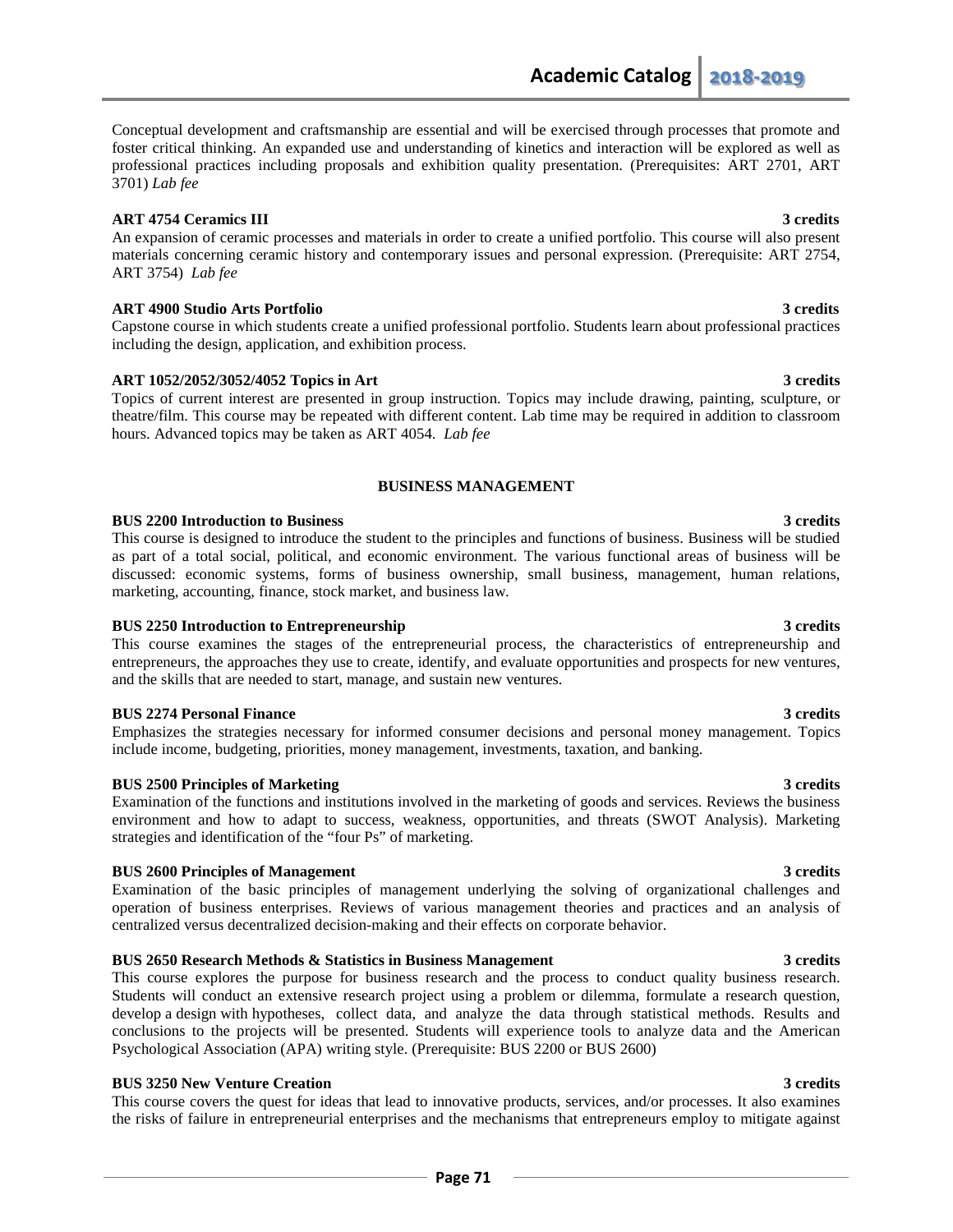Conceptual development and craftsmanship are essential and will be exercised through processes that promote and foster critical thinking. An expanded use and understanding of kinetics and interaction will be explored as well as professional practices including proposals and exhibition quality presentation. (Prerequisites: ART 2701, ART 3701) *Lab fee*

**ART 4754 Ceramics III 3 credits**
An expansion of ceramic processes and materials in order to create a unified portfolio. This course will also present materials concerning ceramic history and contemporary issues and personal expression. (Prerequisite: ART 2754, ART 3754) *Lab fee*

**ART 4900 Studio Arts Portfolio 3 credits**
Capstone course in which students create a unified professional portfolio. Students learn about professional practices including the design, application, and exhibition process.

**ART 1052/2052/3052/4052 Topics in Art 3 credits**
Topics of current interest are presented in group instruction. Topics may include drawing, painting, sculpture, or theatre/film. This course may be repeated with different content. Lab time may be required in addition to classroom hours. Advanced topics may be taken as ART 4054. *Lab fee*

## BUSINESS MANAGEMENT

**BUS 2200 Introduction to Business 3 credits**
This course is designed to introduce the student to the principles and functions of business. Business will be studied as part of a total social, political, and economic environment. The various functional areas of business will be discussed: economic systems, forms of business ownership, small business, management, human relations, marketing, accounting, finance, stock market, and business law.

**BUS 2250 Introduction to Entrepreneurship 3 credits**
This course examines the stages of the entrepreneurial process, the characteristics of entrepreneurship and entrepreneurs, the approaches they use to create, identify, and evaluate opportunities and prospects for new ventures, and the skills that are needed to start, manage, and sustain new ventures.

**BUS 2274 Personal Finance 3 credits**
Emphasizes the strategies necessary for informed consumer decisions and personal money management. Topics include income, budgeting, priorities, money management, investments, taxation, and banking.

**BUS 2500 Principles of Marketing 3 credits**
Examination of the functions and institutions involved in the marketing of goods and services. Reviews the business environment and how to adapt to success, weakness, opportunities, and threats (SWOT Analysis). Marketing strategies and identification of the "four Ps" of marketing.

**BUS 2600 Principles of Management 3 credits**
Examination of the basic principles of management underlying the solving of organizational challenges and operation of business enterprises. Reviews of various management theories and practices and an analysis of centralized versus decentralized decision-making and their effects on corporate behavior.

**BUS 2650 Research Methods & Statistics in Business Management 3 credits**
This course explores the purpose for business research and the process to conduct quality business research. Students will conduct an extensive research project using a problem or dilemma, formulate a research question, develop a design with hypotheses, collect data, and analyze the data through statistical methods. Results and conclusions to the projects will be presented. Students will experience tools to analyze data and the American Psychological Association (APA) writing style. (Prerequisite: BUS 2200 or BUS 2600)

**BUS 3250 New Venture Creation 3 credits**
This course covers the quest for ideas that lead to innovative products, services, and/or processes. It also examines the risks of failure in entrepreneurial enterprises and the mechanisms that entrepreneurs employ to mitigate against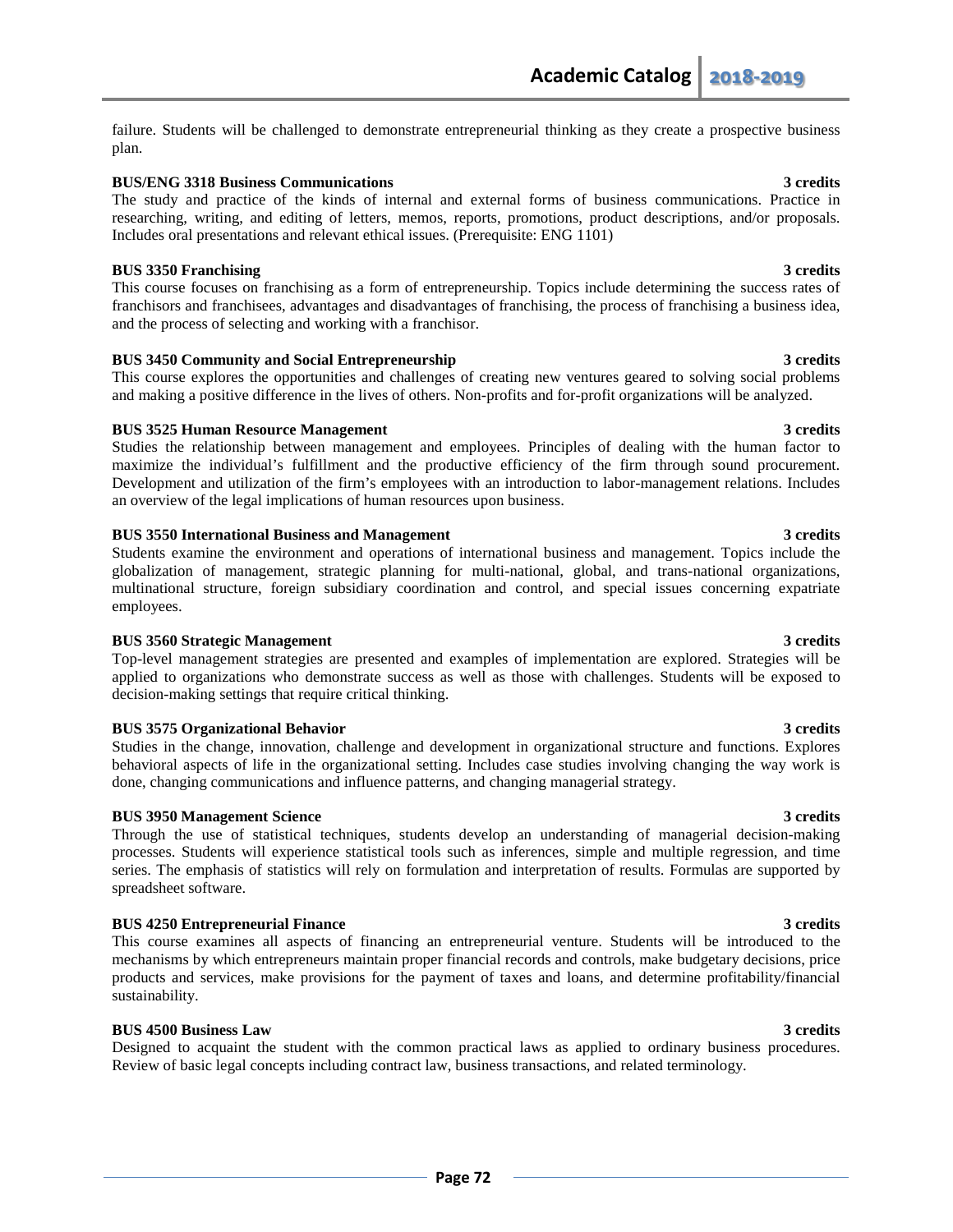failure. Students will be challenged to demonstrate entrepreneurial thinking as they create a prospective business plan.

**BUS/ENG 3318 Business Communications** **3 credits**
The study and practice of the kinds of internal and external forms of business communications. Practice in researching, writing, and editing of letters, memos, reports, promotions, product descriptions, and/or proposals. Includes oral presentations and relevant ethical issues. (Prerequisite: ENG 1101)

**BUS 3350 Franchising** **3 credits**
This course focuses on franchising as a form of entrepreneurship. Topics include determining the success rates of franchisors and franchisees, advantages and disadvantages of franchising, the process of franchising a business idea, and the process of selecting and working with a franchisor.

**BUS 3450 Community and Social Entrepreneurship** **3 credits**
This course explores the opportunities and challenges of creating new ventures geared to solving social problems and making a positive difference in the lives of others. Non-profits and for-profit organizations will be analyzed.

**BUS 3525 Human Resource Management** **3 credits**
Studies the relationship between management and employees. Principles of dealing with the human factor to maximize the individual's fulfillment and the productive efficiency of the firm through sound procurement. Development and utilization of the firm's employees with an introduction to labor-management relations. Includes an overview of the legal implications of human resources upon business.

**BUS 3550 International Business and Management** **3 credits**
Students examine the environment and operations of international business and management. Topics include the globalization of management, strategic planning for multi-national, global, and trans-national organizations, multinational structure, foreign subsidiary coordination and control, and special issues concerning expatriate employees.

**BUS 3560 Strategic Management** **3 credits**
Top-level management strategies are presented and examples of implementation are explored. Strategies will be applied to organizations who demonstrate success as well as those with challenges. Students will be exposed to decision-making settings that require critical thinking.

**BUS 3575 Organizational Behavior** **3 credits**
Studies in the change, innovation, challenge and development in organizational structure and functions. Explores behavioral aspects of life in the organizational setting. Includes case studies involving changing the way work is done, changing communications and influence patterns, and changing managerial strategy.

**BUS 3950 Management Science** **3 credits**
Through the use of statistical techniques, students develop an understanding of managerial decision-making processes. Students will experience statistical tools such as inferences, simple and multiple regression, and time series. The emphasis of statistics will rely on formulation and interpretation of results. Formulas are supported by spreadsheet software.

**BUS 4250 Entrepreneurial Finance** **3 credits**
This course examines all aspects of financing an entrepreneurial venture. Students will be introduced to the mechanisms by which entrepreneurs maintain proper financial records and controls, make budgetary decisions, price products and services, make provisions for the payment of taxes and loans, and determine profitability/financial sustainability.

**BUS 4500 Business Law** **3 credits**
Designed to acquaint the student with the common practical laws as applied to ordinary business procedures. Review of basic legal concepts including contract law, business transactions, and related terminology.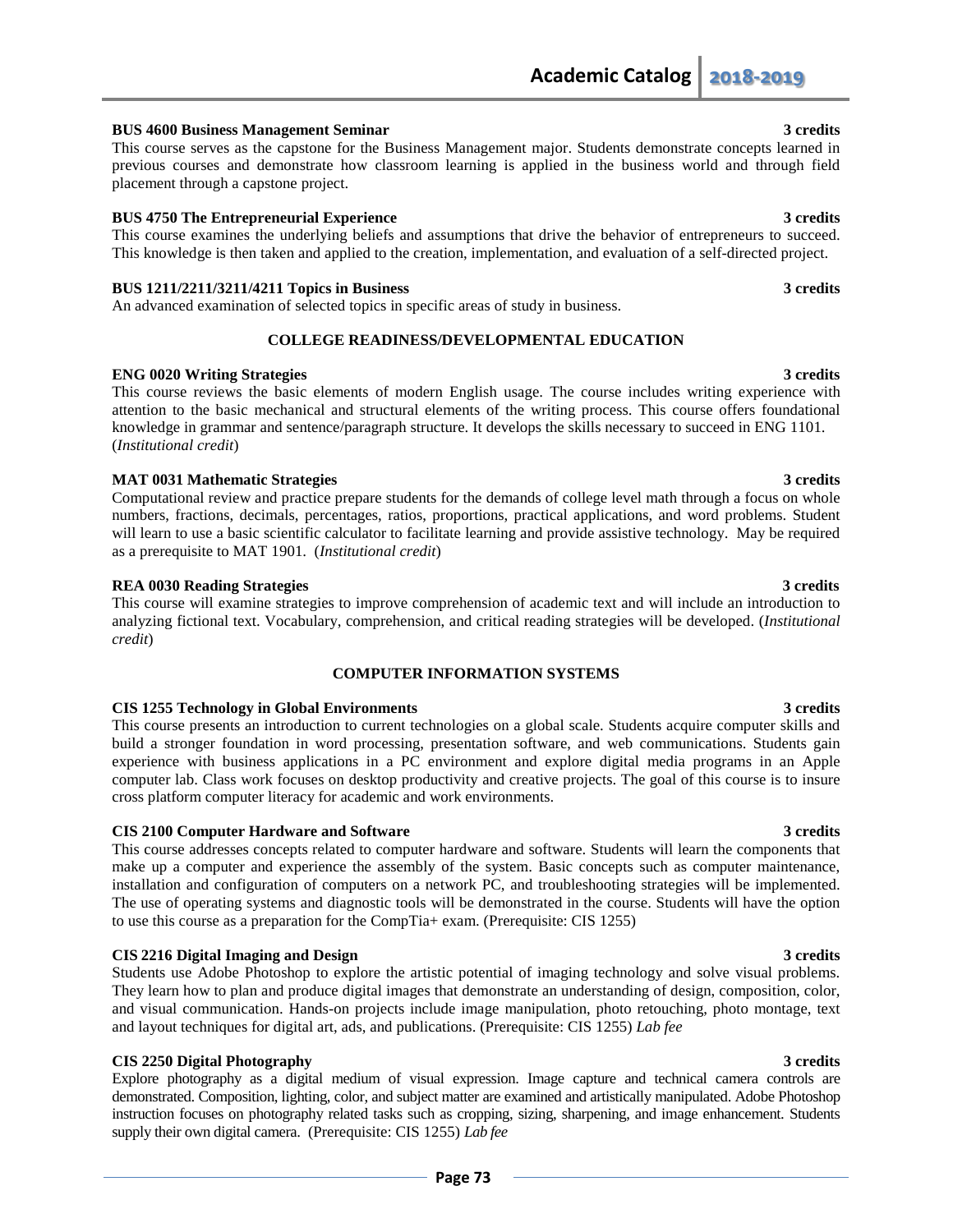**BUS 4600 Business Management Seminar** **3 credits**

This course serves as the capstone for the Business Management major. Students demonstrate concepts learned in previous courses and demonstrate how classroom learning is applied in the business world and through field placement through a capstone project.

**BUS 4750 The Entrepreneurial Experience** **3 credits**

This course examines the underlying beliefs and assumptions that drive the behavior of entrepreneurs to succeed. This knowledge is then taken and applied to the creation, implementation, and evaluation of a self-directed project.

**BUS 1211/2211/3211/4211 Topics in Business** **3 credits**

An advanced examination of selected topics in specific areas of study in business.

## COLLEGE READINESS/DEVELOPMENTAL EDUCATION

**ENG 0020 Writing Strategies** **3 credits**

This course reviews the basic elements of modern English usage. The course includes writing experience with attention to the basic mechanical and structural elements of the writing process. This course offers foundational knowledge in grammar and sentence/paragraph structure. It develops the skills necessary to succeed in ENG 1101. (*Institutional credit*)

**MAT 0031 Mathematic Strategies** **3 credits**

Computational review and practice prepare students for the demands of college level math through a focus on whole numbers, fractions, decimals, percentages, ratios, proportions, practical applications, and word problems. Student will learn to use a basic scientific calculator to facilitate learning and provide assistive technology. May be required as a prerequisite to MAT 1901. (*Institutional credit*)

**REA 0030 Reading Strategies** **3 credits**

This course will examine strategies to improve comprehension of academic text and will include an introduction to analyzing fictional text. Vocabulary, comprehension, and critical reading strategies will be developed. (*Institutional credit*)

## COMPUTER INFORMATION SYSTEMS

**CIS 1255 Technology in Global Environments** **3 credits**

This course presents an introduction to current technologies on a global scale. Students acquire computer skills and build a stronger foundation in word processing, presentation software, and web communications. Students gain experience with business applications in a PC environment and explore digital media programs in an Apple computer lab. Class work focuses on desktop productivity and creative projects. The goal of this course is to insure cross platform computer literacy for academic and work environments.

**CIS 2100 Computer Hardware and Software** **3 credits**

This course addresses concepts related to computer hardware and software. Students will learn the components that make up a computer and experience the assembly of the system. Basic concepts such as computer maintenance, installation and configuration of computers on a network PC, and troubleshooting strategies will be implemented. The use of operating systems and diagnostic tools will be demonstrated in the course. Students will have the option to use this course as a preparation for the CompTia+ exam. (Prerequisite: CIS 1255)

**CIS 2216 Digital Imaging and Design** **3 credits**

Students use Adobe Photoshop to explore the artistic potential of imaging technology and solve visual problems. They learn how to plan and produce digital images that demonstrate an understanding of design, composition, color, and visual communication. Hands-on projects include image manipulation, photo retouching, photo montage, text and layout techniques for digital art, ads, and publications. (Prerequisite: CIS 1255) *Lab fee*

**CIS 2250 Digital Photography** **3 credits**

Explore photography as a digital medium of visual expression. Image capture and technical camera controls are demonstrated. Composition, lighting, color, and subject matter are examined and artistically manipulated. Adobe Photoshop instruction focuses on photography related tasks such as cropping, sizing, sharpening, and image enhancement. Students supply their own digital camera. (Prerequisite: CIS 1255) *Lab fee*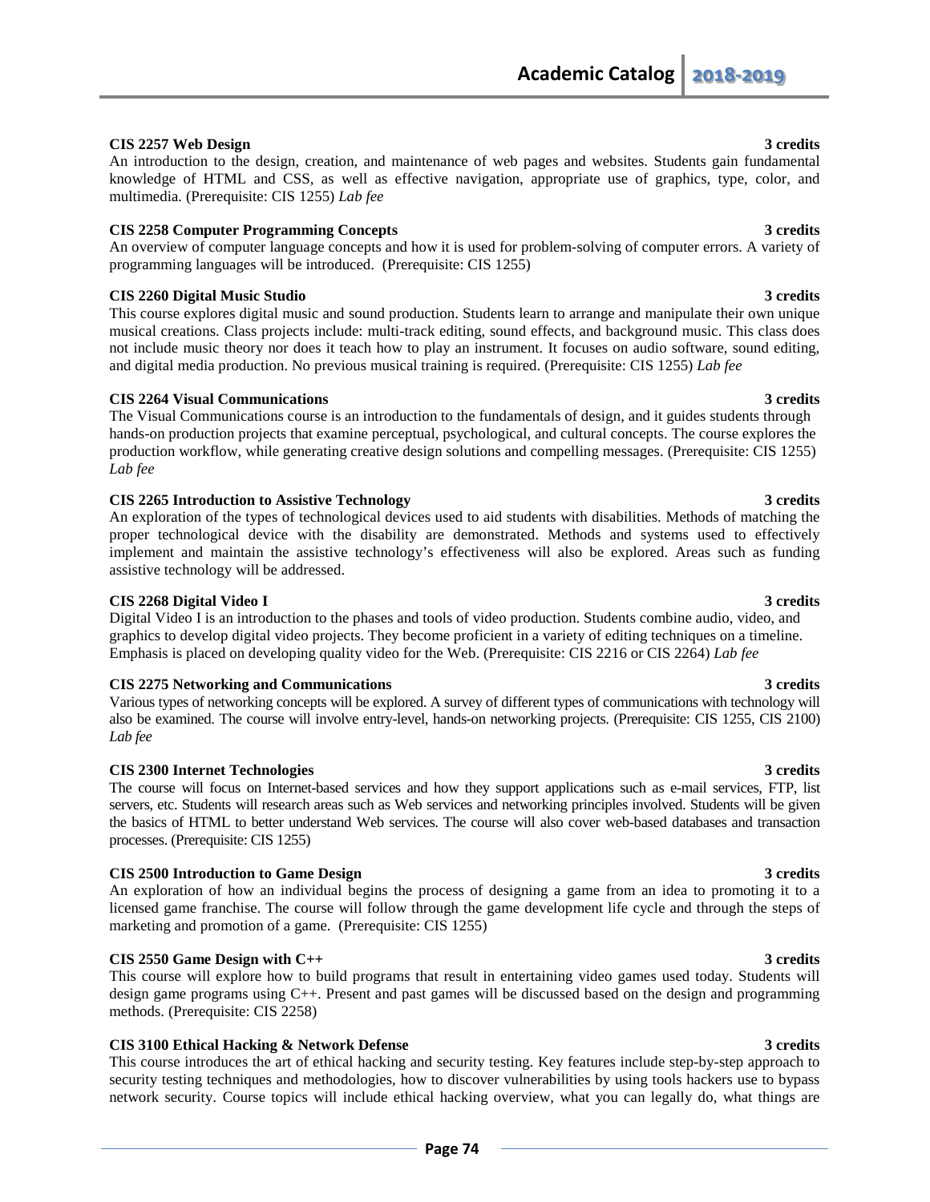**CIS 2257 Web Design** **3 credits**

An introduction to the design, creation, and maintenance of web pages and websites. Students gain fundamental knowledge of HTML and CSS, as well as effective navigation, appropriate use of graphics, type, color, and multimedia. (Prerequisite: CIS 1255) *Lab fee*

**CIS 2258 Computer Programming Concepts** **3 credits**

An overview of computer language concepts and how it is used for problem-solving of computer errors. A variety of programming languages will be introduced. (Prerequisite: CIS 1255)

**CIS 2260 Digital Music Studio** **3 credits**

This course explores digital music and sound production. Students learn to arrange and manipulate their own unique musical creations. Class projects include: multi-track editing, sound effects, and background music. This class does not include music theory nor does it teach how to play an instrument. It focuses on audio software, sound editing, and digital media production. No previous musical training is required. (Prerequisite: CIS 1255) *Lab fee*

**CIS 2264 Visual Communications** **3 credits**

The Visual Communications course is an introduction to the fundamentals of design, and it guides students through hands-on production projects that examine perceptual, psychological, and cultural concepts. The course explores the production workflow, while generating creative design solutions and compelling messages. (Prerequisite: CIS 1255) *Lab fee*

**CIS 2265 Introduction to Assistive Technology** **3 credits**

An exploration of the types of technological devices used to aid students with disabilities. Methods of matching the proper technological device with the disability are demonstrated. Methods and systems used to effectively implement and maintain the assistive technology's effectiveness will also be explored. Areas such as funding assistive technology will be addressed.

**CIS 2268 Digital Video I** **3 credits**

Digital Video I is an introduction to the phases and tools of video production. Students combine audio, video, and graphics to develop digital video projects. They become proficient in a variety of editing techniques on a timeline. Emphasis is placed on developing quality video for the Web. (Prerequisite: CIS 2216 or CIS 2264) *Lab fee*

**CIS 2275 Networking and Communications** **3 credits**

Various types of networking concepts will be explored. A survey of different types of communications with technology will also be examined. The course will involve entry-level, hands-on networking projects. (Prerequisite: CIS 1255, CIS 2100) *Lab fee*

**CIS 2300 Internet Technologies** **3 credits**

The course will focus on Internet-based services and how they support applications such as e-mail services, FTP, list servers, etc. Students will research areas such as Web services and networking principles involved. Students will be given the basics of HTML to better understand Web services. The course will also cover web-based databases and transaction processes. (Prerequisite: CIS 1255)

**CIS 2500 Introduction to Game Design** **3 credits**

An exploration of how an individual begins the process of designing a game from an idea to promoting it to a licensed game franchise. The course will follow through the game development life cycle and through the steps of marketing and promotion of a game. (Prerequisite: CIS 1255)

**CIS 2550 Game Design with C++** **3 credits**

This course will explore how to build programs that result in entertaining video games used today. Students will design game programs using C++. Present and past games will be discussed based on the design and programming methods. (Prerequisite: CIS 2258)

**CIS 3100 Ethical Hacking & Network Defense** **3 credits**

This course introduces the art of ethical hacking and security testing. Key features include step-by-step approach to security testing techniques and methodologies, how to discover vulnerabilities by using tools hackers use to bypass network security. Course topics will include ethical hacking overview, what you can legally do, what things are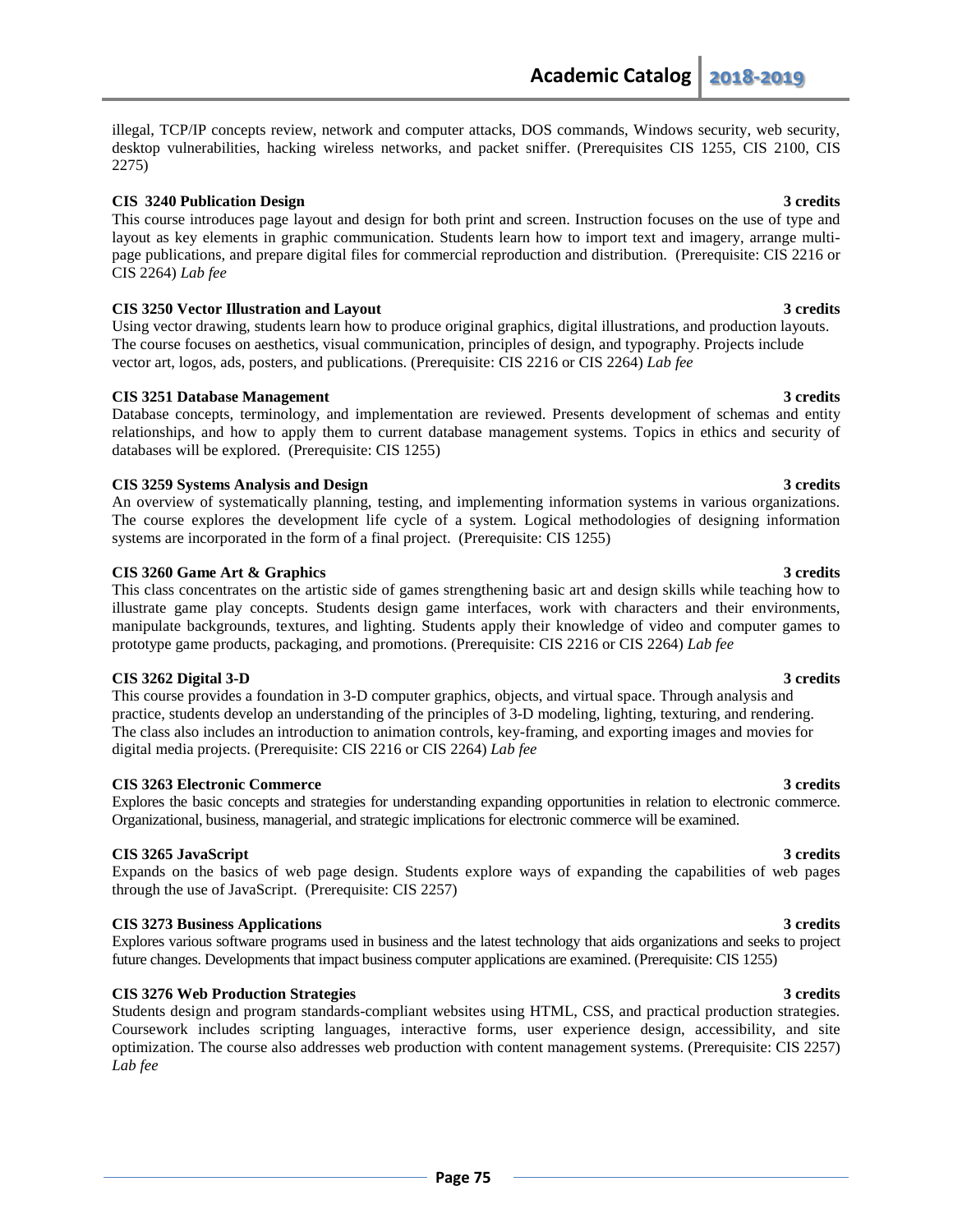illegal, TCP/IP concepts review, network and computer attacks, DOS commands, Windows security, web security, desktop vulnerabilities, hacking wireless networks, and packet sniffer. (Prerequisites CIS 1255, CIS 2100, CIS 2275)

**CIS 3240 Publication Design** **3 credits**
This course introduces page layout and design for both print and screen. Instruction focuses on the use of type and layout as key elements in graphic communication. Students learn how to import text and imagery, arrange multi-page publications, and prepare digital files for commercial reproduction and distribution. (Prerequisite: CIS 2216 or CIS 2264) *Lab fee*

**CIS 3250 Vector Illustration and Layout** **3 credits**
Using vector drawing, students learn how to produce original graphics, digital illustrations, and production layouts. The course focuses on aesthetics, visual communication, principles of design, and typography. Projects include vector art, logos, ads, posters, and publications. (Prerequisite: CIS 2216 or CIS 2264) *Lab fee*

**CIS 3251 Database Management** **3 credits**
Database concepts, terminology, and implementation are reviewed. Presents development of schemas and entity relationships, and how to apply them to current database management systems. Topics in ethics and security of databases will be explored. (Prerequisite: CIS 1255)

**CIS 3259 Systems Analysis and Design** **3 credits**
An overview of systematically planning, testing, and implementing information systems in various organizations. The course explores the development life cycle of a system. Logical methodologies of designing information systems are incorporated in the form of a final project. (Prerequisite: CIS 1255)

**CIS 3260 Game Art & Graphics** **3 credits**
This class concentrates on the artistic side of games strengthening basic art and design skills while teaching how to illustrate game play concepts. Students design game interfaces, work with characters and their environments, manipulate backgrounds, textures, and lighting. Students apply their knowledge of video and computer games to prototype game products, packaging, and promotions. (Prerequisite: CIS 2216 or CIS 2264) *Lab fee*

**CIS 3262 Digital 3-D** **3 credits**
This course provides a foundation in 3-D computer graphics, objects, and virtual space. Through analysis and practice, students develop an understanding of the principles of 3-D modeling, lighting, texturing, and rendering. The class also includes an introduction to animation controls, key-framing, and exporting images and movies for digital media projects. (Prerequisite: CIS 2216 or CIS 2264) *Lab fee*

**CIS 3263 Electronic Commerce** **3 credits**
Explores the basic concepts and strategies for understanding expanding opportunities in relation to electronic commerce. Organizational, business, managerial, and strategic implications for electronic commerce will be examined.

**CIS 3265 JavaScript** **3 credits**
Expands on the basics of web page design. Students explore ways of expanding the capabilities of web pages through the use of JavaScript. (Prerequisite: CIS 2257)

**CIS 3273 Business Applications** **3 credits**
Explores various software programs used in business and the latest technology that aids organizations and seeks to project future changes. Developments that impact business computer applications are examined. (Prerequisite: CIS 1255)

**CIS 3276 Web Production Strategies** **3 credits**
Students design and program standards-compliant websites using HTML, CSS, and practical production strategies. Coursework includes scripting languages, interactive forms, user experience design, accessibility, and site optimization. The course also addresses web production with content management systems. (Prerequisite: CIS 2257) *Lab fee*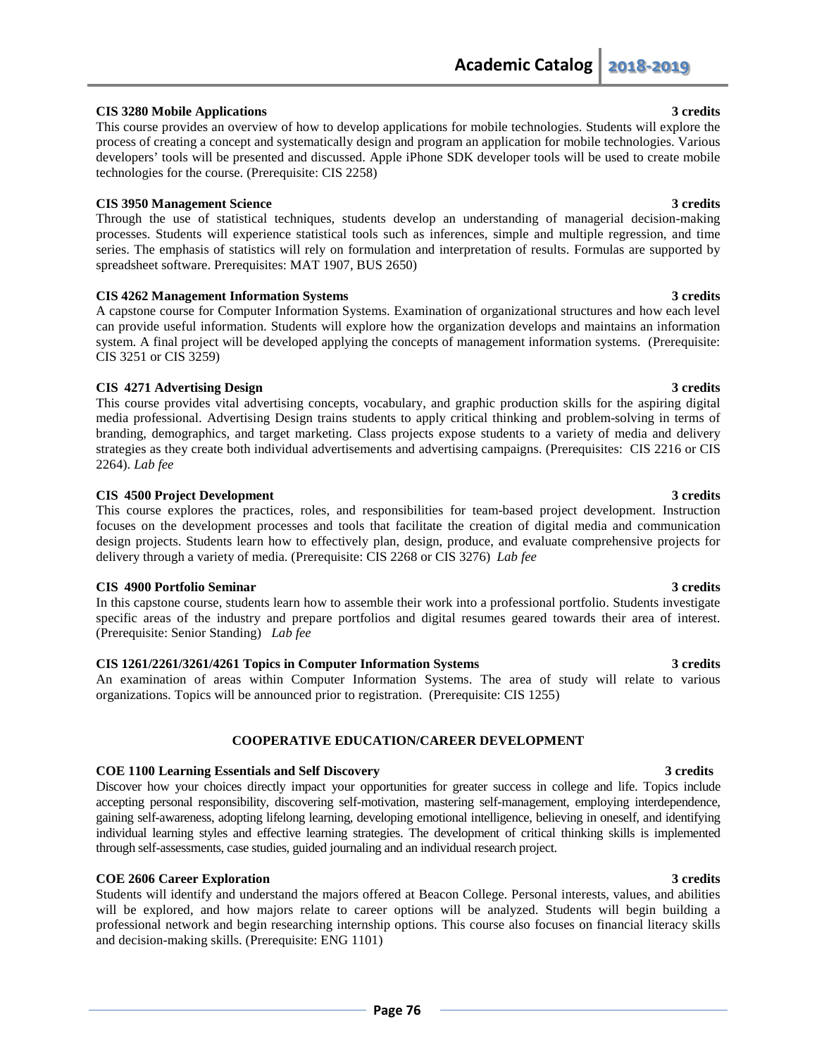**CIS 3280 Mobile Applications** **3 credits**

This course provides an overview of how to develop applications for mobile technologies. Students will explore the process of creating a concept and systematically design and program an application for mobile technologies. Various developers' tools will be presented and discussed. Apple iPhone SDK developer tools will be used to create mobile technologies for the course. (Prerequisite: CIS 2258)

**CIS 3950 Management Science** **3 credits**

Through the use of statistical techniques, students develop an understanding of managerial decision-making processes. Students will experience statistical tools such as inferences, simple and multiple regression, and time series. The emphasis of statistics will rely on formulation and interpretation of results. Formulas are supported by spreadsheet software. Prerequisites: MAT 1907, BUS 2650)

**CIS 4262 Management Information Systems** **3 credits**

A capstone course for Computer Information Systems. Examination of organizational structures and how each level can provide useful information. Students will explore how the organization develops and maintains an information system. A final project will be developed applying the concepts of management information systems. (Prerequisite: CIS 3251 or CIS 3259)

**CIS 4271 Advertising Design** **3 credits**

This course provides vital advertising concepts, vocabulary, and graphic production skills for the aspiring digital media professional. Advertising Design trains students to apply critical thinking and problem-solving in terms of branding, demographics, and target marketing. Class projects expose students to a variety of media and delivery strategies as they create both individual advertisements and advertising campaigns. (Prerequisites: CIS 2216 or CIS 2264). *Lab fee*

**CIS 4500 Project Development** **3 credits**

This course explores the practices, roles, and responsibilities for team-based project development. Instruction focuses on the development processes and tools that facilitate the creation of digital media and communication design projects. Students learn how to effectively plan, design, produce, and evaluate comprehensive projects for delivery through a variety of media. (Prerequisite: CIS 2268 or CIS 3276) *Lab fee*

**CIS 4900 Portfolio Seminar** **3 credits**

In this capstone course, students learn how to assemble their work into a professional portfolio. Students investigate specific areas of the industry and prepare portfolios and digital resumes geared towards their area of interest. (Prerequisite: Senior Standing) *Lab fee*

**CIS 1261/2261/3261/4261 Topics in Computer Information Systems** **3 credits**

An examination of areas within Computer Information Systems. The area of study will relate to various organizations. Topics will be announced prior to registration. (Prerequisite: CIS 1255)

## COOPERATIVE EDUCATION/CAREER DEVELOPMENT

**COE 1100 Learning Essentials and Self Discovery** **3 credits**

Discover how your choices directly impact your opportunities for greater success in college and life. Topics include accepting personal responsibility, discovering self-motivation, mastering self-management, employing interdependence, gaining self-awareness, adopting lifelong learning, developing emotional intelligence, believing in oneself, and identifying individual learning styles and effective learning strategies. The development of critical thinking skills is implemented through self-assessments, case studies, guided journaling and an individual research project.

**COE 2606 Career Exploration** **3 credits**

Students will identify and understand the majors offered at Beacon College. Personal interests, values, and abilities will be explored, and how majors relate to career options will be analyzed. Students will begin building a professional network and begin researching internship options. This course also focuses on financial literacy skills and decision-making skills. (Prerequisite: ENG 1101)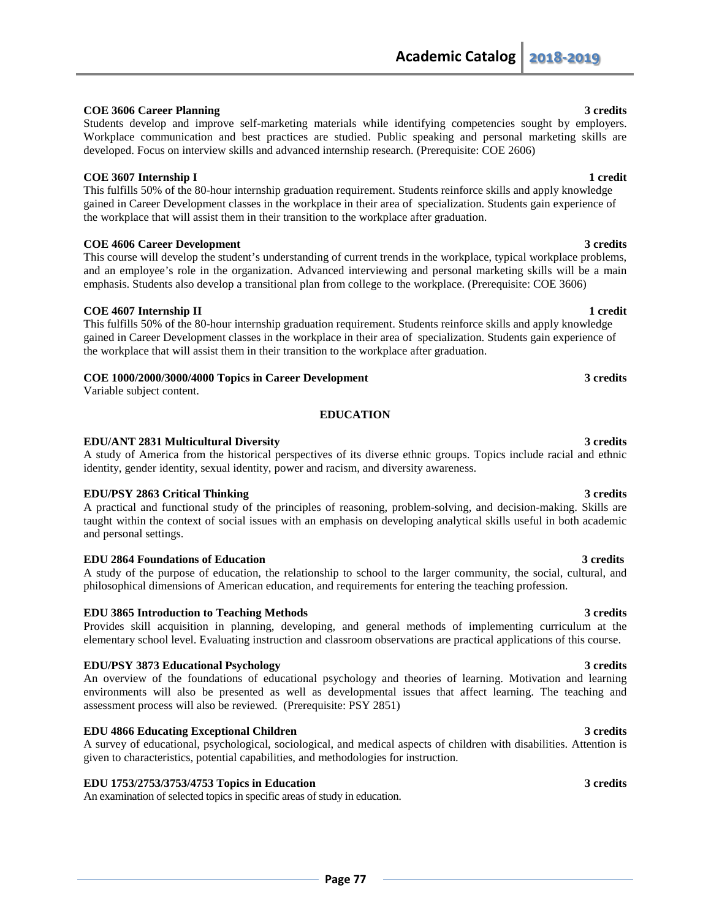**COE 3606 Career Planning** **3 credits**

Students develop and improve self-marketing materials while identifying competencies sought by employers. Workplace communication and best practices are studied. Public speaking and personal marketing skills are developed. Focus on interview skills and advanced internship research. (Prerequisite: COE 2606)

**COE 3607 Internship I** **1 credit**

This fulfills 50% of the 80-hour internship graduation requirement. Students reinforce skills and apply knowledge gained in Career Development classes in the workplace in their area of specialization. Students gain experience of the workplace that will assist them in their transition to the workplace after graduation.

**COE 4606 Career Development** **3 credits**

This course will develop the student's understanding of current trends in the workplace, typical workplace problems, and an employee's role in the organization. Advanced interviewing and personal marketing skills will be a main emphasis. Students also develop a transitional plan from college to the workplace. (Prerequisite: COE 3606)

**COE 4607 Internship II** **1 credit**

This fulfills 50% of the 80-hour internship graduation requirement. Students reinforce skills and apply knowledge gained in Career Development classes in the workplace in their area of specialization. Students gain experience of the workplace that will assist them in their transition to the workplace after graduation.

**COE 1000/2000/3000/4000 Topics in Career Development** **3 credits**

Variable subject content.

## EDUCATION

**EDU/ANT 2831 Multicultural Diversity** **3 credits**

A study of America from the historical perspectives of its diverse ethnic groups. Topics include racial and ethnic identity, gender identity, sexual identity, power and racism, and diversity awareness.

**EDU/PSY 2863 Critical Thinking** **3 credits**

A practical and functional study of the principles of reasoning, problem-solving, and decision-making. Skills are taught within the context of social issues with an emphasis on developing analytical skills useful in both academic and personal settings.

**EDU 2864 Foundations of Education** **3 credits**

A study of the purpose of education, the relationship to school to the larger community, the social, cultural, and philosophical dimensions of American education, and requirements for entering the teaching profession.

**EDU 3865 Introduction to Teaching Methods** **3 credits**

Provides skill acquisition in planning, developing, and general methods of implementing curriculum at the elementary school level. Evaluating instruction and classroom observations are practical applications of this course.

**EDU/PSY 3873 Educational Psychology** **3 credits**

An overview of the foundations of educational psychology and theories of learning. Motivation and learning environments will also be presented as well as developmental issues that affect learning. The teaching and assessment process will also be reviewed. (Prerequisite: PSY 2851)

**EDU 4866 Educating Exceptional Children** **3 credits**

A survey of educational, psychological, sociological, and medical aspects of children with disabilities. Attention is given to characteristics, potential capabilities, and methodologies for instruction.

**EDU 1753/2753/3753/4753 Topics in Education** **3 credits**

An examination of selected topics in specific areas of study in education.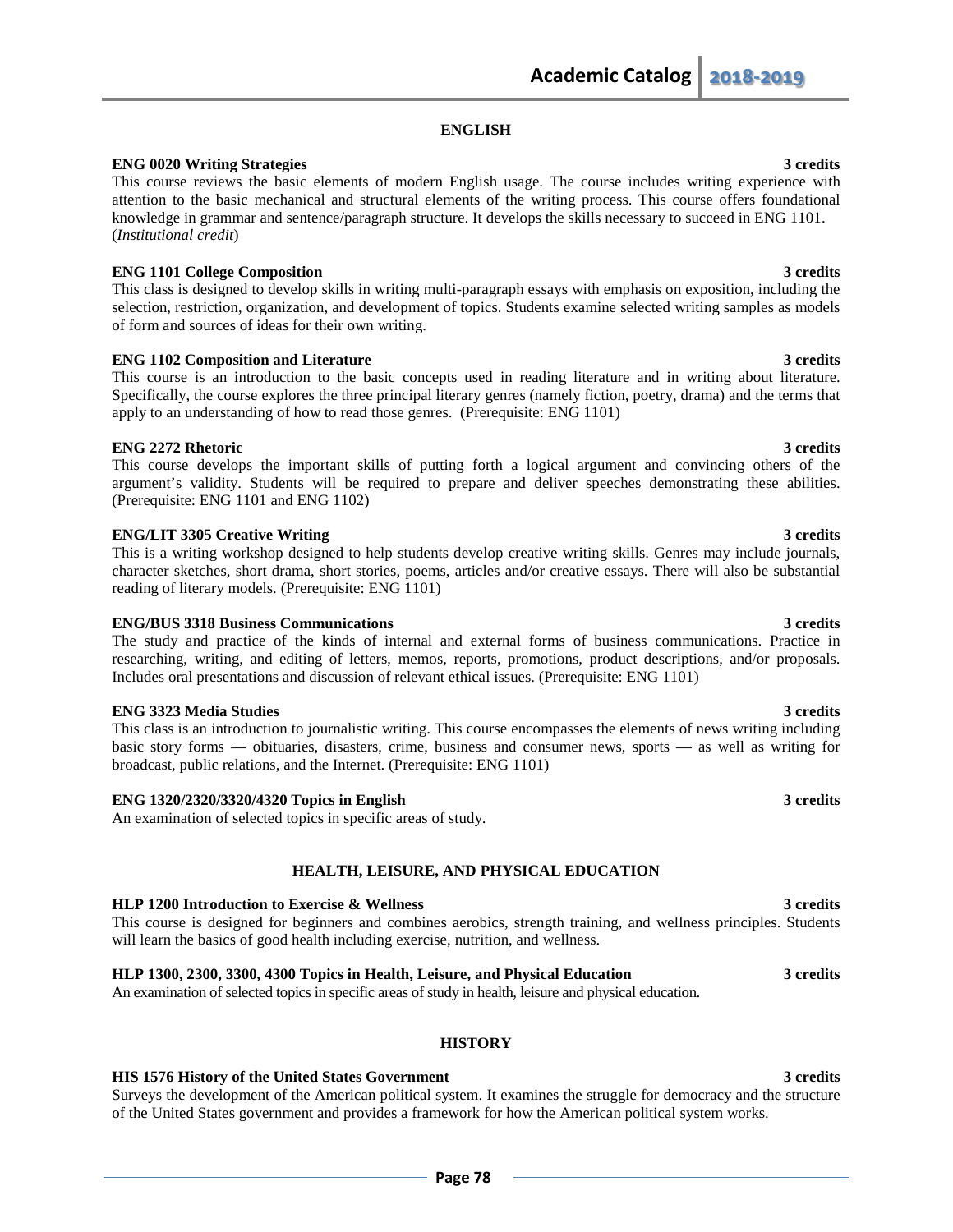## ENGLISH

**ENG 0020 Writing Strategies** **3 credits**

This course reviews the basic elements of modern English usage. The course includes writing experience with attention to the basic mechanical and structural elements of the writing process. This course offers foundational knowledge in grammar and sentence/paragraph structure. It develops the skills necessary to succeed in ENG 1101. (*Institutional credit*)

**ENG 1101 College Composition** **3 credits**

This class is designed to develop skills in writing multi-paragraph essays with emphasis on exposition, including the selection, restriction, organization, and development of topics. Students examine selected writing samples as models of form and sources of ideas for their own writing.

**ENG 1102 Composition and Literature** **3 credits**

This course is an introduction to the basic concepts used in reading literature and in writing about literature. Specifically, the course explores the three principal literary genres (namely fiction, poetry, drama) and the terms that apply to an understanding of how to read those genres. (Prerequisite: ENG 1101)

**ENG 2272 Rhetoric** **3 credits**

This course develops the important skills of putting forth a logical argument and convincing others of the argument's validity. Students will be required to prepare and deliver speeches demonstrating these abilities. (Prerequisite: ENG 1101 and ENG 1102)

**ENG/LIT 3305 Creative Writing** **3 credits**

This is a writing workshop designed to help students develop creative writing skills. Genres may include journals, character sketches, short drama, short stories, poems, articles and/or creative essays. There will also be substantial reading of literary models. (Prerequisite: ENG 1101)

**ENG/BUS 3318 Business Communications** **3 credits**

The study and practice of the kinds of internal and external forms of business communications. Practice in researching, writing, and editing of letters, memos, reports, promotions, product descriptions, and/or proposals. Includes oral presentations and discussion of relevant ethical issues. (Prerequisite: ENG 1101)

**ENG 3323 Media Studies** **3 credits**

This class is an introduction to journalistic writing. This course encompasses the elements of news writing including basic story forms — obituaries, disasters, crime, business and consumer news, sports — as well as writing for broadcast, public relations, and the Internet. (Prerequisite: ENG 1101)

**ENG 1320/2320/3320/4320 Topics in English** **3 credits**

An examination of selected topics in specific areas of study.

## HEALTH, LEISURE, AND PHYSICAL EDUCATION

**HLP 1200 Introduction to Exercise & Wellness** **3 credits**

This course is designed for beginners and combines aerobics, strength training, and wellness principles. Students will learn the basics of good health including exercise, nutrition, and wellness.

**HLP 1300, 2300, 3300, 4300 Topics in Health, Leisure, and Physical Education** **3 credits**

An examination of selected topics in specific areas of study in health, leisure and physical education.

## HISTORY

**HIS 1576 History of the United States Government** **3 credits**

Surveys the development of the American political system. It examines the struggle for democracy and the structure of the United States government and provides a framework for how the American political system works.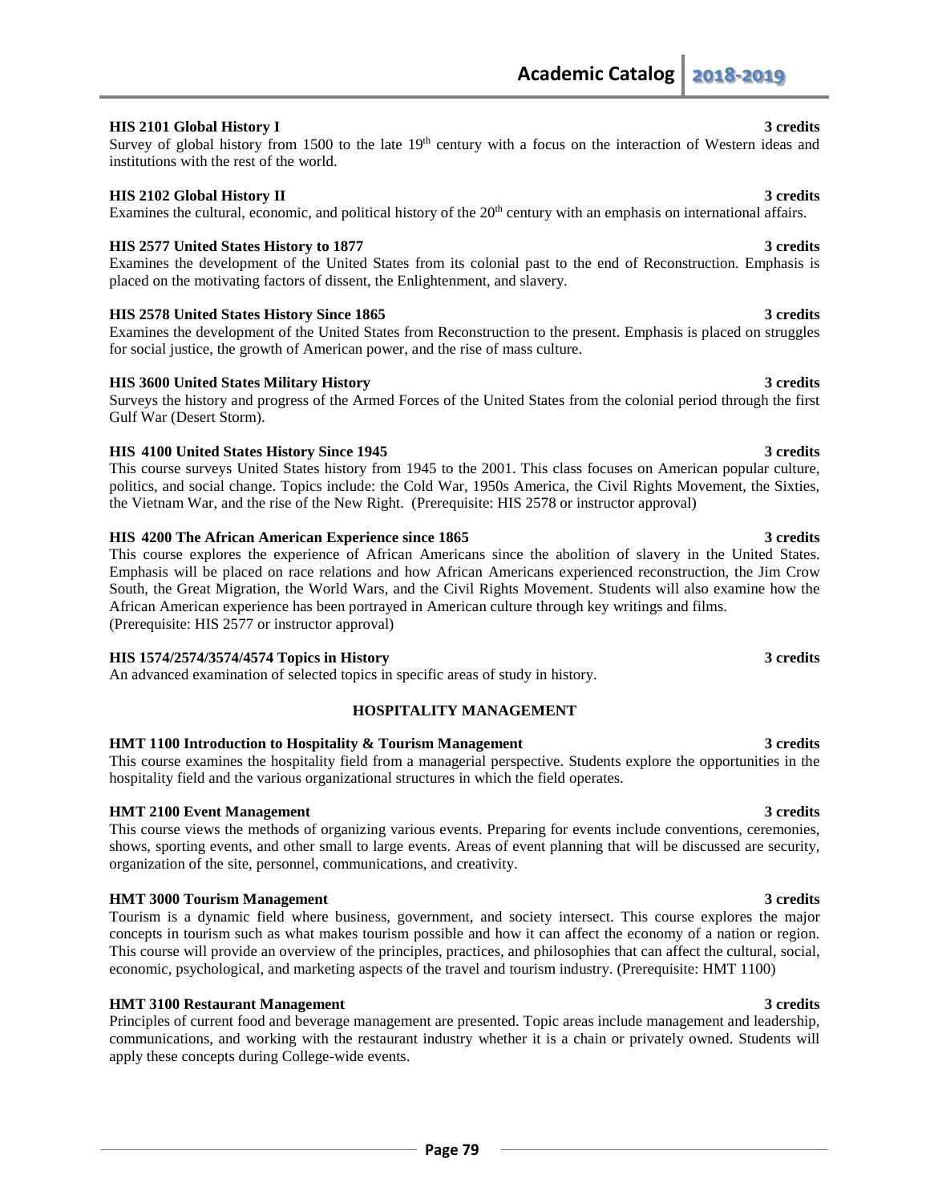**HIS 2101 Global History I** **3 credits**
Survey of global history from 1500 to the late 19th century with a focus on the interaction of Western ideas and institutions with the rest of the world.

**HIS 2102 Global History II** **3 credits**
Examines the cultural, economic, and political history of the 20th century with an emphasis on international affairs.

**HIS 2577 United States History to 1877** **3 credits**
Examines the development of the United States from its colonial past to the end of Reconstruction. Emphasis is placed on the motivating factors of dissent, the Enlightenment, and slavery.

**HIS 2578 United States History Since 1865** **3 credits**
Examines the development of the United States from Reconstruction to the present. Emphasis is placed on struggles for social justice, the growth of American power, and the rise of mass culture.

**HIS 3600 United States Military History** **3 credits**
Surveys the history and progress of the Armed Forces of the United States from the colonial period through the first Gulf War (Desert Storm).

**HIS 4100 United States History Since 1945** **3 credits**
This course surveys United States history from 1945 to the 2001. This class focuses on American popular culture, politics, and social change. Topics include: the Cold War, 1950s America, the Civil Rights Movement, the Sixties, the Vietnam War, and the rise of the New Right. (Prerequisite: HIS 2578 or instructor approval)

**HIS 4200 The African American Experience since 1865** **3 credits**
This course explores the experience of African Americans since the abolition of slavery in the United States. Emphasis will be placed on race relations and how African Americans experienced reconstruction, the Jim Crow South, the Great Migration, the World Wars, and the Civil Rights Movement. Students will also examine how the African American experience has been portrayed in American culture through key writings and films.
(Prerequisite: HIS 2577 or instructor approval)

**HIS 1574/2574/3574/4574 Topics in History** **3 credits**
An advanced examination of selected topics in specific areas of study in history.

## HOSPITALITY MANAGEMENT

**HMT 1100 Introduction to Hospitality & Tourism Management** **3 credits**
This course examines the hospitality field from a managerial perspective. Students explore the opportunities in the hospitality field and the various organizational structures in which the field operates.

**HMT 2100 Event Management** **3 credits**
This course views the methods of organizing various events. Preparing for events include conventions, ceremonies, shows, sporting events, and other small to large events. Areas of event planning that will be discussed are security, organization of the site, personnel, communications, and creativity.

**HMT 3000 Tourism Management** **3 credits**
Tourism is a dynamic field where business, government, and society intersect. This course explores the major concepts in tourism such as what makes tourism possible and how it can affect the economy of a nation or region. This course will provide an overview of the principles, practices, and philosophies that can affect the cultural, social, economic, psychological, and marketing aspects of the travel and tourism industry. (Prerequisite: HMT 1100)

**HMT 3100 Restaurant Management** **3 credits**
Principles of current food and beverage management are presented. Topic areas include management and leadership, communications, and working with the restaurant industry whether it is a chain or privately owned. Students will apply these concepts during College-wide events.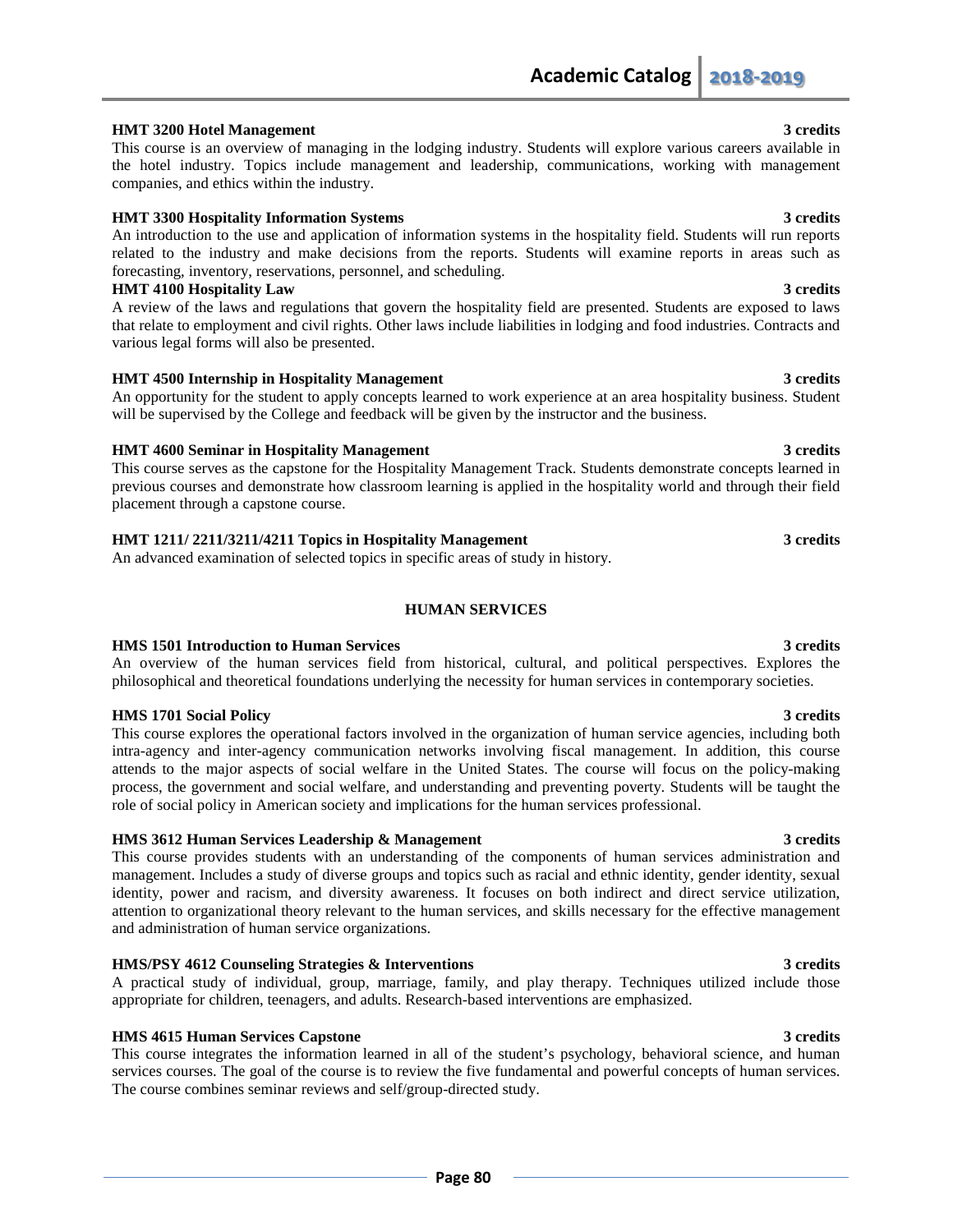**HMT 3200 Hotel Management** **3 credits**

This course is an overview of managing in the lodging industry. Students will explore various careers available in the hotel industry. Topics include management and leadership, communications, working with management companies, and ethics within the industry.

**HMT 3300 Hospitality Information Systems** **3 credits**

An introduction to the use and application of information systems in the hospitality field. Students will run reports related to the industry and make decisions from the reports. Students will examine reports in areas such as forecasting, inventory, reservations, personnel, and scheduling.

**HMT 4100 Hospitality Law** **3 credits**

A review of the laws and regulations that govern the hospitality field are presented. Students are exposed to laws that relate to employment and civil rights. Other laws include liabilities in lodging and food industries. Contracts and various legal forms will also be presented.

**HMT 4500 Internship in Hospitality Management** **3 credits**

An opportunity for the student to apply concepts learned to work experience at an area hospitality business. Student will be supervised by the College and feedback will be given by the instructor and the business.

**HMT 4600 Seminar in Hospitality Management** **3 credits**

This course serves as the capstone for the Hospitality Management Track. Students demonstrate concepts learned in previous courses and demonstrate how classroom learning is applied in the hospitality world and through their field placement through a capstone course.

**HMT 1211/ 2211/3211/4211 Topics in Hospitality Management** **3 credits**

An advanced examination of selected topics in specific areas of study in history.

## HUMAN SERVICES

**HMS 1501 Introduction to Human Services** **3 credits**

An overview of the human services field from historical, cultural, and political perspectives. Explores the philosophical and theoretical foundations underlying the necessity for human services in contemporary societies.

**HMS 1701 Social Policy** **3 credits**

This course explores the operational factors involved in the organization of human service agencies, including both intra-agency and inter-agency communication networks involving fiscal management. In addition, this course attends to the major aspects of social welfare in the United States. The course will focus on the policy-making process, the government and social welfare, and understanding and preventing poverty. Students will be taught the role of social policy in American society and implications for the human services professional.

**HMS 3612 Human Services Leadership & Management** **3 credits**

This course provides students with an understanding of the components of human services administration and management. Includes a study of diverse groups and topics such as racial and ethnic identity, gender identity, sexual identity, power and racism, and diversity awareness. It focuses on both indirect and direct service utilization, attention to organizational theory relevant to the human services, and skills necessary for the effective management and administration of human service organizations.

**HMS/PSY 4612 Counseling Strategies & Interventions** **3 credits**

A practical study of individual, group, marriage, family, and play therapy. Techniques utilized include those appropriate for children, teenagers, and adults. Research-based interventions are emphasized.

**HMS 4615 Human Services Capstone** **3 credits**

This course integrates the information learned in all of the student's psychology, behavioral science, and human services courses. The goal of the course is to review the five fundamental and powerful concepts of human services. The course combines seminar reviews and self/group-directed study.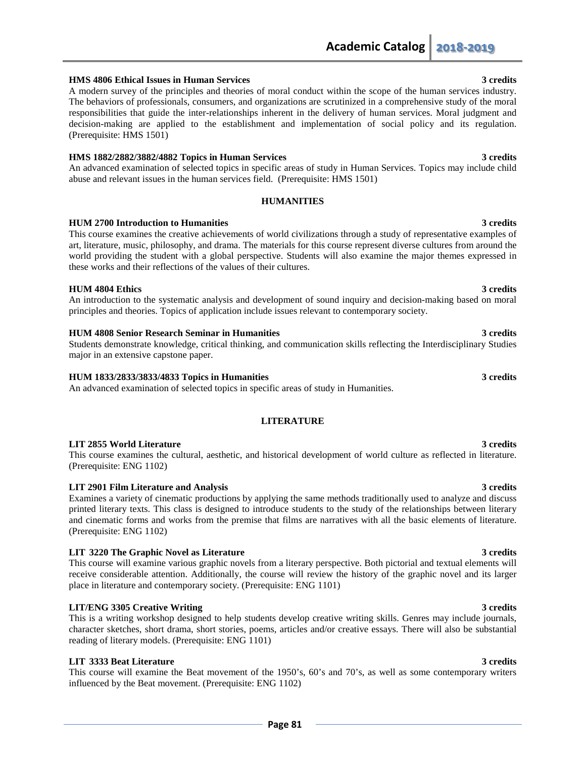**HMS 4806 Ethical Issues in Human Services** **3 credits**
A modern survey of the principles and theories of moral conduct within the scope of the human services industry. The behaviors of professionals, consumers, and organizations are scrutinized in a comprehensive study of the moral responsibilities that guide the inter-relationships inherent in the delivery of human services. Moral judgment and decision-making are applied to the establishment and implementation of social policy and its regulation. (Prerequisite: HMS 1501)

**HMS 1882/2882/3882/4882 Topics in Human Services** **3 credits**
An advanced examination of selected topics in specific areas of study in Human Services. Topics may include child abuse and relevant issues in the human services field. (Prerequisite: HMS 1501)

## HUMANITIES

**HUM 2700 Introduction to Humanities** **3 credits**
This course examines the creative achievements of world civilizations through a study of representative examples of art, literature, music, philosophy, and drama. The materials for this course represent diverse cultures from around the world providing the student with a global perspective. Students will also examine the major themes expressed in these works and their reflections of the values of their cultures.

**HUM 4804 Ethics** **3 credits**
An introduction to the systematic analysis and development of sound inquiry and decision-making based on moral principles and theories. Topics of application include issues relevant to contemporary society.

**HUM 4808 Senior Research Seminar in Humanities** **3 credits**
Students demonstrate knowledge, critical thinking, and communication skills reflecting the Interdisciplinary Studies major in an extensive capstone paper.

**HUM 1833/2833/3833/4833 Topics in Humanities** **3 credits**
An advanced examination of selected topics in specific areas of study in Humanities.

## LITERATURE

**LIT 2855 World Literature** **3 credits**
This course examines the cultural, aesthetic, and historical development of world culture as reflected in literature. (Prerequisite: ENG 1102)

**LIT 2901 Film Literature and Analysis** **3 credits**
Examines a variety of cinematic productions by applying the same methods traditionally used to analyze and discuss printed literary texts. This class is designed to introduce students to the study of the relationships between literary and cinematic forms and works from the premise that films are narratives with all the basic elements of literature. (Prerequisite: ENG 1102)

**LIT 3220 The Graphic Novel as Literature** **3 credits**
This course will examine various graphic novels from a literary perspective. Both pictorial and textual elements will receive considerable attention. Additionally, the course will review the history of the graphic novel and its larger place in literature and contemporary society. (Prerequisite: ENG 1101)

**LIT/ENG 3305 Creative Writing** **3 credits**
This is a writing workshop designed to help students develop creative writing skills. Genres may include journals, character sketches, short drama, short stories, poems, articles and/or creative essays. There will also be substantial reading of literary models. (Prerequisite: ENG 1101)

**LIT 3333 Beat Literature** **3 credits**
This course will examine the Beat movement of the 1950's, 60's and 70's, as well as some contemporary writers influenced by the Beat movement. (Prerequisite: ENG 1102)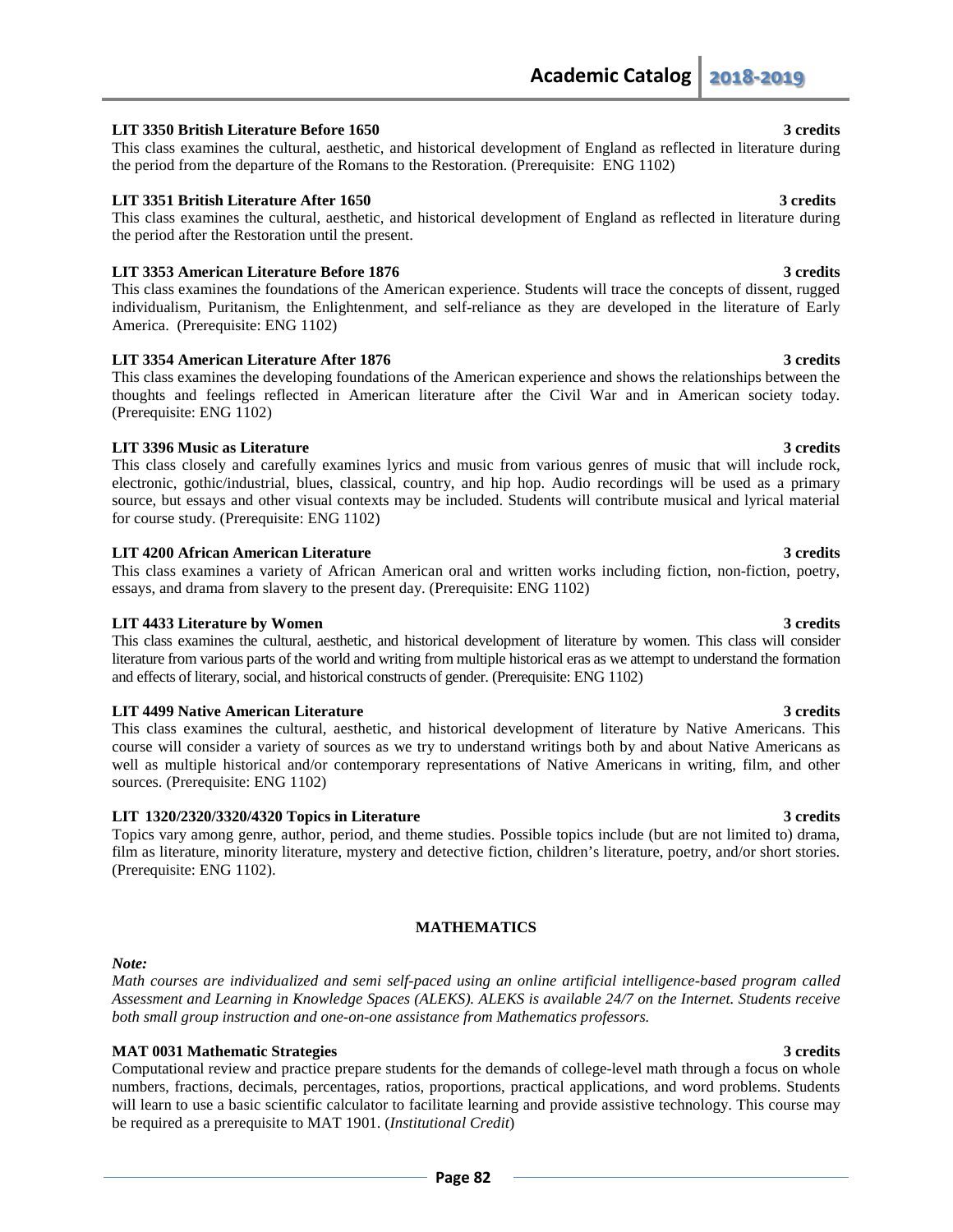**LIT 3350 British Literature Before 1650 — 3 credits**
This class examines the cultural, aesthetic, and historical development of England as reflected in literature during the period from the departure of the Romans to the Restoration. (Prerequisite: ENG 1102)

**LIT 3351 British Literature After 1650 — 3 credits**
This class examines the cultural, aesthetic, and historical development of England as reflected in literature during the period after the Restoration until the present.

**LIT 3353 American Literature Before 1876 — 3 credits**
This class examines the foundations of the American experience. Students will trace the concepts of dissent, rugged individualism, Puritanism, the Enlightenment, and self-reliance as they are developed in the literature of Early America. (Prerequisite: ENG 1102)

**LIT 3354 American Literature After 1876 — 3 credits**
This class examines the developing foundations of the American experience and shows the relationships between the thoughts and feelings reflected in American literature after the Civil War and in American society today. (Prerequisite: ENG 1102)

**LIT 3396 Music as Literature — 3 credits**
This class closely and carefully examines lyrics and music from various genres of music that will include rock, electronic, gothic/industrial, blues, classical, country, and hip hop. Audio recordings will be used as a primary source, but essays and other visual contexts may be included. Students will contribute musical and lyrical material for course study. (Prerequisite: ENG 1102)

**LIT 4200 African American Literature — 3 credits**
This class examines a variety of African American oral and written works including fiction, non-fiction, poetry, essays, and drama from slavery to the present day. (Prerequisite: ENG 1102)

**LIT 4433 Literature by Women — 3 credits**
This class examines the cultural, aesthetic, and historical development of literature by women. This class will consider literature from various parts of the world and writing from multiple historical eras as we attempt to understand the formation and effects of literary, social, and historical constructs of gender. (Prerequisite: ENG 1102)

**LIT 4499 Native American Literature — 3 credits**
This class examines the cultural, aesthetic, and historical development of literature by Native Americans. This course will consider a variety of sources as we try to understand writings both by and about Native Americans as well as multiple historical and/or contemporary representations of Native Americans in writing, film, and other sources. (Prerequisite: ENG 1102)

**LIT 1320/2320/3320/4320 Topics in Literature — 3 credits**
Topics vary among genre, author, period, and theme studies. Possible topics include (but are not limited to) drama, film as literature, minority literature, mystery and detective fiction, children's literature, poetry, and/or short stories. (Prerequisite: ENG 1102).

## MATHEMATICS

***Note:***
*Math courses are individualized and semi self-paced using an online artificial intelligence-based program called Assessment and Learning in Knowledge Spaces (ALEKS). ALEKS is available 24/7 on the Internet. Students receive both small group instruction and one-on-one assistance from Mathematics professors.*

**MAT 0031 Mathematic Strategies — 3 credits**
Computational review and practice prepare students for the demands of college-level math through a focus on whole numbers, fractions, decimals, percentages, ratios, proportions, practical applications, and word problems. Students will learn to use a basic scientific calculator to facilitate learning and provide assistive technology. This course may be required as a prerequisite to MAT 1901. (*Institutional Credit*)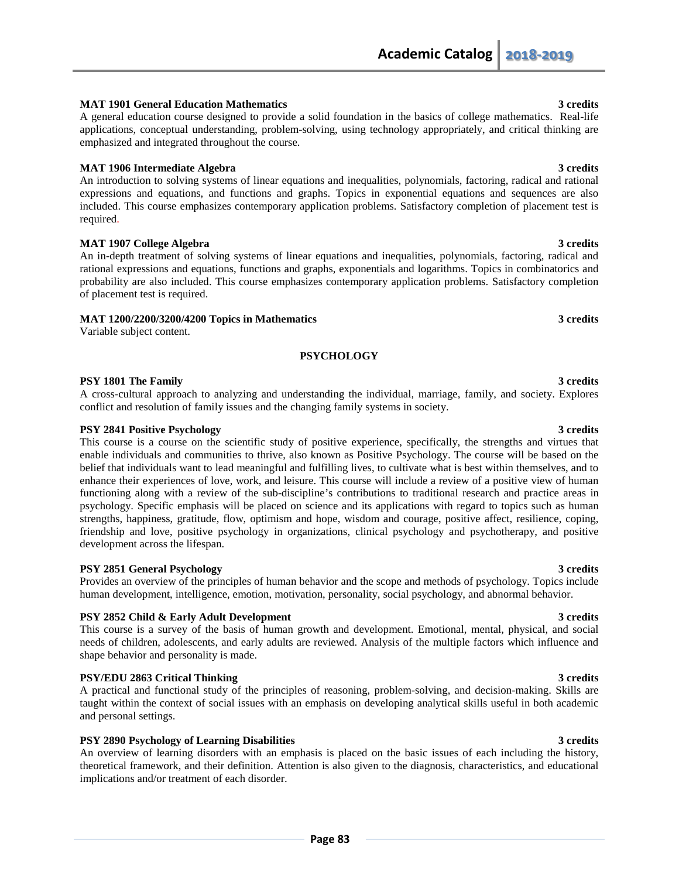**MAT 1901 General Education Mathematics** **3 credits**
A general education course designed to provide a solid foundation in the basics of college mathematics. Real-life applications, conceptual understanding, problem-solving, using technology appropriately, and critical thinking are emphasized and integrated throughout the course.

**MAT 1906 Intermediate Algebra** **3 credits**
An introduction to solving systems of linear equations and inequalities, polynomials, factoring, radical and rational expressions and equations, and functions and graphs. Topics in exponential equations and sequences are also included. This course emphasizes contemporary application problems. Satisfactory completion of placement test is required.

**MAT 1907 College Algebra** **3 credits**
An in-depth treatment of solving systems of linear equations and inequalities, polynomials, factoring, radical and rational expressions and equations, functions and graphs, exponentials and logarithms. Topics in combinatorics and probability are also included. This course emphasizes contemporary application problems. Satisfactory completion of placement test is required.

**MAT 1200/2200/3200/4200 Topics in Mathematics** **3 credits**
Variable subject content.

## PSYCHOLOGY

**PSY 1801 The Family** **3 credits**
A cross-cultural approach to analyzing and understanding the individual, marriage, family, and society. Explores conflict and resolution of family issues and the changing family systems in society.

**PSY 2841 Positive Psychology** **3 credits**
This course is a course on the scientific study of positive experience, specifically, the strengths and virtues that enable individuals and communities to thrive, also known as Positive Psychology. The course will be based on the belief that individuals want to lead meaningful and fulfilling lives, to cultivate what is best within themselves, and to enhance their experiences of love, work, and leisure. This course will include a review of a positive view of human functioning along with a review of the sub-discipline's contributions to traditional research and practice areas in psychology. Specific emphasis will be placed on science and its applications with regard to topics such as human strengths, happiness, gratitude, flow, optimism and hope, wisdom and courage, positive affect, resilience, coping, friendship and love, positive psychology in organizations, clinical psychology and psychotherapy, and positive development across the lifespan.

**PSY 2851 General Psychology** **3 credits**
Provides an overview of the principles of human behavior and the scope and methods of psychology. Topics include human development, intelligence, emotion, motivation, personality, social psychology, and abnormal behavior.

**PSY 2852 Child & Early Adult Development** **3 credits**
This course is a survey of the basis of human growth and development. Emotional, mental, physical, and social needs of children, adolescents, and early adults are reviewed. Analysis of the multiple factors which influence and shape behavior and personality is made.

**PSY/EDU 2863 Critical Thinking** **3 credits**
A practical and functional study of the principles of reasoning, problem-solving, and decision-making. Skills are taught within the context of social issues with an emphasis on developing analytical skills useful in both academic and personal settings.

**PSY 2890 Psychology of Learning Disabilities** **3 credits**
An overview of learning disorders with an emphasis is placed on the basic issues of each including the history, theoretical framework, and their definition. Attention is also given to the diagnosis, characteristics, and educational implications and/or treatment of each disorder.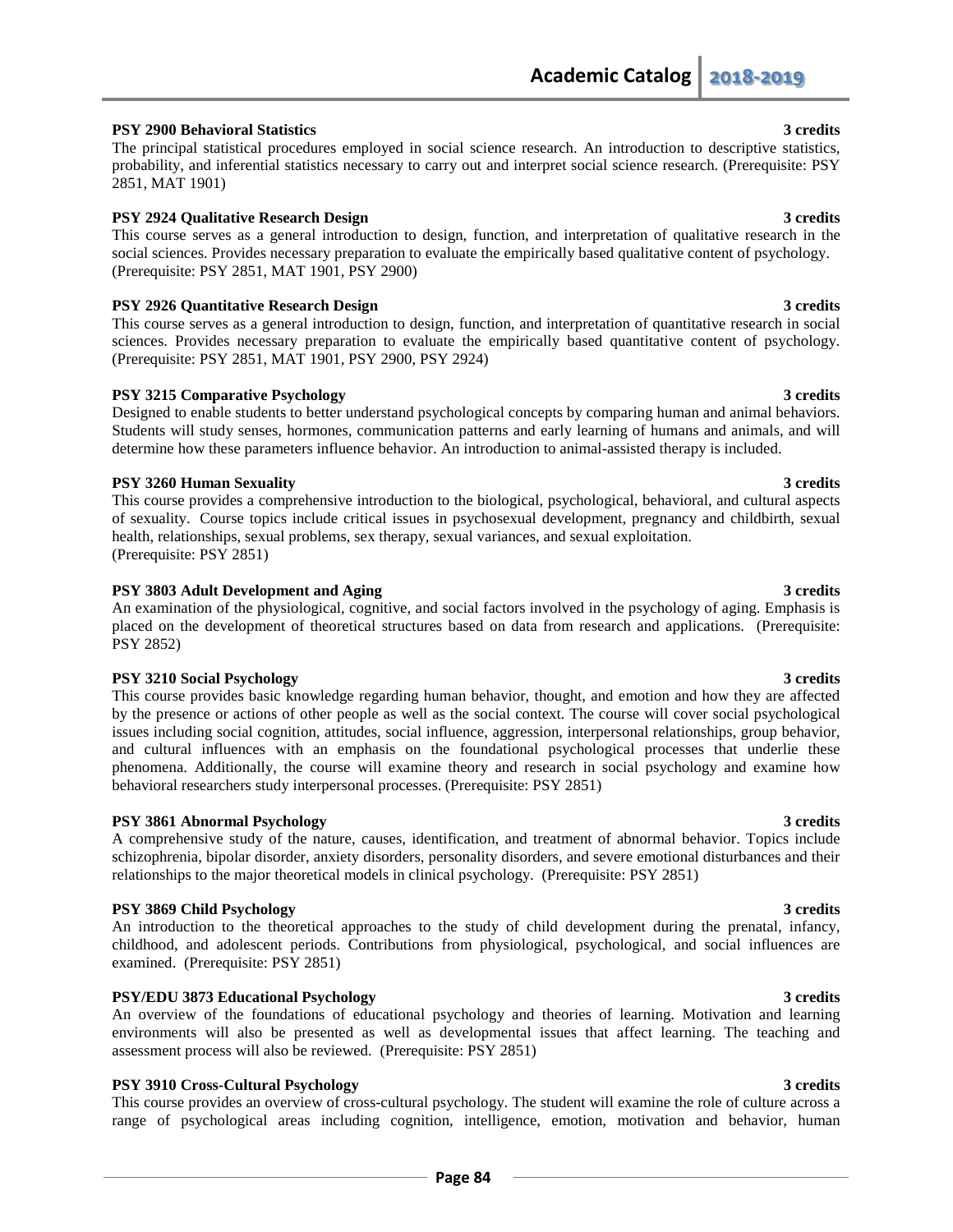**PSY 2900 Behavioral Statistics** **3 credits**

The principal statistical procedures employed in social science research. An introduction to descriptive statistics, probability, and inferential statistics necessary to carry out and interpret social science research. (Prerequisite: PSY 2851, MAT 1901)

**PSY 2924 Qualitative Research Design** **3 credits**

This course serves as a general introduction to design, function, and interpretation of qualitative research in the social sciences. Provides necessary preparation to evaluate the empirically based qualitative content of psychology. (Prerequisite: PSY 2851, MAT 1901, PSY 2900)

**PSY 2926 Quantitative Research Design** **3 credits**

This course serves as a general introduction to design, function, and interpretation of quantitative research in social sciences. Provides necessary preparation to evaluate the empirically based quantitative content of psychology. (Prerequisite: PSY 2851, MAT 1901, PSY 2900, PSY 2924)

**PSY 3215 Comparative Psychology** **3 credits**

Designed to enable students to better understand psychological concepts by comparing human and animal behaviors. Students will study senses, hormones, communication patterns and early learning of humans and animals, and will determine how these parameters influence behavior. An introduction to animal-assisted therapy is included.

**PSY 3260 Human Sexuality** **3 credits**

This course provides a comprehensive introduction to the biological, psychological, behavioral, and cultural aspects of sexuality. Course topics include critical issues in psychosexual development, pregnancy and childbirth, sexual health, relationships, sexual problems, sex therapy, sexual variances, and sexual exploitation.
(Prerequisite: PSY 2851)

**PSY 3803 Adult Development and Aging** **3 credits**

An examination of the physiological, cognitive, and social factors involved in the psychology of aging. Emphasis is placed on the development of theoretical structures based on data from research and applications. (Prerequisite: PSY 2852)

**PSY 3210 Social Psychology** **3 credits**

This course provides basic knowledge regarding human behavior, thought, and emotion and how they are affected by the presence or actions of other people as well as the social context. The course will cover social psychological issues including social cognition, attitudes, social influence, aggression, interpersonal relationships, group behavior, and cultural influences with an emphasis on the foundational psychological processes that underlie these phenomena. Additionally, the course will examine theory and research in social psychology and examine how behavioral researchers study interpersonal processes. (Prerequisite: PSY 2851)

**PSY 3861 Abnormal Psychology** **3 credits**

A comprehensive study of the nature, causes, identification, and treatment of abnormal behavior. Topics include schizophrenia, bipolar disorder, anxiety disorders, personality disorders, and severe emotional disturbances and their relationships to the major theoretical models in clinical psychology. (Prerequisite: PSY 2851)

**PSY 3869 Child Psychology** **3 credits**

An introduction to the theoretical approaches to the study of child development during the prenatal, infancy, childhood, and adolescent periods. Contributions from physiological, psychological, and social influences are examined. (Prerequisite: PSY 2851)

**PSY/EDU 3873 Educational Psychology** **3 credits**

An overview of the foundations of educational psychology and theories of learning. Motivation and learning environments will also be presented as well as developmental issues that affect learning. The teaching and assessment process will also be reviewed. (Prerequisite: PSY 2851)

**PSY 3910 Cross-Cultural Psychology** **3 credits**

This course provides an overview of cross-cultural psychology. The student will examine the role of culture across a range of psychological areas including cognition, intelligence, emotion, motivation and behavior, human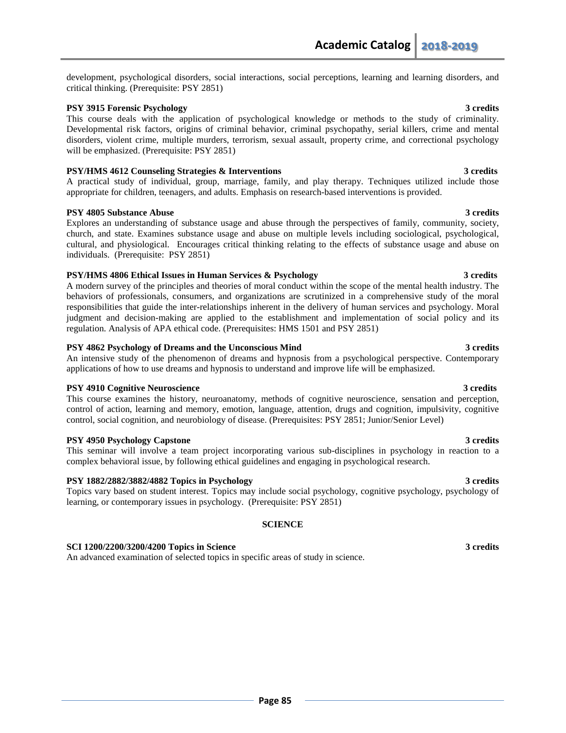development, psychological disorders, social interactions, social perceptions, learning and learning disorders, and critical thinking. (Prerequisite: PSY 2851)

**PSY 3915 Forensic Psychology** **3 credits**

This course deals with the application of psychological knowledge or methods to the study of criminality. Developmental risk factors, origins of criminal behavior, criminal psychopathy, serial killers, crime and mental disorders, violent crime, multiple murders, terrorism, sexual assault, property crime, and correctional psychology will be emphasized. (Prerequisite: PSY 2851)

**PSY/HMS 4612 Counseling Strategies & Interventions** **3 credits**

A practical study of individual, group, marriage, family, and play therapy. Techniques utilized include those appropriate for children, teenagers, and adults. Emphasis on research-based interventions is provided.

**PSY 4805 Substance Abuse** **3 credits**

Explores an understanding of substance usage and abuse through the perspectives of family, community, society, church, and state. Examines substance usage and abuse on multiple levels including sociological, psychological, cultural, and physiological. Encourages critical thinking relating to the effects of substance usage and abuse on individuals. (Prerequisite: PSY 2851)

**PSY/HMS 4806 Ethical Issues in Human Services & Psychology** **3 credits**

A modern survey of the principles and theories of moral conduct within the scope of the mental health industry. The behaviors of professionals, consumers, and organizations are scrutinized in a comprehensive study of the moral responsibilities that guide the inter-relationships inherent in the delivery of human services and psychology. Moral judgment and decision-making are applied to the establishment and implementation of social policy and its regulation. Analysis of APA ethical code. (Prerequisites: HMS 1501 and PSY 2851)

**PSY 4862 Psychology of Dreams and the Unconscious Mind** **3 credits**

An intensive study of the phenomenon of dreams and hypnosis from a psychological perspective. Contemporary applications of how to use dreams and hypnosis to understand and improve life will be emphasized.

**PSY 4910 Cognitive Neuroscience** **3 credits**

This course examines the history, neuroanatomy, methods of cognitive neuroscience, sensation and perception, control of action, learning and memory, emotion, language, attention, drugs and cognition, impulsivity, cognitive control, social cognition, and neurobiology of disease. (Prerequisites: PSY 2851; Junior/Senior Level)

**PSY 4950 Psychology Capstone** **3 credits**

This seminar will involve a team project incorporating various sub-disciplines in psychology in reaction to a complex behavioral issue, by following ethical guidelines and engaging in psychological research.

**PSY 1882/2882/3882/4882 Topics in Psychology** **3 credits**

Topics vary based on student interest. Topics may include social psychology, cognitive psychology, psychology of learning, or contemporary issues in psychology. (Prerequisite: PSY 2851)

## SCIENCE

**SCI 1200/2200/3200/4200 Topics in Science** **3 credits**

An advanced examination of selected topics in specific areas of study in science.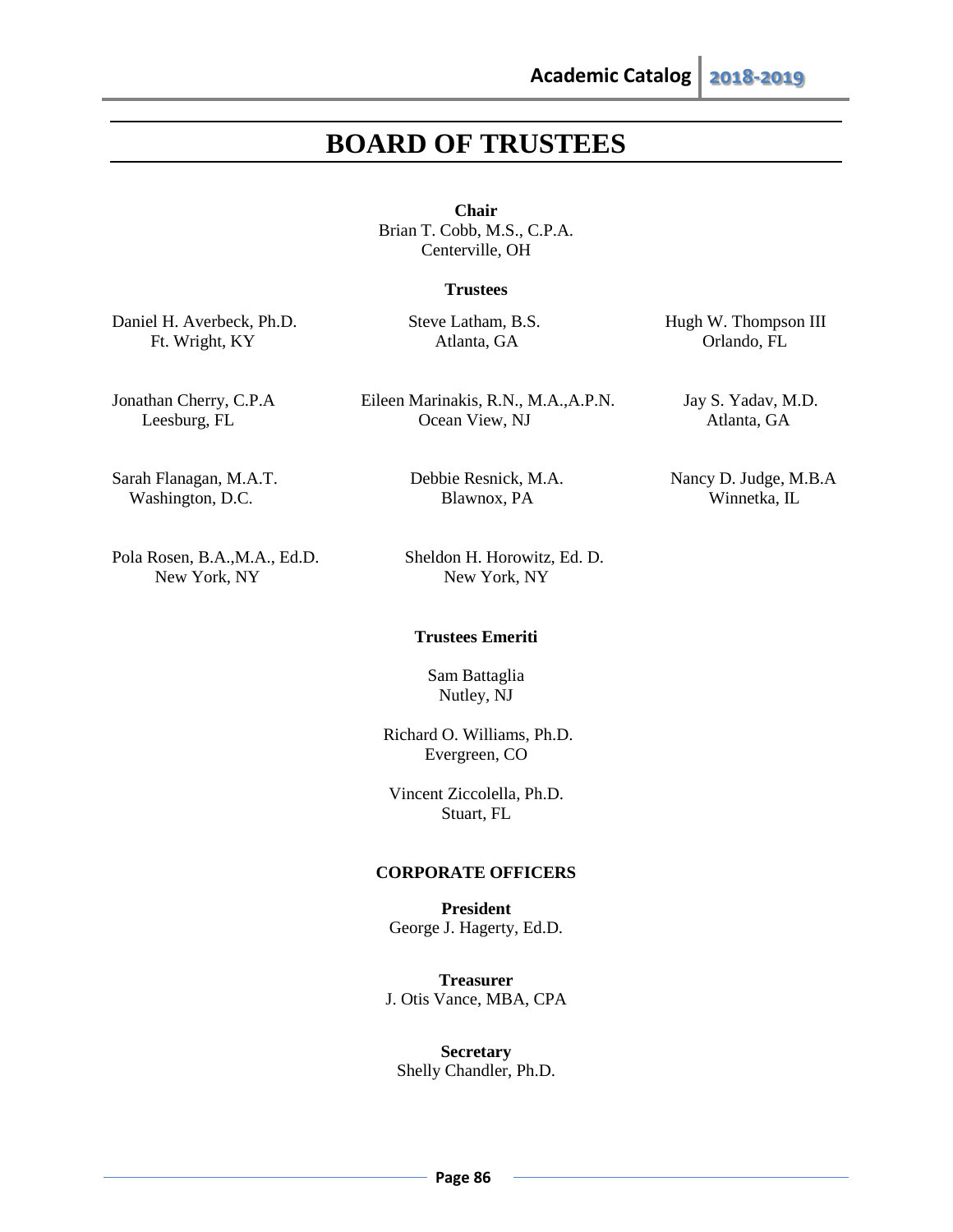# BOARD OF TRUSTEES

**Chair**
Brian T. Cobb, M.S., C.P.A.
Centerville, OH

**Trustees**

Daniel H. Averbeck, Ph.D.
Ft. Wright, KY

Steve Latham, B.S.
Atlanta, GA

Hugh W. Thompson III
Orlando, FL

Jonathan Cherry, C.P.A
Leesburg, FL

Eileen Marinakis, R.N., M.A.,A.P.N.
Ocean View, NJ

Jay S. Yadav, M.D.
Atlanta, GA

Sarah Flanagan, M.A.T.
Washington, D.C.

Debbie Resnick, M.A.
Blawnox, PA

Nancy D. Judge, M.B.A
Winnetka, IL

Pola Rosen, B.A.,M.A., Ed.D.
New York, NY

Sheldon H. Horowitz, Ed. D.
New York, NY

**Trustees Emeriti**

Sam Battaglia
Nutley, NJ

Richard O. Williams, Ph.D.
Evergreen, CO

Vincent Ziccolella, Ph.D.
Stuart, FL

## CORPORATE OFFICERS

**President**
George J. Hagerty, Ed.D.

**Treasurer**
J. Otis Vance, MBA, CPA

**Secretary**
Shelly Chandler, Ph.D.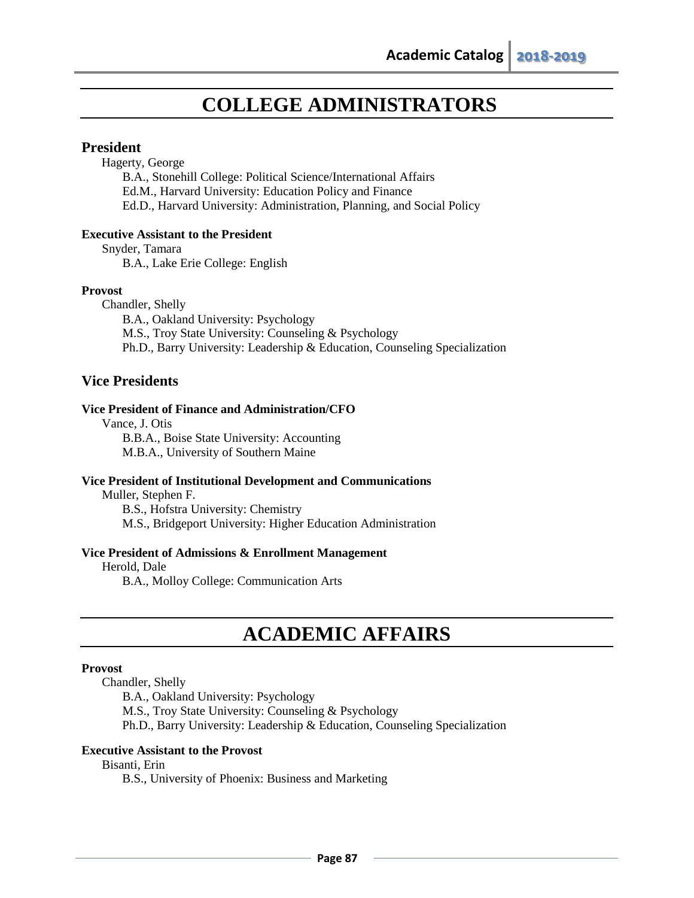# COLLEGE ADMINISTRATORS

## President

Hagerty, George
B.A., Stonehill College: Political Science/International Affairs
Ed.M., Harvard University: Education Policy and Finance
Ed.D., Harvard University: Administration, Planning, and Social Policy

#### Executive Assistant to the President

Snyder, Tamara
B.A., Lake Erie College: English

#### Provost

Chandler, Shelly
B.A., Oakland University: Psychology
M.S., Troy State University: Counseling & Psychology
Ph.D., Barry University: Leadership & Education, Counseling Specialization

## Vice Presidents

#### Vice President of Finance and Administration/CFO

Vance, J. Otis
B.B.A., Boise State University: Accounting
M.B.A., University of Southern Maine

#### Vice President of Institutional Development and Communications

Muller, Stephen F.
B.S., Hofstra University: Chemistry
M.S., Bridgeport University: Higher Education Administration

#### Vice President of Admissions & Enrollment Management

Herold, Dale
B.A., Molloy College: Communication Arts

# ACADEMIC AFFAIRS

#### Provost

Chandler, Shelly
B.A., Oakland University: Psychology
M.S., Troy State University: Counseling & Psychology
Ph.D., Barry University: Leadership & Education, Counseling Specialization

#### Executive Assistant to the Provost

Bisanti, Erin
B.S., University of Phoenix: Business and Marketing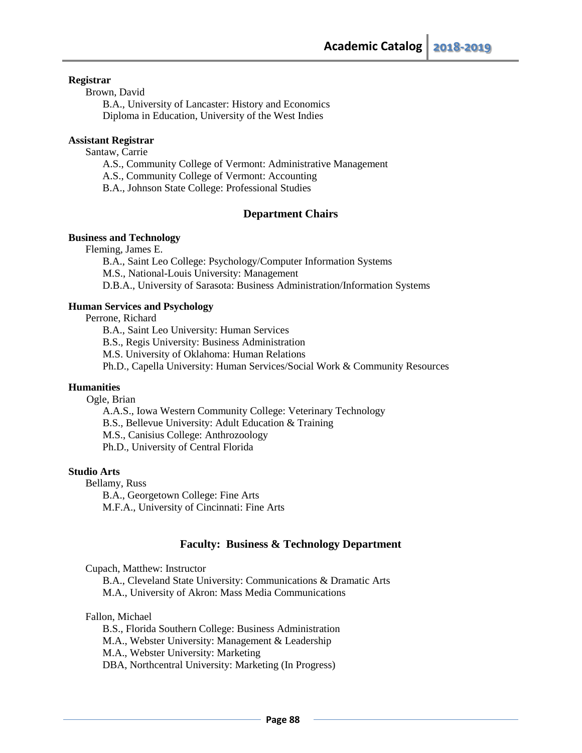**Registrar**

Brown, David

B.A., University of Lancaster: History and Economics
Diploma in Education, University of the West Indies

**Assistant Registrar**

Santaw, Carrie

A.S., Community College of Vermont: Administrative Management
A.S., Community College of Vermont: Accounting
B.A., Johnson State College: Professional Studies

## Department Chairs

**Business and Technology**

Fleming, James E.

B.A., Saint Leo College: Psychology/Computer Information Systems
M.S., National-Louis University: Management
D.B.A., University of Sarasota: Business Administration/Information Systems

**Human Services and Psychology**

Perrone, Richard

B.A., Saint Leo University: Human Services
B.S., Regis University: Business Administration
M.S. University of Oklahoma: Human Relations
Ph.D., Capella University: Human Services/Social Work & Community Resources

**Humanities**

Ogle, Brian

A.A.S., Iowa Western Community College: Veterinary Technology
B.S., Bellevue University: Adult Education & Training
M.S., Canisius College: Anthrozoology
Ph.D., University of Central Florida

**Studio Arts**

Bellamy, Russ

B.A., Georgetown College: Fine Arts
M.F.A., University of Cincinnati: Fine Arts

## Faculty: Business & Technology Department

Cupach, Matthew: Instructor

B.A., Cleveland State University: Communications & Dramatic Arts
M.A., University of Akron: Mass Media Communications

Fallon, Michael

B.S., Florida Southern College: Business Administration
M.A., Webster University: Management & Leadership
M.A., Webster University: Marketing
DBA, Northcentral University: Marketing (In Progress)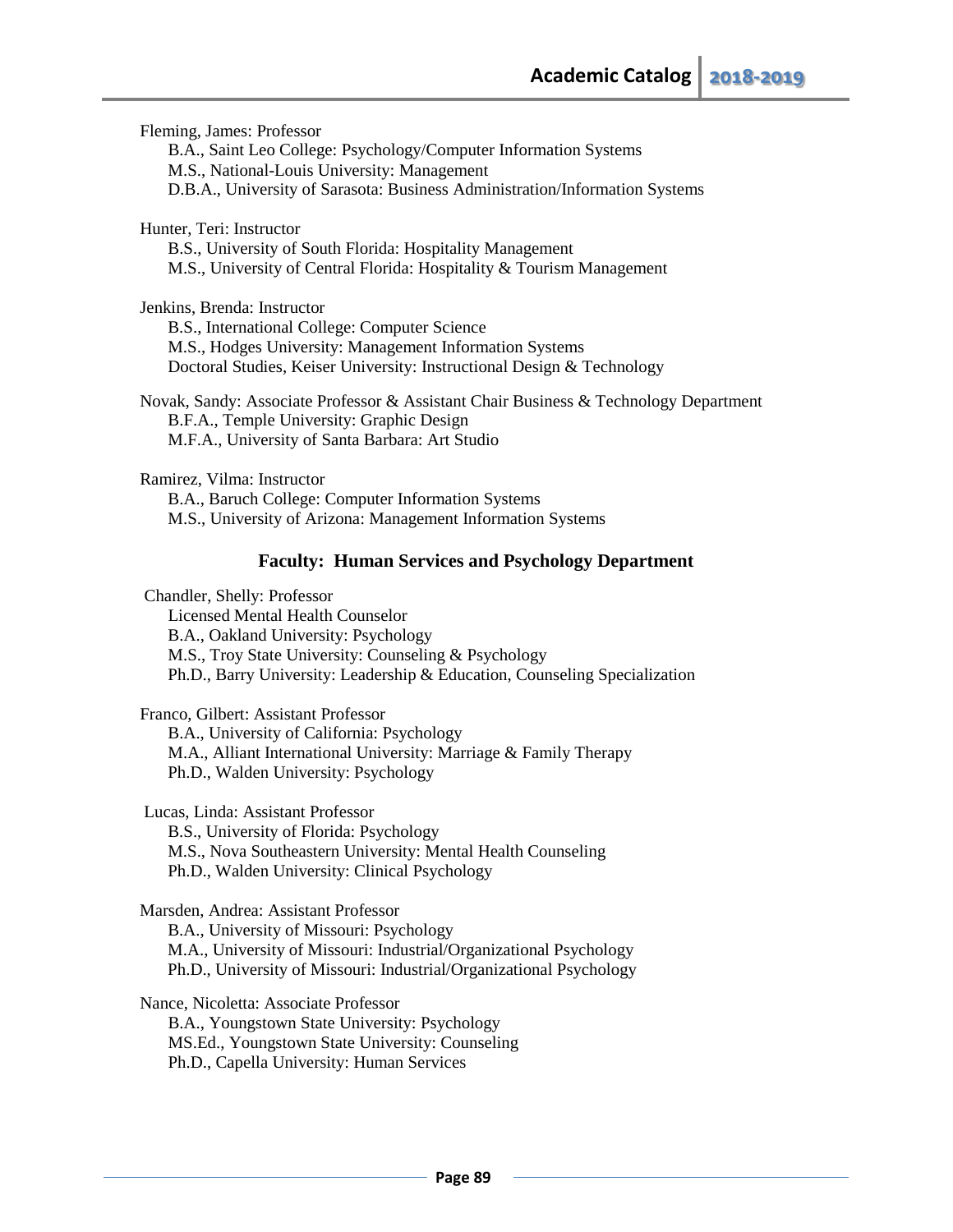Fleming, James: Professor

B.A., Saint Leo College: Psychology/Computer Information Systems
M.S., National-Louis University: Management
D.B.A., University of Sarasota: Business Administration/Information Systems

Hunter, Teri: Instructor

B.S., University of South Florida: Hospitality Management
M.S., University of Central Florida: Hospitality & Tourism Management

Jenkins, Brenda: Instructor

B.S., International College: Computer Science
M.S., Hodges University: Management Information Systems
Doctoral Studies, Keiser University: Instructional Design & Technology

Novak, Sandy: Associate Professor & Assistant Chair Business & Technology Department

B.F.A., Temple University: Graphic Design
M.F.A., University of Santa Barbara: Art Studio

Ramirez, Vilma: Instructor

B.A., Baruch College: Computer Information Systems
M.S., University of Arizona: Management Information Systems

## Faculty: Human Services and Psychology Department

Chandler, Shelly: Professor

Licensed Mental Health Counselor
B.A., Oakland University: Psychology
M.S., Troy State University: Counseling & Psychology
Ph.D., Barry University: Leadership & Education, Counseling Specialization

Franco, Gilbert: Assistant Professor

B.A., University of California: Psychology
M.A., Alliant International University: Marriage & Family Therapy
Ph.D., Walden University: Psychology

Lucas, Linda: Assistant Professor

B.S., University of Florida: Psychology
M.S., Nova Southeastern University: Mental Health Counseling
Ph.D., Walden University: Clinical Psychology

Marsden, Andrea: Assistant Professor

B.A., University of Missouri: Psychology
M.A., University of Missouri: Industrial/Organizational Psychology
Ph.D., University of Missouri: Industrial/Organizational Psychology

Nance, Nicoletta: Associate Professor

B.A., Youngstown State University: Psychology
MS.Ed., Youngstown State University: Counseling
Ph.D., Capella University: Human Services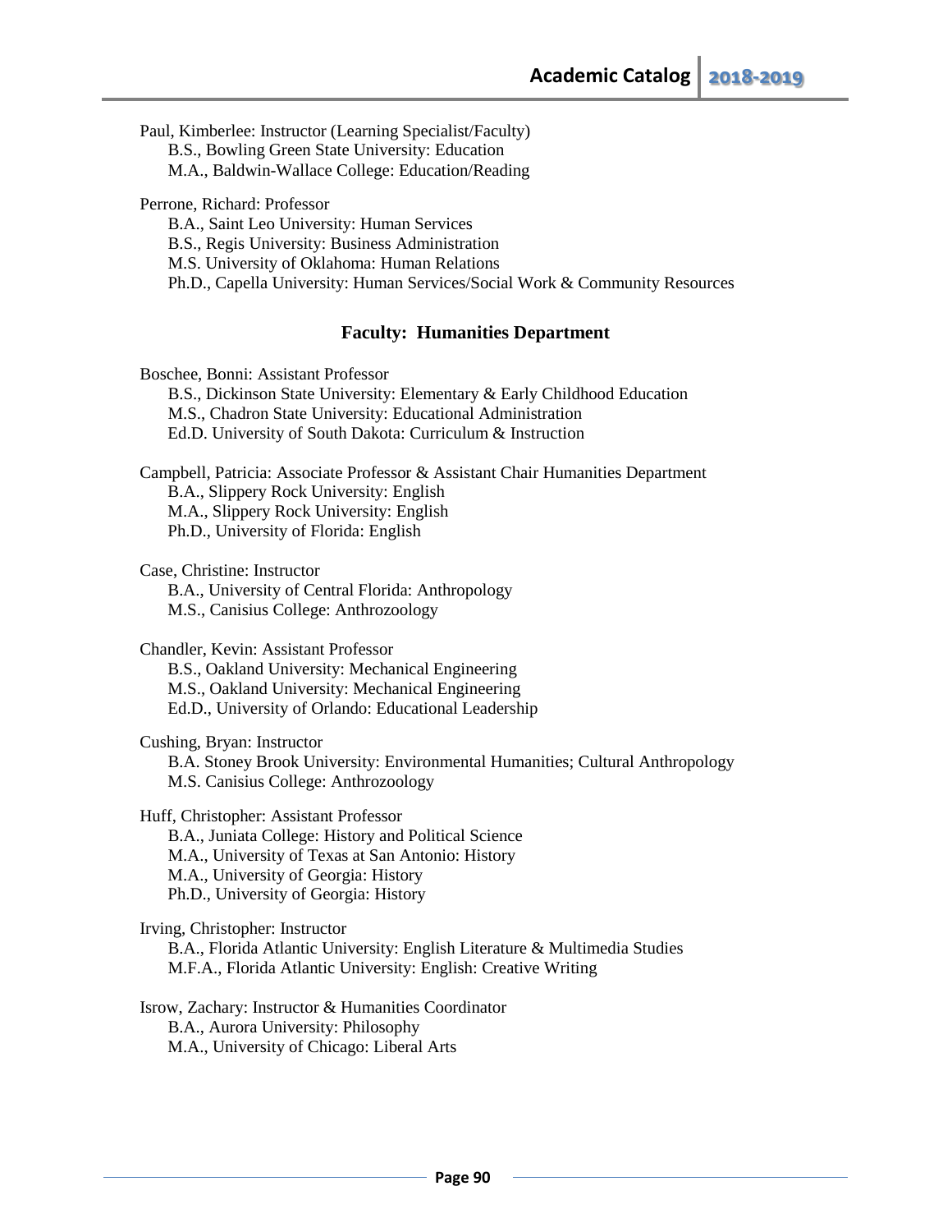Paul, Kimberlee: Instructor (Learning Specialist/Faculty)
B.S., Bowling Green State University: Education
M.A., Baldwin-Wallace College: Education/Reading

Perrone, Richard: Professor
B.A., Saint Leo University: Human Services
B.S., Regis University: Business Administration
M.S. University of Oklahoma: Human Relations
Ph.D., Capella University: Human Services/Social Work & Community Resources

## Faculty: Humanities Department

Boschee, Bonni: Assistant Professor
B.S., Dickinson State University: Elementary & Early Childhood Education
M.S., Chadron State University: Educational Administration
Ed.D. University of South Dakota: Curriculum & Instruction

Campbell, Patricia: Associate Professor & Assistant Chair Humanities Department
B.A., Slippery Rock University: English
M.A., Slippery Rock University: English
Ph.D., University of Florida: English

Case, Christine: Instructor
B.A., University of Central Florida: Anthropology
M.S., Canisius College: Anthrozoology

Chandler, Kevin: Assistant Professor
B.S., Oakland University: Mechanical Engineering
M.S., Oakland University: Mechanical Engineering
Ed.D., University of Orlando: Educational Leadership

Cushing, Bryan: Instructor
B.A. Stoney Brook University: Environmental Humanities; Cultural Anthropology
M.S. Canisius College: Anthrozoology

Huff, Christopher: Assistant Professor
B.A., Juniata College: History and Political Science
M.A., University of Texas at San Antonio: History
M.A., University of Georgia: History
Ph.D., University of Georgia: History

Irving, Christopher: Instructor
B.A., Florida Atlantic University: English Literature & Multimedia Studies
M.F.A., Florida Atlantic University: English: Creative Writing

Isrow, Zachary: Instructor & Humanities Coordinator
B.A., Aurora University: Philosophy
M.A., University of Chicago: Liberal Arts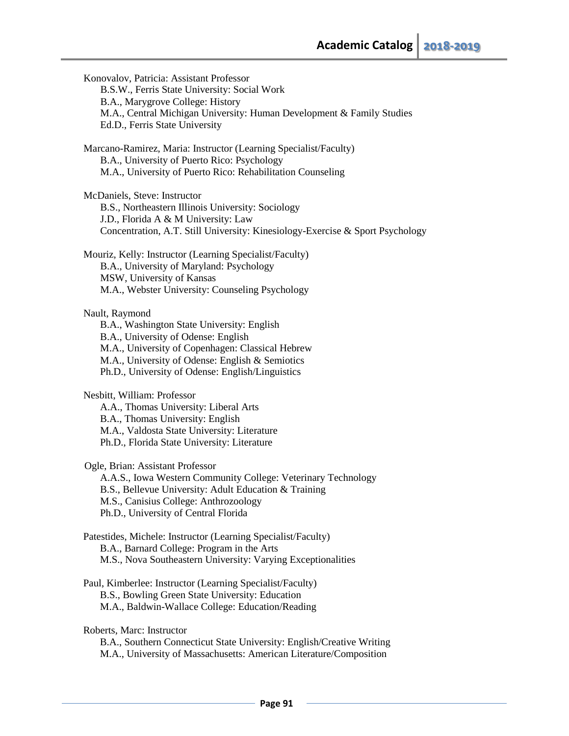Konovalov, Patricia: Assistant Professor
- B.S.W., Ferris State University: Social Work
- B.A., Marygrove College: History
- M.A., Central Michigan University: Human Development & Family Studies
- Ed.D., Ferris State University

Marcano-Ramirez, Maria: Instructor (Learning Specialist/Faculty)
- B.A., University of Puerto Rico: Psychology
- M.A., University of Puerto Rico: Rehabilitation Counseling

McDaniels, Steve: Instructor
- B.S., Northeastern Illinois University: Sociology
- J.D., Florida A & M University: Law
- Concentration, A.T. Still University: Kinesiology-Exercise & Sport Psychology

Mouriz, Kelly: Instructor (Learning Specialist/Faculty)
- B.A., University of Maryland: Psychology
- MSW, University of Kansas
- M.A., Webster University: Counseling Psychology

Nault, Raymond
- B.A., Washington State University: English
- B.A., University of Odense: English
- M.A., University of Copenhagen: Classical Hebrew
- M.A., University of Odense: English & Semiotics
- Ph.D., University of Odense: English/Linguistics

Nesbitt, William: Professor
- A.A., Thomas University: Liberal Arts
- B.A., Thomas University: English
- M.A., Valdosta State University: Literature
- Ph.D., Florida State University: Literature

Ogle, Brian: Assistant Professor
- A.A.S., Iowa Western Community College: Veterinary Technology
- B.S., Bellevue University: Adult Education & Training
- M.S., Canisius College: Anthrozoology
- Ph.D., University of Central Florida

Patestides, Michele: Instructor (Learning Specialist/Faculty)
- B.A., Barnard College: Program in the Arts
- M.S., Nova Southeastern University: Varying Exceptionalities

Paul, Kimberlee: Instructor (Learning Specialist/Faculty)
- B.S., Bowling Green State University: Education
- M.A., Baldwin-Wallace College: Education/Reading

Roberts, Marc: Instructor
- B.A., Southern Connecticut State University: English/Creative Writing
- M.A., University of Massachusetts: American Literature/Composition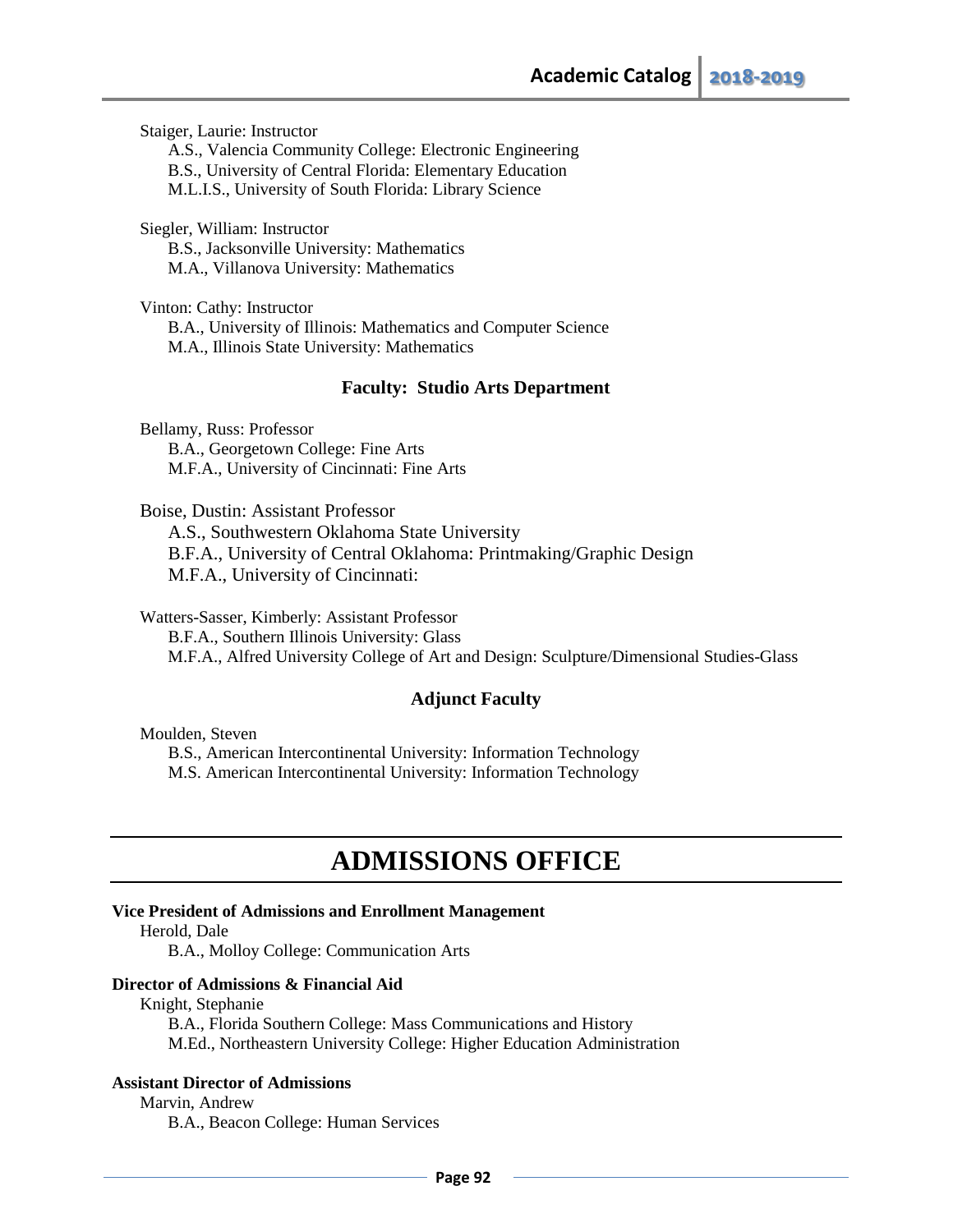Staiger, Laurie: Instructor

A.S., Valencia Community College: Electronic Engineering
B.S., University of Central Florida: Elementary Education
M.L.I.S., University of South Florida: Library Science

Siegler, William: Instructor

B.S., Jacksonville University: Mathematics
M.A., Villanova University: Mathematics

Vinton: Cathy: Instructor

B.A., University of Illinois: Mathematics and Computer Science
M.A., Illinois State University: Mathematics

### Faculty: Studio Arts Department

Bellamy, Russ: Professor

B.A., Georgetown College: Fine Arts
M.F.A., University of Cincinnati: Fine Arts

Boise, Dustin: Assistant Professor

A.S., Southwestern Oklahoma State University
B.F.A., University of Central Oklahoma: Printmaking/Graphic Design
M.F.A., University of Cincinnati:

Watters-Sasser, Kimberly: Assistant Professor

B.F.A., Southern Illinois University: Glass
M.F.A., Alfred University College of Art and Design: Sculpture/Dimensional Studies-Glass

### Adjunct Faculty

Moulden, Steven

B.S., American Intercontinental University: Information Technology
M.S. American Intercontinental University: Information Technology

# ADMISSIONS OFFICE

**Vice President of Admissions and Enrollment Management**

Herold, Dale

B.A., Molloy College: Communication Arts

**Director of Admissions & Financial Aid**

Knight, Stephanie

B.A., Florida Southern College: Mass Communications and History
M.Ed., Northeastern University College: Higher Education Administration

**Assistant Director of Admissions**

Marvin, Andrew

B.A., Beacon College: Human Services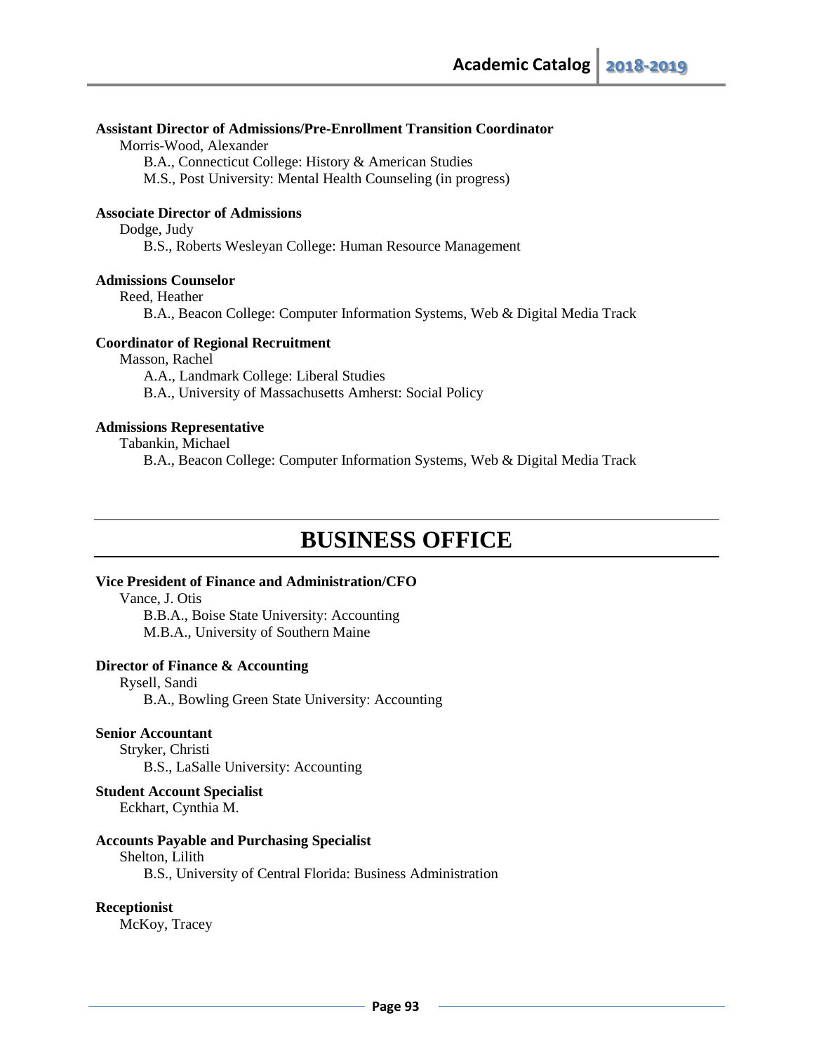**Assistant Director of Admissions/Pre-Enrollment Transition Coordinator**

Morris-Wood, Alexander

B.A., Connecticut College: History & American Studies

M.S., Post University: Mental Health Counseling (in progress)

**Associate Director of Admissions**

Dodge, Judy

B.S., Roberts Wesleyan College: Human Resource Management

**Admissions Counselor**

Reed, Heather

B.A., Beacon College: Computer Information Systems, Web & Digital Media Track

**Coordinator of Regional Recruitment**

Masson, Rachel

A.A., Landmark College: Liberal Studies

B.A., University of Massachusetts Amherst: Social Policy

**Admissions Representative**

Tabankin, Michael

B.A., Beacon College: Computer Information Systems, Web & Digital Media Track

# BUSINESS OFFICE

**Vice President of Finance and Administration/CFO**

Vance, J. Otis

B.B.A., Boise State University: Accounting

M.B.A., University of Southern Maine

**Director of Finance & Accounting**

Rysell, Sandi

B.A., Bowling Green State University: Accounting

**Senior Accountant**

Stryker, Christi

B.S., LaSalle University: Accounting

**Student Account Specialist**

Eckhart, Cynthia M.

**Accounts Payable and Purchasing Specialist**

Shelton, Lilith

B.S., University of Central Florida: Business Administration

**Receptionist**

McKoy, Tracey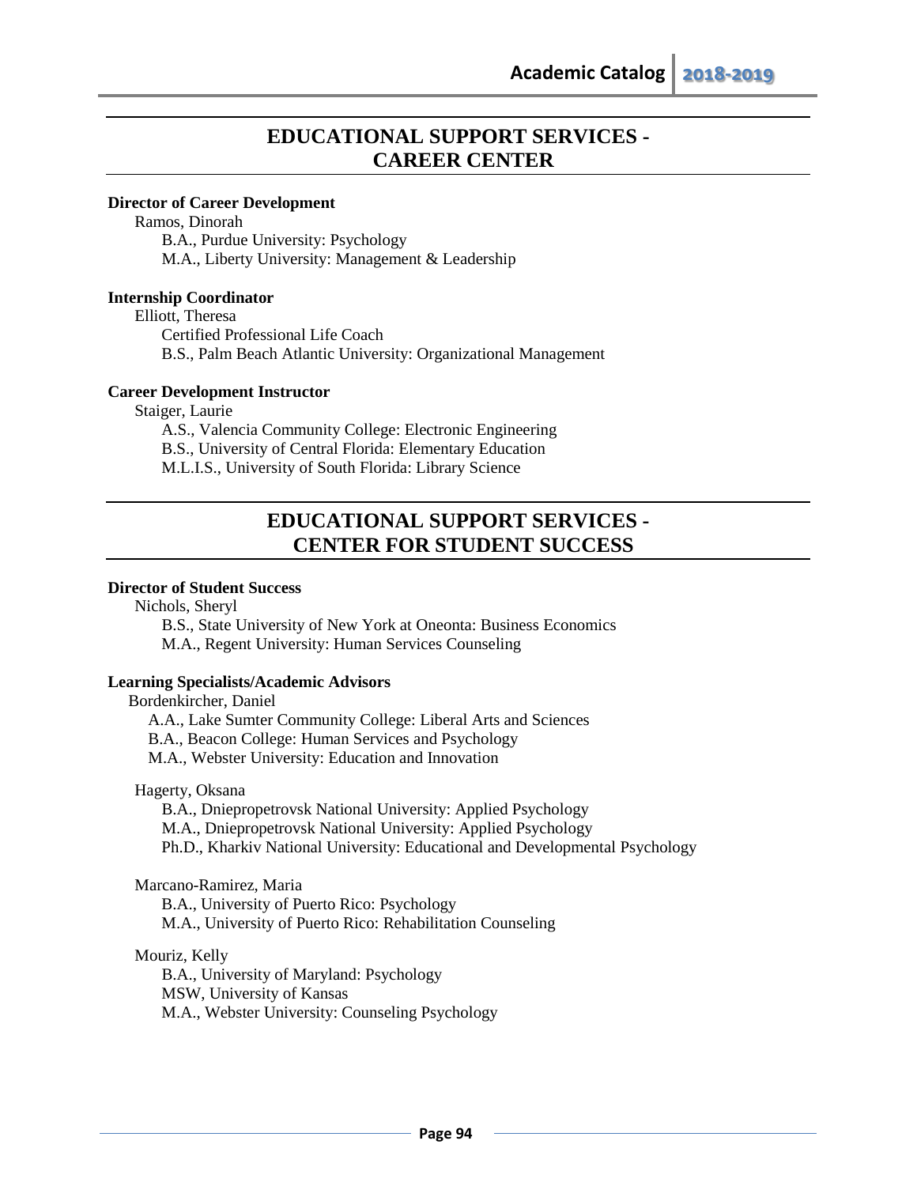## EDUCATIONAL SUPPORT SERVICES - CAREER CENTER

**Director of Career Development**

Ramos, Dinorah
B.A., Purdue University: Psychology
M.A., Liberty University: Management & Leadership

**Internship Coordinator**

Elliott, Theresa
Certified Professional Life Coach
B.S., Palm Beach Atlantic University: Organizational Management

**Career Development Instructor**

Staiger, Laurie
A.S., Valencia Community College: Electronic Engineering
B.S., University of Central Florida: Elementary Education
M.L.I.S., University of South Florida: Library Science

## EDUCATIONAL SUPPORT SERVICES - CENTER FOR STUDENT SUCCESS

**Director of Student Success**

Nichols, Sheryl
B.S., State University of New York at Oneonta: Business Economics
M.A., Regent University: Human Services Counseling

**Learning Specialists/Academic Advisors**

Bordenkircher, Daniel
A.A., Lake Sumter Community College: Liberal Arts and Sciences
B.A., Beacon College: Human Services and Psychology
M.A., Webster University: Education and Innovation

Hagerty, Oksana
B.A., Dniepropetrovsk National University: Applied Psychology
M.A., Dniepropetrovsk National University: Applied Psychology
Ph.D., Kharkiv National University: Educational and Developmental Psychology

Marcano-Ramirez, Maria
B.A., University of Puerto Rico: Psychology
M.A., University of Puerto Rico: Rehabilitation Counseling

Mouriz, Kelly
B.A., University of Maryland: Psychology
MSW, University of Kansas
M.A., Webster University: Counseling Psychology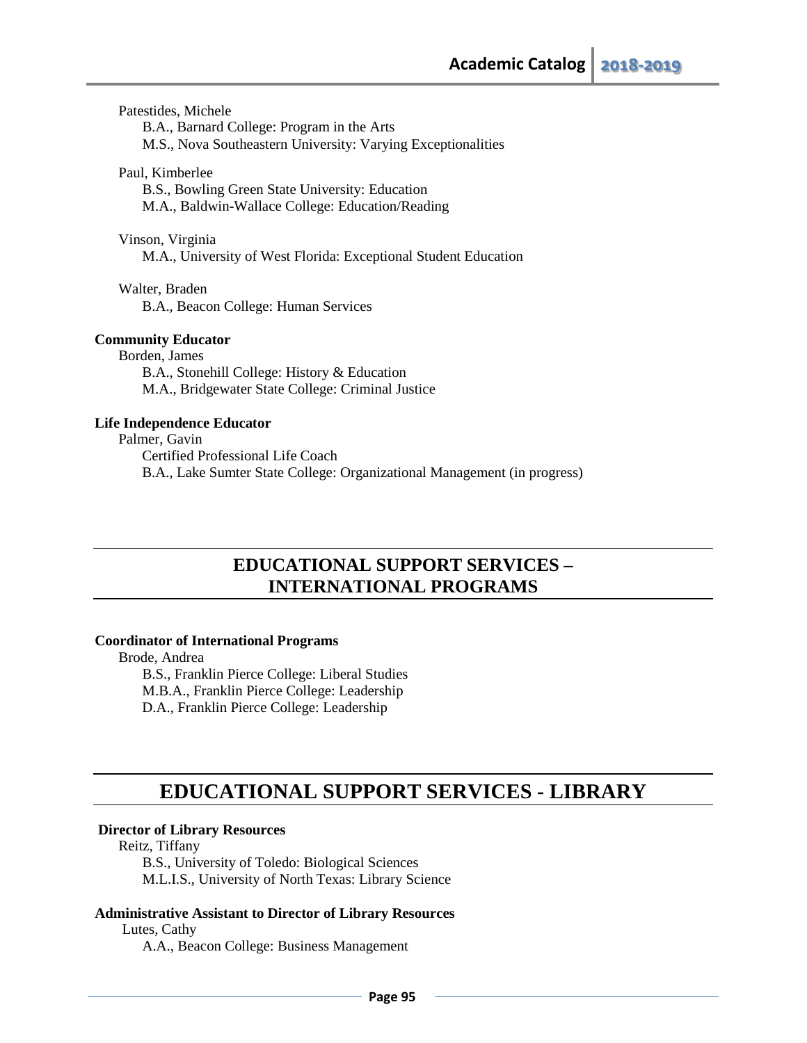Patestides, Michele
B.A., Barnard College: Program in the Arts
M.S., Nova Southeastern University: Varying Exceptionalities

Paul, Kimberlee
B.S., Bowling Green State University: Education
M.A., Baldwin-Wallace College: Education/Reading

Vinson, Virginia
M.A., University of West Florida: Exceptional Student Education

Walter, Braden
B.A., Beacon College: Human Services

**Community Educator**

Borden, James
B.A., Stonehill College: History & Education
M.A., Bridgewater State College: Criminal Justice

**Life Independence Educator**

Palmer, Gavin
Certified Professional Life Coach
B.A., Lake Sumter State College: Organizational Management (in progress)

## EDUCATIONAL SUPPORT SERVICES – INTERNATIONAL PROGRAMS

**Coordinator of International Programs**

Brode, Andrea
B.S., Franklin Pierce College: Liberal Studies
M.B.A., Franklin Pierce College: Leadership
D.A., Franklin Pierce College: Leadership

## EDUCATIONAL SUPPORT SERVICES - LIBRARY

**Director of Library Resources**

Reitz, Tiffany
B.S., University of Toledo: Biological Sciences
M.L.I.S., University of North Texas: Library Science

**Administrative Assistant to Director of Library Resources**

Lutes, Cathy
A.A., Beacon College: Business Management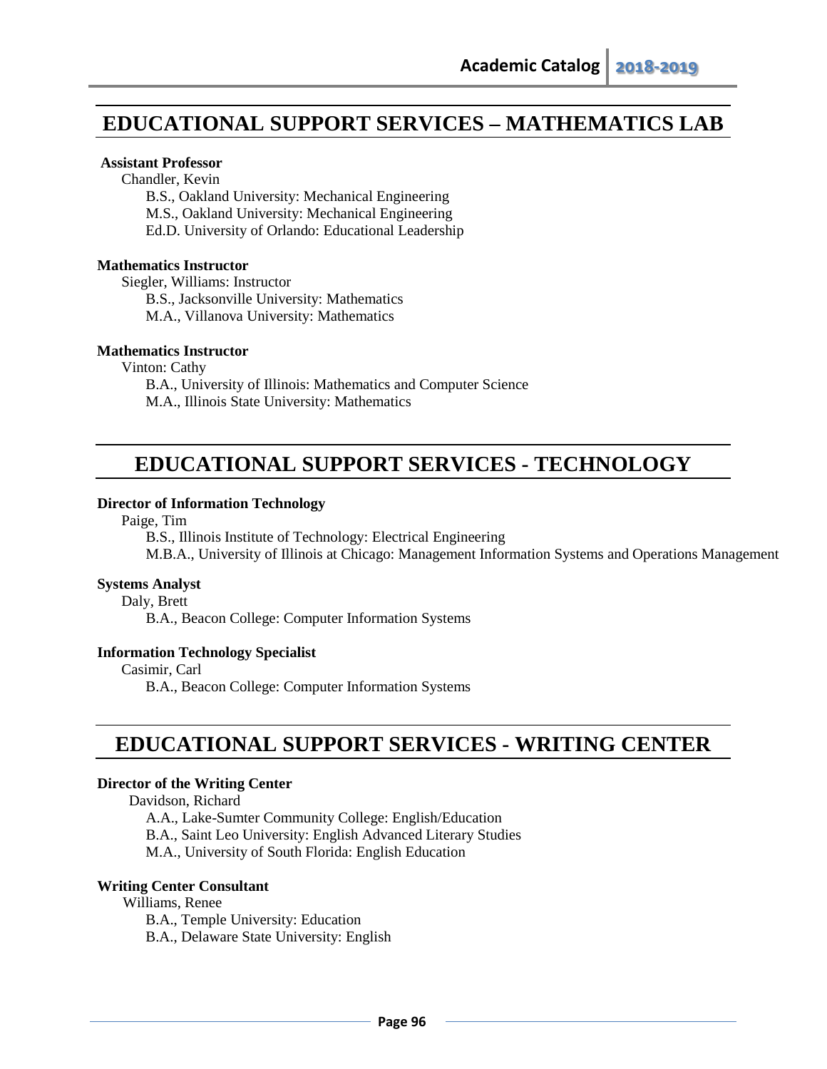# EDUCATIONAL SUPPORT SERVICES – MATHEMATICS LAB

**Assistant Professor**

Chandler, Kevin

B.S., Oakland University: Mechanical Engineering
M.S., Oakland University: Mechanical Engineering
Ed.D. University of Orlando: Educational Leadership

**Mathematics Instructor**

Siegler, Williams: Instructor

B.S., Jacksonville University: Mathematics
M.A., Villanova University: Mathematics

**Mathematics Instructor**

Vinton: Cathy

B.A., University of Illinois: Mathematics and Computer Science
M.A., Illinois State University: Mathematics

# EDUCATIONAL SUPPORT SERVICES - TECHNOLOGY

**Director of Information Technology**

Paige, Tim

B.S., Illinois Institute of Technology: Electrical Engineering
M.B.A., University of Illinois at Chicago: Management Information Systems and Operations Management

**Systems Analyst**

Daly, Brett

B.A., Beacon College: Computer Information Systems

**Information Technology Specialist**

Casimir, Carl

B.A., Beacon College: Computer Information Systems

# EDUCATIONAL SUPPORT SERVICES - WRITING CENTER

**Director of the Writing Center**

Davidson, Richard

A.A., Lake-Sumter Community College: English/Education
B.A., Saint Leo University: English Advanced Literary Studies
M.A., University of South Florida: English Education

**Writing Center Consultant**

Williams, Renee

B.A., Temple University: Education
B.A., Delaware State University: English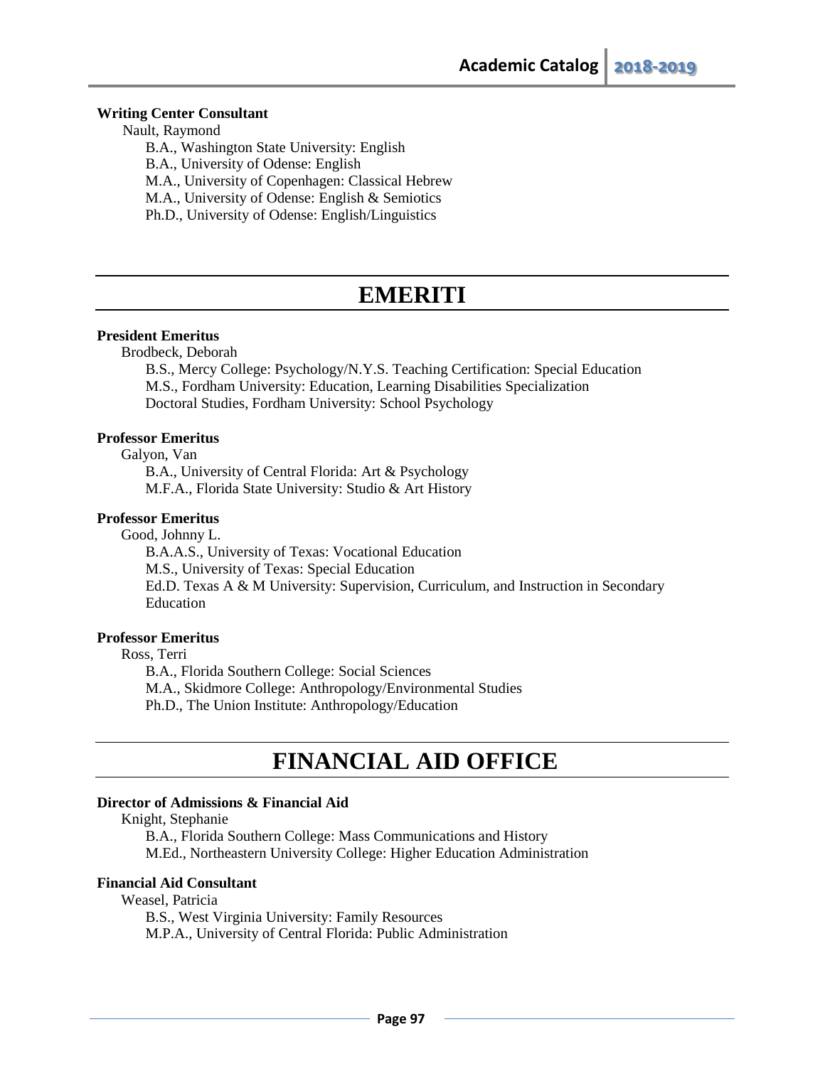**Writing Center Consultant**

Nault, Raymond

B.A., Washington State University: English
B.A., University of Odense: English
M.A., University of Copenhagen: Classical Hebrew
M.A., University of Odense: English & Semiotics
Ph.D., University of Odense: English/Linguistics

# EMERITI

**President Emeritus**

Brodbeck, Deborah

B.S., Mercy College: Psychology/N.Y.S. Teaching Certification: Special Education
M.S., Fordham University: Education, Learning Disabilities Specialization
Doctoral Studies, Fordham University: School Psychology

**Professor Emeritus**

Galyon, Van

B.A., University of Central Florida: Art & Psychology
M.F.A., Florida State University: Studio & Art History

**Professor Emeritus**

Good, Johnny L.

B.A.A.S., University of Texas: Vocational Education
M.S., University of Texas: Special Education
Ed.D. Texas A & M University: Supervision, Curriculum, and Instruction in Secondary Education

**Professor Emeritus**

Ross, Terri

B.A., Florida Southern College: Social Sciences
M.A., Skidmore College: Anthropology/Environmental Studies
Ph.D., The Union Institute: Anthropology/Education

# FINANCIAL AID OFFICE

**Director of Admissions & Financial Aid**

Knight, Stephanie

B.A., Florida Southern College: Mass Communications and History
M.Ed., Northeastern University College: Higher Education Administration

**Financial Aid Consultant**

Weasel, Patricia

B.S., West Virginia University: Family Resources
M.P.A., University of Central Florida: Public Administration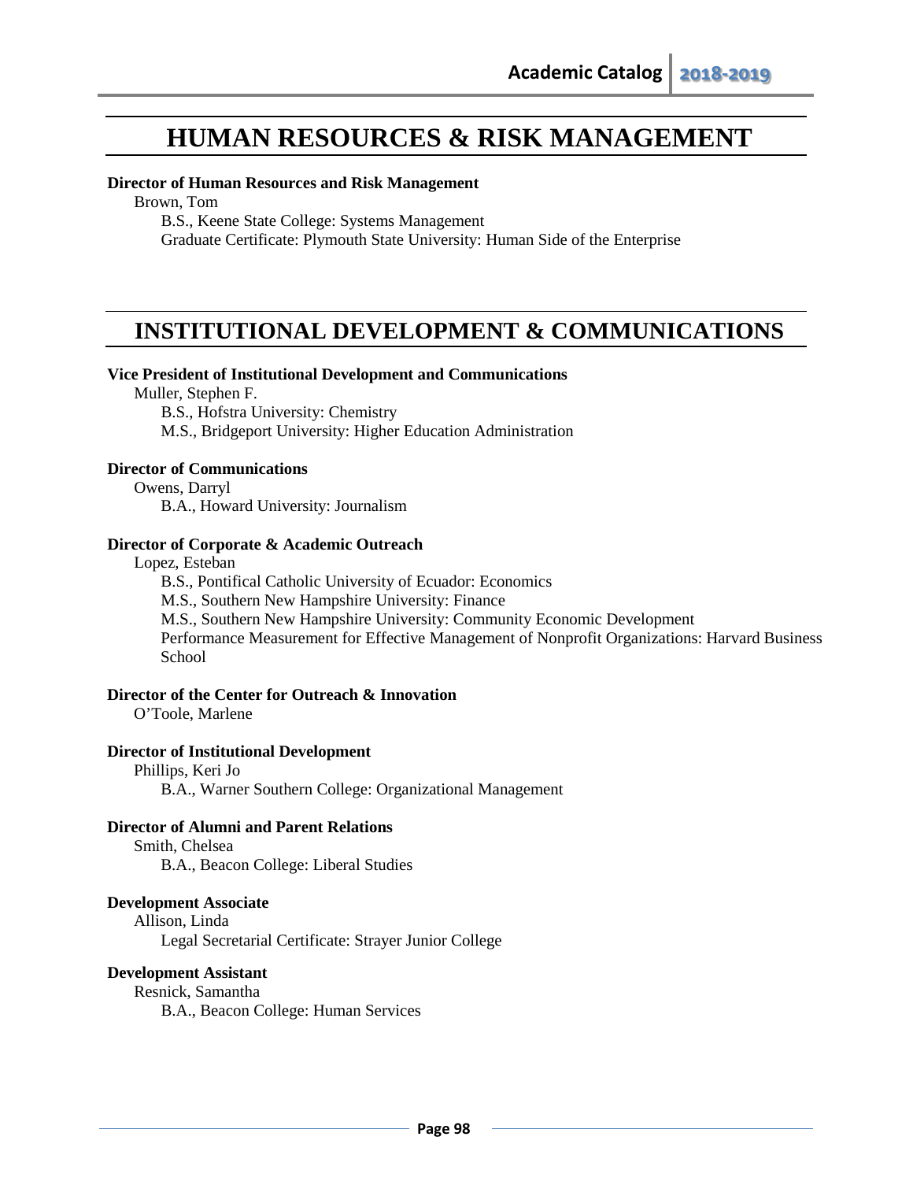# HUMAN RESOURCES & RISK MANAGEMENT

**Director of Human Resources and Risk Management**

Brown, Tom

B.S., Keene State College: Systems Management
Graduate Certificate: Plymouth State University: Human Side of the Enterprise

# INSTITUTIONAL DEVELOPMENT & COMMUNICATIONS

**Vice President of Institutional Development and Communications**

Muller, Stephen F.

B.S., Hofstra University: Chemistry
M.S., Bridgeport University: Higher Education Administration

**Director of Communications**

Owens, Darryl

B.A., Howard University: Journalism

**Director of Corporate & Academic Outreach**

Lopez, Esteban

B.S., Pontifical Catholic University of Ecuador: Economics
M.S., Southern New Hampshire University: Finance
M.S., Southern New Hampshire University: Community Economic Development
Performance Measurement for Effective Management of Nonprofit Organizations: Harvard Business School

**Director of the Center for Outreach & Innovation**

O'Toole, Marlene

**Director of Institutional Development**

Phillips, Keri Jo

B.A., Warner Southern College: Organizational Management

**Director of Alumni and Parent Relations**

Smith, Chelsea

B.A., Beacon College: Liberal Studies

**Development Associate**

Allison, Linda

Legal Secretarial Certificate: Strayer Junior College

**Development Assistant**

Resnick, Samantha

B.A., Beacon College: Human Services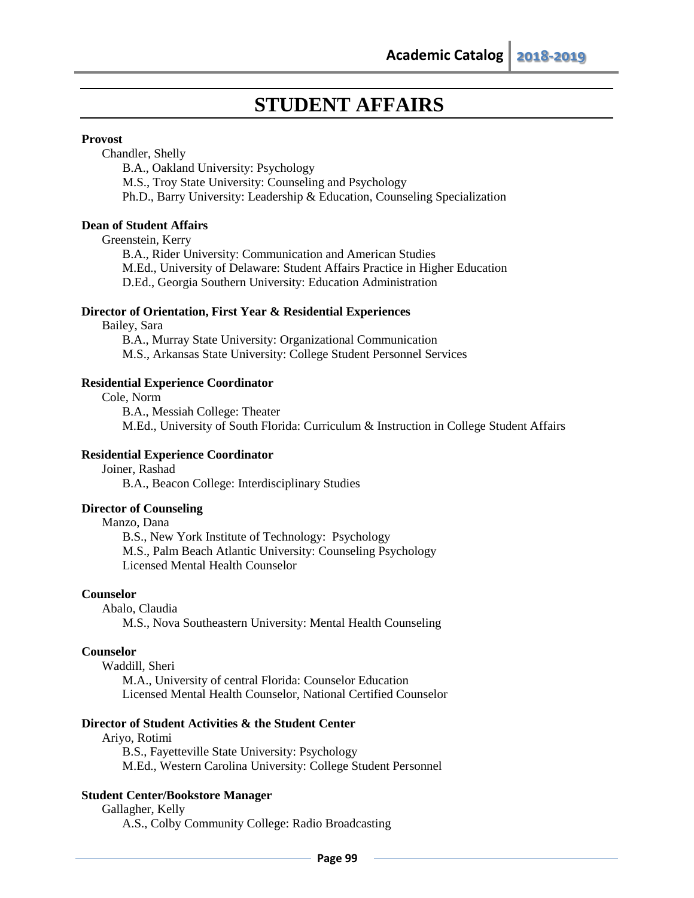# STUDENT AFFAIRS

**Provost**

Chandler, Shelly

B.A., Oakland University: Psychology
M.S., Troy State University: Counseling and Psychology
Ph.D., Barry University: Leadership & Education, Counseling Specialization

**Dean of Student Affairs**

Greenstein, Kerry

B.A., Rider University: Communication and American Studies
M.Ed., University of Delaware: Student Affairs Practice in Higher Education
D.Ed., Georgia Southern University: Education Administration

**Director of Orientation, First Year & Residential Experiences**

Bailey, Sara

B.A., Murray State University: Organizational Communication
M.S., Arkansas State University: College Student Personnel Services

**Residential Experience Coordinator**

Cole, Norm

B.A., Messiah College: Theater
M.Ed., University of South Florida: Curriculum & Instruction in College Student Affairs

**Residential Experience Coordinator**

Joiner, Rashad

B.A., Beacon College: Interdisciplinary Studies

**Director of Counseling**

Manzo, Dana

B.S., New York Institute of Technology: Psychology
M.S., Palm Beach Atlantic University: Counseling Psychology
Licensed Mental Health Counselor

**Counselor**

Abalo, Claudia

M.S., Nova Southeastern University: Mental Health Counseling

**Counselor**

Waddill, Sheri

M.A., University of central Florida: Counselor Education
Licensed Mental Health Counselor, National Certified Counselor

**Director of Student Activities & the Student Center**

Ariyo, Rotimi

B.S., Fayetteville State University: Psychology
M.Ed., Western Carolina University: College Student Personnel

**Student Center/Bookstore Manager**

Gallagher, Kelly

A.S., Colby Community College: Radio Broadcasting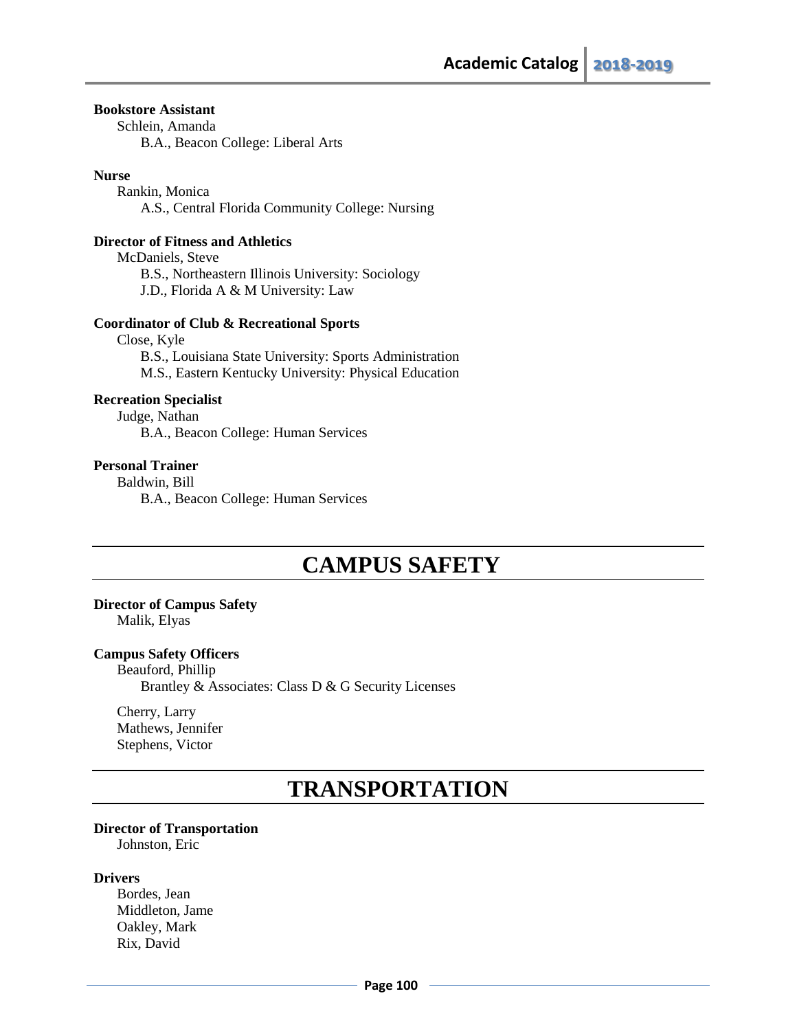**Bookstore Assistant**

Schlein, Amanda
B.A., Beacon College: Liberal Arts

**Nurse**

Rankin, Monica
A.S., Central Florida Community College: Nursing

**Director of Fitness and Athletics**

McDaniels, Steve
B.S., Northeastern Illinois University: Sociology
J.D., Florida A & M University: Law

**Coordinator of Club & Recreational Sports**

Close, Kyle
B.S., Louisiana State University: Sports Administration
M.S., Eastern Kentucky University: Physical Education

**Recreation Specialist**

Judge, Nathan
B.A., Beacon College: Human Services

**Personal Trainer**

Baldwin, Bill
B.A., Beacon College: Human Services

# CAMPUS SAFETY

**Director of Campus Safety**

Malik, Elyas

**Campus Safety Officers**

Beauford, Phillip
Brantley & Associates: Class D & G Security Licenses

Cherry, Larry
Mathews, Jennifer
Stephens, Victor

# TRANSPORTATION

**Director of Transportation**

Johnston, Eric

**Drivers**

Bordes, Jean
Middleton, Jame
Oakley, Mark
Rix, David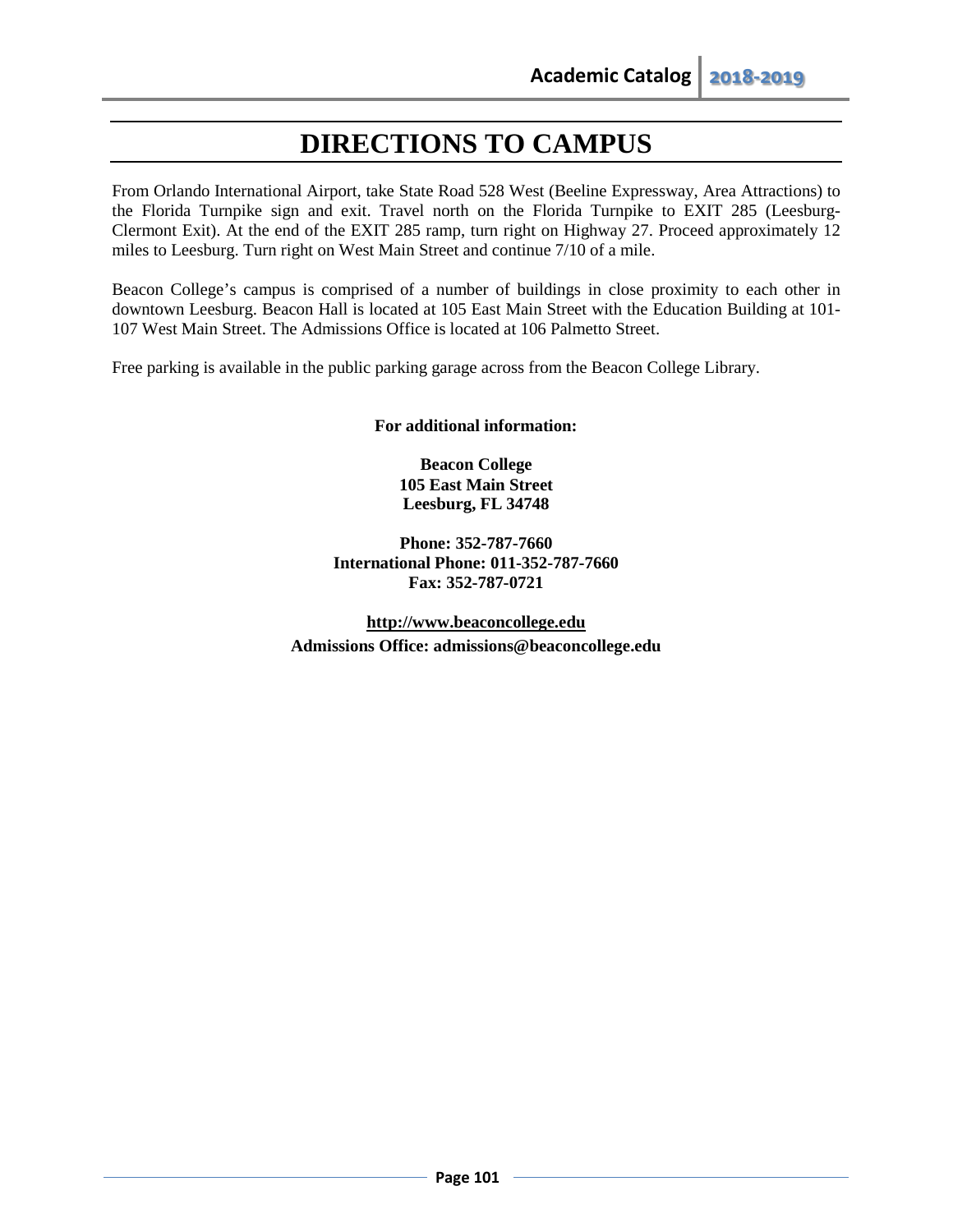# DIRECTIONS TO CAMPUS

From Orlando International Airport, take State Road 528 West (Beeline Expressway, Area Attractions) to the Florida Turnpike sign and exit. Travel north on the Florida Turnpike to EXIT 285 (Leesburg-Clermont Exit). At the end of the EXIT 285 ramp, turn right on Highway 27. Proceed approximately 12 miles to Leesburg. Turn right on West Main Street and continue 7/10 of a mile.

Beacon College's campus is comprised of a number of buildings in close proximity to each other in downtown Leesburg. Beacon Hall is located at 105 East Main Street with the Education Building at 101-107 West Main Street. The Admissions Office is located at 106 Palmetto Street.

Free parking is available in the public parking garage across from the Beacon College Library.

**For additional information:**

**Beacon College**
**105 East Main Street**
**Leesburg, FL 34748**

**Phone: 352-787-7660**
**International Phone: 011-352-787-7660**
**Fax: 352-787-0721**

**http://www.beaconcollege.edu**
**Admissions Office: admissions@beaconcollege.edu**